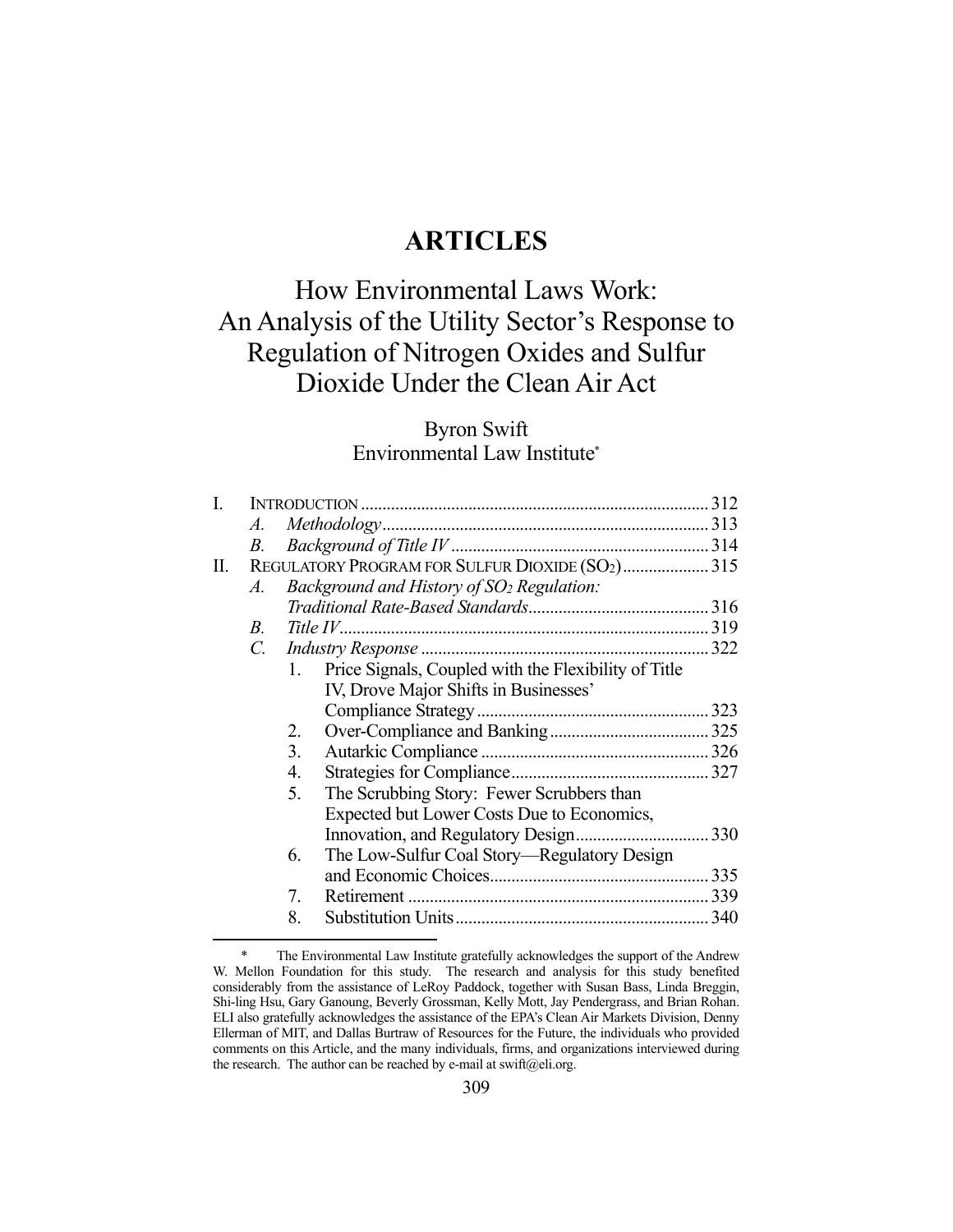# ARTICLES

## How Environmental Laws Work: An Analysis of the Utility Sector's Response to Regulation of Nitrogen Oxides and Sulfur Dioxide Under the Clean Air Act

Byron Swift
Environmental Law Institute*

I. INTRODUCTION ........................................................................ 312
  A. *Methodology* ......................................................................... 313
  B. *Background of Title IV* ....................................................... 314
II. REGULATORY PROGRAM FOR SULFUR DIOXIDE ($SO_2$) .................... 315
  A. *Background and History of $SO_2$ Regulation: Traditional Rate-Based Standards* ........................................... 316
  B. *Title IV* ................................................................................ 319
  C. *Industry Response* ............................................................... 322
    1. Price Signals, Coupled with the Flexibility of Title IV, Drove Major Shifts in Businesses' Compliance Strategy ........................................................ 323
    2. Over-Compliance and Banking ......................................... 325
    3. Autarkic Compliance ....................................................... 326
    4. Strategies for Compliance ................................................ 327
    5. The Scrubbing Story: Fewer Scrubbers than Expected but Lower Costs Due to Economics, Innovation, and Regulatory Design .............................. 330
    6. The Low-Sulfur Coal Story—Regulatory Design and Economic Choices ............................................... 335
    7. Retirement ....................................................................... 339
    8. Substitution Units ............................................................. 340

---

\* The Environmental Law Institute gratefully acknowledges the support of the Andrew W. Mellon Foundation for this study. The research and analysis for this study benefited considerably from the assistance of LeRoy Paddock, together with Susan Bass, Linda Breggin, Shi-ling Hsu, Gary Ganoung, Beverly Grossman, Kelly Mott, Jay Pendergrass, and Brian Rohan. ELI also gratefully acknowledges the assistance of the EPA's Clean Air Markets Division, Denny Ellerman of MIT, and Dallas Burtraw of Resources for the Future, the individuals who provided comments on this Article, and the many individuals, firms, and organizations interviewed during the research. The author can be reached by e-mail at swift@eli.org.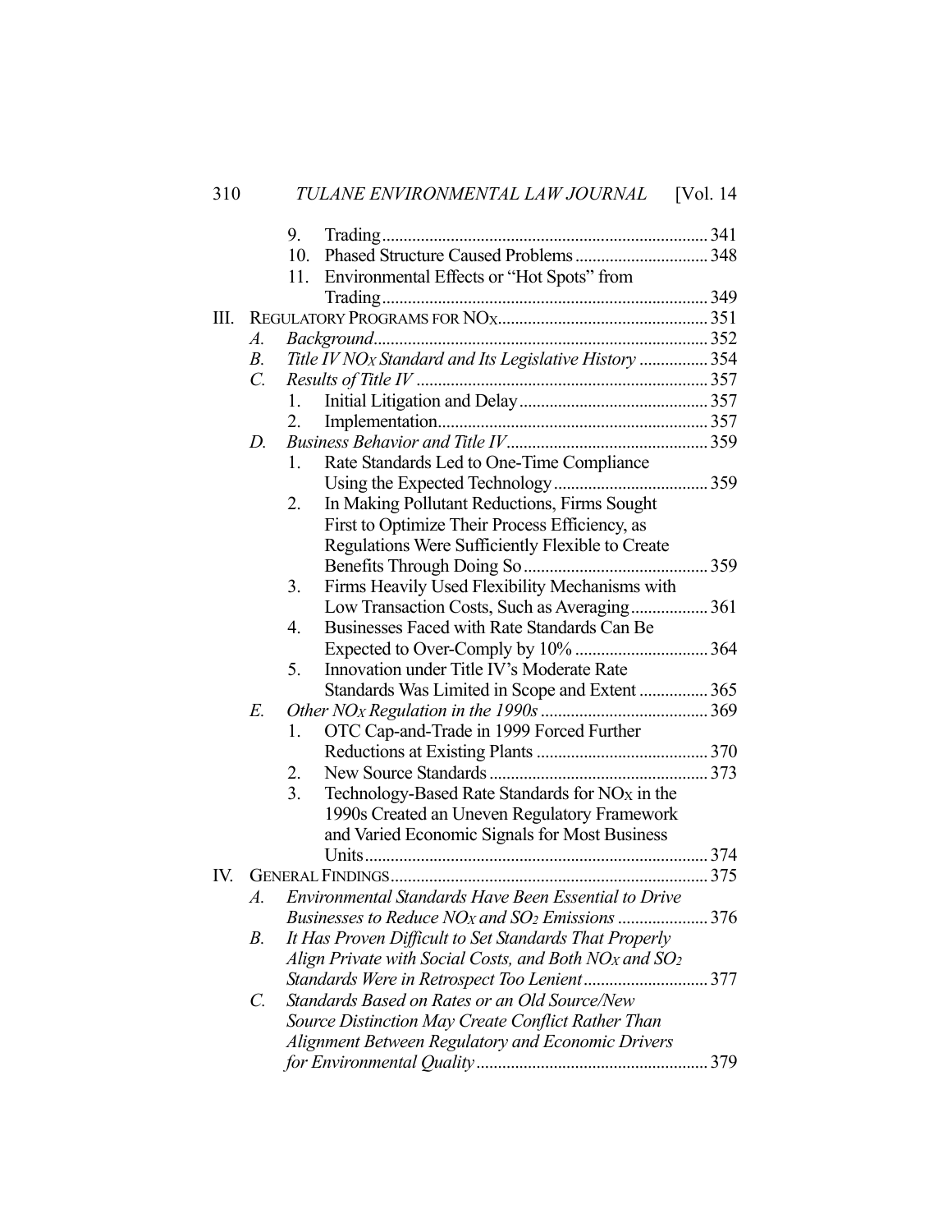9. Trading ... 341
10. Phased Structure Caused Problems ... 348
11. Environmental Effects or "Hot Spots" from Trading ... 349

III. REGULATORY PROGRAMS FOR $NO_X$ ... 351
- A. *Background* ... 352
- B. *Title IV $NO_X$ Standard and Its Legislative History* ... 354
- C. *Results of Title IV* ... 357
  1. Initial Litigation and Delay ... 357
  2. Implementation ... 357
- D. *Business Behavior and Title IV* ... 359
  1. Rate Standards Led to One-Time Compliance Using the Expected Technology ... 359
  2. In Making Pollutant Reductions, Firms Sought First to Optimize Their Process Efficiency, as Regulations Were Sufficiently Flexible to Create Benefits Through Doing So ... 359
  3. Firms Heavily Used Flexibility Mechanisms with Low Transaction Costs, Such as Averaging ... 361
  4. Businesses Faced with Rate Standards Can Be Expected to Over-Comply by 10% ... 364
  5. Innovation under Title IV's Moderate Rate Standards Was Limited in Scope and Extent ... 365
- E. *Other $NO_X$ Regulation in the 1990s* ... 369
  1. OTC Cap-and-Trade in 1999 Forced Further Reductions at Existing Plants ... 370
  2. New Source Standards ... 373
  3. Technology-Based Rate Standards for $NO_X$ in the 1990s Created an Uneven Regulatory Framework and Varied Economic Signals for Most Business Units ... 374

IV. GENERAL FINDINGS ... 375
- A. *Environmental Standards Have Been Essential to Drive Businesses to Reduce $NO_X$ and $SO_2$ Emissions* ... 376
- B. *It Has Proven Difficult to Set Standards That Properly Align Private with Social Costs, and Both $NO_X$ and $SO_2$ Standards Were in Retrospect Too Lenient* ... 377
- C. *Standards Based on Rates or an Old Source/New Source Distinction May Create Conflict Rather Than Alignment Between Regulatory and Economic Drivers for Environmental Quality* ... 379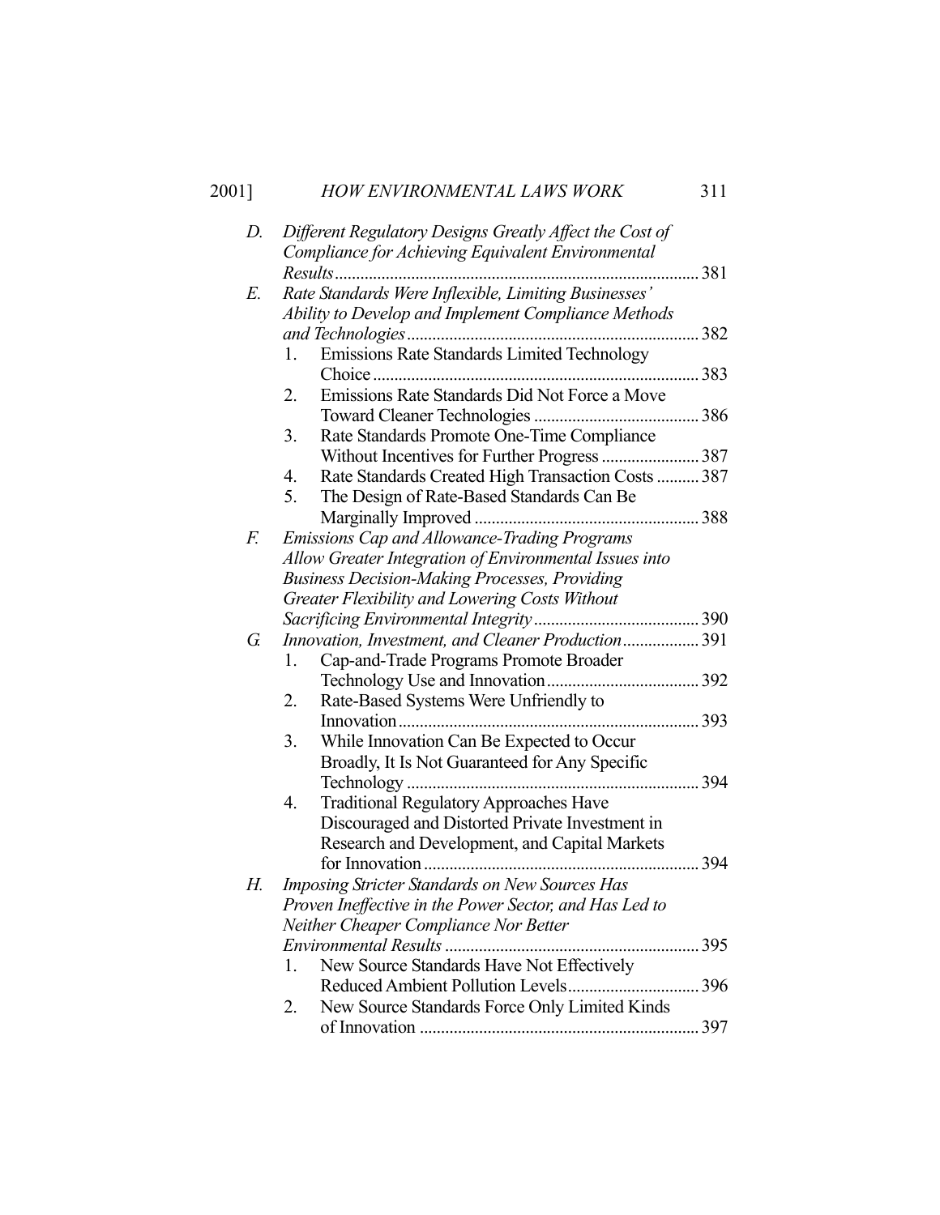*D. Different Regulatory Designs Greatly Affect the Cost of Compliance for Achieving Equivalent Environmental Results* ..... 381

*E. Rate Standards Were Inflexible, Limiting Businesses' Ability to Develop and Implement Compliance Methods and Technologies* ..... 382

1. Emissions Rate Standards Limited Technology Choice ..... 383
2. Emissions Rate Standards Did Not Force a Move Toward Cleaner Technologies ..... 386
3. Rate Standards Promote One-Time Compliance Without Incentives for Further Progress ..... 387
4. Rate Standards Created High Transaction Costs ..... 387
5. The Design of Rate-Based Standards Can Be Marginally Improved ..... 388

*F. Emissions Cap and Allowance-Trading Programs Allow Greater Integration of Environmental Issues into Business Decision-Making Processes, Providing Greater Flexibility and Lowering Costs Without Sacrificing Environmental Integrity* ..... 390

*G. Innovation, Investment, and Cleaner Production* ..... 391

1. Cap-and-Trade Programs Promote Broader Technology Use and Innovation ..... 392
2. Rate-Based Systems Were Unfriendly to Innovation ..... 393
3. While Innovation Can Be Expected to Occur Broadly, It Is Not Guaranteed for Any Specific Technology ..... 394
4. Traditional Regulatory Approaches Have Discouraged and Distorted Private Investment in Research and Development, and Capital Markets for Innovation ..... 394

*H. Imposing Stricter Standards on New Sources Has Proven Ineffective in the Power Sector, and Has Led to Neither Cheaper Compliance Nor Better Environmental Results* ..... 395

1. New Source Standards Have Not Effectively Reduced Ambient Pollution Levels ..... 396
2. New Source Standards Force Only Limited Kinds of Innovation ..... 397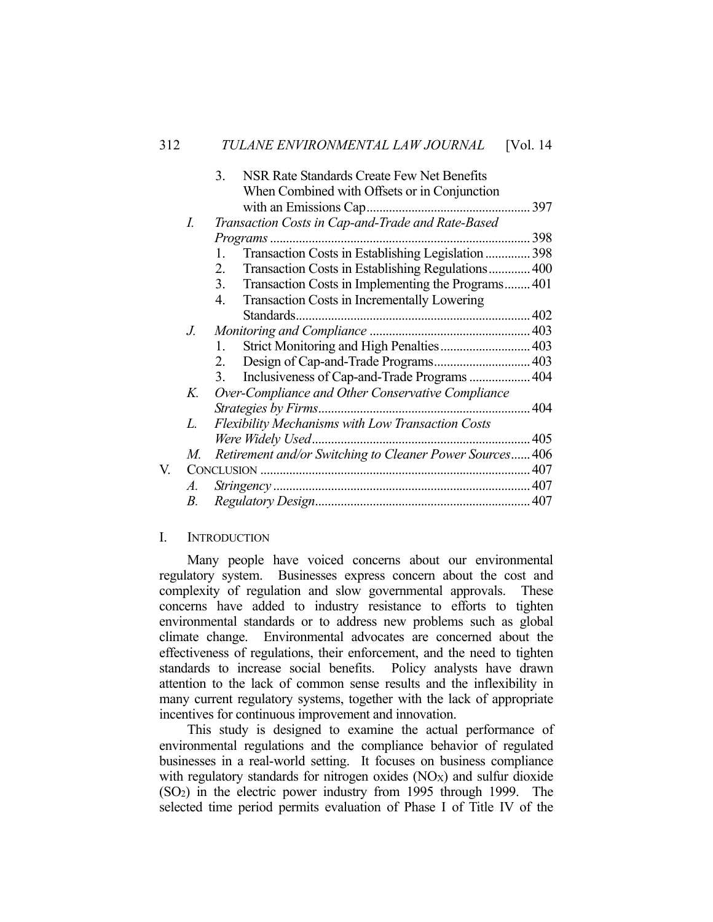3. NSR Rate Standards Create Few Net Benefits When Combined with Offsets or in Conjunction with an Emissions Cap ... 397

*I. Transaction Costs in Cap-and-Trade and Rate-Based Programs* ... 398

1. Transaction Costs in Establishing Legislation ... 398
2. Transaction Costs in Establishing Regulations ... 400
3. Transaction Costs in Implementing the Programs ... 401
4. Transaction Costs in Incrementally Lowering Standards ... 402

*J. Monitoring and Compliance* ... 403

1. Strict Monitoring and High Penalties ... 403
2. Design of Cap-and-Trade Programs ... 403
3. Inclusiveness of Cap-and-Trade Programs ... 404

*K. Over-Compliance and Other Conservative Compliance Strategies by Firms* ... 404

*L. Flexibility Mechanisms with Low Transaction Costs Were Widely Used* ... 405

*M. Retirement and/or Switching to Cleaner Power Sources* ... 406

V. CONCLUSION ... 407

*A. Stringency* ... 407

*B. Regulatory Design* ... 407

## I. INTRODUCTION

Many people have voiced concerns about our environmental regulatory system. Businesses express concern about the cost and complexity of regulation and slow governmental approvals. These concerns have added to industry resistance to efforts to tighten environmental standards or to address new problems such as global climate change. Environmental advocates are concerned about the effectiveness of regulations, their enforcement, and the need to tighten standards to increase social benefits. Policy analysts have drawn attention to the lack of common sense results and the inflexibility in many current regulatory systems, together with the lack of appropriate incentives for continuous improvement and innovation.

This study is designed to examine the actual performance of environmental regulations and the compliance behavior of regulated businesses in a real-world setting. It focuses on business compliance with regulatory standards for nitrogen oxides ($NO_X$) and sulfur dioxide ($SO_2$) in the electric power industry from 1995 through 1999. The selected time period permits evaluation of Phase I of Title IV of the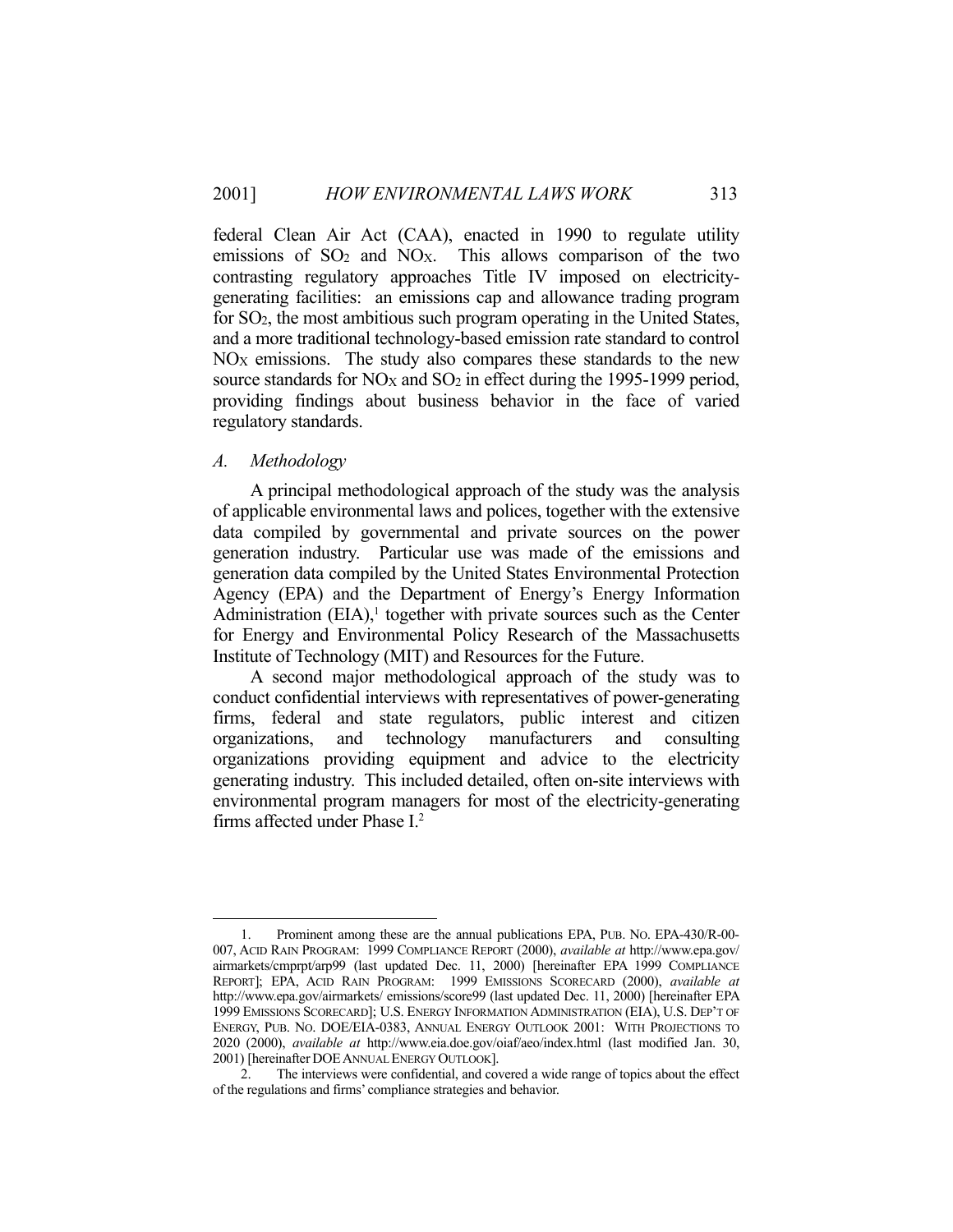federal Clean Air Act (CAA), enacted in 1990 to regulate utility emissions of $SO_2$ and $NO_X$. This allows comparison of the two contrasting regulatory approaches Title IV imposed on electricity-generating facilities: an emissions cap and allowance trading program for $SO_2$, the most ambitious such program operating in the United States, and a more traditional technology-based emission rate standard to control $NO_X$ emissions. The study also compares these standards to the new source standards for $NO_X$ and $SO_2$ in effect during the 1995-1999 period, providing findings about business behavior in the face of varied regulatory standards.

### *A. Methodology*

A principal methodological approach of the study was the analysis of applicable environmental laws and polices, together with the extensive data compiled by governmental and private sources on the power generation industry. Particular use was made of the emissions and generation data compiled by the United States Environmental Protection Agency (EPA) and the Department of Energy's Energy Information Administration (EIA),[1] together with private sources such as the Center for Energy and Environmental Policy Research of the Massachusetts Institute of Technology (MIT) and Resources for the Future.

A second major methodological approach of the study was to conduct confidential interviews with representatives of power-generating firms, federal and state regulators, public interest and citizen organizations, and technology manufacturers and consulting organizations providing equipment and advice to the electricity generating industry. This included detailed, often on-site interviews with environmental program managers for most of the electricity-generating firms affected under Phase I.[2]

---

1. Prominent among these are the annual publications EPA, PUB. NO. EPA-430/R-00-007, ACID RAIN PROGRAM: 1999 COMPLIANCE REPORT (2000), *available at* http://www.epa.gov/airmarkets/cmprpt/arp99 (last updated Dec. 11, 2000) [hereinafter EPA 1999 COMPLIANCE REPORT]; EPA, ACID RAIN PROGRAM: 1999 EMISSIONS SCORECARD (2000), *available at* http://www.epa.gov/airmarkets/ emissions/score99 (last updated Dec. 11, 2000) [hereinafter EPA 1999 EMISSIONS SCORECARD]; U.S. ENERGY INFORMATION ADMINISTRATION (EIA), U.S. DEP'T OF ENERGY, PUB. NO. DOE/EIA-0383, ANNUAL ENERGY OUTLOOK 2001: WITH PROJECTIONS TO 2020 (2000), *available at* http://www.eia.doe.gov/oiaf/aeo/index.html (last modified Jan. 30, 2001) [hereinafter DOE ANNUAL ENERGY OUTLOOK].

2. The interviews were confidential, and covered a wide range of topics about the effect of the regulations and firms' compliance strategies and behavior.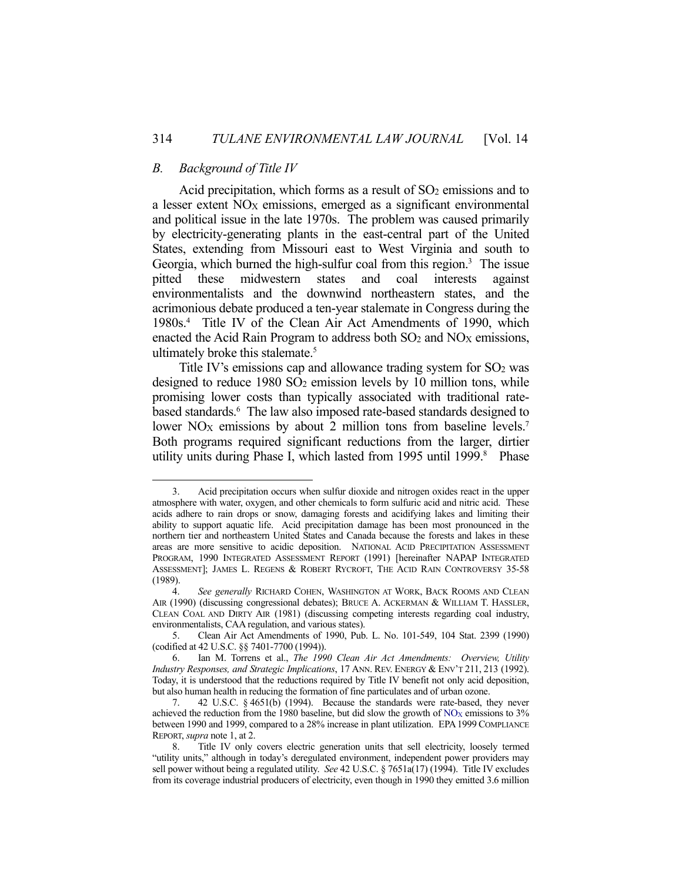### *B. Background of Title IV*

Acid precipitation, which forms as a result of $SO_2$ emissions and to a lesser extent $NO_X$ emissions, emerged as a significant environmental and political issue in the late 1970s. The problem was caused primarily by electricity-generating plants in the east-central part of the United States, extending from Missouri east to West Virginia and south to Georgia, which burned the high-sulfur coal from this region.[3] The issue pitted these midwestern states and coal interests against environmentalists and the downwind northeastern states, and the acrimonious debate produced a ten-year stalemate in Congress during the 1980s.[4] Title IV of the Clean Air Act Amendments of 1990, which enacted the Acid Rain Program to address both $SO_2$ and $NO_X$ emissions, ultimately broke this stalemate.[5]

Title IV's emissions cap and allowance trading system for $SO_2$ was designed to reduce 1980 $SO_2$ emission levels by 10 million tons, while promising lower costs than typically associated with traditional rate-based standards.[6] The law also imposed rate-based standards designed to lower $NO_X$ emissions by about 2 million tons from baseline levels.[7] Both programs required significant reductions from the larger, dirtier utility units during Phase I, which lasted from 1995 until 1999.[8] Phase

---

3. Acid precipitation occurs when sulfur dioxide and nitrogen oxides react in the upper atmosphere with water, oxygen, and other chemicals to form sulfuric acid and nitric acid. These acids adhere to rain drops or snow, damaging forests and acidifying lakes and limiting their ability to support aquatic life. Acid precipitation damage has been most pronounced in the northern tier and northeastern United States and Canada because the forests and lakes in these areas are more sensitive to acidic deposition. NATIONAL ACID PRECIPITATION ASSESSMENT PROGRAM, 1990 INTEGRATED ASSESSMENT REPORT (1991) [hereinafter NAPAP INTEGRATED ASSESSMENT]; JAMES L. REGENS & ROBERT RYCROFT, THE ACID RAIN CONTROVERSY 35-58 (1989).

4. *See generally* RICHARD COHEN, WASHINGTON AT WORK, BACK ROOMS AND CLEAN AIR (1990) (discussing congressional debates); BRUCE A. ACKERMAN & WILLIAM T. HASSLER, CLEAN COAL AND DIRTY AIR (1981) (discussing competing interests regarding coal industry, environmentalists, CAA regulation, and various states).

5. Clean Air Act Amendments of 1990, Pub. L. No. 101-549, 104 Stat. 2399 (1990) (codified at 42 U.S.C. §§ 7401-7700 (1994)).

6. Ian M. Torrens et al., *The 1990 Clean Air Act Amendments: Overview, Utility Industry Responses, and Strategic Implications*, 17 ANN. REV. ENERGY & ENV'T 211, 213 (1992). Today, it is understood that the reductions required by Title IV benefit not only acid deposition, but also human health in reducing the formation of fine particulates and of urban ozone.

7. 42 U.S.C. § 4651(b) (1994). Because the standards were rate-based, they never achieved the reduction from the 1980 baseline, but did slow the growth of $NO_X$ emissions to 3% between 1990 and 1999, compared to a 28% increase in plant utilization. EPA 1999 COMPLIANCE REPORT, *supra* note 1, at 2.

8. Title IV only covers electric generation units that sell electricity, loosely termed "utility units," although in today's deregulated environment, independent power providers may sell power without being a regulated utility. *See* 42 U.S.C. § 7651a(17) (1994). Title IV excludes from its coverage industrial producers of electricity, even though in 1990 they emitted 3.6 million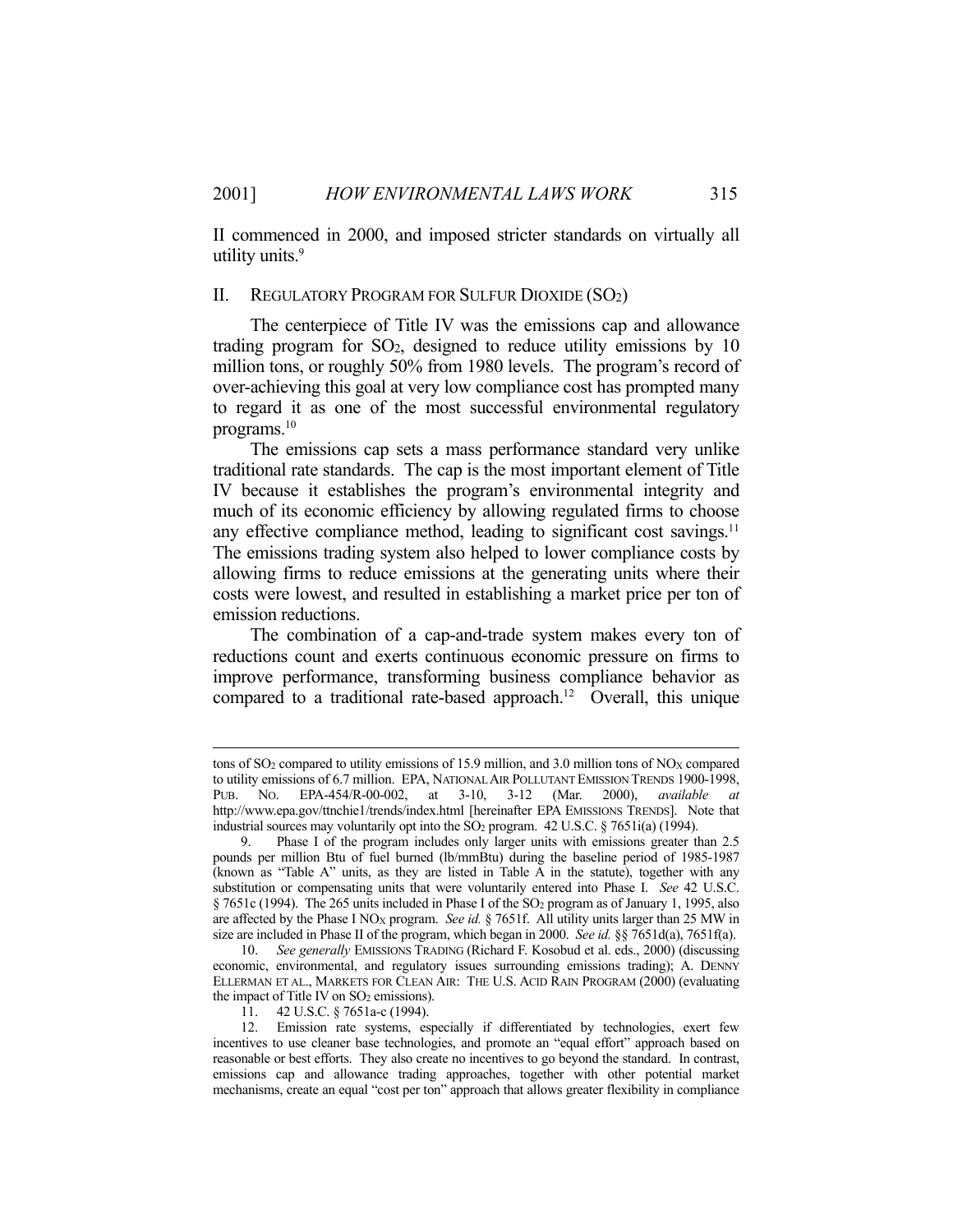II commenced in 2000, and imposed stricter standards on virtually all utility units.[9]

## II. REGULATORY PROGRAM FOR SULFUR DIOXIDE ($SO_2$)

The centerpiece of Title IV was the emissions cap and allowance trading program for $SO_2$, designed to reduce utility emissions by 10 million tons, or roughly 50% from 1980 levels. The program's record of over-achieving this goal at very low compliance cost has prompted many to regard it as one of the most successful environmental regulatory programs.[10]

The emissions cap sets a mass performance standard very unlike traditional rate standards. The cap is the most important element of Title IV because it establishes the program's environmental integrity and much of its economic efficiency by allowing regulated firms to choose any effective compliance method, leading to significant cost savings.[11] The emissions trading system also helped to lower compliance costs by allowing firms to reduce emissions at the generating units where their costs were lowest, and resulted in establishing a market price per ton of emission reductions.

The combination of a cap-and-trade system makes every ton of reductions count and exerts continuous economic pressure on firms to improve performance, transforming business compliance behavior as compared to a traditional rate-based approach.[12] Overall, this unique

---

tons of $SO_2$ compared to utility emissions of 15.9 million, and 3.0 million tons of $NO_X$ compared to utility emissions of 6.7 million. EPA, NATIONAL AIR POLLUTANT EMISSION TRENDS 1900-1998, PUB. NO. EPA-454/R-00-002, at 3-10, 3-12 (Mar. 2000), *available at* http://www.epa.gov/ttnchie1/trends/index.html [hereinafter EPA EMISSIONS TRENDS]. Note that industrial sources may voluntarily opt into the $SO_2$ program. 42 U.S.C. § 7651i(a) (1994).

9. Phase I of the program includes only larger units with emissions greater than 2.5 pounds per million Btu of fuel burned (lb/mmBtu) during the baseline period of 1985-1987 (known as "Table A" units, as they are listed in Table A in the statute), together with any substitution or compensating units that were voluntarily entered into Phase I. *See* 42 U.S.C. § 7651c (1994). The 265 units included in Phase I of the $SO_2$ program as of January 1, 1995, also are affected by the Phase I $NO_X$ program. *See id.* § 7651f. All utility units larger than 25 MW in size are included in Phase II of the program, which began in 2000. *See id.* §§ 7651d(a), 7651f(a).

10. *See generally* EMISSIONS TRADING (Richard F. Kosobud et al. eds., 2000) (discussing economic, environmental, and regulatory issues surrounding emissions trading); A. DENNY ELLERMAN ET AL., MARKETS FOR CLEAN AIR: THE U.S. ACID RAIN PROGRAM (2000) (evaluating the impact of Title IV on $SO_2$ emissions).

11. 42 U.S.C. § 7651a-c (1994).

12. Emission rate systems, especially if differentiated by technologies, exert few incentives to use cleaner base technologies, and promote an "equal effort" approach based on reasonable or best efforts. They also create no incentives to go beyond the standard. In contrast, emissions cap and allowance trading approaches, together with other potential market mechanisms, create an equal "cost per ton" approach that allows greater flexibility in compliance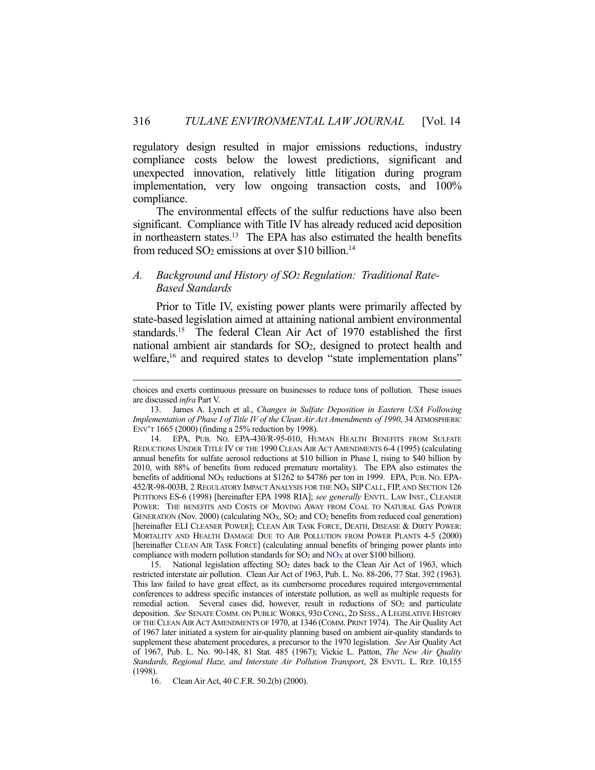regulatory design resulted in major emissions reductions, industry compliance costs below the lowest predictions, significant and unexpected innovation, relatively little litigation during program implementation, very low ongoing transaction costs, and 100% compliance.

The environmental effects of the sulfur reductions have also been significant. Compliance with Title IV has already reduced acid deposition in northeastern states.[13] The EPA has also estimated the health benefits from reduced $SO_2$ emissions at over $10 billion.[14]

### *A. Background and History of $SO_2$ Regulation: Traditional Rate-Based Standards*

Prior to Title IV, existing power plants were primarily affected by state-based legislation aimed at attaining national ambient environmental standards.[15] The federal Clean Air Act of 1970 established the first national ambient air standards for $SO_2$, designed to protect health and welfare,[16] and required states to develop "state implementation plans"

---

choices and exerts continuous pressure on businesses to reduce tons of pollution. These issues are discussed *infra* Part V.

13. James A. Lynch et al., *Changes in Sulfate Deposition in Eastern USA Following Implementation of Phase I of Title IV of the Clean Air Act Amendments of 1990*, 34 ATMOSPHERIC ENV'T 1665 (2000) (finding a 25% reduction by 1998).

14. EPA, PUB. NO. EPA-430/R-95-010, HUMAN HEALTH BENEFITS FROM SULFATE REDUCTIONS UNDER TITLE IV OF THE 1990 CLEAN AIR ACT AMENDMENTS 6-4 (1995) (calculating annual benefits for sulfate aerosol reductions at $10 billion in Phase I, rising to $40 billion by 2010, with 88% of benefits from reduced premature mortality). The EPA also estimates the benefits of additional $NO_X$ reductions at $1262 to $4786 per ton in 1999. EPA, PUB. NO. EPA-452/R-98-003B, 2 REGULATORY IMPACT ANALYSIS FOR THE $NO_X$ SIP CALL, FIP, AND SECTION 126 PETITIONS ES-6 (1998) [hereinafter EPA 1998 RIA]; *see generally* ENVTL. LAW INST., CLEANER POWER: THE BENEFITS AND COSTS OF MOVING AWAY FROM COAL TO NATURAL GAS POWER GENERATION (Nov. 2000) (calculating $NO_X$, $SO_2$ and $CO_2$ benefits from reduced coal generation) [hereinafter ELI CLEANER POWER]; CLEAN AIR TASK FORCE, DEATH, DISEASE & DIRTY POWER: MORTALITY AND HEALTH DAMAGE DUE TO AIR POLLUTION FROM POWER PLANTS 4-5 (2000) [hereinafter CLEAN AIR TASK FORCE] (calculating annual benefits of bringing power plants into compliance with modern pollution standards for $SO_2$ and $NO_X$ at over $100 billion).

15. National legislation affecting $SO_2$ dates back to the Clean Air Act of 1963, which restricted interstate air pollution. Clean Air Act of 1963, Pub. L. No. 88-206, 77 Stat. 392 (1963). This law failed to have great effect, as its cumbersome procedures required intergovernmental conferences to address specific instances of interstate pollution, as well as multiple requests for remedial action. Several cases did, however, result in reductions of $SO_2$ and particulate deposition. *See* SENATE COMM. ON PUBLIC WORKS, 93D CONG., 2D SESS., A LEGISLATIVE HISTORY OF THE CLEAN AIR ACT AMENDMENTS OF 1970, at 1346 (COMM. PRINT 1974). The Air Quality Act of 1967 later initiated a system for air-quality planning based on ambient air-quality standards to supplement these abatement procedures, a precursor to the 1970 legislation. *See* Air Quality Act of 1967, Pub. L. No. 90-148, 81 Stat. 485 (1967); Vickie L. Patton, *The New Air Quality Standards, Regional Haze, and Interstate Air Pollution Transport*, 28 ENVTL. L. REP. 10,155 (1998).

16. Clean Air Act, 40 C.F.R. 50.2(b) (2000).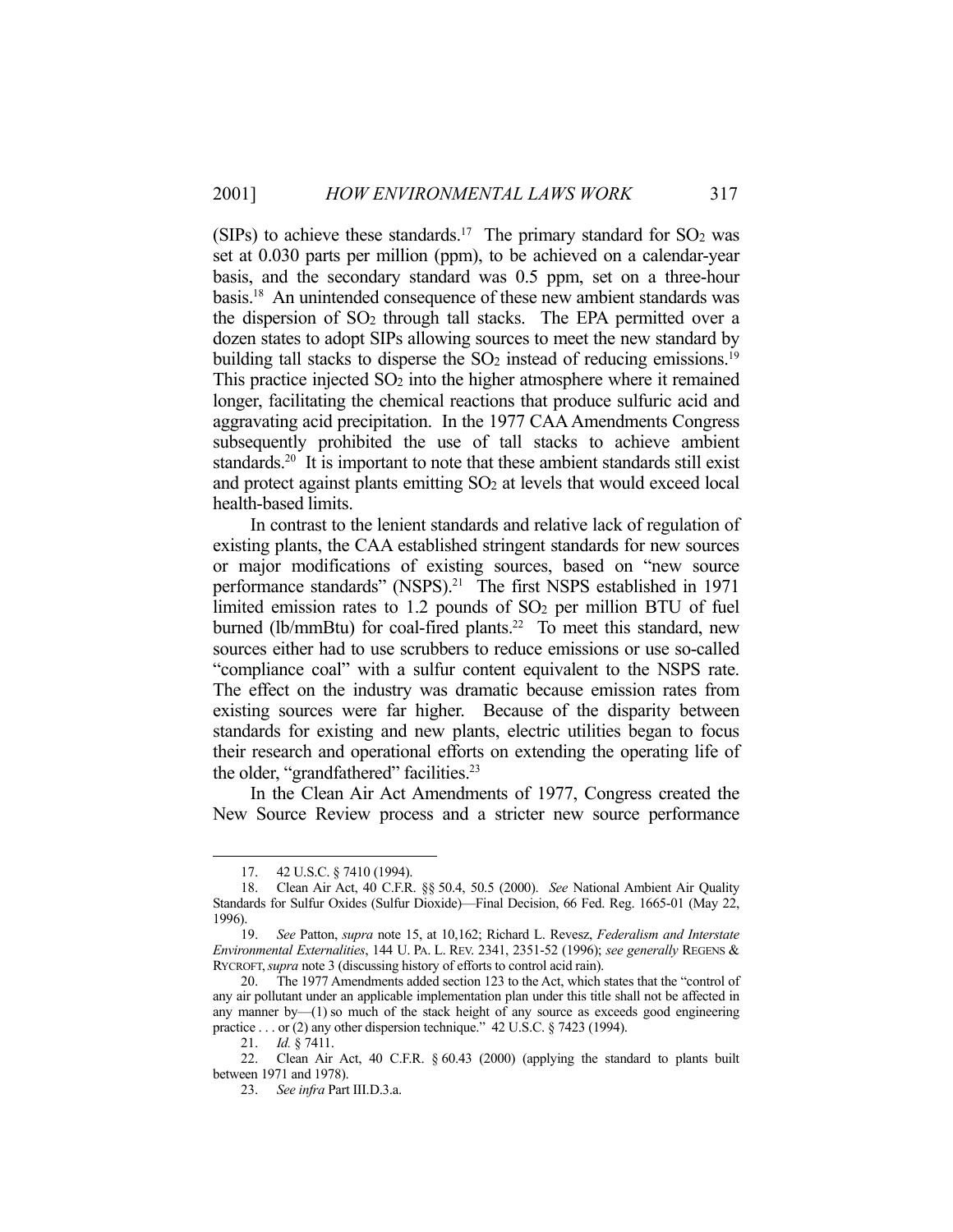(SIPs) to achieve these standards.[17] The primary standard for $SO_2$ was set at 0.030 parts per million (ppm), to be achieved on a calendar-year basis, and the secondary standard was 0.5 ppm, set on a three-hour basis.[18] An unintended consequence of these new ambient standards was the dispersion of $SO_2$ through tall stacks. The EPA permitted over a dozen states to adopt SIPs allowing sources to meet the new standard by building tall stacks to disperse the $SO_2$ instead of reducing emissions.[19] This practice injected $SO_2$ into the higher atmosphere where it remained longer, facilitating the chemical reactions that produce sulfuric acid and aggravating acid precipitation. In the 1977 CAA Amendments Congress subsequently prohibited the use of tall stacks to achieve ambient standards.[20] It is important to note that these ambient standards still exist and protect against plants emitting $SO_2$ at levels that would exceed local health-based limits.

In contrast to the lenient standards and relative lack of regulation of existing plants, the CAA established stringent standards for new sources or major modifications of existing sources, based on "new source performance standards" (NSPS).[21] The first NSPS established in 1971 limited emission rates to 1.2 pounds of $SO_2$ per million BTU of fuel burned (lb/mmBtu) for coal-fired plants.[22] To meet this standard, new sources either had to use scrubbers to reduce emissions or use so-called "compliance coal" with a sulfur content equivalent to the NSPS rate. The effect on the industry was dramatic because emission rates from existing sources were far higher. Because of the disparity between standards for existing and new plants, electric utilities began to focus their research and operational efforts on extending the operating life of the older, "grandfathered" facilities.[23]

In the Clean Air Act Amendments of 1977, Congress created the New Source Review process and a stricter new source performance

---

17. 42 U.S.C. § 7410 (1994).

18. Clean Air Act, 40 C.F.R. §§ 50.4, 50.5 (2000). *See* National Ambient Air Quality Standards for Sulfur Oxides (Sulfur Dioxide)—Final Decision, 66 Fed. Reg. 1665-01 (May 22, 1996).

19. *See* Patton, *supra* note 15, at 10,162; Richard L. Revesz, *Federalism and Interstate Environmental Externalities*, 144 U. PA. L. REV. 2341, 2351-52 (1996); *see generally* REGENS & RYCROFT, *supra* note 3 (discussing history of efforts to control acid rain).

20. The 1977 Amendments added section 123 to the Act, which states that the "control of any air pollutant under an applicable implementation plan under this title shall not be affected in any manner by—(1) so much of the stack height of any source as exceeds good engineering practice . . . or (2) any other dispersion technique." 42 U.S.C. § 7423 (1994).

21. *Id.* § 7411.

22. Clean Air Act, 40 C.F.R. § 60.43 (2000) (applying the standard to plants built between 1971 and 1978).

23. *See infra* Part III.D.3.a.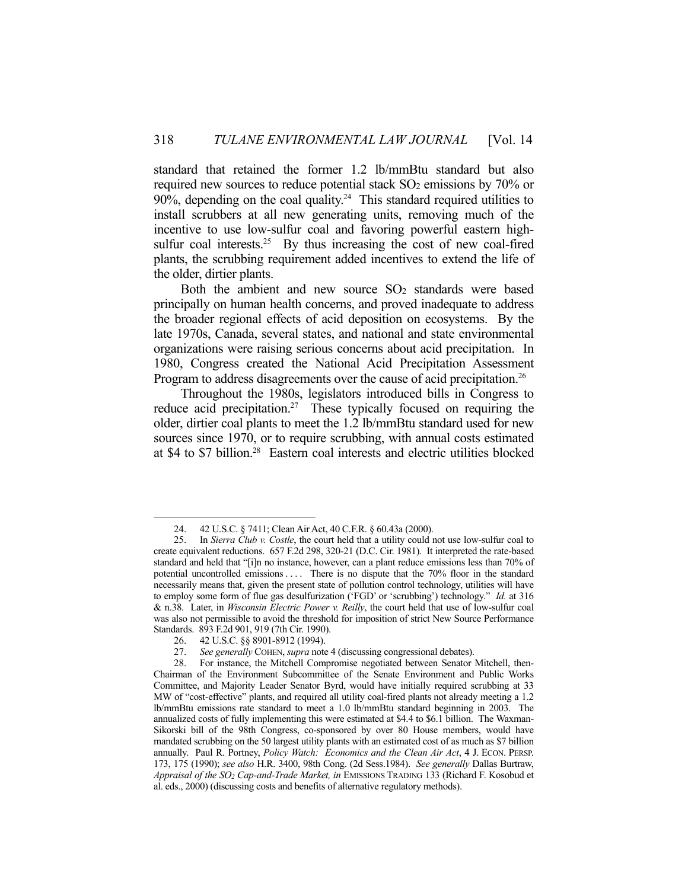standard that retained the former 1.2 lb/mmBtu standard but also required new sources to reduce potential stack $SO_2$ emissions by 70% or 90%, depending on the coal quality.[24] This standard required utilities to install scrubbers at all new generating units, removing much of the incentive to use low-sulfur coal and favoring powerful eastern high-sulfur coal interests.[25] By thus increasing the cost of new coal-fired plants, the scrubbing requirement added incentives to extend the life of the older, dirtier plants.

Both the ambient and new source $SO_2$ standards were based principally on human health concerns, and proved inadequate to address the broader regional effects of acid deposition on ecosystems. By the late 1970s, Canada, several states, and national and state environmental organizations were raising serious concerns about acid precipitation. In 1980, Congress created the National Acid Precipitation Assessment Program to address disagreements over the cause of acid precipitation.[26]

Throughout the 1980s, legislators introduced bills in Congress to reduce acid precipitation.[27] These typically focused on requiring the older, dirtier coal plants to meet the 1.2 lb/mmBtu standard used for new sources since 1970, or to require scrubbing, with annual costs estimated at \$4 to \$7 billion.[28] Eastern coal interests and electric utilities blocked

---

24. 42 U.S.C. § 7411; Clean Air Act, 40 C.F.R. § 60.43a (2000).

25. In *Sierra Club v. Costle*, the court held that a utility could not use low-sulfur coal to create equivalent reductions. 657 F.2d 298, 320-21 (D.C. Cir. 1981). It interpreted the rate-based standard and held that "[i]n no instance, however, can a plant reduce emissions less than 70% of potential uncontrolled emissions . . . . There is no dispute that the 70% floor in the standard necessarily means that, given the present state of pollution control technology, utilities will have to employ some form of flue gas desulfurization ('FGD' or 'scrubbing') technology." *Id.* at 316 & n.38. Later, in *Wisconsin Electric Power v. Reilly*, the court held that use of low-sulfur coal was also not permissible to avoid the threshold for imposition of strict New Source Performance Standards. 893 F.2d 901, 919 (7th Cir. 1990).

26. 42 U.S.C. §§ 8901-8912 (1994).

27. *See generally* COHEN, *supra* note 4 (discussing congressional debates).

28. For instance, the Mitchell Compromise negotiated between Senator Mitchell, then-Chairman of the Environment Subcommittee of the Senate Environment and Public Works Committee, and Majority Leader Senator Byrd, would have initially required scrubbing at 33 MW of "cost-effective" plants, and required all utility coal-fired plants not already meeting a 1.2 lb/mmBtu emissions rate standard to meet a 1.0 lb/mmBtu standard beginning in 2003. The annualized costs of fully implementing this were estimated at \$4.4 to \$6.1 billion. The Waxman-Sikorski bill of the 98th Congress, co-sponsored by over 80 House members, would have mandated scrubbing on the 50 largest utility plants with an estimated cost of as much as \$7 billion annually. Paul R. Portney, *Policy Watch: Economics and the Clean Air Act*, 4 J. ECON. PERSP. 173, 175 (1990); *see also* H.R. 3400, 98th Cong. (2d Sess.1984). *See generally* Dallas Burtraw, *Appraisal of the $SO_2$ Cap-and-Trade Market, in* EMISSIONS TRADING 133 (Richard F. Kosobud et al. eds., 2000) (discussing costs and benefits of alternative regulatory methods).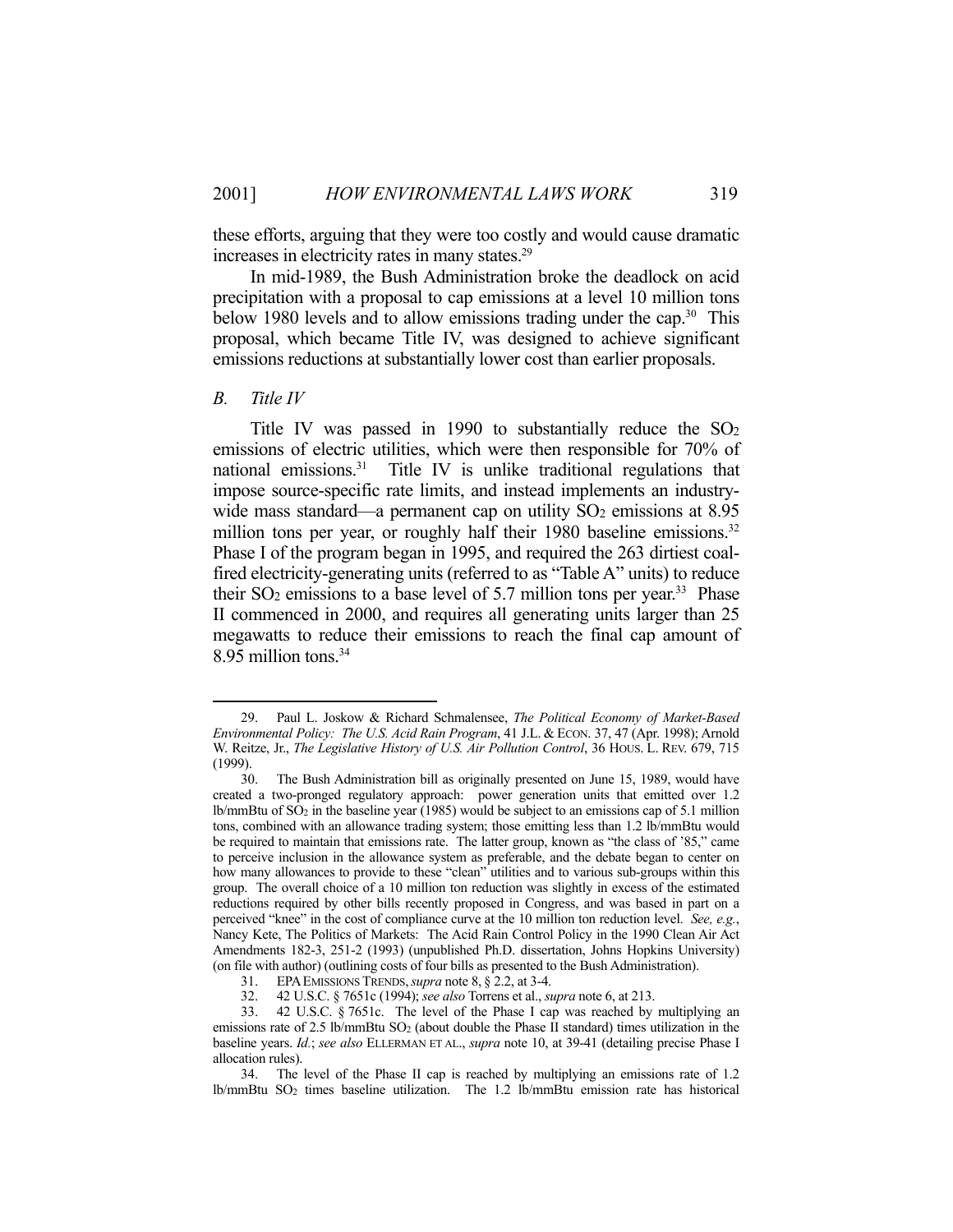these efforts, arguing that they were too costly and would cause dramatic increases in electricity rates in many states.[29]

In mid-1989, the Bush Administration broke the deadlock on acid precipitation with a proposal to cap emissions at a level 10 million tons below 1980 levels and to allow emissions trading under the cap.[30] This proposal, which became Title IV, was designed to achieve significant emissions reductions at substantially lower cost than earlier proposals.

## *B. Title IV*

Title IV was passed in 1990 to substantially reduce the $SO_2$ emissions of electric utilities, which were then responsible for 70% of national emissions.[31] Title IV is unlike traditional regulations that impose source-specific rate limits, and instead implements an industry-wide mass standard—a permanent cap on utility $SO_2$ emissions at 8.95 million tons per year, or roughly half their 1980 baseline emissions.[32] Phase I of the program began in 1995, and required the 263 dirtiest coal-fired electricity-generating units (referred to as "Table A" units) to reduce their $SO_2$ emissions to a base level of 5.7 million tons per year.[33] Phase II commenced in 2000, and requires all generating units larger than 25 megawatts to reduce their emissions to reach the final cap amount of 8.95 million tons.[34]

---

29. Paul L. Joskow & Richard Schmalensee, *The Political Economy of Market-Based Environmental Policy: The U.S. Acid Rain Program*, 41 J.L. & ECON. 37, 47 (Apr. 1998); Arnold W. Reitze, Jr., *The Legislative History of U.S. Air Pollution Control*, 36 HOUS. L. REV. 679, 715 (1999).

30. The Bush Administration bill as originally presented on June 15, 1989, would have created a two-pronged regulatory approach: power generation units that emitted over 1.2 lb/mmBtu of $SO_2$ in the baseline year (1985) would be subject to an emissions cap of 5.1 million tons, combined with an allowance trading system; those emitting less than 1.2 lb/mmBtu would be required to maintain that emissions rate. The latter group, known as "the class of '85," came to perceive inclusion in the allowance system as preferable, and the debate began to center on how many allowances to provide to these "clean" utilities and to various sub-groups within this group. The overall choice of a 10 million ton reduction was slightly in excess of the estimated reductions required by other bills recently proposed in Congress, and was based in part on a perceived "knee" in the cost of compliance curve at the 10 million ton reduction level. *See, e.g.*, Nancy Kete, The Politics of Markets: The Acid Rain Control Policy in the 1990 Clean Air Act Amendments 182-3, 251-2 (1993) (unpublished Ph.D. dissertation, Johns Hopkins University) (on file with author) (outlining costs of four bills as presented to the Bush Administration).

31. EPA EMISSIONS TRENDS, *supra* note 8, § 2.2, at 3-4.

32. 42 U.S.C. § 7651c (1994); *see also* Torrens et al., *supra* note 6, at 213.

33. 42 U.S.C. § 7651c. The level of the Phase I cap was reached by multiplying an emissions rate of 2.5 lb/mmBtu $SO_2$ (about double the Phase II standard) times utilization in the baseline years. *Id.*; *see also* ELLERMAN ET AL., *supra* note 10, at 39-41 (detailing precise Phase I allocation rules).

34. The level of the Phase II cap is reached by multiplying an emissions rate of 1.2 lb/mmBtu $SO_2$ times baseline utilization. The 1.2 lb/mmBtu emission rate has historical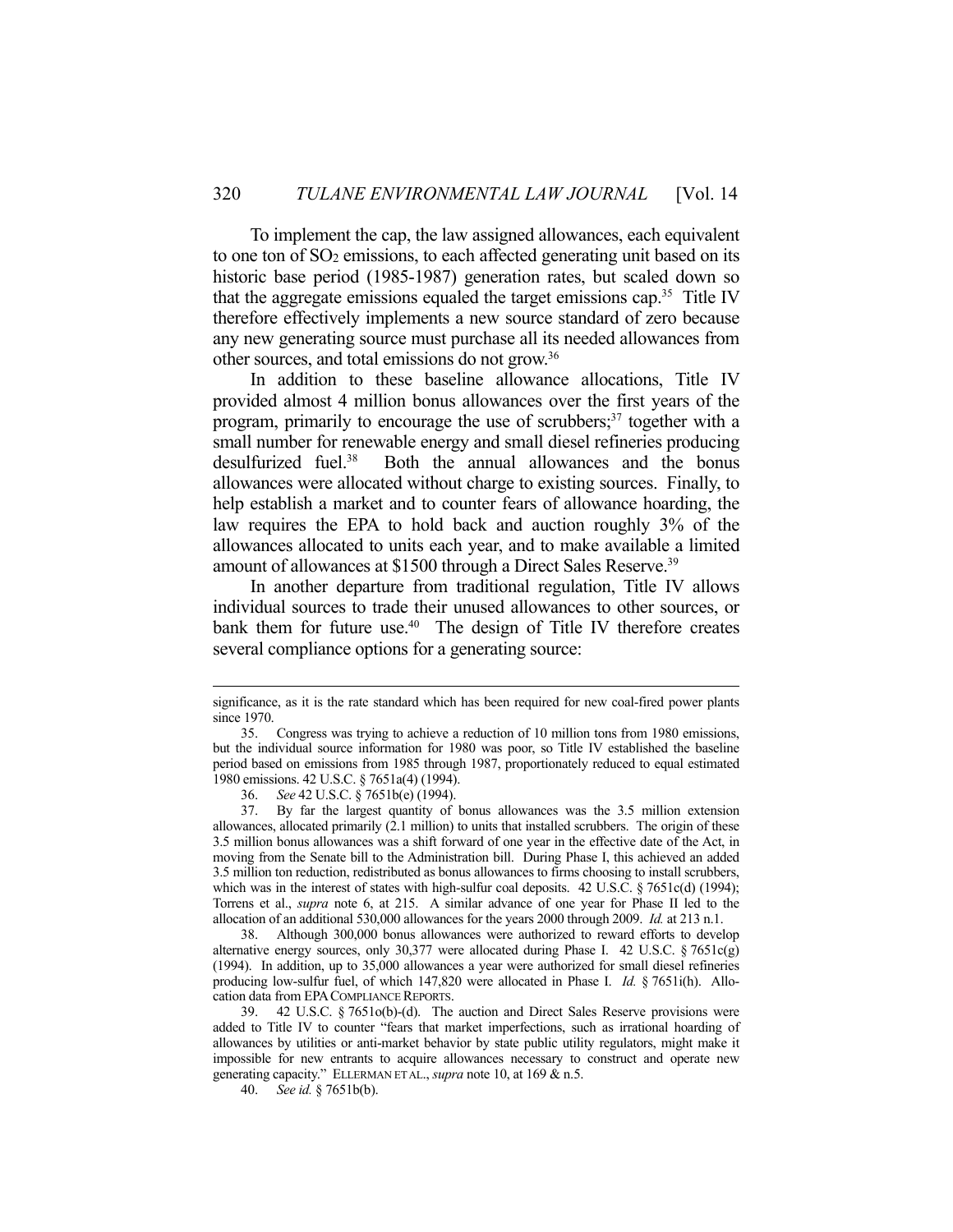To implement the cap, the law assigned allowances, each equivalent to one ton of $SO_2$ emissions, to each affected generating unit based on its historic base period (1985-1987) generation rates, but scaled down so that the aggregate emissions equaled the target emissions cap.[35] Title IV therefore effectively implements a new source standard of zero because any new generating source must purchase all its needed allowances from other sources, and total emissions do not grow.[36]

In addition to these baseline allowance allocations, Title IV provided almost 4 million bonus allowances over the first years of the program, primarily to encourage the use of scrubbers;[37] together with a small number for renewable energy and small diesel refineries producing desulfurized fuel.[38] Both the annual allowances and the bonus allowances were allocated without charge to existing sources. Finally, to help establish a market and to counter fears of allowance hoarding, the law requires the EPA to hold back and auction roughly 3% of the allowances allocated to units each year, and to make available a limited amount of allowances at $1500 through a Direct Sales Reserve.[39]

In another departure from traditional regulation, Title IV allows individual sources to trade their unused allowances to other sources, or bank them for future use.[40] The design of Title IV therefore creates several compliance options for a generating source:

---

significance, as it is the rate standard which has been required for new coal-fired power plants since 1970.

35. Congress was trying to achieve a reduction of 10 million tons from 1980 emissions, but the individual source information for 1980 was poor, so Title IV established the baseline period based on emissions from 1985 through 1987, proportionately reduced to equal estimated 1980 emissions. 42 U.S.C. § 7651a(4) (1994).

36. *See* 42 U.S.C. § 7651b(e) (1994).

37. By far the largest quantity of bonus allowances was the 3.5 million extension allowances, allocated primarily (2.1 million) to units that installed scrubbers. The origin of these 3.5 million bonus allowances was a shift forward of one year in the effective date of the Act, in moving from the Senate bill to the Administration bill. During Phase I, this achieved an added 3.5 million ton reduction, redistributed as bonus allowances to firms choosing to install scrubbers, which was in the interest of states with high-sulfur coal deposits. 42 U.S.C. § 7651c(d) (1994); Torrens et al., *supra* note 6, at 215. A similar advance of one year for Phase II led to the allocation of an additional 530,000 allowances for the years 2000 through 2009. *Id.* at 213 n.1.

38. Although 300,000 bonus allowances were authorized to reward efforts to develop alternative energy sources, only 30,377 were allocated during Phase I. 42 U.S.C. § 7651c(g) (1994). In addition, up to 35,000 allowances a year were authorized for small diesel refineries producing low-sulfur fuel, of which 147,820 were allocated in Phase I. *Id.* § 7651i(h). Allocation data from EPA COMPLIANCE REPORTS.

39. 42 U.S.C. § 7651o(b)-(d). The auction and Direct Sales Reserve provisions were added to Title IV to counter "fears that market imperfections, such as irrational hoarding of allowances by utilities or anti-market behavior by state public utility regulators, might make it impossible for new entrants to acquire allowances necessary to construct and operate new generating capacity." ELLERMAN ET AL., *supra* note 10, at 169 & n.5.

40. *See id.* § 7651b(b).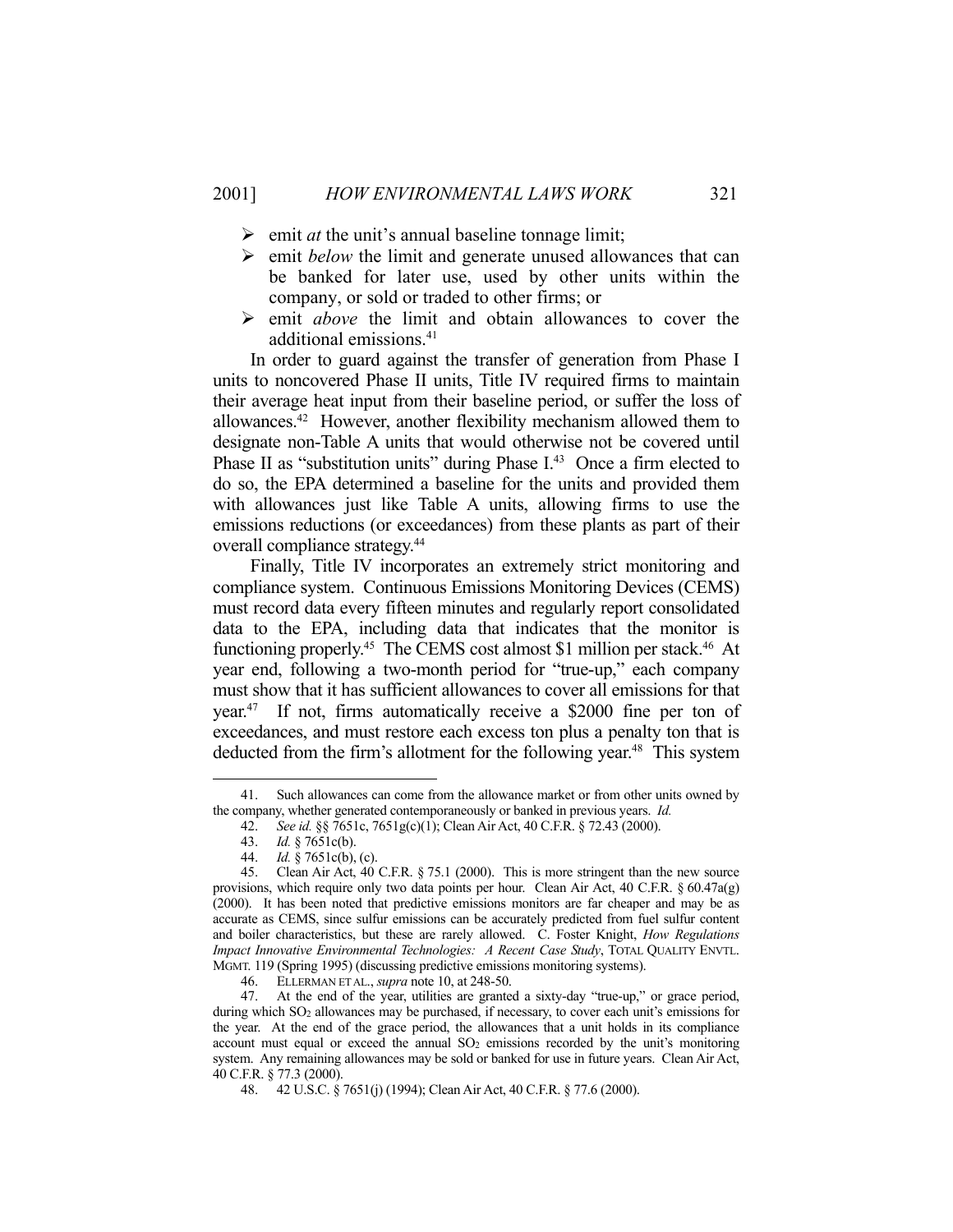- emit *at* the unit's annual baseline tonnage limit;
- emit *below* the limit and generate unused allowances that can be banked for later use, used by other units within the company, or sold or traded to other firms; or
- emit *above* the limit and obtain allowances to cover the additional emissions.[41]

In order to guard against the transfer of generation from Phase I units to noncovered Phase II units, Title IV required firms to maintain their average heat input from their baseline period, or suffer the loss of allowances.[42] However, another flexibility mechanism allowed them to designate non-Table A units that would otherwise not be covered until Phase II as "substitution units" during Phase I.[43] Once a firm elected to do so, the EPA determined a baseline for the units and provided them with allowances just like Table A units, allowing firms to use the emissions reductions (or exceedances) from these plants as part of their overall compliance strategy.[44]

Finally, Title IV incorporates an extremely strict monitoring and compliance system. Continuous Emissions Monitoring Devices (CEMS) must record data every fifteen minutes and regularly report consolidated data to the EPA, including data that indicates that the monitor is functioning properly.[45] The CEMS cost almost $1 million per stack.[46] At year end, following a two-month period for "true-up," each company must show that it has sufficient allowances to cover all emissions for that year.[47] If not, firms automatically receive a $2000 fine per ton of exceedances, and must restore each excess ton plus a penalty ton that is deducted from the firm's allotment for the following year.[48] This system

---

41. Such allowances can come from the allowance market or from other units owned by the company, whether generated contemporaneously or banked in previous years. *Id.*

42. *See id.* §§ 7651c, 7651g(c)(1); Clean Air Act, 40 C.F.R. § 72.43 (2000).

43. *Id.* § 7651c(b).

44. *Id.* § 7651c(b), (c).

45. Clean Air Act, 40 C.F.R. § 75.1 (2000). This is more stringent than the new source provisions, which require only two data points per hour. Clean Air Act, 40 C.F.R. § 60.47a(g) (2000). It has been noted that predictive emissions monitors are far cheaper and may be as accurate as CEMS, since sulfur emissions can be accurately predicted from fuel sulfur content and boiler characteristics, but these are rarely allowed. C. Foster Knight, *How Regulations Impact Innovative Environmental Technologies: A Recent Case Study*, TOTAL QUALITY ENVTL. MGMT. 119 (Spring 1995) (discussing predictive emissions monitoring systems).

46. ELLERMAN ET AL., *supra* note 10, at 248-50.

47. At the end of the year, utilities are granted a sixty-day "true-up," or grace period, during which $SO_2$ allowances may be purchased, if necessary, to cover each unit's emissions for the year. At the end of the grace period, the allowances that a unit holds in its compliance account must equal or exceed the annual $SO_2$ emissions recorded by the unit's monitoring system. Any remaining allowances may be sold or banked for use in future years. Clean Air Act, 40 C.F.R. § 77.3 (2000).

48. 42 U.S.C. § 7651(j) (1994); Clean Air Act, 40 C.F.R. § 77.6 (2000).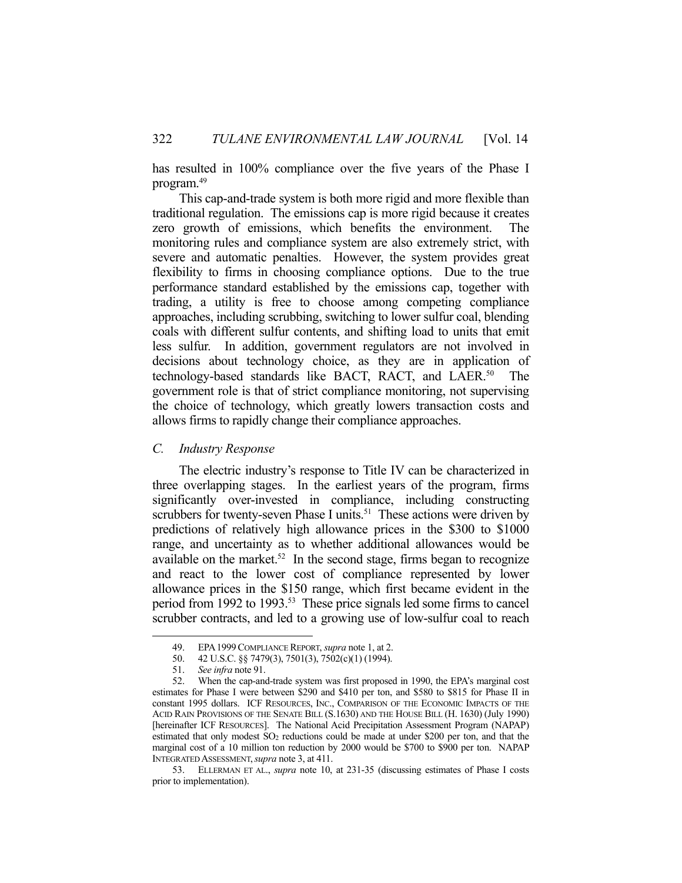has resulted in 100% compliance over the five years of the Phase I program.[49]

This cap-and-trade system is both more rigid and more flexible than traditional regulation. The emissions cap is more rigid because it creates zero growth of emissions, which benefits the environment. The monitoring rules and compliance system are also extremely strict, with severe and automatic penalties. However, the system provides great flexibility to firms in choosing compliance options. Due to the true performance standard established by the emissions cap, together with trading, a utility is free to choose among competing compliance approaches, including scrubbing, switching to lower sulfur coal, blending coals with different sulfur contents, and shifting load to units that emit less sulfur. In addition, government regulators are not involved in decisions about technology choice, as they are in application of technology-based standards like BACT, RACT, and LAER.[50] The government role is that of strict compliance monitoring, not supervising the choice of technology, which greatly lowers transaction costs and allows firms to rapidly change their compliance approaches.

### *C. Industry Response*

The electric industry's response to Title IV can be characterized in three overlapping stages. In the earliest years of the program, firms significantly over-invested in compliance, including constructing scrubbers for twenty-seven Phase I units.[51] These actions were driven by predictions of relatively high allowance prices in the \$300 to \$1000 range, and uncertainty as to whether additional allowances would be available on the market.[52] In the second stage, firms began to recognize and react to the lower cost of compliance represented by lower allowance prices in the \$150 range, which first became evident in the period from 1992 to 1993.[53] These price signals led some firms to cancel scrubber contracts, and led to a growing use of low-sulfur coal to reach

---

49. EPA 1999 COMPLIANCE REPORT, *supra* note 1, at 2.

50. 42 U.S.C. §§ 7479(3), 7501(3), 7502(c)(1) (1994).

51. *See infra* note 91.

52. When the cap-and-trade system was first proposed in 1990, the EPA's marginal cost estimates for Phase I were between \$290 and \$410 per ton, and \$580 to \$815 for Phase II in constant 1995 dollars. ICF RESOURCES, INC., COMPARISON OF THE ECONOMIC IMPACTS OF THE ACID RAIN PROVISIONS OF THE SENATE BILL (S.1630) AND THE HOUSE BILL (H. 1630) (July 1990) [hereinafter ICF RESOURCES]. The National Acid Precipitation Assessment Program (NAPAP) estimated that only modest $SO_2$ reductions could be made at under \$200 per ton, and that the marginal cost of a 10 million ton reduction by 2000 would be \$700 to \$900 per ton. NAPAP INTEGRATED ASSESSMENT, *supra* note 3, at 411.

53. ELLERMAN ET AL., *supra* note 10, at 231-35 (discussing estimates of Phase I costs prior to implementation).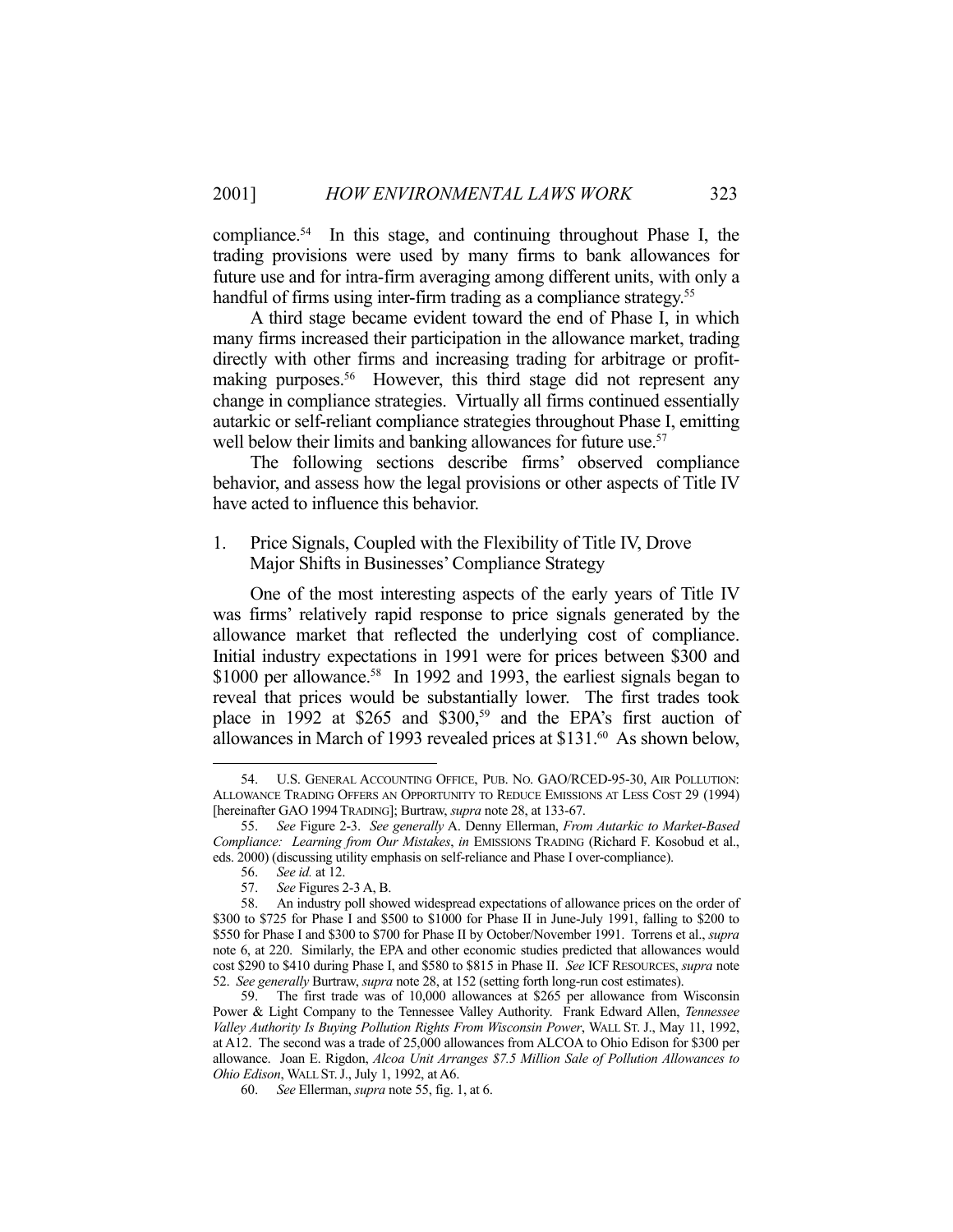compliance.[54] In this stage, and continuing throughout Phase I, the trading provisions were used by many firms to bank allowances for future use and for intra-firm averaging among different units, with only a handful of firms using inter-firm trading as a compliance strategy.[55]

A third stage became evident toward the end of Phase I, in which many firms increased their participation in the allowance market, trading directly with other firms and increasing trading for arbitrage or profit-making purposes.[56] However, this third stage did not represent any change in compliance strategies. Virtually all firms continued essentially autarkic or self-reliant compliance strategies throughout Phase I, emitting well below their limits and banking allowances for future use.[57]

The following sections describe firms' observed compliance behavior, and assess how the legal provisions or other aspects of Title IV have acted to influence this behavior.

### 1. Price Signals, Coupled with the Flexibility of Title IV, Drove Major Shifts in Businesses' Compliance Strategy

One of the most interesting aspects of the early years of Title IV was firms' relatively rapid response to price signals generated by the allowance market that reflected the underlying cost of compliance. Initial industry expectations in 1991 were for prices between $300 and $1000 per allowance.[58] In 1992 and 1993, the earliest signals began to reveal that prices would be substantially lower. The first trades took place in 1992 at $265 and $300,[59] and the EPA's first auction of allowances in March of 1993 revealed prices at $131.[60] As shown below,

---

54. U.S. GENERAL ACCOUNTING OFFICE, PUB. NO. GAO/RCED-95-30, AIR POLLUTION: ALLOWANCE TRADING OFFERS AN OPPORTUNITY TO REDUCE EMISSIONS AT LESS COST 29 (1994) [hereinafter GAO 1994 TRADING]; Burtraw, *supra* note 28, at 133-67.

55. *See* Figure 2-3. *See generally* A. Denny Ellerman, *From Autarkic to Market-Based Compliance: Learning from Our Mistakes*, *in* EMISSIONS TRADING (Richard F. Kosobud et al., eds. 2000) (discussing utility emphasis on self-reliance and Phase I over-compliance).

56. *See id.* at 12.

57. *See* Figures 2-3 A, B.

58. An industry poll showed widespread expectations of allowance prices on the order of $300 to $725 for Phase I and $500 to $1000 for Phase II in June-July 1991, falling to $200 to $550 for Phase I and $300 to $700 for Phase II by October/November 1991. Torrens et al., *supra* note 6, at 220. Similarly, the EPA and other economic studies predicted that allowances would cost $290 to $410 during Phase I, and $580 to $815 in Phase II. *See* ICF RESOURCES, *supra* note 52. *See generally* Burtraw, *supra* note 28, at 152 (setting forth long-run cost estimates).

59. The first trade was of 10,000 allowances at $265 per allowance from Wisconsin Power & Light Company to the Tennessee Valley Authority. Frank Edward Allen, *Tennessee Valley Authority Is Buying Pollution Rights From Wisconsin Power*, WALL ST. J., May 11, 1992, at A12. The second was a trade of 25,000 allowances from ALCOA to Ohio Edison for $300 per allowance. Joan E. Rigdon, *Alcoa Unit Arranges $7.5 Million Sale of Pollution Allowances to Ohio Edison*, WALL ST. J., July 1, 1992, at A6.

60. *See* Ellerman, *supra* note 55, fig. 1, at 6.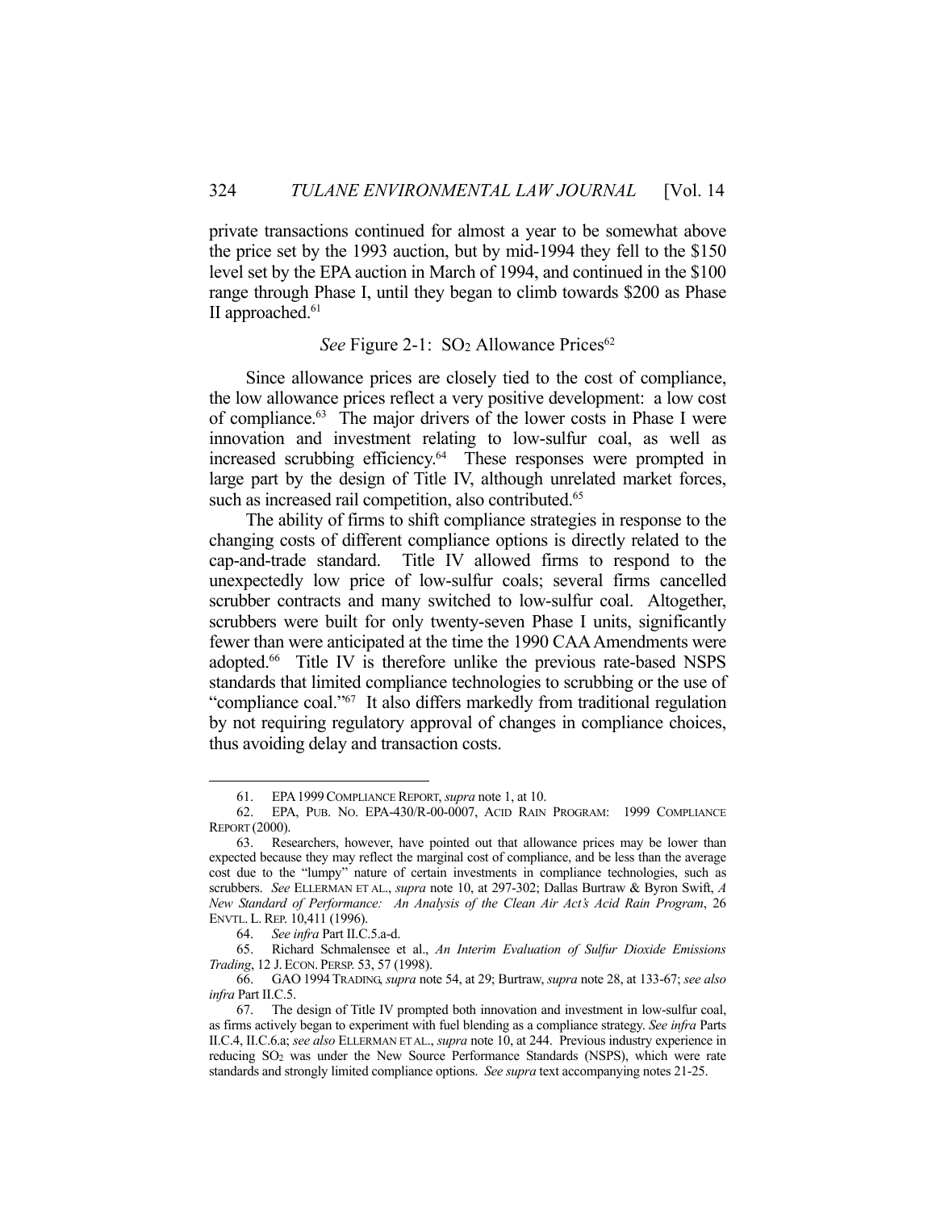private transactions continued for almost a year to be somewhat above the price set by the 1993 auction, but by mid-1994 they fell to the $150 level set by the EPA auction in March of 1994, and continued in the $100 range through Phase I, until they began to climb towards $200 as Phase II approached.[61]

*See* Figure 2-1: $SO_2$ Allowance Prices[62]

Since allowance prices are closely tied to the cost of compliance, the low allowance prices reflect a very positive development: a low cost of compliance.[63] The major drivers of the lower costs in Phase I were innovation and investment relating to low-sulfur coal, as well as increased scrubbing efficiency.[64] These responses were prompted in large part by the design of Title IV, although unrelated market forces, such as increased rail competition, also contributed.[65]

The ability of firms to shift compliance strategies in response to the changing costs of different compliance options is directly related to the cap-and-trade standard. Title IV allowed firms to respond to the unexpectedly low price of low-sulfur coals; several firms cancelled scrubber contracts and many switched to low-sulfur coal. Altogether, scrubbers were built for only twenty-seven Phase I units, significantly fewer than were anticipated at the time the 1990 CAA Amendments were adopted.[66] Title IV is therefore unlike the previous rate-based NSPS standards that limited compliance technologies to scrubbing or the use of "compliance coal."[67] It also differs markedly from traditional regulation by not requiring regulatory approval of changes in compliance choices, thus avoiding delay and transaction costs.

---

61. EPA 1999 COMPLIANCE REPORT, *supra* note 1, at 10.

62. EPA, PUB. NO. EPA-430/R-00-0007, ACID RAIN PROGRAM: 1999 COMPLIANCE REPORT (2000).

63. Researchers, however, have pointed out that allowance prices may be lower than expected because they may reflect the marginal cost of compliance, and be less than the average cost due to the "lumpy" nature of certain investments in compliance technologies, such as scrubbers. *See* ELLERMAN ET AL., *supra* note 10, at 297-302; Dallas Burtraw & Byron Swift, *A New Standard of Performance: An Analysis of the Clean Air Act's Acid Rain Program*, 26 ENVTL. L. REP. 10,411 (1996).

64. *See infra* Part II.C.5.a-d.

65. Richard Schmalensee et al., *An Interim Evaluation of Sulfur Dioxide Emissions Trading*, 12 J. ECON. PERSP. 53, 57 (1998).

66. GAO 1994 TRADING, *supra* note 54, at 29; Burtraw, *supra* note 28, at 133-67; *see also infra* Part II.C.5.

67. The design of Title IV prompted both innovation and investment in low-sulfur coal, as firms actively began to experiment with fuel blending as a compliance strategy. *See infra* Parts II.C.4, II.C.6.a; *see also* ELLERMAN ET AL., *supra* note 10, at 244. Previous industry experience in reducing $SO_2$ was under the New Source Performance Standards (NSPS), which were rate standards and strongly limited compliance options. *See supra* text accompanying notes 21-25.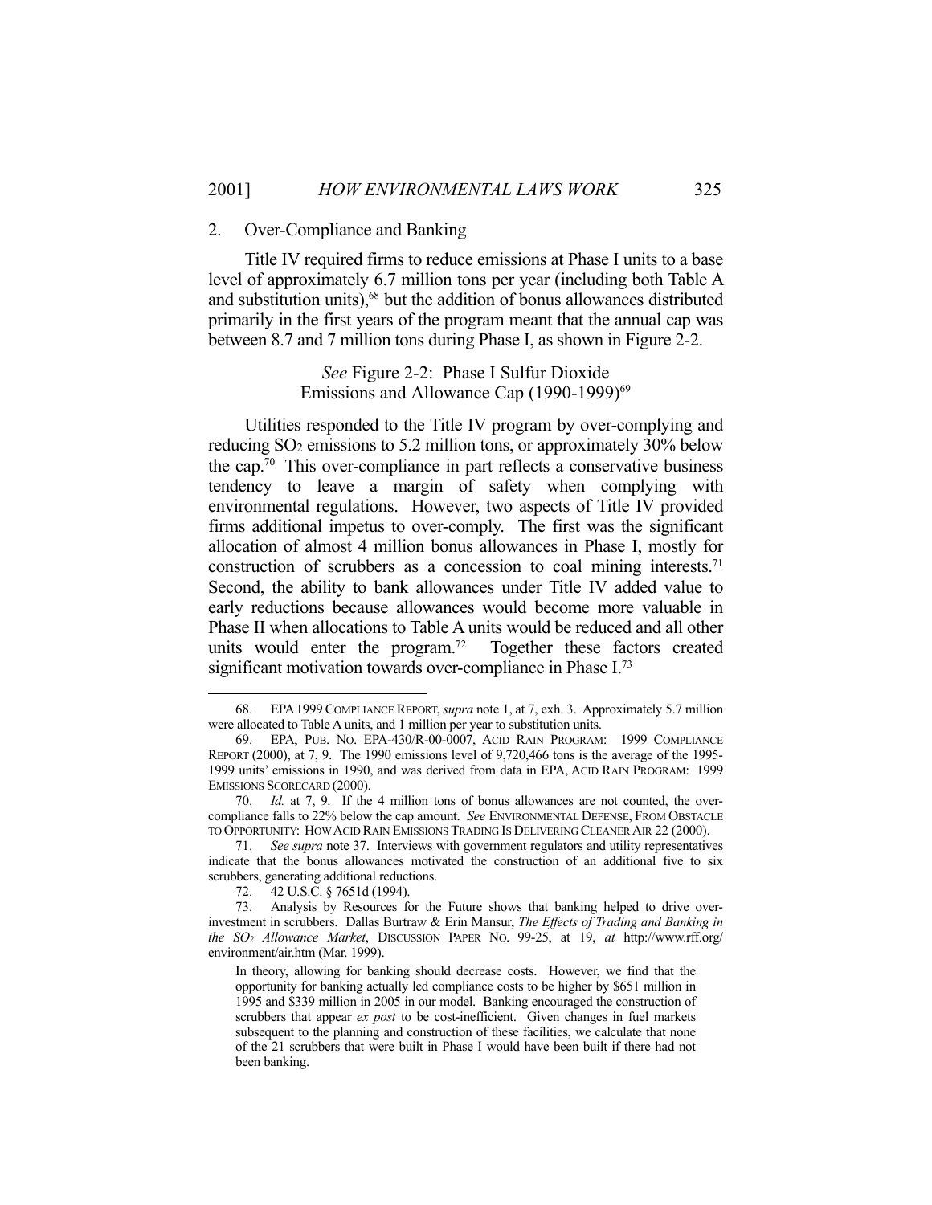### 2. Over-Compliance and Banking

Title IV required firms to reduce emissions at Phase I units to a base level of approximately 6.7 million tons per year (including both Table A and substitution units),[68] but the addition of bonus allowances distributed primarily in the first years of the program meant that the annual cap was between 8.7 and 7 million tons during Phase I, as shown in Figure 2-2.

*See* Figure 2-2: Phase I Sulfur Dioxide Emissions and Allowance Cap (1990-1999)[69]

Utilities responded to the Title IV program by over-complying and reducing $SO_2$ emissions to 5.2 million tons, or approximately 30% below the cap.[70] This over-compliance in part reflects a conservative business tendency to leave a margin of safety when complying with environmental regulations. However, two aspects of Title IV provided firms additional impetus to over-comply. The first was the significant allocation of almost 4 million bonus allowances in Phase I, mostly for construction of scrubbers as a concession to coal mining interests.[71] Second, the ability to bank allowances under Title IV added value to early reductions because allowances would become more valuable in Phase II when allocations to Table A units would be reduced and all other units would enter the program.[72] Together these factors created significant motivation towards over-compliance in Phase I.[73]

---

68. EPA 1999 COMPLIANCE REPORT, *supra* note 1, at 7, exh. 3. Approximately 5.7 million were allocated to Table A units, and 1 million per year to substitution units.

69. EPA, PUB. NO. EPA-430/R-00-0007, ACID RAIN PROGRAM: 1999 COMPLIANCE REPORT (2000), at 7, 9. The 1990 emissions level of 9,720,466 tons is the average of the 1995-1999 units' emissions in 1990, and was derived from data in EPA, ACID RAIN PROGRAM: 1999 EMISSIONS SCORECARD (2000).

70. *Id.* at 7, 9. If the 4 million tons of bonus allowances are not counted, the over-compliance falls to 22% below the cap amount. *See* ENVIRONMENTAL DEFENSE, FROM OBSTACLE TO OPPORTUNITY: HOW ACID RAIN EMISSIONS TRADING IS DELIVERING CLEANER AIR 22 (2000).

71. *See supra* note 37. Interviews with government regulators and utility representatives indicate that the bonus allowances motivated the construction of an additional five to six scrubbers, generating additional reductions.

72. 42 U.S.C. § 7651d (1994).

73. Analysis by Resources for the Future shows that banking helped to drive over-investment in scrubbers. Dallas Burtraw & Erin Mansur, *The Effects of Trading and Banking in the $SO_2$ Allowance Market*, DISCUSSION PAPER NO. 99-25, at 19, *at* http://www.rff.org/environment/air.htm (Mar. 1999).

> In theory, allowing for banking should decrease costs. However, we find that the opportunity for banking actually led compliance costs to be higher by $651 million in 1995 and $339 million in 2005 in our model. Banking encouraged the construction of scrubbers that appear *ex post* to be cost-inefficient. Given changes in fuel markets subsequent to the planning and construction of these facilities, we calculate that none of the 21 scrubbers that were built in Phase I would have been built if there had not been banking.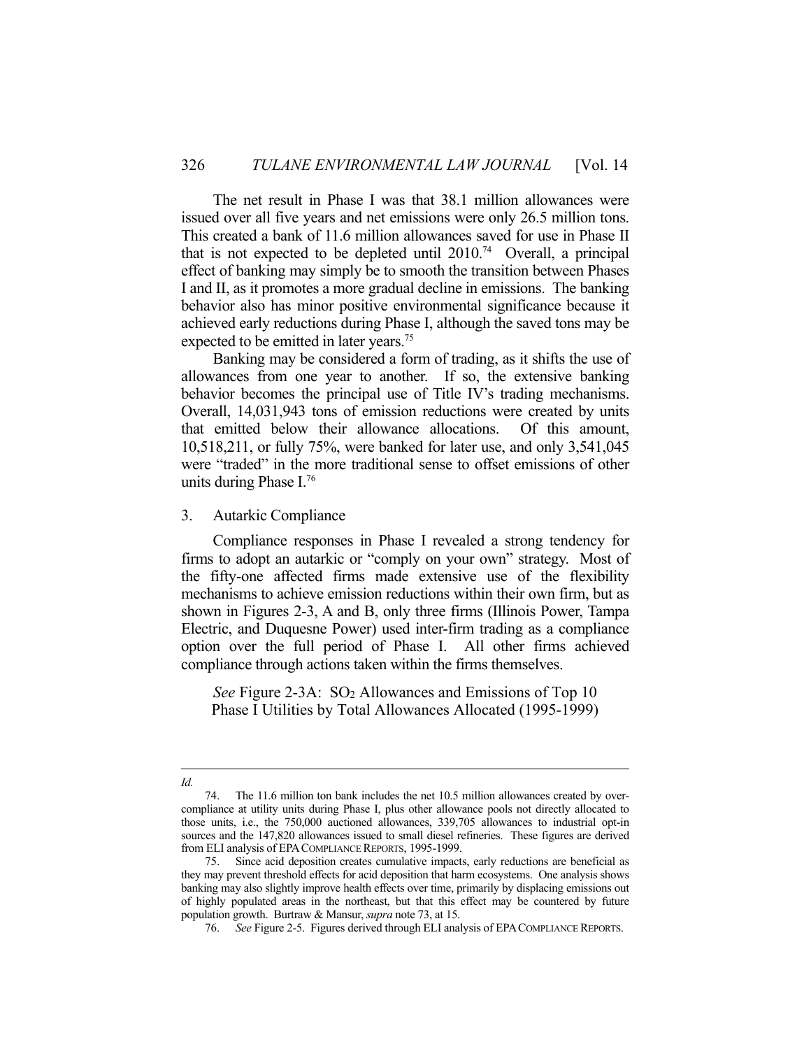The net result in Phase I was that 38.1 million allowances were issued over all five years and net emissions were only 26.5 million tons. This created a bank of 11.6 million allowances saved for use in Phase II that is not expected to be depleted until 2010.[74] Overall, a principal effect of banking may simply be to smooth the transition between Phases I and II, as it promotes a more gradual decline in emissions. The banking behavior also has minor positive environmental significance because it achieved early reductions during Phase I, although the saved tons may be expected to be emitted in later years.[75]

Banking may be considered a form of trading, as it shifts the use of allowances from one year to another. If so, the extensive banking behavior becomes the principal use of Title IV's trading mechanisms. Overall, 14,031,943 tons of emission reductions were created by units that emitted below their allowance allocations. Of this amount, 10,518,211, or fully 75%, were banked for later use, and only 3,541,045 were "traded" in the more traditional sense to offset emissions of other units during Phase I.[76]

### 3. Autarkic Compliance

Compliance responses in Phase I revealed a strong tendency for firms to adopt an autarkic or "comply on your own" strategy. Most of the fifty-one affected firms made extensive use of the flexibility mechanisms to achieve emission reductions within their own firm, but as shown in Figures 2-3, A and B, only three firms (Illinois Power, Tampa Electric, and Duquesne Power) used inter-firm trading as a compliance option over the full period of Phase I. All other firms achieved compliance through actions taken within the firms themselves.

*See* Figure 2-3A: $SO_2$ Allowances and Emissions of Top 10 Phase I Utilities by Total Allowances Allocated (1995-1999)

---

*Id.*

74. The 11.6 million ton bank includes the net 10.5 million allowances created by over-compliance at utility units during Phase I, plus other allowance pools not directly allocated to those units, i.e., the 750,000 auctioned allowances, 339,705 allowances to industrial opt-in sources and the 147,820 allowances issued to small diesel refineries. These figures are derived from ELI analysis of EPA COMPLIANCE REPORTS, 1995-1999.

75. Since acid deposition creates cumulative impacts, early reductions are beneficial as they may prevent threshold effects for acid deposition that harm ecosystems. One analysis shows banking may also slightly improve health effects over time, primarily by displacing emissions out of highly populated areas in the northeast, but that this effect may be countered by future population growth. Burtraw & Mansur, *supra* note 73, at 15.

76. *See* Figure 2-5. Figures derived through ELI analysis of EPA COMPLIANCE REPORTS.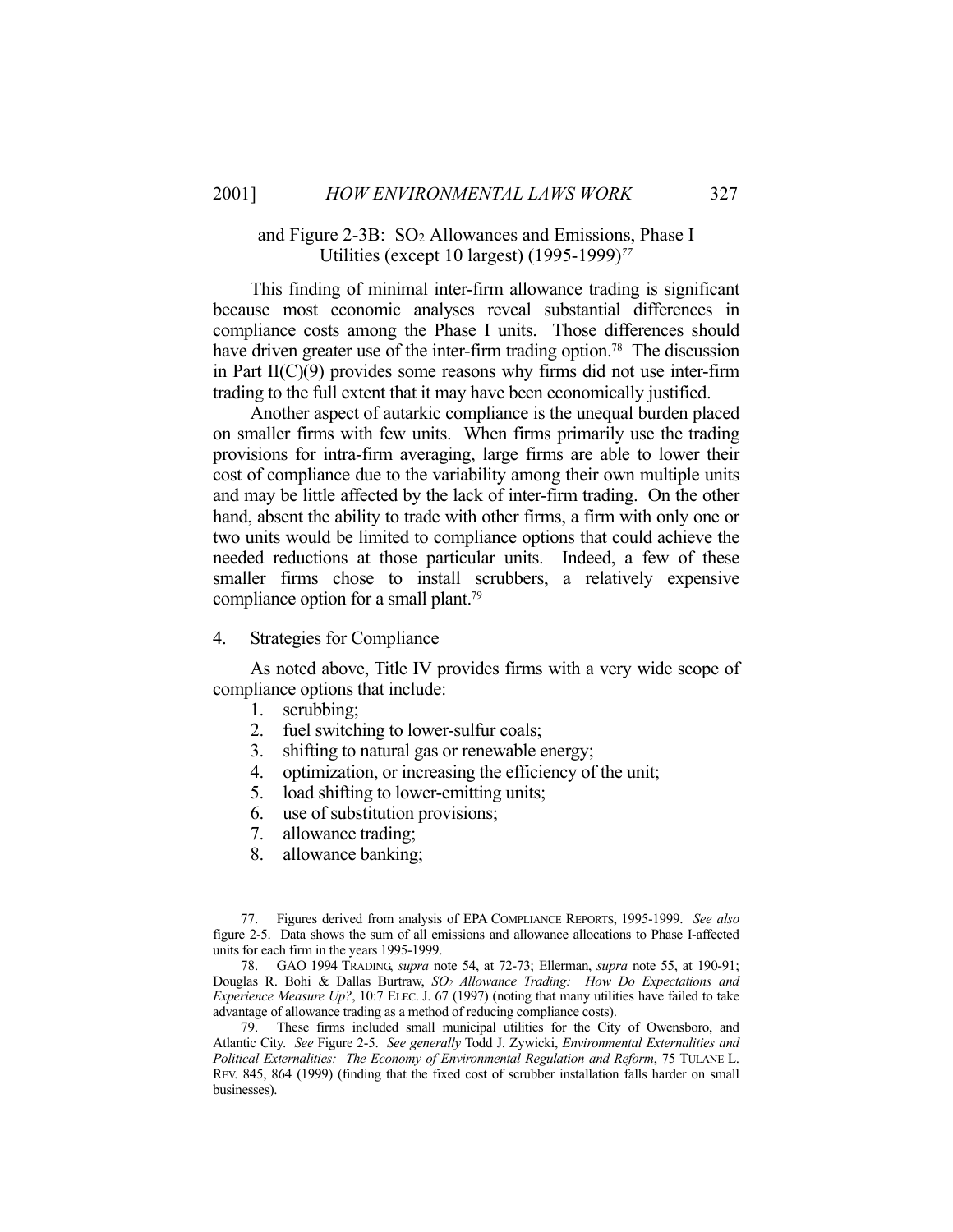and Figure 2-3B: $SO_2$ Allowances and Emissions, Phase I Utilities (except 10 largest) (1995-1999)[77]

This finding of minimal inter-firm allowance trading is significant because most economic analyses reveal substantial differences in compliance costs among the Phase I units. Those differences should have driven greater use of the inter-firm trading option.[78] The discussion in Part II(C)(9) provides some reasons why firms did not use inter-firm trading to the full extent that it may have been economically justified.

Another aspect of autarkic compliance is the unequal burden placed on smaller firms with few units. When firms primarily use the trading provisions for intra-firm averaging, large firms are able to lower their cost of compliance due to the variability among their own multiple units and may be little affected by the lack of inter-firm trading. On the other hand, absent the ability to trade with other firms, a firm with only one or two units would be limited to compliance options that could achieve the needed reductions at those particular units. Indeed, a few of these smaller firms chose to install scrubbers, a relatively expensive compliance option for a small plant.[79]

4. Strategies for Compliance

As noted above, Title IV provides firms with a very wide scope of compliance options that include:

1. scrubbing;
2. fuel switching to lower-sulfur coals;
3. shifting to natural gas or renewable energy;
4. optimization, or increasing the efficiency of the unit;
5. load shifting to lower-emitting units;
6. use of substitution provisions;
7. allowance trading;
8. allowance banking;

---

77. Figures derived from analysis of EPA COMPLIANCE REPORTS, 1995-1999. *See also* figure 2-5. Data shows the sum of all emissions and allowance allocations to Phase I-affected units for each firm in the years 1995-1999.

78. GAO 1994 TRADING, *supra* note 54, at 72-73; Ellerman, *supra* note 55, at 190-91; Douglas R. Bohi & Dallas Burtraw, *$SO_2$ Allowance Trading: How Do Expectations and Experience Measure Up?*, 10:7 ELEC. J. 67 (1997) (noting that many utilities have failed to take advantage of allowance trading as a method of reducing compliance costs).

79. These firms included small municipal utilities for the City of Owensboro, and Atlantic City. *See* Figure 2-5. *See generally* Todd J. Zywicki, *Environmental Externalities and Political Externalities: The Economy of Environmental Regulation and Reform*, 75 TULANE L. REV. 845, 864 (1999) (finding that the fixed cost of scrubber installation falls harder on small businesses).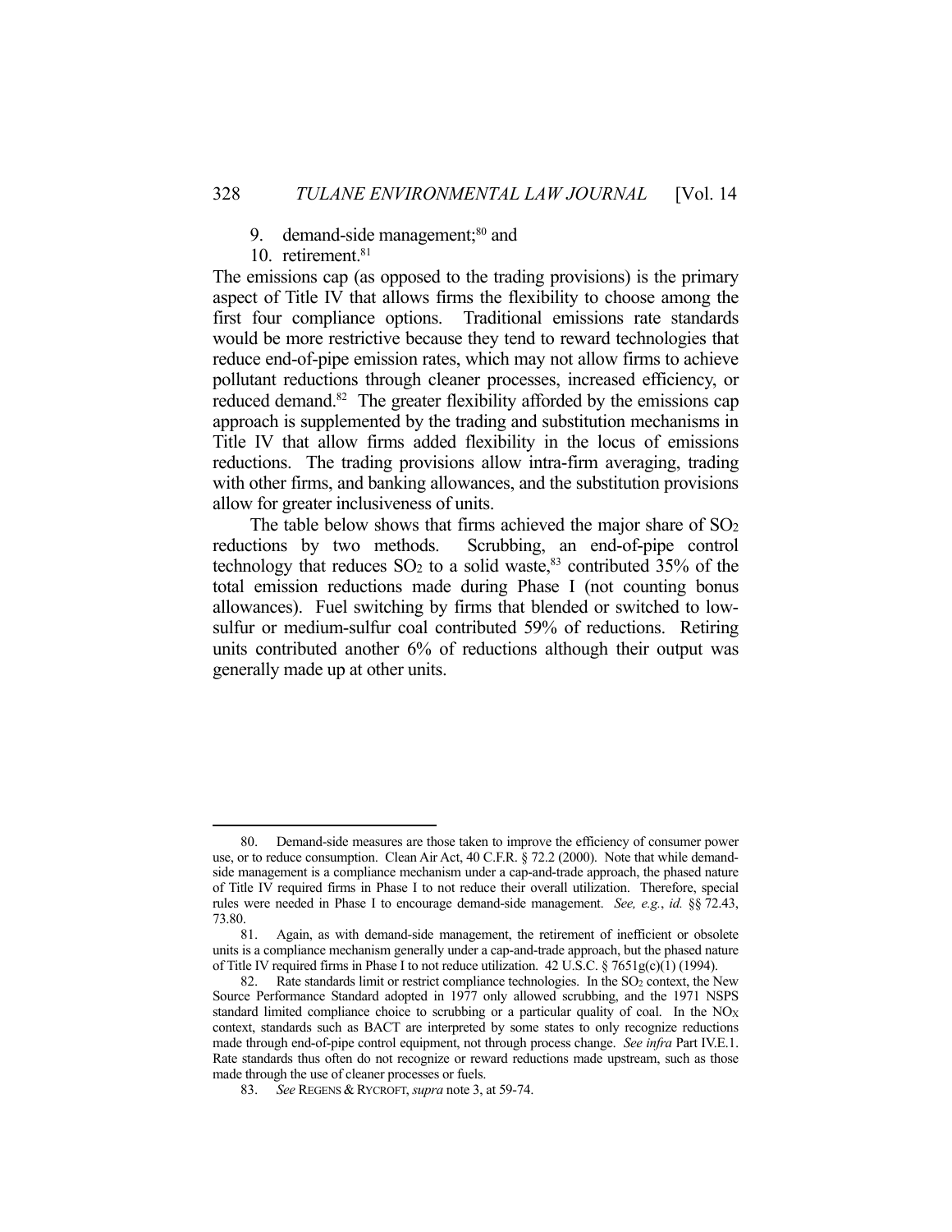9. demand-side management;[80] and
10. retirement.[81]

The emissions cap (as opposed to the trading provisions) is the primary aspect of Title IV that allows firms the flexibility to choose among the first four compliance options. Traditional emissions rate standards would be more restrictive because they tend to reward technologies that reduce end-of-pipe emission rates, which may not allow firms to achieve pollutant reductions through cleaner processes, increased efficiency, or reduced demand.[82] The greater flexibility afforded by the emissions cap approach is supplemented by the trading and substitution mechanisms in Title IV that allow firms added flexibility in the locus of emissions reductions. The trading provisions allow intra-firm averaging, trading with other firms, and banking allowances, and the substitution provisions allow for greater inclusiveness of units.

The table below shows that firms achieved the major share of $SO_2$ reductions by two methods. Scrubbing, an end-of-pipe control technology that reduces $SO_2$ to a solid waste,[83] contributed 35% of the total emission reductions made during Phase I (not counting bonus allowances). Fuel switching by firms that blended or switched to low-sulfur or medium-sulfur coal contributed 59% of reductions. Retiring units contributed another 6% of reductions although their output was generally made up at other units.

---

80. Demand-side measures are those taken to improve the efficiency of consumer power use, or to reduce consumption. Clean Air Act, 40 C.F.R. § 72.2 (2000). Note that while demand-side management is a compliance mechanism under a cap-and-trade approach, the phased nature of Title IV required firms in Phase I to not reduce their overall utilization. Therefore, special rules were needed in Phase I to encourage demand-side management. *See, e.g.*, *id.* §§ 72.43, 73.80.

81. Again, as with demand-side management, the retirement of inefficient or obsolete units is a compliance mechanism generally under a cap-and-trade approach, but the phased nature of Title IV required firms in Phase I to not reduce utilization. 42 U.S.C. § 7651g(c)(1) (1994).

82. Rate standards limit or restrict compliance technologies. In the $SO_2$ context, the New Source Performance Standard adopted in 1977 only allowed scrubbing, and the 1971 NSPS standard limited compliance choice to scrubbing or a particular quality of coal. In the $NO_X$ context, standards such as BACT are interpreted by some states to only recognize reductions made through end-of-pipe control equipment, not through process change. *See infra* Part IV.E.1. Rate standards thus often do not recognize or reward reductions made upstream, such as those made through the use of cleaner processes or fuels.

83. *See* REGENS & RYCROFT, *supra* note 3, at 59-74.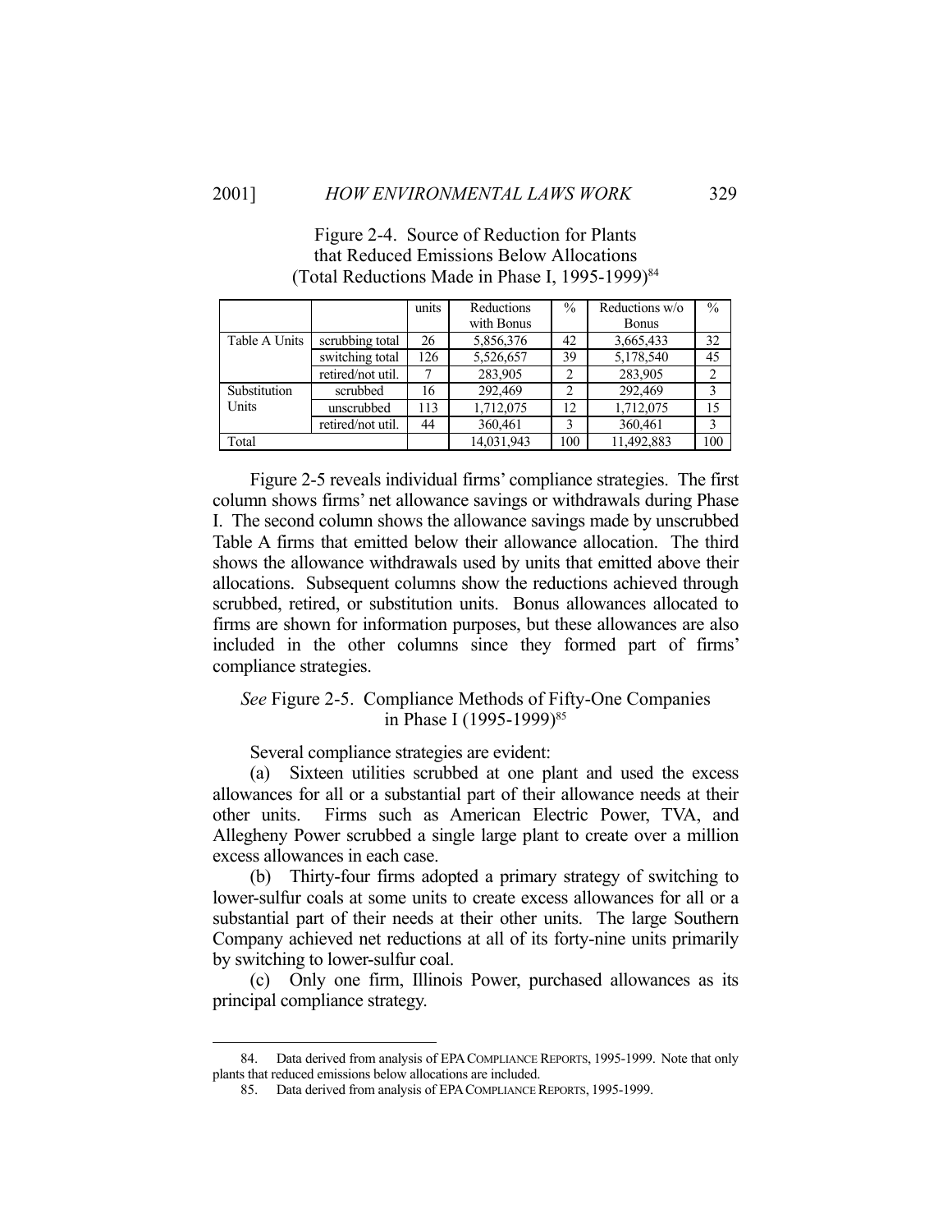Figure 2-4. Source of Reduction for Plants that Reduced Emissions Below Allocations (Total Reductions Made in Phase I, 1995-1999)[84]

| | | units | Reductions with Bonus | % | Reductions w/o Bonus | % |
|---|---|---|---|---|---|---|
| Table A Units | scrubbing total | 26 | 5,856,376 | 42 | 3,665,433 | 32 |
| | switching total | 126 | 5,526,657 | 39 | 5,178,540 | 45 |
| | retired/not util. | 7 | 283,905 | 2 | 283,905 | 2 |
| Substitution Units | scrubbed | 16 | 292,469 | 2 | 292,469 | 3 |
| | unscrubbed | 113 | 1,712,075 | 12 | 1,712,075 | 15 |
| | retired/not util. | 44 | 360,461 | 3 | 360,461 | 3 |
| Total | | | 14,031,943 | 100 | 11,492,883 | 100 |

Figure 2-5 reveals individual firms' compliance strategies. The first column shows firms' net allowance savings or withdrawals during Phase I. The second column shows the allowance savings made by unscrubbed Table A firms that emitted below their allowance allocation. The third shows the allowance withdrawals used by units that emitted above their allocations. Subsequent columns show the reductions achieved through scrubbed, retired, or substitution units. Bonus allowances allocated to firms are shown for information purposes, but these allowances are also included in the other columns since they formed part of firms' compliance strategies.

*See* Figure 2-5. Compliance Methods of Fifty-One Companies in Phase I (1995-1999)[85]

Several compliance strategies are evident:

(a) Sixteen utilities scrubbed at one plant and used the excess allowances for all or a substantial part of their allowance needs at their other units. Firms such as American Electric Power, TVA, and Allegheny Power scrubbed a single large plant to create over a million excess allowances in each case.

(b) Thirty-four firms adopted a primary strategy of switching to lower-sulfur coals at some units to create excess allowances for all or a substantial part of their needs at their other units. The large Southern Company achieved net reductions at all of its forty-nine units primarily by switching to lower-sulfur coal.

(c) Only one firm, Illinois Power, purchased allowances as its principal compliance strategy.

84. Data derived from analysis of EPA COMPLIANCE REPORTS, 1995-1999. Note that only plants that reduced emissions below allocations are included.

85. Data derived from analysis of EPA COMPLIANCE REPORTS, 1995-1999.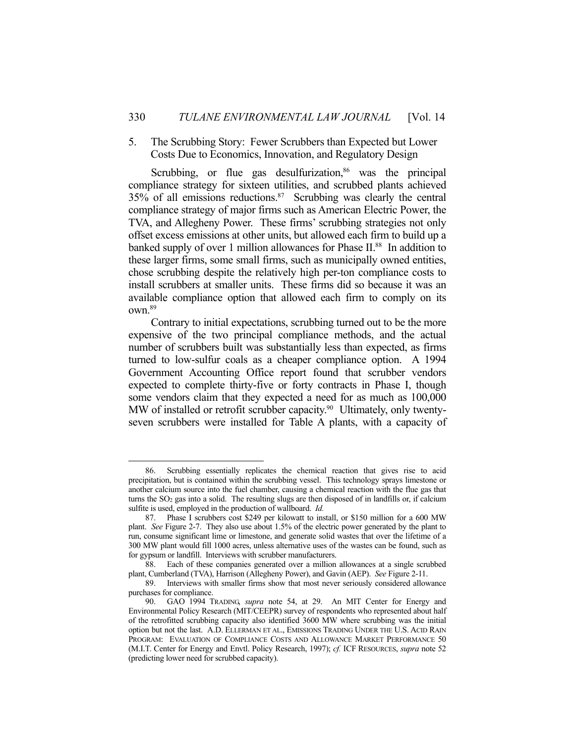### 5. The Scrubbing Story: Fewer Scrubbers than Expected but Lower Costs Due to Economics, Innovation, and Regulatory Design

Scrubbing, or flue gas desulfurization,[86] was the principal compliance strategy for sixteen utilities, and scrubbed plants achieved 35% of all emissions reductions.[87] Scrubbing was clearly the central compliance strategy of major firms such as American Electric Power, the TVA, and Allegheny Power. These firms' scrubbing strategies not only offset excess emissions at other units, but allowed each firm to build up a banked supply of over 1 million allowances for Phase II.[88] In addition to these larger firms, some small firms, such as municipally owned entities, chose scrubbing despite the relatively high per-ton compliance costs to install scrubbers at smaller units. These firms did so because it was an available compliance option that allowed each firm to comply on its own.[89]

Contrary to initial expectations, scrubbing turned out to be the more expensive of the two principal compliance methods, and the actual number of scrubbers built was substantially less than expected, as firms turned to low-sulfur coals as a cheaper compliance option. A 1994 Government Accounting Office report found that scrubber vendors expected to complete thirty-five or forty contracts in Phase I, though some vendors claim that they expected a need for as much as 100,000 MW of installed or retrofit scrubber capacity.[90] Ultimately, only twenty-seven scrubbers were installed for Table A plants, with a capacity of

---

86. Scrubbing essentially replicates the chemical reaction that gives rise to acid precipitation, but is contained within the scrubbing vessel. This technology sprays limestone or another calcium source into the fuel chamber, causing a chemical reaction with the flue gas that turns the $SO_2$ gas into a solid. The resulting slugs are then disposed of in landfills or, if calcium sulfite is used, employed in the production of wallboard. *Id.*

87. Phase I scrubbers cost $249 per kilowatt to install, or $150 million for a 600 MW plant. *See* Figure 2-7. They also use about 1.5% of the electric power generated by the plant to run, consume significant lime or limestone, and generate solid wastes that over the lifetime of a 300 MW plant would fill 1000 acres, unless alternative uses of the wastes can be found, such as for gypsum or landfill. Interviews with scrubber manufacturers.

88. Each of these companies generated over a million allowances at a single scrubbed plant, Cumberland (TVA), Harrison (Allegheny Power), and Gavin (AEP). *See* Figure 2-11.

89. Interviews with smaller firms show that most never seriously considered allowance purchases for compliance.

90. GAO 1994 TRADING, *supra* note 54, at 29. An MIT Center for Energy and Environmental Policy Research (MIT/CEEPR) survey of respondents who represented about half of the retrofitted scrubbing capacity also identified 3600 MW where scrubbing was the initial option but not the last. A.D. ELLERMAN ET AL., EMISSIONS TRADING UNDER THE U.S. ACID RAIN PROGRAM: EVALUATION OF COMPLIANCE COSTS AND ALLOWANCE MARKET PERFORMANCE 50 (M.I.T. Center for Energy and Envtl. Policy Research, 1997); *cf.* ICF RESOURCES, *supra* note 52 (predicting lower need for scrubbed capacity).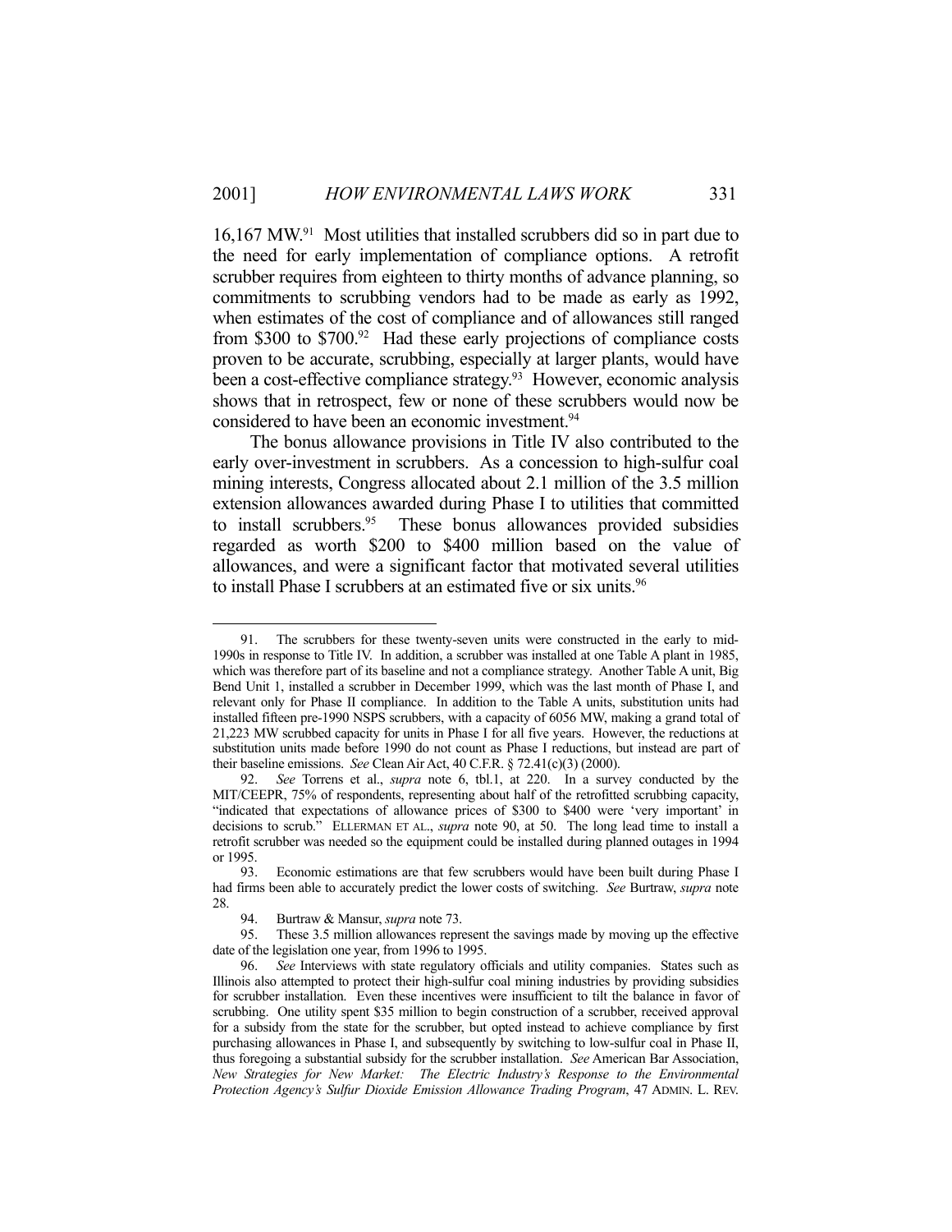16,167 MW.[91] Most utilities that installed scrubbers did so in part due to the need for early implementation of compliance options. A retrofit scrubber requires from eighteen to thirty months of advance planning, so commitments to scrubbing vendors had to be made as early as 1992, when estimates of the cost of compliance and of allowances still ranged from $300 to $700.[92] Had these early projections of compliance costs proven to be accurate, scrubbing, especially at larger plants, would have been a cost-effective compliance strategy.[93] However, economic analysis shows that in retrospect, few or none of these scrubbers would now be considered to have been an economic investment.[94]

The bonus allowance provisions in Title IV also contributed to the early over-investment in scrubbers. As a concession to high-sulfur coal mining interests, Congress allocated about 2.1 million of the 3.5 million extension allowances awarded during Phase I to utilities that committed to install scrubbers.[95] These bonus allowances provided subsidies regarded as worth $200 to $400 million based on the value of allowances, and were a significant factor that motivated several utilities to install Phase I scrubbers at an estimated five or six units.[96]

---

91. The scrubbers for these twenty-seven units were constructed in the early to mid-1990s in response to Title IV. In addition, a scrubber was installed at one Table A plant in 1985, which was therefore part of its baseline and not a compliance strategy. Another Table A unit, Big Bend Unit 1, installed a scrubber in December 1999, which was the last month of Phase I, and relevant only for Phase II compliance. In addition to the Table A units, substitution units had installed fifteen pre-1990 NSPS scrubbers, with a capacity of 6056 MW, making a grand total of 21,223 MW scrubbed capacity for units in Phase I for all five years. However, the reductions at substitution units made before 1990 do not count as Phase I reductions, but instead are part of their baseline emissions. *See* Clean Air Act, 40 C.F.R. § 72.41(c)(3) (2000).

92. *See* Torrens et al., *supra* note 6, tbl.1, at 220. In a survey conducted by the MIT/CEEPR, 75% of respondents, representing about half of the retrofitted scrubbing capacity, "indicated that expectations of allowance prices of $300 to $400 were 'very important' in decisions to scrub." ELLERMAN ET AL., *supra* note 90, at 50. The long lead time to install a retrofit scrubber was needed so the equipment could be installed during planned outages in 1994 or 1995.

93. Economic estimations are that few scrubbers would have been built during Phase I had firms been able to accurately predict the lower costs of switching. *See* Burtraw, *supra* note 28.

94. Burtraw & Mansur, *supra* note 73.

95. These 3.5 million allowances represent the savings made by moving up the effective date of the legislation one year, from 1996 to 1995.

96. *See* Interviews with state regulatory officials and utility companies. States such as Illinois also attempted to protect their high-sulfur coal mining industries by providing subsidies for scrubber installation. Even these incentives were insufficient to tilt the balance in favor of scrubbing. One utility spent $35 million to begin construction of a scrubber, received approval for a subsidy from the state for the scrubber, but opted instead to achieve compliance by first purchasing allowances in Phase I, and subsequently by switching to low-sulfur coal in Phase II, thus foregoing a substantial subsidy for the scrubber installation. *See* American Bar Association, *New Strategies for New Market: The Electric Industry's Response to the Environmental Protection Agency's Sulfur Dioxide Emission Allowance Trading Program*, 47 ADMIN. L. REV.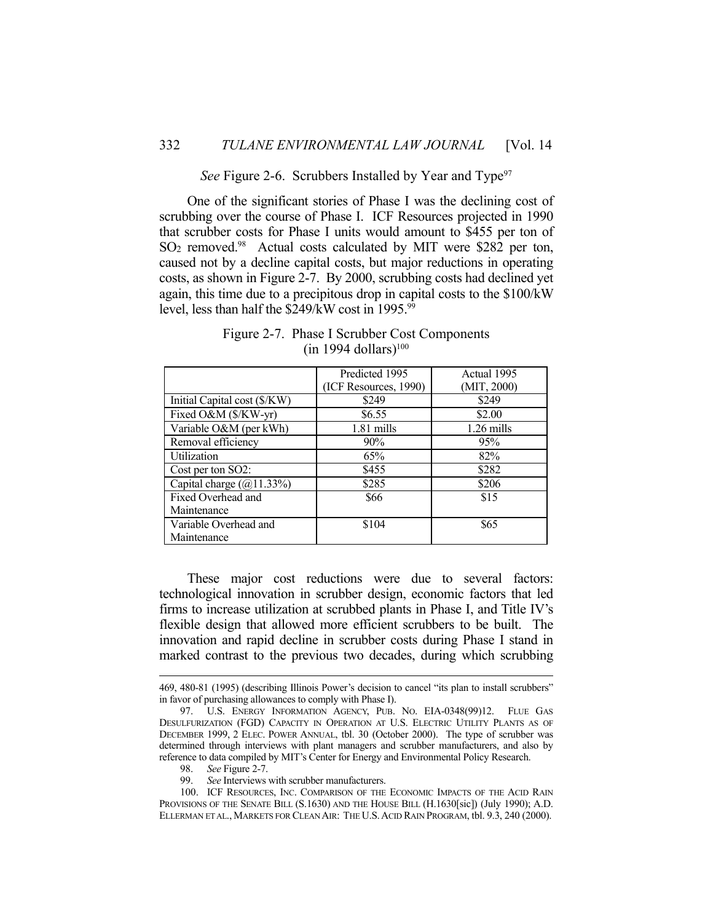*See* Figure 2-6. Scrubbers Installed by Year and Type[97]

One of the significant stories of Phase I was the declining cost of scrubbing over the course of Phase I. ICF Resources projected in 1990 that scrubber costs for Phase I units would amount to $455 per ton of $SO_2$ removed.[98] Actual costs calculated by MIT were $282 per ton, caused not by a decline capital costs, but major reductions in operating costs, as shown in Figure 2-7. By 2000, scrubbing costs had declined yet again, this time due to a precipitous drop in capital costs to the $100/kW level, less than half the $249/kW cost in 1995.[99]

Figure 2-7. Phase I Scrubber Cost Components (in 1994 dollars)[100]

| | Predicted 1995 (ICF Resources, 1990) | Actual 1995 (MIT, 2000) |
|---|---|---|
| Initial Capital cost ($/KW) | $249 | $249 |
| Fixed O&M ($/KW-yr) | $6.55 | $2.00 |
| Variable O&M (per kWh) | 1.81 mills | 1.26 mills |
| Removal efficiency | 90% | 95% |
| Utilization | 65% | 82% |
| Cost per ton SO2: | $455 | $282 |
| Capital charge (@11.33%) | $285 | $206 |
| Fixed Overhead and Maintenance | $66 | $15 |
| Variable Overhead and Maintenance | $104 | $65 |

These major cost reductions were due to several factors: technological innovation in scrubber design, economic factors that led firms to increase utilization at scrubbed plants in Phase I, and Title IV's flexible design that allowed more efficient scrubbers to be built. The innovation and rapid decline in scrubber costs during Phase I stand in marked contrast to the previous two decades, during which scrubbing

469, 480-81 (1995) (describing Illinois Power's decision to cancel "its plan to install scrubbers" in favor of purchasing allowances to comply with Phase I).

97. U.S. ENERGY INFORMATION AGENCY, PUB. NO. EIA-0348(99)12. FLUE GAS DESULFURIZATION (FGD) CAPACITY IN OPERATION AT U.S. ELECTRIC UTILITY PLANTS AS OF DECEMBER 1999, 2 ELEC. POWER ANNUAL, tbl. 30 (October 2000). The type of scrubber was determined through interviews with plant managers and scrubber manufacturers, and also by reference to data compiled by MIT's Center for Energy and Environmental Policy Research.

98. *See* Figure 2-7.

99. *See* Interviews with scrubber manufacturers.

100. ICF RESOURCES, INC. COMPARISON OF THE ECONOMIC IMPACTS OF THE ACID RAIN PROVISIONS OF THE SENATE BILL (S.1630) AND THE HOUSE BILL (H.1630[sic]) (July 1990); A.D. ELLERMAN ET AL., MARKETS FOR CLEAN AIR: THE U.S. ACID RAIN PROGRAM, tbl. 9.3, 240 (2000).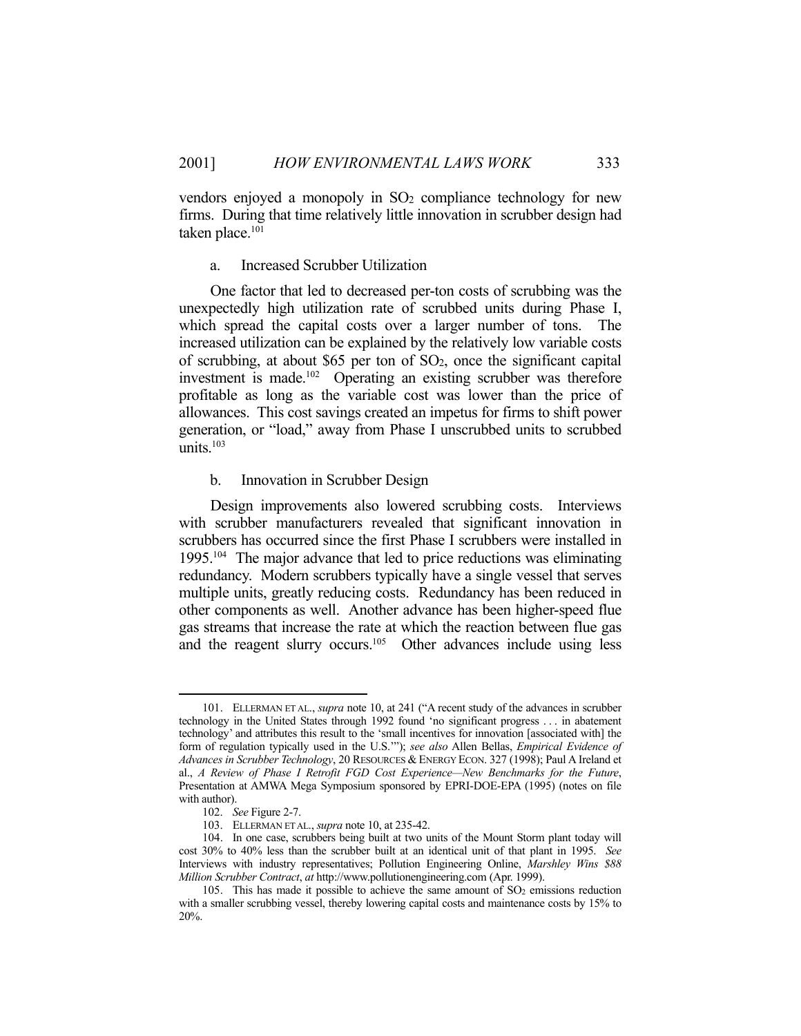vendors enjoyed a monopoly in $SO_2$ compliance technology for new firms. During that time relatively little innovation in scrubber design had taken place.[101]

#### a. Increased Scrubber Utilization

One factor that led to decreased per-ton costs of scrubbing was the unexpectedly high utilization rate of scrubbed units during Phase I, which spread the capital costs over a larger number of tons. The increased utilization can be explained by the relatively low variable costs of scrubbing, at about $65 per ton of $SO_2$, once the significant capital investment is made.[102] Operating an existing scrubber was therefore profitable as long as the variable cost was lower than the price of allowances. This cost savings created an impetus for firms to shift power generation, or "load," away from Phase I unscrubbed units to scrubbed units.[103]

#### b. Innovation in Scrubber Design

Design improvements also lowered scrubbing costs. Interviews with scrubber manufacturers revealed that significant innovation in scrubbers has occurred since the first Phase I scrubbers were installed in 1995.[104] The major advance that led to price reductions was eliminating redundancy. Modern scrubbers typically have a single vessel that serves multiple units, greatly reducing costs. Redundancy has been reduced in other components as well. Another advance has been higher-speed flue gas streams that increase the rate at which the reaction between flue gas and the reagent slurry occurs.[105] Other advances include using less

---

101. ELLERMAN ET AL., *supra* note 10, at 241 ("A recent study of the advances in scrubber technology in the United States through 1992 found 'no significant progress . . . in abatement technology' and attributes this result to the 'small incentives for innovation [associated with] the form of regulation typically used in the U.S.'"); *see also* Allen Bellas, *Empirical Evidence of Advances in Scrubber Technology*, 20 RESOURCES & ENERGY ECON. 327 (1998); Paul A Ireland et al., *A Review of Phase I Retrofit FGD Cost Experience—New Benchmarks for the Future*, Presentation at AMWA Mega Symposium sponsored by EPRI-DOE-EPA (1995) (notes on file with author).

102. *See* Figure 2-7.

103. ELLERMAN ET AL., *supra* note 10, at 235-42.

104. In one case, scrubbers being built at two units of the Mount Storm plant today will cost 30% to 40% less than the scrubber built at an identical unit of that plant in 1995. *See* Interviews with industry representatives; Pollution Engineering Online, *Marshley Wins $88 Million Scrubber Contract*, *at* http://www.pollutionengineering.com (Apr. 1999).

105. This has made it possible to achieve the same amount of $SO_2$ emissions reduction with a smaller scrubbing vessel, thereby lowering capital costs and maintenance costs by 15% to 20%.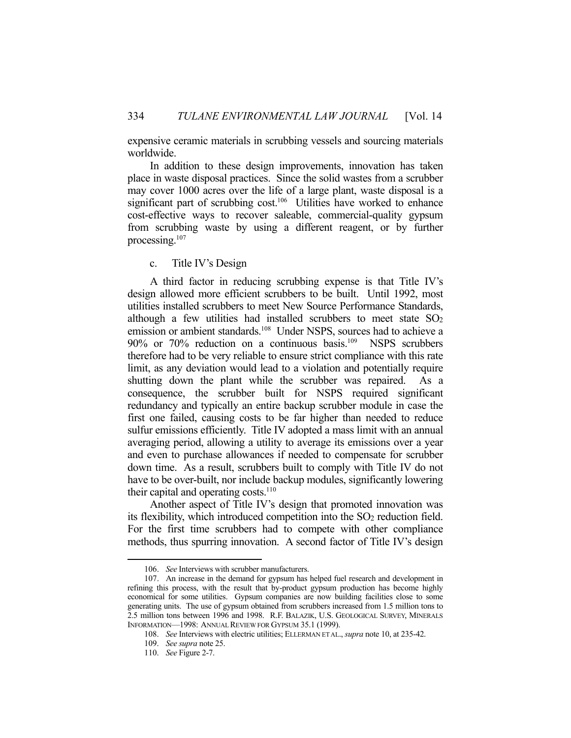expensive ceramic materials in scrubbing vessels and sourcing materials worldwide.

In addition to these design improvements, innovation has taken place in waste disposal practices. Since the solid wastes from a scrubber may cover 1000 acres over the life of a large plant, waste disposal is a significant part of scrubbing cost.[106] Utilities have worked to enhance cost-effective ways to recover saleable, commercial-quality gypsum from scrubbing waste by using a different reagent, or by further processing.[107]

c. Title IV's Design

A third factor in reducing scrubbing expense is that Title IV's design allowed more efficient scrubbers to be built. Until 1992, most utilities installed scrubbers to meet New Source Performance Standards, although a few utilities had installed scrubbers to meet state $SO_2$ emission or ambient standards.[108] Under NSPS, sources had to achieve a 90% or 70% reduction on a continuous basis.[109] NSPS scrubbers therefore had to be very reliable to ensure strict compliance with this rate limit, as any deviation would lead to a violation and potentially require shutting down the plant while the scrubber was repaired. As a consequence, the scrubber built for NSPS required significant redundancy and typically an entire backup scrubber module in case the first one failed, causing costs to be far higher than needed to reduce sulfur emissions efficiently. Title IV adopted a mass limit with an annual averaging period, allowing a utility to average its emissions over a year and even to purchase allowances if needed to compensate for scrubber down time. As a result, scrubbers built to comply with Title IV do not have to be over-built, nor include backup modules, significantly lowering their capital and operating costs.[110]

Another aspect of Title IV's design that promoted innovation was its flexibility, which introduced competition into the $SO_2$ reduction field. For the first time scrubbers had to compete with other compliance methods, thus spurring innovation. A second factor of Title IV's design

---

106. *See* Interviews with scrubber manufacturers.

107. An increase in the demand for gypsum has helped fuel research and development in refining this process, with the result that by-product gypsum production has become highly economical for some utilities. Gypsum companies are now building facilities close to some generating units. The use of gypsum obtained from scrubbers increased from 1.5 million tons to 2.5 million tons between 1996 and 1998. R.F. BALAZIK, U.S. GEOLOGICAL SURVEY, MINERALS INFORMATION—1998: ANNUAL REVIEW FOR GYPSUM 35.1 (1999).

108. *See* Interviews with electric utilities; ELLERMAN ET AL., *supra* note 10, at 235-42.

109. *See supra* note 25.

110. *See* Figure 2-7.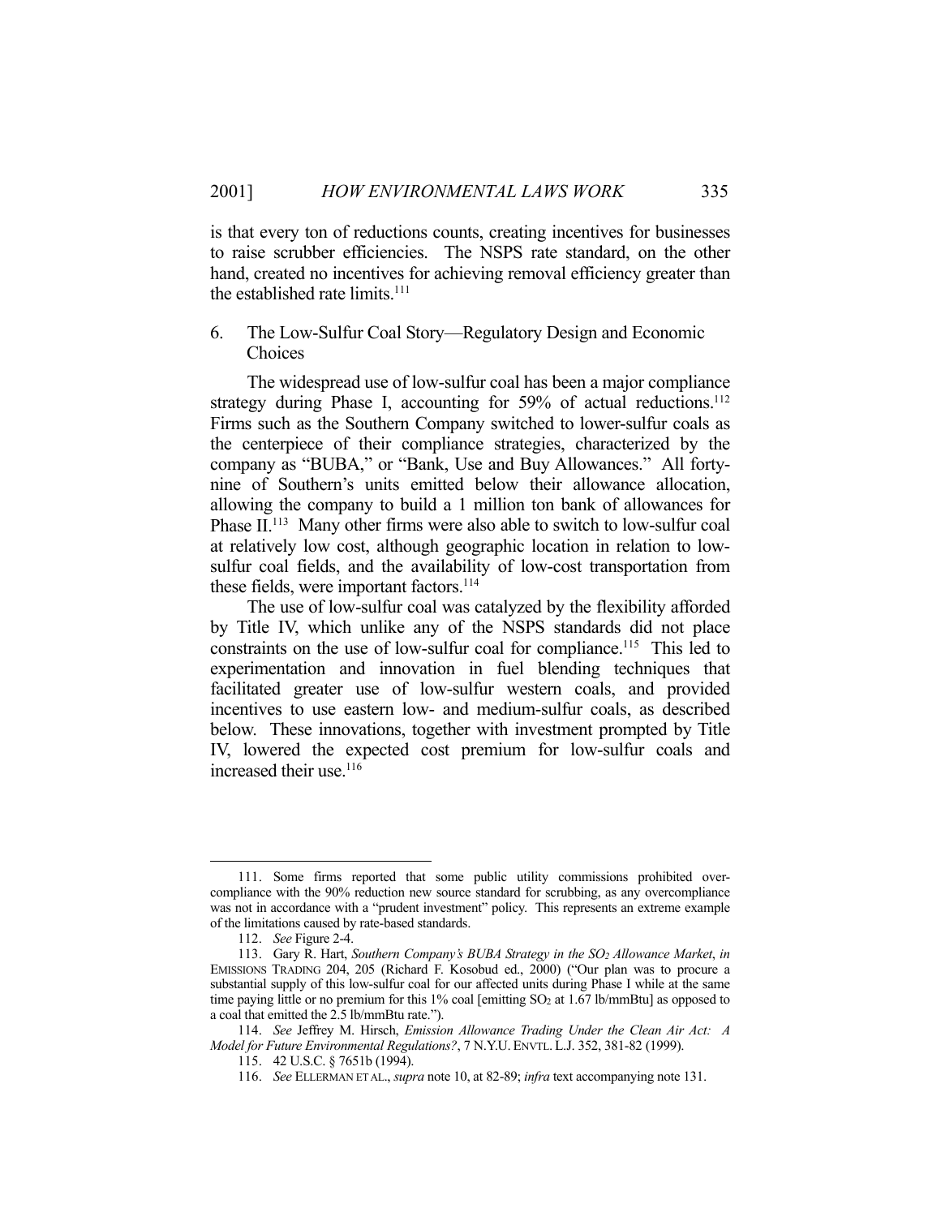is that every ton of reductions counts, creating incentives for businesses to raise scrubber efficiencies. The NSPS rate standard, on the other hand, created no incentives for achieving removal efficiency greater than the established rate limits.[111]

### 6. The Low-Sulfur Coal Story—Regulatory Design and Economic Choices

The widespread use of low-sulfur coal has been a major compliance strategy during Phase I, accounting for 59% of actual reductions.[112] Firms such as the Southern Company switched to lower-sulfur coals as the centerpiece of their compliance strategies, characterized by the company as "BUBA," or "Bank, Use and Buy Allowances." All forty-nine of Southern's units emitted below their allowance allocation, allowing the company to build a 1 million ton bank of allowances for Phase II.[113] Many other firms were also able to switch to low-sulfur coal at relatively low cost, although geographic location in relation to low-sulfur coal fields, and the availability of low-cost transportation from these fields, were important factors.[114]

The use of low-sulfur coal was catalyzed by the flexibility afforded by Title IV, which unlike any of the NSPS standards did not place constraints on the use of low-sulfur coal for compliance.[115] This led to experimentation and innovation in fuel blending techniques that facilitated greater use of low-sulfur western coals, and provided incentives to use eastern low- and medium-sulfur coals, as described below. These innovations, together with investment prompted by Title IV, lowered the expected cost premium for low-sulfur coals and increased their use.[116]

---

111. Some firms reported that some public utility commissions prohibited over-compliance with the 90% reduction new source standard for scrubbing, as any overcompliance was not in accordance with a "prudent investment" policy. This represents an extreme example of the limitations caused by rate-based standards.

112. *See* Figure 2-4.

113. Gary R. Hart, *Southern Company's BUBA Strategy in the $SO_2$ Allowance Market*, *in* EMISSIONS TRADING 204, 205 (Richard F. Kosobud ed., 2000) ("Our plan was to procure a substantial supply of this low-sulfur coal for our affected units during Phase I while at the same time paying little or no premium for this 1% coal [emitting $SO_2$ at 1.67 lb/mmBtu] as opposed to a coal that emitted the 2.5 lb/mmBtu rate.").

114. *See* Jeffrey M. Hirsch, *Emission Allowance Trading Under the Clean Air Act: A Model for Future Environmental Regulations?*, 7 N.Y.U. ENVTL. L.J. 352, 381-82 (1999).

115. 42 U.S.C. § 7651b (1994).

116. *See* ELLERMAN ET AL., *supra* note 10, at 82-89; *infra* text accompanying note 131.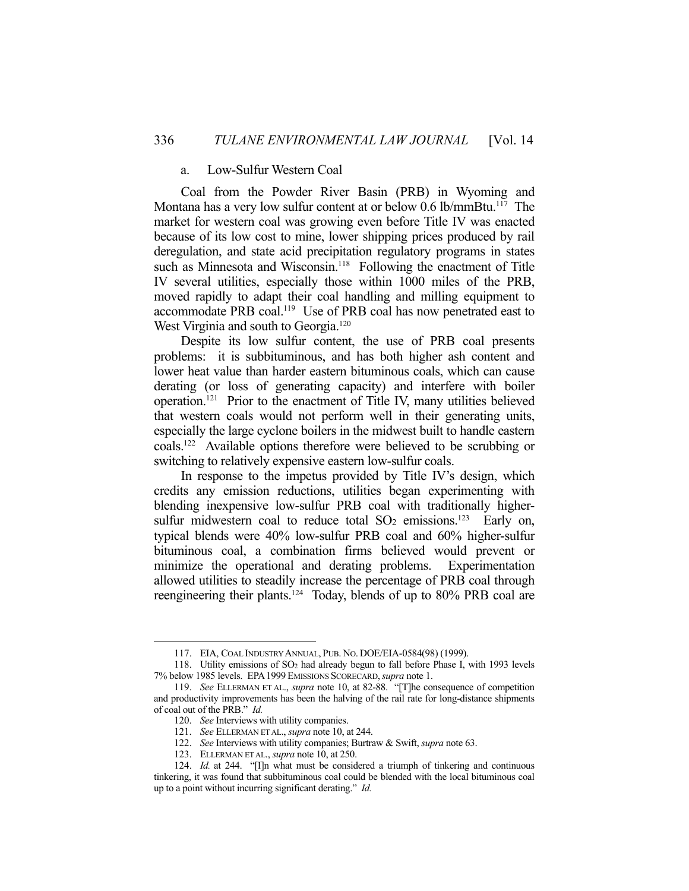a. Low-Sulfur Western Coal

Coal from the Powder River Basin (PRB) in Wyoming and Montana has a very low sulfur content at or below 0.6 lb/mmBtu.[117] The market for western coal was growing even before Title IV was enacted because of its low cost to mine, lower shipping prices produced by rail deregulation, and state acid precipitation regulatory programs in states such as Minnesota and Wisconsin.[118] Following the enactment of Title IV several utilities, especially those within 1000 miles of the PRB, moved rapidly to adapt their coal handling and milling equipment to accommodate PRB coal.[119] Use of PRB coal has now penetrated east to West Virginia and south to Georgia.[120]

Despite its low sulfur content, the use of PRB coal presents problems: it is subbituminous, and has both higher ash content and lower heat value than harder eastern bituminous coals, which can cause derating (or loss of generating capacity) and interfere with boiler operation.[121] Prior to the enactment of Title IV, many utilities believed that western coals would not perform well in their generating units, especially the large cyclone boilers in the midwest built to handle eastern coals.[122] Available options therefore were believed to be scrubbing or switching to relatively expensive eastern low-sulfur coals.

In response to the impetus provided by Title IV's design, which credits any emission reductions, utilities began experimenting with blending inexpensive low-sulfur PRB coal with traditionally higher-sulfur midwestern coal to reduce total $SO_2$ emissions.[123] Early on, typical blends were 40% low-sulfur PRB coal and 60% higher-sulfur bituminous coal, a combination firms believed would prevent or minimize the operational and derating problems. Experimentation allowed utilities to steadily increase the percentage of PRB coal through reengineering their plants.[124] Today, blends of up to 80% PRB coal are

---

117. EIA, COAL INDUSTRY ANNUAL, PUB. NO. DOE/EIA-0584(98) (1999).

118. Utility emissions of $SO_2$ had already begun to fall before Phase I, with 1993 levels 7% below 1985 levels. EPA 1999 EMISSIONS SCORECARD, *supra* note 1.

119. *See* ELLERMAN ET AL., *supra* note 10, at 82-88. "[T]he consequence of competition and productivity improvements has been the halving of the rail rate for long-distance shipments of coal out of the PRB." *Id.*

120. *See* Interviews with utility companies.

121. *See* ELLERMAN ET AL., *supra* note 10, at 244.

122. *See* Interviews with utility companies; Burtraw & Swift, *supra* note 63.

123. ELLERMAN ET AL., *supra* note 10, at 250.

124. *Id.* at 244. "[I]n what must be considered a triumph of tinkering and continuous tinkering, it was found that subbituminous coal could be blended with the local bituminous coal up to a point without incurring significant derating." *Id.*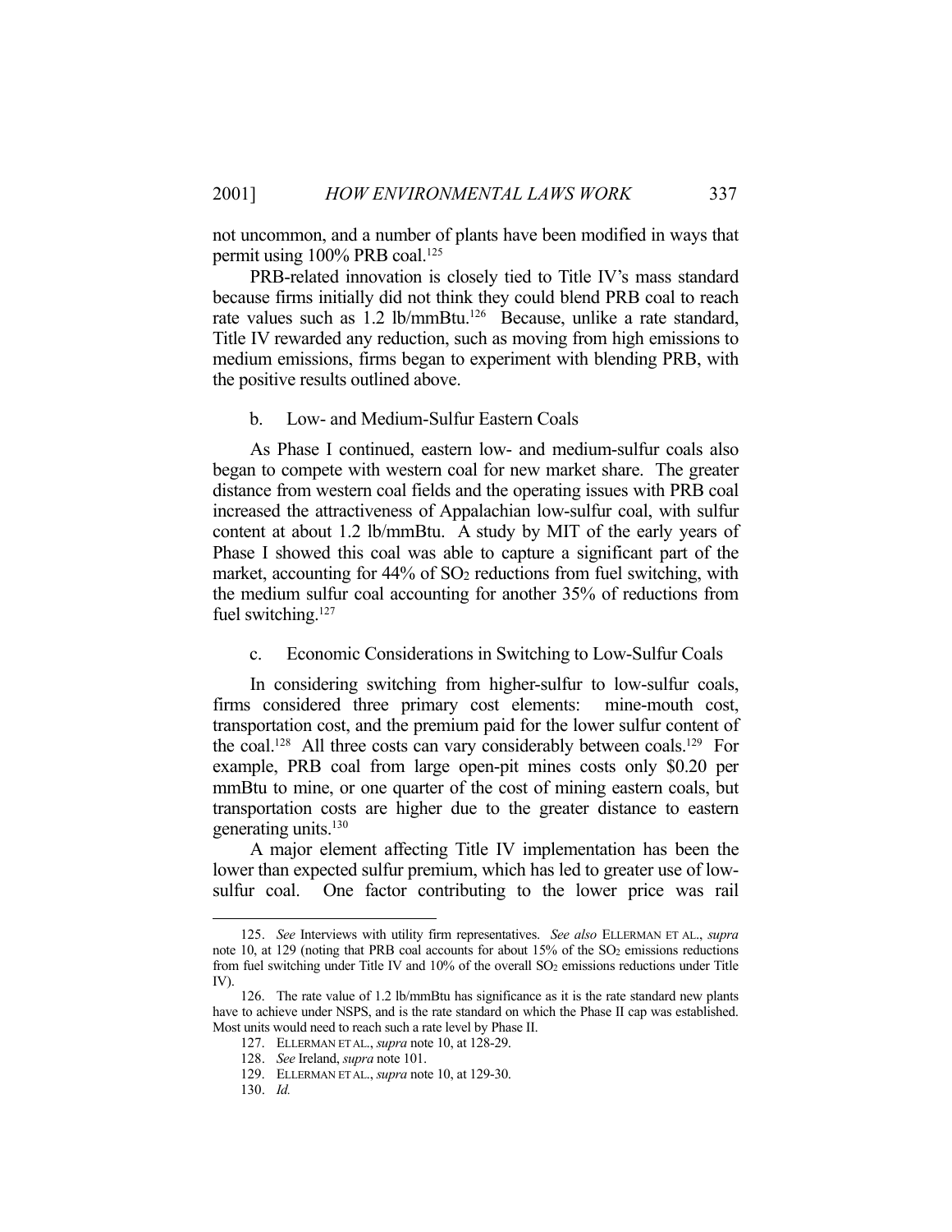not uncommon, and a number of plants have been modified in ways that permit using 100% PRB coal.[125]

PRB-related innovation is closely tied to Title IV's mass standard because firms initially did not think they could blend PRB coal to reach rate values such as 1.2 lb/mmBtu.[126] Because, unlike a rate standard, Title IV rewarded any reduction, such as moving from high emissions to medium emissions, firms began to experiment with blending PRB, with the positive results outlined above.

#### b. Low- and Medium-Sulfur Eastern Coals

As Phase I continued, eastern low- and medium-sulfur coals also began to compete with western coal for new market share. The greater distance from western coal fields and the operating issues with PRB coal increased the attractiveness of Appalachian low-sulfur coal, with sulfur content at about 1.2 lb/mmBtu. A study by MIT of the early years of Phase I showed this coal was able to capture a significant part of the market, accounting for 44% of $SO_2$ reductions from fuel switching, with the medium sulfur coal accounting for another 35% of reductions from fuel switching.[127]

#### c. Economic Considerations in Switching to Low-Sulfur Coals

In considering switching from higher-sulfur to low-sulfur coals, firms considered three primary cost elements: mine-mouth cost, transportation cost, and the premium paid for the lower sulfur content of the coal.[128] All three costs can vary considerably between coals.[129] For example, PRB coal from large open-pit mines costs only $0.20 per mmBtu to mine, or one quarter of the cost of mining eastern coals, but transportation costs are higher due to the greater distance to eastern generating units.[130]

A major element affecting Title IV implementation has been the lower than expected sulfur premium, which has led to greater use of low-sulfur coal. One factor contributing to the lower price was rail

---

125. *See* Interviews with utility firm representatives. *See also* ELLERMAN ET AL., *supra* note 10, at 129 (noting that PRB coal accounts for about 15% of the $SO_2$ emissions reductions from fuel switching under Title IV and 10% of the overall $SO_2$ emissions reductions under Title IV).

126. The rate value of 1.2 lb/mmBtu has significance as it is the rate standard new plants have to achieve under NSPS, and is the rate standard on which the Phase II cap was established. Most units would need to reach such a rate level by Phase II.

127. ELLERMAN ET AL., *supra* note 10, at 128-29.

128. *See* Ireland, *supra* note 101.

129. ELLERMAN ET AL., *supra* note 10, at 129-30.

130. *Id.*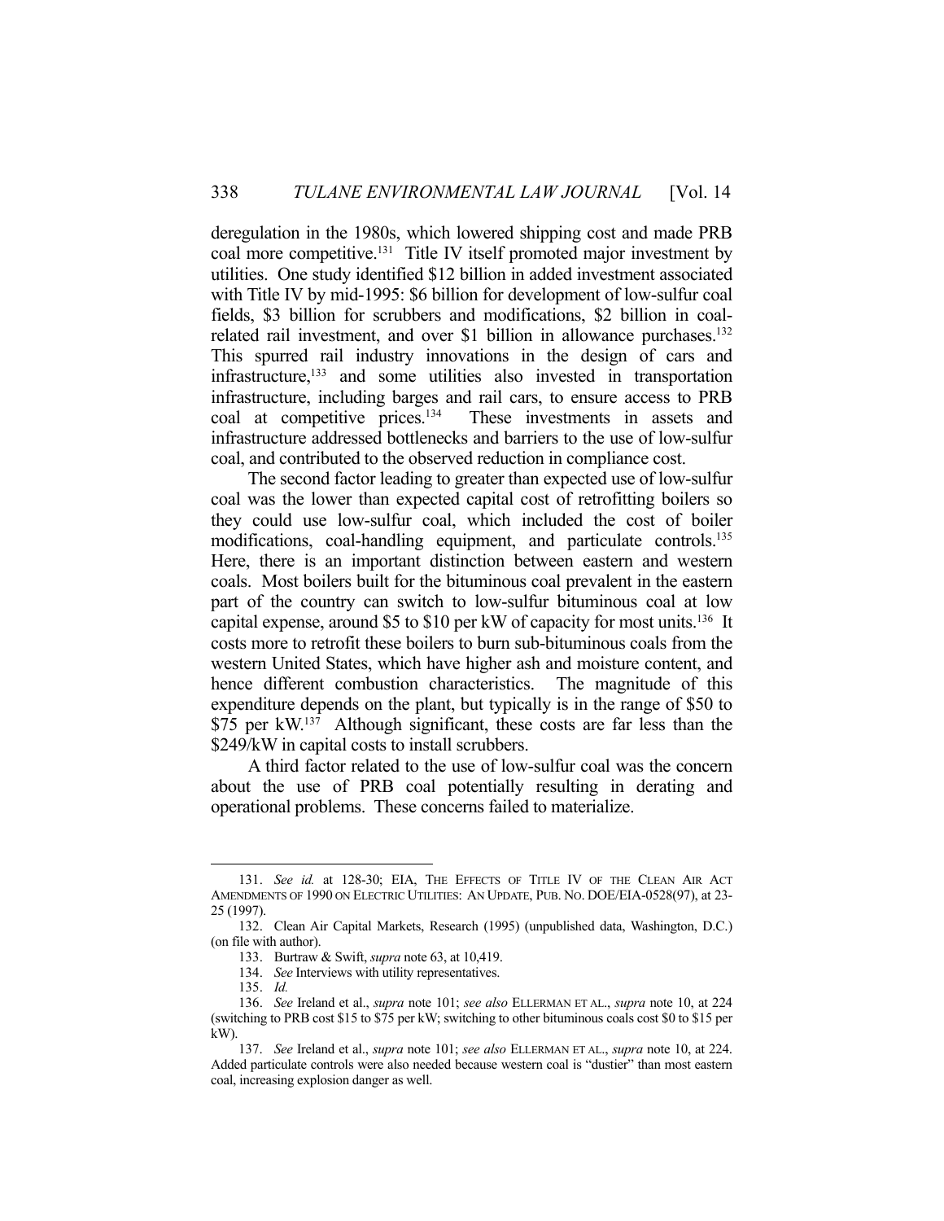deregulation in the 1980s, which lowered shipping cost and made PRB coal more competitive.[131] Title IV itself promoted major investment by utilities. One study identified $12 billion in added investment associated with Title IV by mid-1995: $6 billion for development of low-sulfur coal fields, $3 billion for scrubbers and modifications, $2 billion in coal-related rail investment, and over $1 billion in allowance purchases.[132] This spurred rail industry innovations in the design of cars and infrastructure,[133] and some utilities also invested in transportation infrastructure, including barges and rail cars, to ensure access to PRB coal at competitive prices.[134] These investments in assets and infrastructure addressed bottlenecks and barriers to the use of low-sulfur coal, and contributed to the observed reduction in compliance cost.

The second factor leading to greater than expected use of low-sulfur coal was the lower than expected capital cost of retrofitting boilers so they could use low-sulfur coal, which included the cost of boiler modifications, coal-handling equipment, and particulate controls.[135] Here, there is an important distinction between eastern and western coals. Most boilers built for the bituminous coal prevalent in the eastern part of the country can switch to low-sulfur bituminous coal at low capital expense, around $5 to $10 per kW of capacity for most units.[136] It costs more to retrofit these boilers to burn sub-bituminous coals from the western United States, which have higher ash and moisture content, and hence different combustion characteristics. The magnitude of this expenditure depends on the plant, but typically is in the range of $50 to $75 per kW.[137] Although significant, these costs are far less than the $249/kW in capital costs to install scrubbers.

A third factor related to the use of low-sulfur coal was the concern about the use of PRB coal potentially resulting in derating and operational problems. These concerns failed to materialize.

---

131. *See id.* at 128-30; EIA, THE EFFECTS OF TITLE IV OF THE CLEAN AIR ACT AMENDMENTS OF 1990 ON ELECTRIC UTILITIES: AN UPDATE, PUB. NO. DOE/EIA-0528(97), at 23-25 (1997).

132. Clean Air Capital Markets, Research (1995) (unpublished data, Washington, D.C.) (on file with author).

133. Burtraw & Swift, *supra* note 63, at 10,419.

134. *See* Interviews with utility representatives.

135. *Id.*

136. *See* Ireland et al., *supra* note 101; *see also* ELLERMAN ET AL., *supra* note 10, at 224 (switching to PRB cost $15 to $75 per kW; switching to other bituminous coals cost $0 to $15 per kW).

137. *See* Ireland et al., *supra* note 101; *see also* ELLERMAN ET AL., *supra* note 10, at 224. Added particulate controls were also needed because western coal is "dustier" than most eastern coal, increasing explosion danger as well.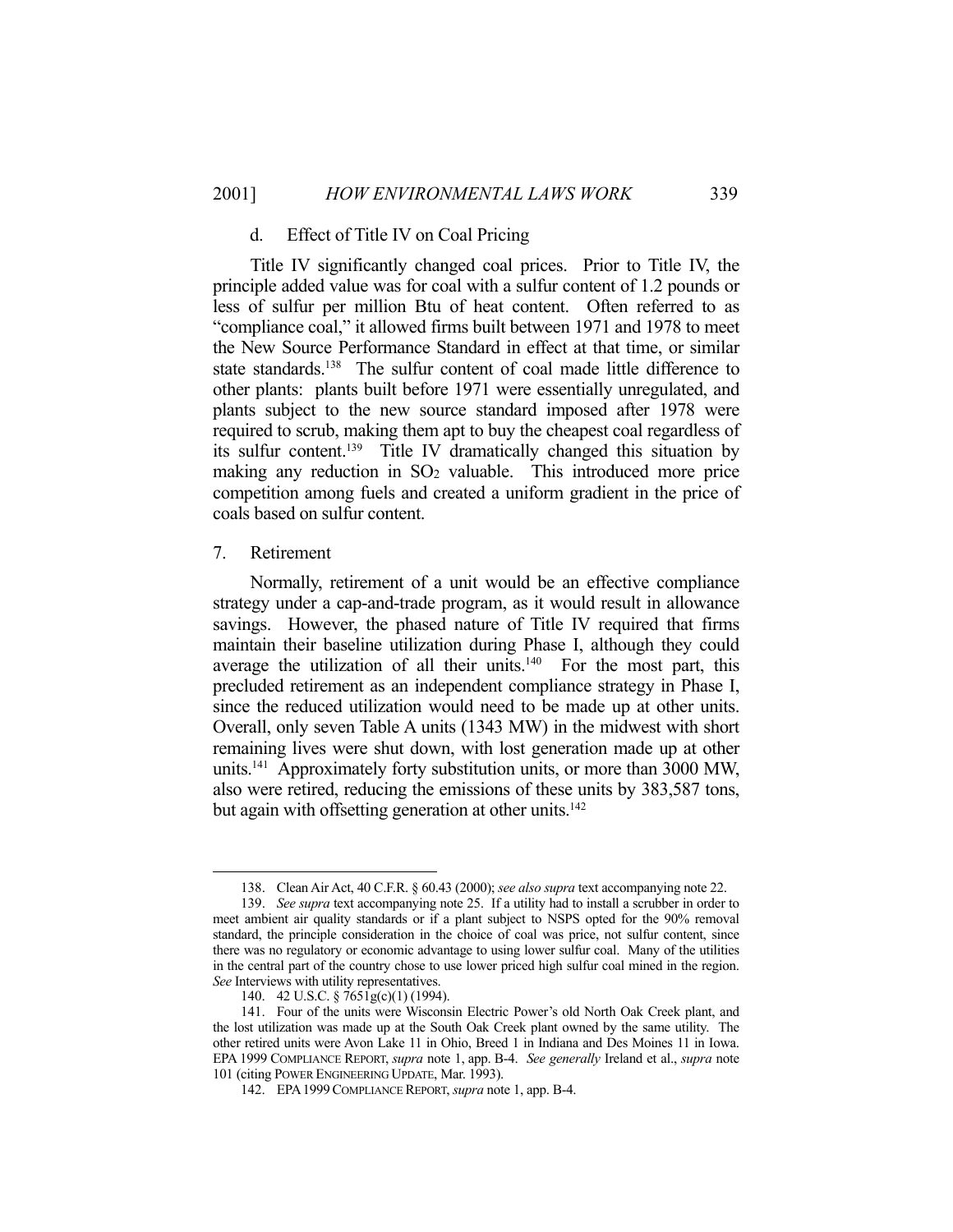#### d. Effect of Title IV on Coal Pricing

Title IV significantly changed coal prices. Prior to Title IV, the principle added value was for coal with a sulfur content of 1.2 pounds or less of sulfur per million Btu of heat content. Often referred to as "compliance coal," it allowed firms built between 1971 and 1978 to meet the New Source Performance Standard in effect at that time, or similar state standards.[138] The sulfur content of coal made little difference to other plants: plants built before 1971 were essentially unregulated, and plants subject to the new source standard imposed after 1978 were required to scrub, making them apt to buy the cheapest coal regardless of its sulfur content.[139] Title IV dramatically changed this situation by making any reduction in $SO_2$ valuable. This introduced more price competition among fuels and created a uniform gradient in the price of coals based on sulfur content.

### 7. Retirement

Normally, retirement of a unit would be an effective compliance strategy under a cap-and-trade program, as it would result in allowance savings. However, the phased nature of Title IV required that firms maintain their baseline utilization during Phase I, although they could average the utilization of all their units.[140] For the most part, this precluded retirement as an independent compliance strategy in Phase I, since the reduced utilization would need to be made up at other units. Overall, only seven Table A units (1343 MW) in the midwest with short remaining lives were shut down, with lost generation made up at other units.[141] Approximately forty substitution units, or more than 3000 MW, also were retired, reducing the emissions of these units by 383,587 tons, but again with offsetting generation at other units.[142]

---

138. Clean Air Act, 40 C.F.R. § 60.43 (2000); *see also supra* text accompanying note 22.

139. *See supra* text accompanying note 25. If a utility had to install a scrubber in order to meet ambient air quality standards or if a plant subject to NSPS opted for the 90% removal standard, the principle consideration in the choice of coal was price, not sulfur content, since there was no regulatory or economic advantage to using lower sulfur coal. Many of the utilities in the central part of the country chose to use lower priced high sulfur coal mined in the region. *See* Interviews with utility representatives.

140. 42 U.S.C. § 7651g(c)(1) (1994).

141. Four of the units were Wisconsin Electric Power's old North Oak Creek plant, and the lost utilization was made up at the South Oak Creek plant owned by the same utility. The other retired units were Avon Lake 11 in Ohio, Breed 1 in Indiana and Des Moines 11 in Iowa. EPA 1999 COMPLIANCE REPORT, *supra* note 1, app. B-4. *See generally* Ireland et al., *supra* note 101 (citing POWER ENGINEERING UPDATE, Mar. 1993).

142. EPA 1999 COMPLIANCE REPORT, *supra* note 1, app. B-4.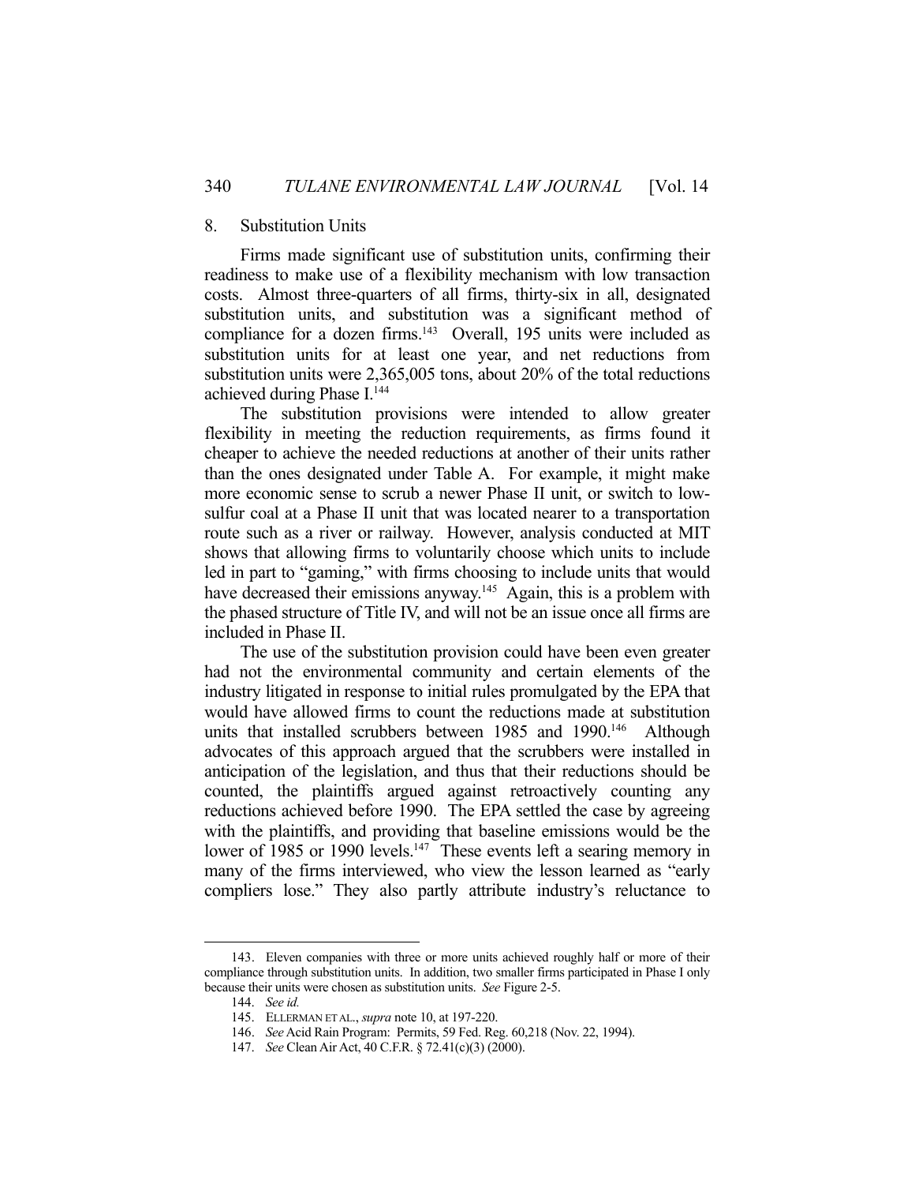### 8. Substitution Units

Firms made significant use of substitution units, confirming their readiness to make use of a flexibility mechanism with low transaction costs. Almost three-quarters of all firms, thirty-six in all, designated substitution units, and substitution was a significant method of compliance for a dozen firms.[143] Overall, 195 units were included as substitution units for at least one year, and net reductions from substitution units were 2,365,005 tons, about 20% of the total reductions achieved during Phase I.[144]

The substitution provisions were intended to allow greater flexibility in meeting the reduction requirements, as firms found it cheaper to achieve the needed reductions at another of their units rather than the ones designated under Table A. For example, it might make more economic sense to scrub a newer Phase II unit, or switch to low-sulfur coal at a Phase II unit that was located nearer to a transportation route such as a river or railway. However, analysis conducted at MIT shows that allowing firms to voluntarily choose which units to include led in part to "gaming," with firms choosing to include units that would have decreased their emissions anyway.[145] Again, this is a problem with the phased structure of Title IV, and will not be an issue once all firms are included in Phase II.

The use of the substitution provision could have been even greater had not the environmental community and certain elements of the industry litigated in response to initial rules promulgated by the EPA that would have allowed firms to count the reductions made at substitution units that installed scrubbers between 1985 and 1990.[146] Although advocates of this approach argued that the scrubbers were installed in anticipation of the legislation, and thus that their reductions should be counted, the plaintiffs argued against retroactively counting any reductions achieved before 1990. The EPA settled the case by agreeing with the plaintiffs, and providing that baseline emissions would be the lower of 1985 or 1990 levels.[147] These events left a searing memory in many of the firms interviewed, who view the lesson learned as "early compliers lose." They also partly attribute industry's reluctance to

---

143. Eleven companies with three or more units achieved roughly half or more of their compliance through substitution units. In addition, two smaller firms participated in Phase I only because their units were chosen as substitution units. *See* Figure 2-5.

144. *See id.*

145. ELLERMAN ET AL., *supra* note 10, at 197-220.

146. *See* Acid Rain Program: Permits, 59 Fed. Reg. 60,218 (Nov. 22, 1994).

147. *See* Clean Air Act, 40 C.F.R. § 72.41(c)(3) (2000).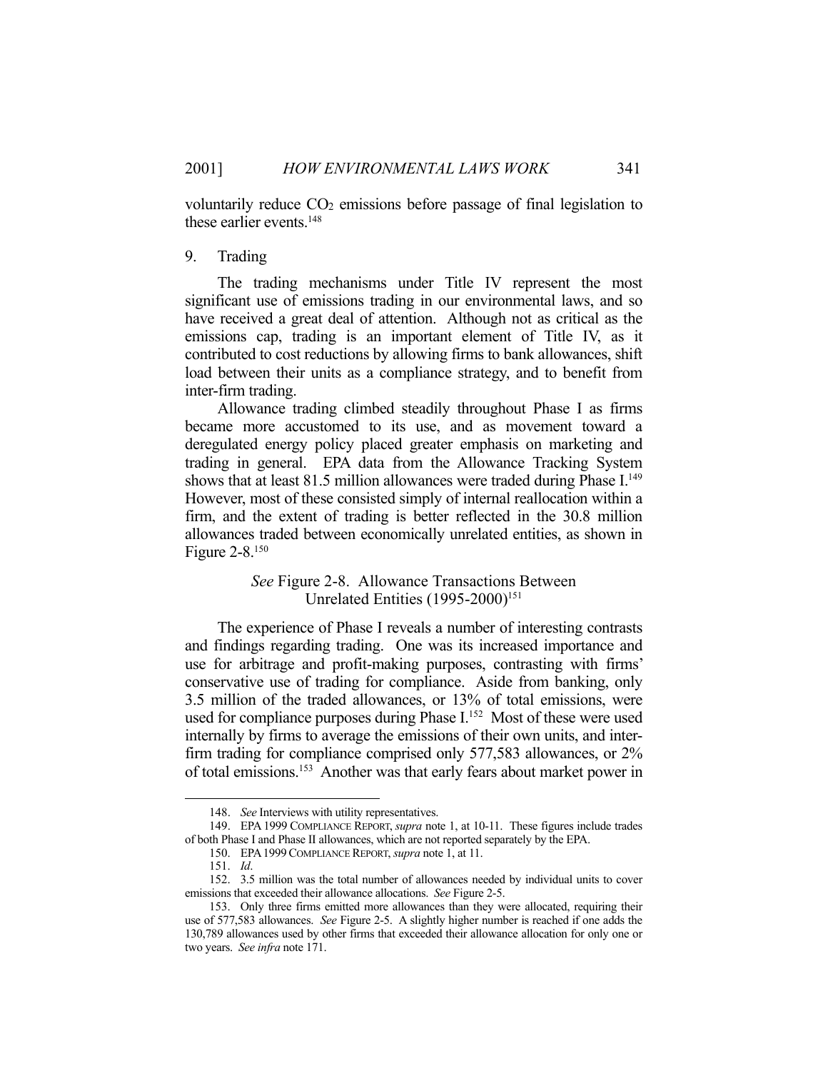voluntarily reduce $CO_2$ emissions before passage of final legislation to these earlier events.[148]

9. Trading

The trading mechanisms under Title IV represent the most significant use of emissions trading in our environmental laws, and so have received a great deal of attention. Although not as critical as the emissions cap, trading is an important element of Title IV, as it contributed to cost reductions by allowing firms to bank allowances, shift load between their units as a compliance strategy, and to benefit from inter-firm trading.

Allowance trading climbed steadily throughout Phase I as firms became more accustomed to its use, and as movement toward a deregulated energy policy placed greater emphasis on marketing and trading in general. EPA data from the Allowance Tracking System shows that at least 81.5 million allowances were traded during Phase I.[149] However, most of these consisted simply of internal reallocation within a firm, and the extent of trading is better reflected in the 30.8 million allowances traded between economically unrelated entities, as shown in Figure 2-8.[150]

*See* Figure 2-8. Allowance Transactions Between Unrelated Entities (1995-2000)[151]

The experience of Phase I reveals a number of interesting contrasts and findings regarding trading. One was its increased importance and use for arbitrage and profit-making purposes, contrasting with firms' conservative use of trading for compliance. Aside from banking, only 3.5 million of the traded allowances, or 13% of total emissions, were used for compliance purposes during Phase I.[152] Most of these were used internally by firms to average the emissions of their own units, and inter-firm trading for compliance comprised only 577,583 allowances, or 2% of total emissions.[153] Another was that early fears about market power in

---

148. *See* Interviews with utility representatives.

149. EPA 1999 COMPLIANCE REPORT, *supra* note 1, at 10-11. These figures include trades of both Phase I and Phase II allowances, which are not reported separately by the EPA.

150. EPA 1999 COMPLIANCE REPORT, *supra* note 1, at 11.

151. *Id.*

152. 3.5 million was the total number of allowances needed by individual units to cover emissions that exceeded their allowance allocations. *See* Figure 2-5.

153. Only three firms emitted more allowances than they were allocated, requiring their use of 577,583 allowances. *See* Figure 2-5. A slightly higher number is reached if one adds the 130,789 allowances used by other firms that exceeded their allowance allocation for only one or two years. *See infra* note 171.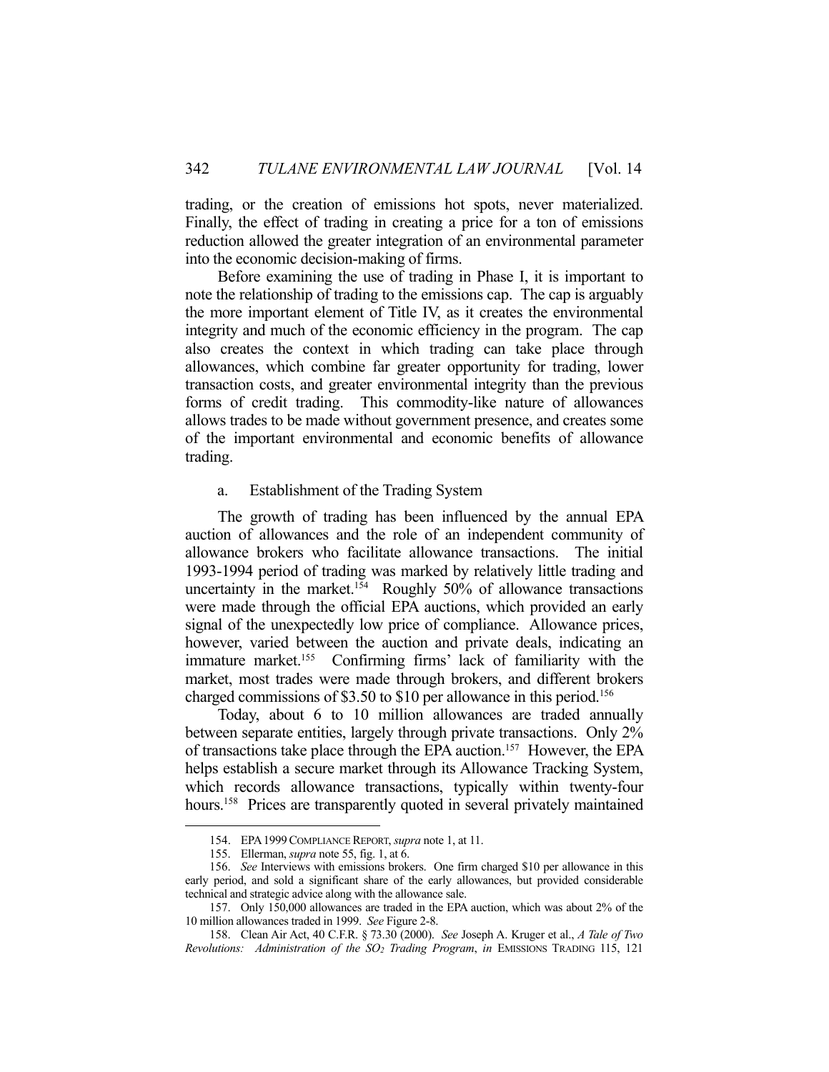trading, or the creation of emissions hot spots, never materialized. Finally, the effect of trading in creating a price for a ton of emissions reduction allowed the greater integration of an environmental parameter into the economic decision-making of firms.

Before examining the use of trading in Phase I, it is important to note the relationship of trading to the emissions cap. The cap is arguably the more important element of Title IV, as it creates the environmental integrity and much of the economic efficiency in the program. The cap also creates the context in which trading can take place through allowances, which combine far greater opportunity for trading, lower transaction costs, and greater environmental integrity than the previous forms of credit trading. This commodity-like nature of allowances allows trades to be made without government presence, and creates some of the important environmental and economic benefits of allowance trading.

### a. Establishment of the Trading System

The growth of trading has been influenced by the annual EPA auction of allowances and the role of an independent community of allowance brokers who facilitate allowance transactions. The initial 1993-1994 period of trading was marked by relatively little trading and uncertainty in the market.[154] Roughly 50% of allowance transactions were made through the official EPA auctions, which provided an early signal of the unexpectedly low price of compliance. Allowance prices, however, varied between the auction and private deals, indicating an immature market.[155] Confirming firms' lack of familiarity with the market, most trades were made through brokers, and different brokers charged commissions of $3.50 to $10 per allowance in this period.[156]

Today, about 6 to 10 million allowances are traded annually between separate entities, largely through private transactions. Only 2% of transactions take place through the EPA auction.[157] However, the EPA helps establish a secure market through its Allowance Tracking System, which records allowance transactions, typically within twenty-four hours.[158] Prices are transparently quoted in several privately maintained

---

154. EPA 1999 COMPLIANCE REPORT, *supra* note 1, at 11.

155. Ellerman, *supra* note 55, fig. 1, at 6.

156. *See* Interviews with emissions brokers. One firm charged $10 per allowance in this early period, and sold a significant share of the early allowances, but provided considerable technical and strategic advice along with the allowance sale.

157. Only 150,000 allowances are traded in the EPA auction, which was about 2% of the 10 million allowances traded in 1999. *See* Figure 2-8.

158. Clean Air Act, 40 C.F.R. § 73.30 (2000). *See* Joseph A. Kruger et al., *A Tale of Two Revolutions: Administration of the $SO_2$ Trading Program*, *in* EMISSIONS TRADING 115, 121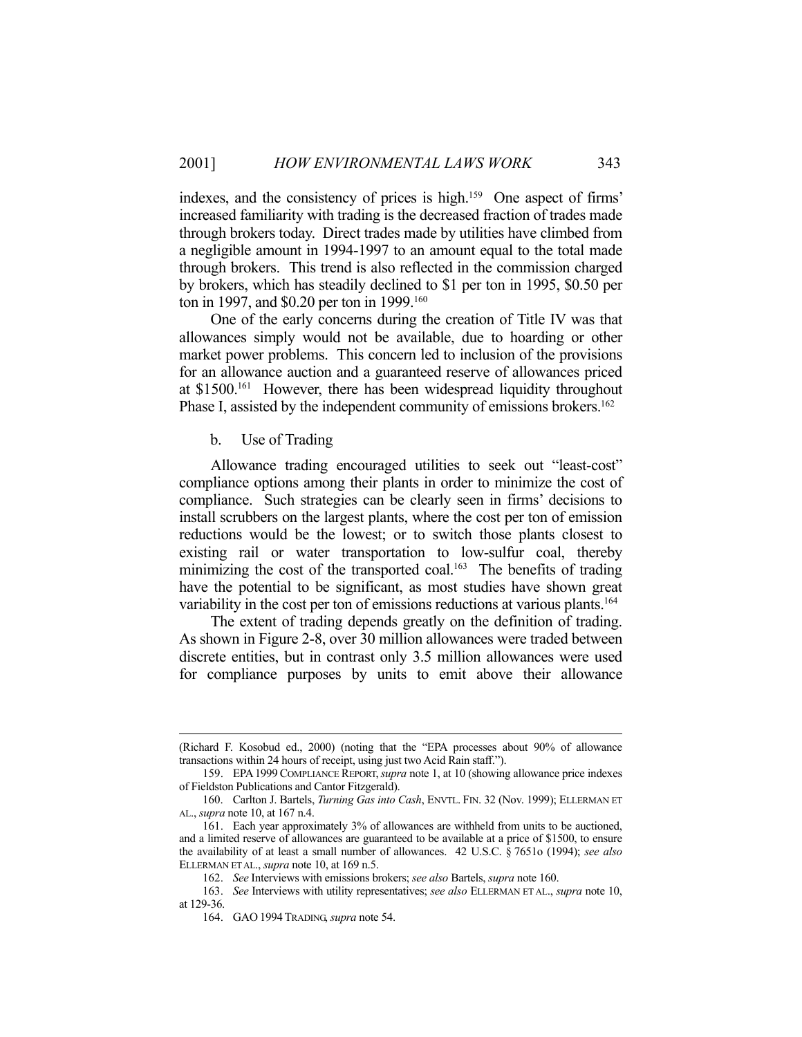indexes, and the consistency of prices is high.[159] One aspect of firms' increased familiarity with trading is the decreased fraction of trades made through brokers today. Direct trades made by utilities have climbed from a negligible amount in 1994-1997 to an amount equal to the total made through brokers. This trend is also reflected in the commission charged by brokers, which has steadily declined to $1 per ton in 1995, $0.50 per ton in 1997, and $0.20 per ton in 1999.[160]

One of the early concerns during the creation of Title IV was that allowances simply would not be available, due to hoarding or other market power problems. This concern led to inclusion of the provisions for an allowance auction and a guaranteed reserve of allowances priced at $1500.[161] However, there has been widespread liquidity throughout Phase I, assisted by the independent community of emissions brokers.[162]

b. Use of Trading

Allowance trading encouraged utilities to seek out "least-cost" compliance options among their plants in order to minimize the cost of compliance. Such strategies can be clearly seen in firms' decisions to install scrubbers on the largest plants, where the cost per ton of emission reductions would be the lowest; or to switch those plants closest to existing rail or water transportation to low-sulfur coal, thereby minimizing the cost of the transported coal.[163] The benefits of trading have the potential to be significant, as most studies have shown great variability in the cost per ton of emissions reductions at various plants.[164]

The extent of trading depends greatly on the definition of trading. As shown in Figure 2-8, over 30 million allowances were traded between discrete entities, but in contrast only 3.5 million allowances were used for compliance purposes by units to emit above their allowance

---

(Richard F. Kosobud ed., 2000) (noting that the "EPA processes about 90% of allowance transactions within 24 hours of receipt, using just two Acid Rain staff.").

159. EPA 1999 COMPLIANCE REPORT, *supra* note 1, at 10 (showing allowance price indexes of Fieldston Publications and Cantor Fitzgerald).

160. Carlton J. Bartels, *Turning Gas into Cash*, ENVTL. FIN. 32 (Nov. 1999); ELLERMAN ET AL., *supra* note 10, at 167 n.4.

161. Each year approximately 3% of allowances are withheld from units to be auctioned, and a limited reserve of allowances are guaranteed to be available at a price of $1500, to ensure the availability of at least a small number of allowances. 42 U.S.C. § 7651o (1994); *see also* ELLERMAN ET AL., *supra* note 10, at 169 n.5.

162. *See* Interviews with emissions brokers; *see also* Bartels, *supra* note 160.

163. *See* Interviews with utility representatives; *see also* ELLERMAN ET AL., *supra* note 10, at 129-36.

164. GAO 1994 TRADING, *supra* note 54.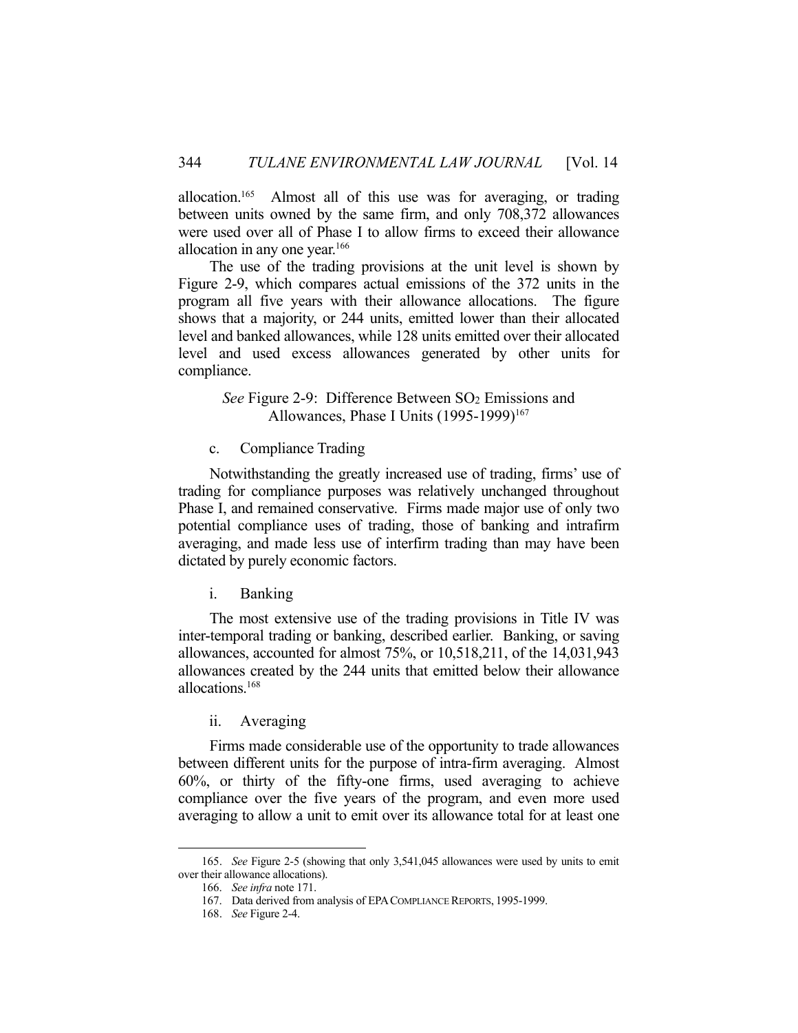allocation.[165] Almost all of this use was for averaging, or trading between units owned by the same firm, and only 708,372 allowances were used over all of Phase I to allow firms to exceed their allowance allocation in any one year.[166]

The use of the trading provisions at the unit level is shown by Figure 2-9, which compares actual emissions of the 372 units in the program all five years with their allowance allocations. The figure shows that a majority, or 244 units, emitted lower than their allocated level and banked allowances, while 128 units emitted over their allocated level and used excess allowances generated by other units for compliance.

*See* Figure 2-9: Difference Between $SO_2$ Emissions and Allowances, Phase I Units (1995-1999)[167]

c. Compliance Trading

Notwithstanding the greatly increased use of trading, firms' use of trading for compliance purposes was relatively unchanged throughout Phase I, and remained conservative. Firms made major use of only two potential compliance uses of trading, those of banking and intrafirm averaging, and made less use of interfirm trading than may have been dictated by purely economic factors.

i. Banking

The most extensive use of the trading provisions in Title IV was inter-temporal trading or banking, described earlier. Banking, or saving allowances, accounted for almost 75%, or 10,518,211, of the 14,031,943 allowances created by the 244 units that emitted below their allowance allocations.[168]

ii. Averaging

Firms made considerable use of the opportunity to trade allowances between different units for the purpose of intra-firm averaging. Almost 60%, or thirty of the fifty-one firms, used averaging to achieve compliance over the five years of the program, and even more used averaging to allow a unit to emit over its allowance total for at least one

---

165. *See* Figure 2-5 (showing that only 3,541,045 allowances were used by units to emit over their allowance allocations).

166. *See infra* note 171.

167. Data derived from analysis of EPA COMPLIANCE REPORTS, 1995-1999.

168. *See* Figure 2-4.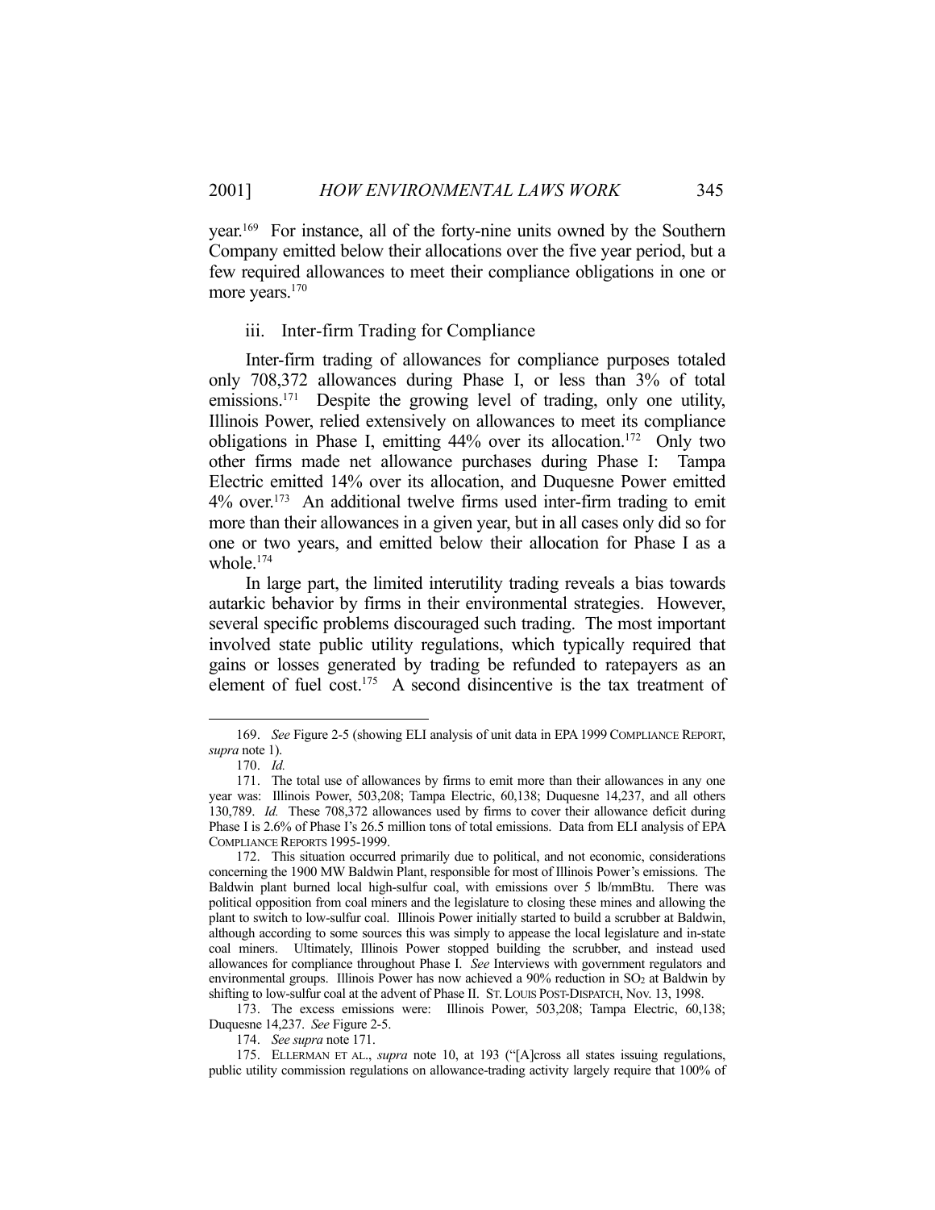year.[169] For instance, all of the forty-nine units owned by the Southern Company emitted below their allocations over the five year period, but a few required allowances to meet their compliance obligations in one or more years.[170]

### iii. Inter-firm Trading for Compliance

Inter-firm trading of allowances for compliance purposes totaled only 708,372 allowances during Phase I, or less than 3% of total emissions.[171] Despite the growing level of trading, only one utility, Illinois Power, relied extensively on allowances to meet its compliance obligations in Phase I, emitting 44% over its allocation.[172] Only two other firms made net allowance purchases during Phase I: Tampa Electric emitted 14% over its allocation, and Duquesne Power emitted 4% over.[173] An additional twelve firms used inter-firm trading to emit more than their allowances in a given year, but in all cases only did so for one or two years, and emitted below their allocation for Phase I as a whole.[174]

In large part, the limited interutility trading reveals a bias towards autarkic behavior by firms in their environmental strategies. However, several specific problems discouraged such trading. The most important involved state public utility regulations, which typically required that gains or losses generated by trading be refunded to ratepayers as an element of fuel cost.[175] A second disincentive is the tax treatment of

---

169. *See* Figure 2-5 (showing ELI analysis of unit data in EPA 1999 COMPLIANCE REPORT, *supra* note 1).

170. *Id.*

171. The total use of allowances by firms to emit more than their allowances in any one year was: Illinois Power, 503,208; Tampa Electric, 60,138; Duquesne 14,237, and all others 130,789. *Id.* These 708,372 allowances used by firms to cover their allowance deficit during Phase I is 2.6% of Phase I's 26.5 million tons of total emissions. Data from ELI analysis of EPA COMPLIANCE REPORTS 1995-1999.

172. This situation occurred primarily due to political, and not economic, considerations concerning the 1900 MW Baldwin Plant, responsible for most of Illinois Power's emissions. The Baldwin plant burned local high-sulfur coal, with emissions over 5 lb/mmBtu. There was political opposition from coal miners and the legislature to closing these mines and allowing the plant to switch to low-sulfur coal. Illinois Power initially started to build a scrubber at Baldwin, although according to some sources this was simply to appease the local legislature and in-state coal miners. Ultimately, Illinois Power stopped building the scrubber, and instead used allowances for compliance throughout Phase I. *See* Interviews with government regulators and environmental groups. Illinois Power has now achieved a 90% reduction in $SO_2$ at Baldwin by shifting to low-sulfur coal at the advent of Phase II. ST. LOUIS POST-DISPATCH, Nov. 13, 1998.

173. The excess emissions were: Illinois Power, 503,208; Tampa Electric, 60,138; Duquesne 14,237. *See* Figure 2-5.

174. *See supra* note 171.

175. ELLERMAN ET AL., *supra* note 10, at 193 ("[A]cross all states issuing regulations, public utility commission regulations on allowance-trading activity largely require that 100% of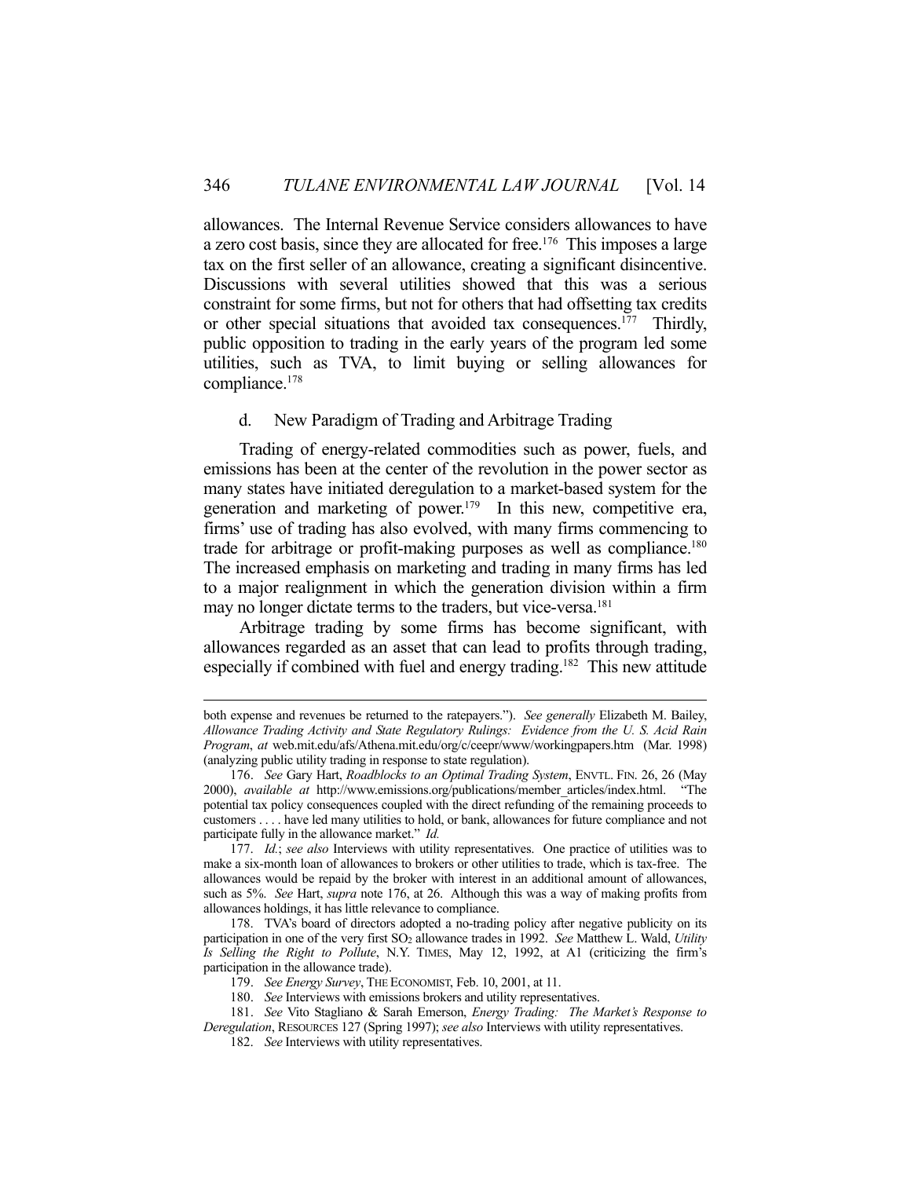allowances. The Internal Revenue Service considers allowances to have a zero cost basis, since they are allocated for free.[176] This imposes a large tax on the first seller of an allowance, creating a significant disincentive. Discussions with several utilities showed that this was a serious constraint for some firms, but not for others that had offsetting tax credits or other special situations that avoided tax consequences.[177] Thirdly, public opposition to trading in the early years of the program led some utilities, such as TVA, to limit buying or selling allowances for compliance.[178]

d. New Paradigm of Trading and Arbitrage Trading

Trading of energy-related commodities such as power, fuels, and emissions has been at the center of the revolution in the power sector as many states have initiated deregulation to a market-based system for the generation and marketing of power.[179] In this new, competitive era, firms' use of trading has also evolved, with many firms commencing to trade for arbitrage or profit-making purposes as well as compliance.[180] The increased emphasis on marketing and trading in many firms has led to a major realignment in which the generation division within a firm may no longer dictate terms to the traders, but vice-versa.[181]

Arbitrage trading by some firms has become significant, with allowances regarded as an asset that can lead to profits through trading, especially if combined with fuel and energy trading.[182] This new attitude

---

both expense and revenues be returned to the ratepayers."). *See generally* Elizabeth M. Bailey, *Allowance Trading Activity and State Regulatory Rulings: Evidence from the U. S. Acid Rain Program*, *at* web.mit.edu/afs/Athena.mit.edu/org/c/ceepr/www/workingpapers.htm (Mar. 1998) (analyzing public utility trading in response to state regulation).

176. *See* Gary Hart, *Roadblocks to an Optimal Trading System*, ENVTL. FIN. 26, 26 (May 2000), *available at* http://www.emissions.org/publications/member_articles/index.html. "The potential tax policy consequences coupled with the direct refunding of the remaining proceeds to customers . . . . have led many utilities to hold, or bank, allowances for future compliance and not participate fully in the allowance market." *Id.*

177. *Id.*; *see also* Interviews with utility representatives. One practice of utilities was to make a six-month loan of allowances to brokers or other utilities to trade, which is tax-free. The allowances would be repaid by the broker with interest in an additional amount of allowances, such as 5%. *See* Hart, *supra* note 176, at 26. Although this was a way of making profits from allowances holdings, it has little relevance to compliance.

178. TVA's board of directors adopted a no-trading policy after negative publicity on its participation in one of the very first $SO_2$ allowance trades in 1992. *See* Matthew L. Wald, *Utility Is Selling the Right to Pollute*, N.Y. TIMES, May 12, 1992, at A1 (criticizing the firm's participation in the allowance trade).

179. *See Energy Survey*, THE ECONOMIST, Feb. 10, 2001, at 11.

180. *See* Interviews with emissions brokers and utility representatives.

181. *See* Vito Stagliano & Sarah Emerson, *Energy Trading: The Market's Response to Deregulation*, RESOURCES 127 (Spring 1997); *see also* Interviews with utility representatives.

182. *See* Interviews with utility representatives.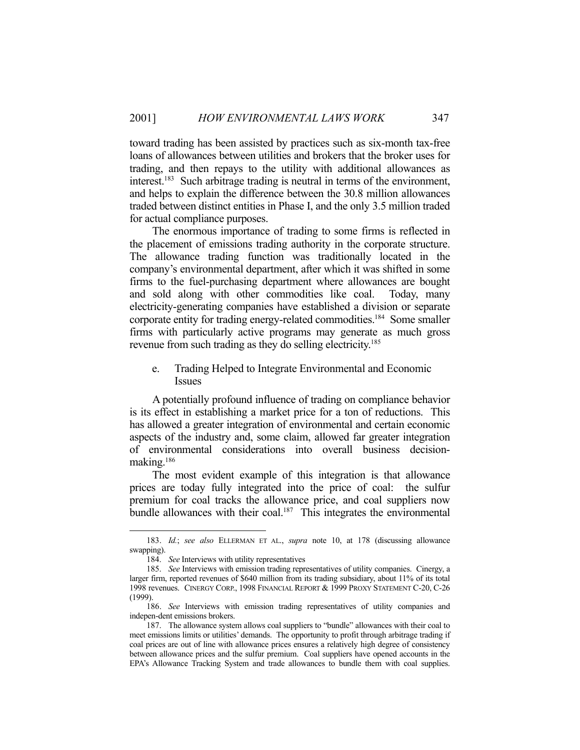toward trading has been assisted by practices such as six-month tax-free loans of allowances between utilities and brokers that the broker uses for trading, and then repays to the utility with additional allowances as interest.[183] Such arbitrage trading is neutral in terms of the environment, and helps to explain the difference between the 30.8 million allowances traded between distinct entities in Phase I, and the only 3.5 million traded for actual compliance purposes.

The enormous importance of trading to some firms is reflected in the placement of emissions trading authority in the corporate structure. The allowance trading function was traditionally located in the company's environmental department, after which it was shifted in some firms to the fuel-purchasing department where allowances are bought and sold along with other commodities like coal. Today, many electricity-generating companies have established a division or separate corporate entity for trading energy-related commodities.[184] Some smaller firms with particularly active programs may generate as much gross revenue from such trading as they do selling electricity.[185]

#### e. Trading Helped to Integrate Environmental and Economic Issues

A potentially profound influence of trading on compliance behavior is its effect in establishing a market price for a ton of reductions. This has allowed a greater integration of environmental and certain economic aspects of the industry and, some claim, allowed far greater integration of environmental considerations into overall business decision-making.[186]

The most evident example of this integration is that allowance prices are today fully integrated into the price of coal: the sulfur premium for coal tracks the allowance price, and coal suppliers now bundle allowances with their coal.[187] This integrates the environmental

---

183. *Id.*; *see also* ELLERMAN ET AL., *supra* note 10, at 178 (discussing allowance swapping).

184. *See* Interviews with utility representatives

185. *See* Interviews with emission trading representatives of utility companies. Cinergy, a larger firm, reported revenues of $640 million from its trading subsidiary, about 11% of its total 1998 revenues. CINERGY CORP., 1998 FINANCIAL REPORT & 1999 PROXY STATEMENT C-20, C-26 (1999).

186. *See* Interviews with emission trading representatives of utility companies and indepen-dent emissions brokers.

187. The allowance system allows coal suppliers to "bundle" allowances with their coal to meet emissions limits or utilities' demands. The opportunity to profit through arbitrage trading if coal prices are out of line with allowance prices ensures a relatively high degree of consistency between allowance prices and the sulfur premium. Coal suppliers have opened accounts in the EPA's Allowance Tracking System and trade allowances to bundle them with coal supplies.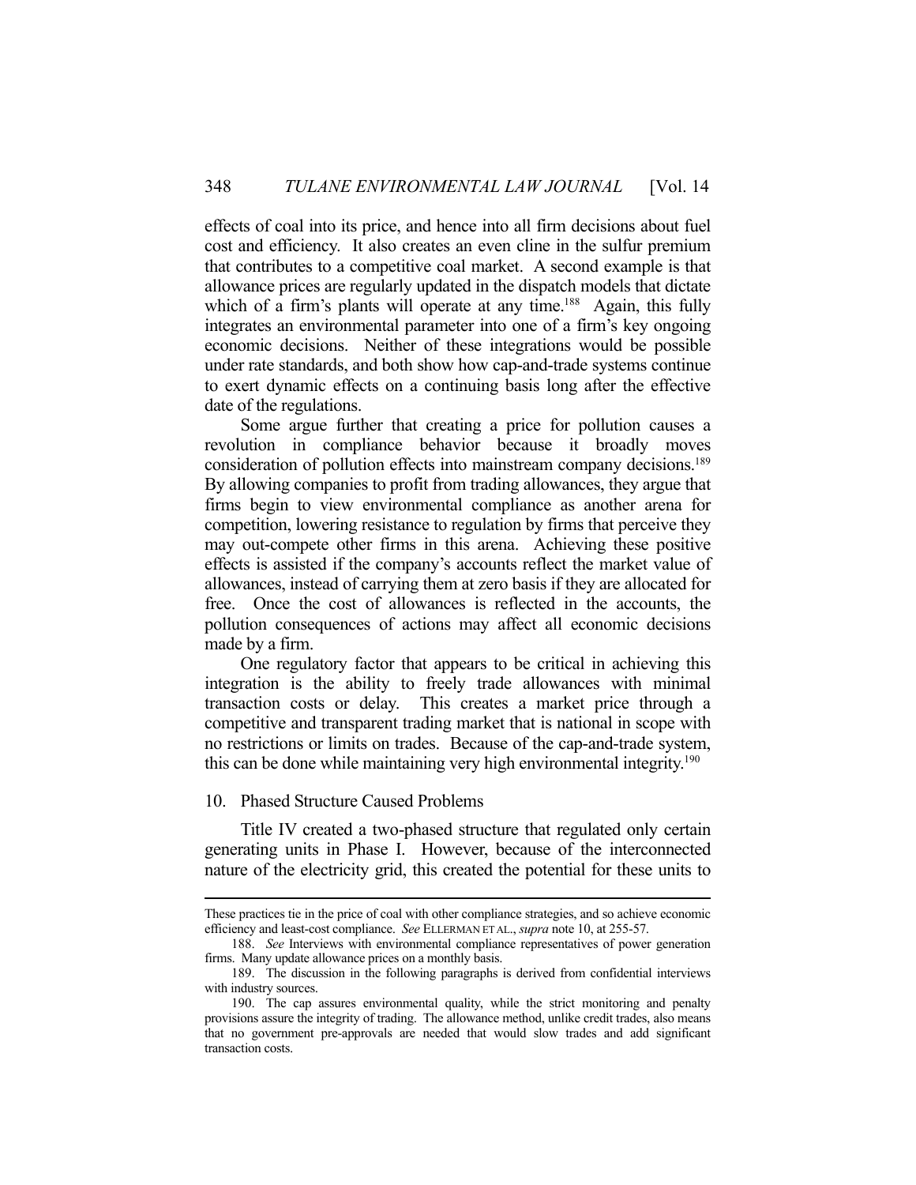effects of coal into its price, and hence into all firm decisions about fuel cost and efficiency. It also creates an even cline in the sulfur premium that contributes to a competitive coal market. A second example is that allowance prices are regularly updated in the dispatch models that dictate which of a firm's plants will operate at any time.[188] Again, this fully integrates an environmental parameter into one of a firm's key ongoing economic decisions. Neither of these integrations would be possible under rate standards, and both show how cap-and-trade systems continue to exert dynamic effects on a continuing basis long after the effective date of the regulations.

Some argue further that creating a price for pollution causes a revolution in compliance behavior because it broadly moves consideration of pollution effects into mainstream company decisions.[189] By allowing companies to profit from trading allowances, they argue that firms begin to view environmental compliance as another arena for competition, lowering resistance to regulation by firms that perceive they may out-compete other firms in this arena. Achieving these positive effects is assisted if the company's accounts reflect the market value of allowances, instead of carrying them at zero basis if they are allocated for free. Once the cost of allowances is reflected in the accounts, the pollution consequences of actions may affect all economic decisions made by a firm.

One regulatory factor that appears to be critical in achieving this integration is the ability to freely trade allowances with minimal transaction costs or delay. This creates a market price through a competitive and transparent trading market that is national in scope with no restrictions or limits on trades. Because of the cap-and-trade system, this can be done while maintaining very high environmental integrity.[190]

### 10. Phased Structure Caused Problems

Title IV created a two-phased structure that regulated only certain generating units in Phase I. However, because of the interconnected nature of the electricity grid, this created the potential for these units to

---

These practices tie in the price of coal with other compliance strategies, and so achieve economic efficiency and least-cost compliance. *See* ELLERMAN ET AL., *supra* note 10, at 255-57.

188. *See* Interviews with environmental compliance representatives of power generation firms. Many update allowance prices on a monthly basis.

189. The discussion in the following paragraphs is derived from confidential interviews with industry sources.

190. The cap assures environmental quality, while the strict monitoring and penalty provisions assure the integrity of trading. The allowance method, unlike credit trades, also means that no government pre-approvals are needed that would slow trades and add significant transaction costs.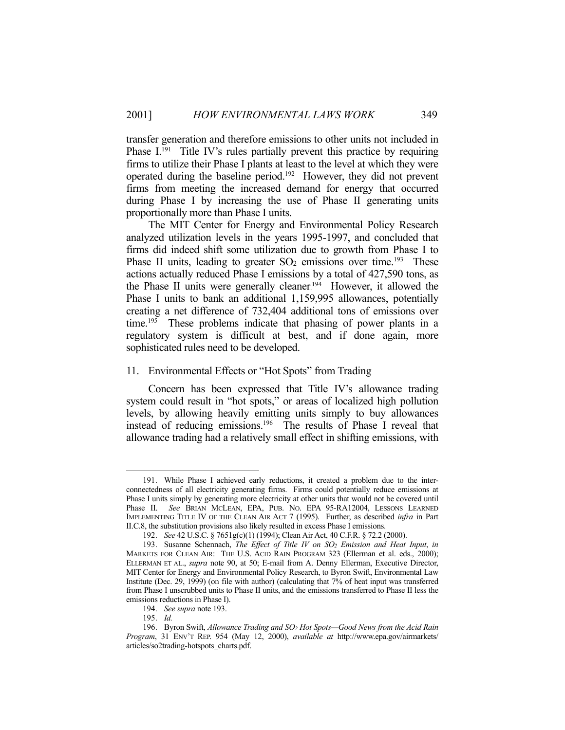transfer generation and therefore emissions to other units not included in Phase I.[191] Title IV's rules partially prevent this practice by requiring firms to utilize their Phase I plants at least to the level at which they were operated during the baseline period.[192] However, they did not prevent firms from meeting the increased demand for energy that occurred during Phase I by increasing the use of Phase II generating units proportionally more than Phase I units.

The MIT Center for Energy and Environmental Policy Research analyzed utilization levels in the years 1995-1997, and concluded that firms did indeed shift some utilization due to growth from Phase I to Phase II units, leading to greater $SO_2$ emissions over time.[193] These actions actually reduced Phase I emissions by a total of 427,590 tons, as the Phase II units were generally cleaner.[194] However, it allowed the Phase I units to bank an additional 1,159,995 allowances, potentially creating a net difference of 732,404 additional tons of emissions over time.[195] These problems indicate that phasing of power plants in a regulatory system is difficult at best, and if done again, more sophisticated rules need to be developed.

### 11. Environmental Effects or "Hot Spots" from Trading

Concern has been expressed that Title IV's allowance trading system could result in "hot spots," or areas of localized high pollution levels, by allowing heavily emitting units simply to buy allowances instead of reducing emissions.[196] The results of Phase I reveal that allowance trading had a relatively small effect in shifting emissions, with

---

191. While Phase I achieved early reductions, it created a problem due to the interconnectedness of all electricity generating firms. Firms could potentially reduce emissions at Phase I units simply by generating more electricity at other units that would not be covered until Phase II. *See* BRIAN MCLEAN, EPA, PUB. NO. EPA 95-RA12004, LESSONS LEARNED IMPLEMENTING TITLE IV OF THE CLEAN AIR ACT 7 (1995). Further, as described *infra* in Part II.C.8, the substitution provisions also likely resulted in excess Phase I emissions.

192. *See* 42 U.S.C. § 7651g(c)(1) (1994); Clean Air Act, 40 C.F.R. § 72.2 (2000).

193. Susanne Schennach, *The Effect of Title IV on $SO_2$ Emission and Heat Input*, *in* MARKETS FOR CLEAN AIR: THE U.S. ACID RAIN PROGRAM 323 (Ellerman et al. eds., 2000); ELLERMAN ET AL., *supra* note 90, at 50; E-mail from A. Denny Ellerman, Executive Director, MIT Center for Energy and Environmental Policy Research, to Byron Swift, Environmental Law Institute (Dec. 29, 1999) (on file with author) (calculating that 7% of heat input was transferred from Phase I unscrubbed units to Phase II units, and the emissions transferred to Phase II less the emissions reductions in Phase I).

194. *See supra* note 193.

195. *Id.*

196. Byron Swift, *Allowance Trading and $SO_2$ Hot Spots—Good News from the Acid Rain Program*, 31 ENV'T REP. 954 (May 12, 2000), *available at* http://www.epa.gov/airmarkets/articles/so2trading-hotspots_charts.pdf.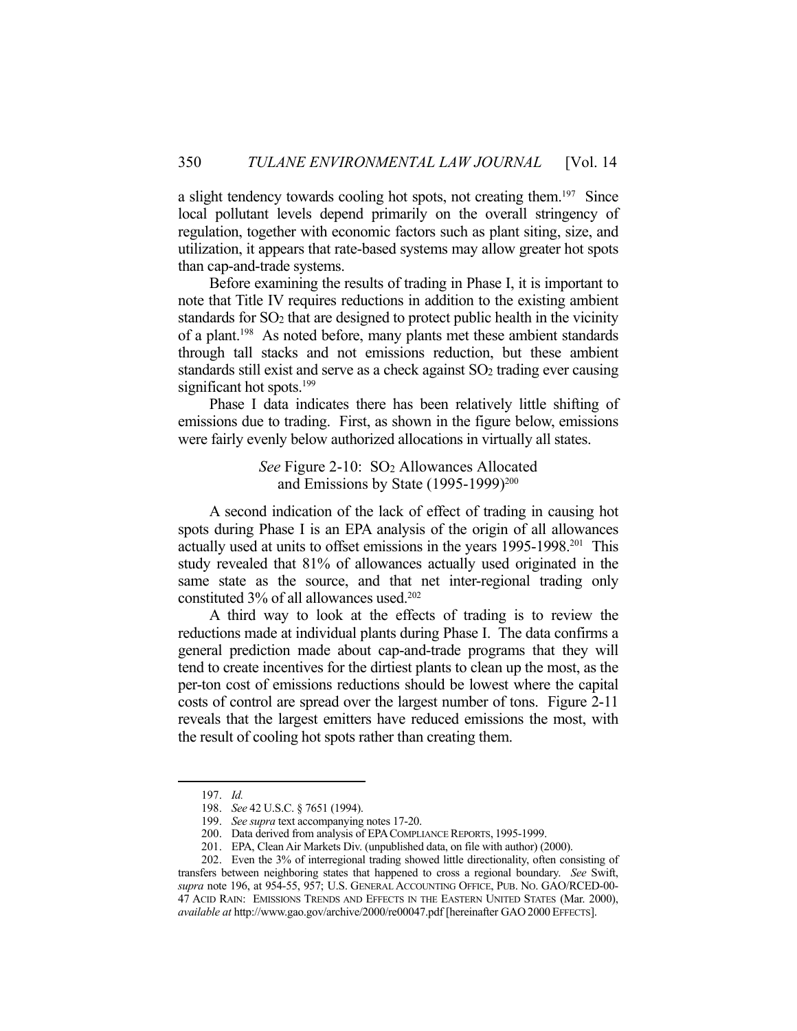a slight tendency towards cooling hot spots, not creating them.[197] Since local pollutant levels depend primarily on the overall stringency of regulation, together with economic factors such as plant siting, size, and utilization, it appears that rate-based systems may allow greater hot spots than cap-and-trade systems.

Before examining the results of trading in Phase I, it is important to note that Title IV requires reductions in addition to the existing ambient standards for $SO_2$ that are designed to protect public health in the vicinity of a plant.[198] As noted before, many plants met these ambient standards through tall stacks and not emissions reduction, but these ambient standards still exist and serve as a check against $SO_2$ trading ever causing significant hot spots.[199]

Phase I data indicates there has been relatively little shifting of emissions due to trading. First, as shown in the figure below, emissions were fairly evenly below authorized allocations in virtually all states.

*See* Figure 2-10: $SO_2$ Allowances Allocated and Emissions by State (1995-1999)[200]

A second indication of the lack of effect of trading in causing hot spots during Phase I is an EPA analysis of the origin of all allowances actually used at units to offset emissions in the years 1995-1998.[201] This study revealed that 81% of allowances actually used originated in the same state as the source, and that net inter-regional trading only constituted 3% of all allowances used.[202]

A third way to look at the effects of trading is to review the reductions made at individual plants during Phase I. The data confirms a general prediction made about cap-and-trade programs that they will tend to create incentives for the dirtiest plants to clean up the most, as the per-ton cost of emissions reductions should be lowest where the capital costs of control are spread over the largest number of tons. Figure 2-11 reveals that the largest emitters have reduced emissions the most, with the result of cooling hot spots rather than creating them.

---

197. *Id.*

198. *See* 42 U.S.C. § 7651 (1994).

199. *See supra* text accompanying notes 17-20.

200. Data derived from analysis of EPA COMPLIANCE REPORTS, 1995-1999.

201. EPA, Clean Air Markets Div. (unpublished data, on file with author) (2000).

202. Even the 3% of interregional trading showed little directionality, often consisting of transfers between neighboring states that happened to cross a regional boundary. *See* Swift, *supra* note 196, at 954-55, 957; U.S. GENERAL ACCOUNTING OFFICE, PUB. NO. GAO/RCED-00-47 ACID RAIN: EMISSIONS TRENDS AND EFFECTS IN THE EASTERN UNITED STATES (Mar. 2000), *available at* http://www.gao.gov/archive/2000/re00047.pdf [hereinafter GAO 2000 EFFECTS].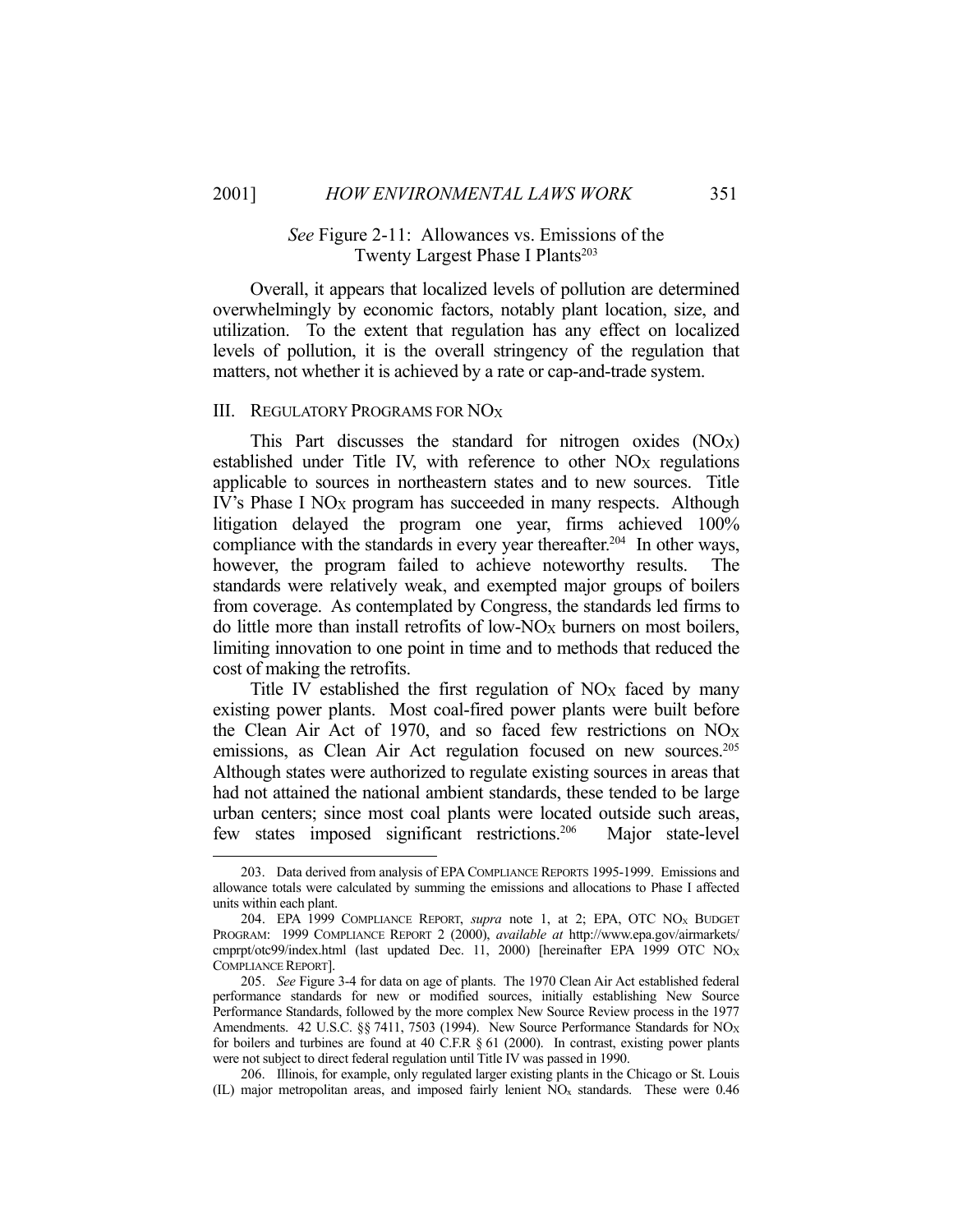*See* Figure 2-11: Allowances vs. Emissions of the Twenty Largest Phase I Plants[203]

Overall, it appears that localized levels of pollution are determined overwhelmingly by economic factors, notably plant location, size, and utilization. To the extent that regulation has any effect on localized levels of pollution, it is the overall stringency of the regulation that matters, not whether it is achieved by a rate or cap-and-trade system.

## III. REGULATORY PROGRAMS FOR $NO_X$

This Part discusses the standard for nitrogen oxides ($NO_X$) established under Title IV, with reference to other $NO_X$ regulations applicable to sources in northeastern states and to new sources. Title IV's Phase I $NO_X$ program has succeeded in many respects. Although litigation delayed the program one year, firms achieved 100% compliance with the standards in every year thereafter.[204] In other ways, however, the program failed to achieve noteworthy results. The standards were relatively weak, and exempted major groups of boilers from coverage. As contemplated by Congress, the standards led firms to do little more than install retrofits of low-$NO_X$ burners on most boilers, limiting innovation to one point in time and to methods that reduced the cost of making the retrofits.

Title IV established the first regulation of $NO_X$ faced by many existing power plants. Most coal-fired power plants were built before the Clean Air Act of 1970, and so faced few restrictions on $NO_X$ emissions, as Clean Air Act regulation focused on new sources.[205] Although states were authorized to regulate existing sources in areas that had not attained the national ambient standards, these tended to be large urban centers; since most coal plants were located outside such areas, few states imposed significant restrictions.[206] Major state-level

---

203. Data derived from analysis of EPA COMPLIANCE REPORTS 1995-1999. Emissions and allowance totals were calculated by summing the emissions and allocations to Phase I affected units within each plant.

204. EPA 1999 COMPLIANCE REPORT, *supra* note 1, at 2; EPA, OTC $NO_X$ BUDGET PROGRAM: 1999 COMPLIANCE REPORT 2 (2000), *available at* http://www.epa.gov/airmarkets/cmprpt/otc99/index.html (last updated Dec. 11, 2000) [hereinafter EPA 1999 OTC $NO_X$ COMPLIANCE REPORT].

205. *See* Figure 3-4 for data on age of plants. The 1970 Clean Air Act established federal performance standards for new or modified sources, initially establishing New Source Performance Standards, followed by the more complex New Source Review process in the 1977 Amendments. 42 U.S.C. §§ 7411, 7503 (1994). New Source Performance Standards for $NO_X$ for boilers and turbines are found at 40 C.F.R § 61 (2000). In contrast, existing power plants were not subject to direct federal regulation until Title IV was passed in 1990.

206. Illinois, for example, only regulated larger existing plants in the Chicago or St. Louis (IL) major metropolitan areas, and imposed fairly lenient $NO_x$ standards. These were 0.46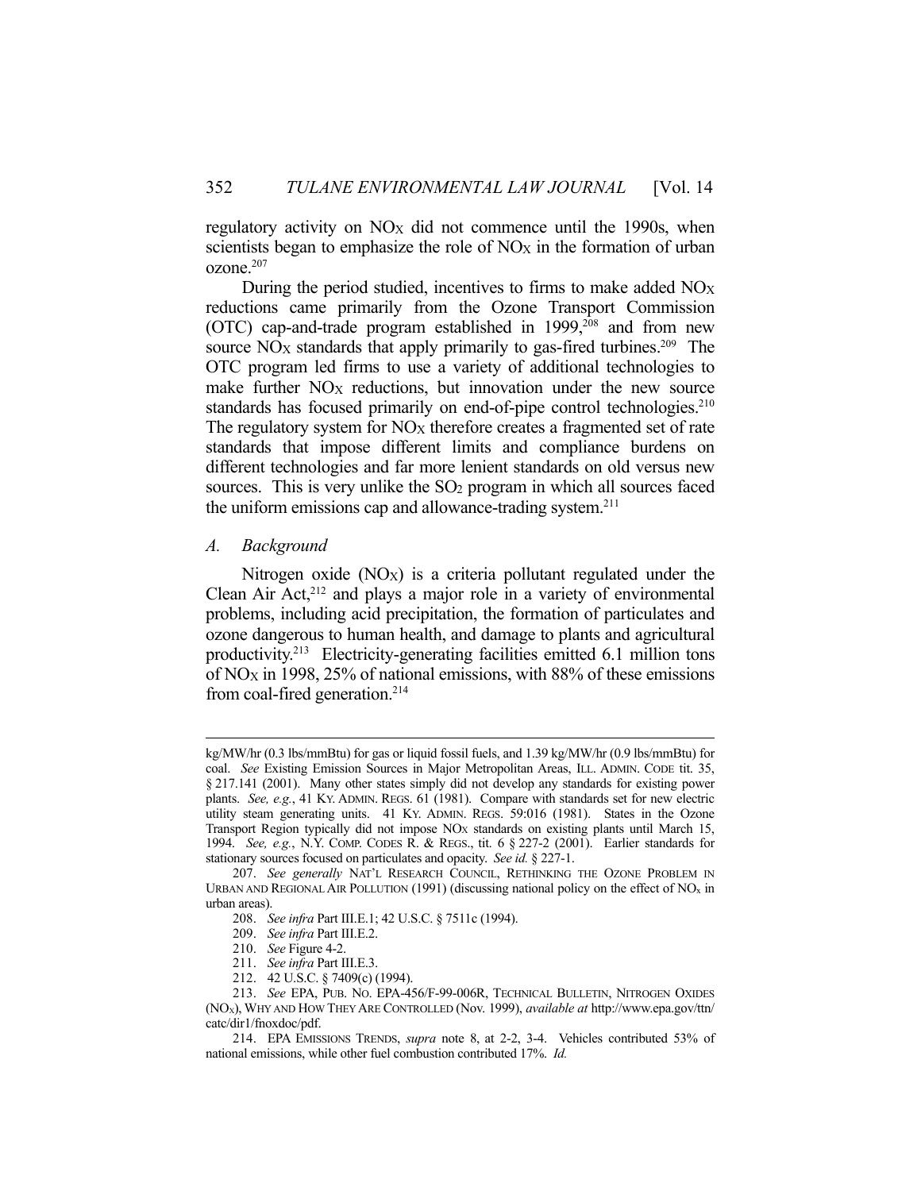regulatory activity on $NO_X$ did not commence until the 1990s, when scientists began to emphasize the role of $NO_X$ in the formation of urban ozone.[207]

During the period studied, incentives to firms to make added $NO_X$ reductions came primarily from the Ozone Transport Commission (OTC) cap-and-trade program established in 1999,[208] and from new source $NO_X$ standards that apply primarily to gas-fired turbines.[209] The OTC program led firms to use a variety of additional technologies to make further $NO_X$ reductions, but innovation under the new source standards has focused primarily on end-of-pipe control technologies.[210] The regulatory system for $NO_X$ therefore creates a fragmented set of rate standards that impose different limits and compliance burdens on different technologies and far more lenient standards on old versus new sources. This is very unlike the $SO_2$ program in which all sources faced the uniform emissions cap and allowance-trading system.[211]

### *A. Background*

Nitrogen oxide ($NO_X$) is a criteria pollutant regulated under the Clean Air Act,[212] and plays a major role in a variety of environmental problems, including acid precipitation, the formation of particulates and ozone dangerous to human health, and damage to plants and agricultural productivity.[213] Electricity-generating facilities emitted 6.1 million tons of $NO_X$ in 1998, 25% of national emissions, with 88% of these emissions from coal-fired generation.[214]

---

kg/MW/hr (0.3 lbs/mmBtu) for gas or liquid fossil fuels, and 1.39 kg/MW/hr (0.9 lbs/mmBtu) for coal. *See* Existing Emission Sources in Major Metropolitan Areas, ILL. ADMIN. CODE tit. 35, § 217.141 (2001). Many other states simply did not develop any standards for existing power plants. *See, e.g.*, 41 KY. ADMIN. REGS. 61 (1981). Compare with standards set for new electric utility steam generating units. 41 KY. ADMIN. REGS. 59:016 (1981). States in the Ozone Transport Region typically did not impose $NO_X$ standards on existing plants until March 15, 1994. *See, e.g.*, N.Y. COMP. CODES R. & REGS., tit. 6 § 227-2 (2001). Earlier standards for stationary sources focused on particulates and opacity. *See id.* § 227-1.

207. *See generally* NAT'L RESEARCH COUNCIL, RETHINKING THE OZONE PROBLEM IN URBAN AND REGIONAL AIR POLLUTION (1991) (discussing national policy on the effect of $NO_x$ in urban areas).

208. *See infra* Part III.E.1; 42 U.S.C. § 7511c (1994).

209. *See infra* Part III.E.2.

210. *See* Figure 4-2.

211. *See infra* Part III.E.3.

212. 42 U.S.C. § 7409(c) (1994).

213. *See* EPA, PUB. NO. EPA-456/F-99-006R, TECHNICAL BULLETIN, NITROGEN OXIDES ($NO_X$), WHY AND HOW THEY ARE CONTROLLED (Nov. 1999), *available at* http://www.epa.gov/ttn/catc/dir1/fnoxdoc/pdf.

214. EPA EMISSIONS TRENDS, *supra* note 8, at 2-2, 3-4. Vehicles contributed 53% of national emissions, while other fuel combustion contributed 17%. *Id.*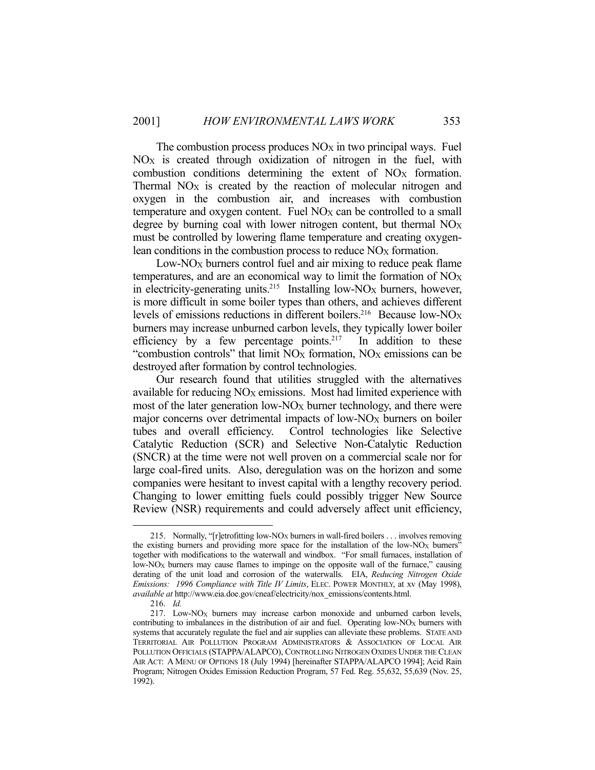The combustion process produces $NO_X$ in two principal ways. Fuel $NO_X$ is created through oxidization of nitrogen in the fuel, with combustion conditions determining the extent of $NO_X$ formation. Thermal $NO_X$ is created by the reaction of molecular nitrogen and oxygen in the combustion air, and increases with combustion temperature and oxygen content. Fuel $NO_X$ can be controlled to a small degree by burning coal with lower nitrogen content, but thermal $NO_X$ must be controlled by lowering flame temperature and creating oxygen-lean conditions in the combustion process to reduce $NO_X$ formation.

Low-$NO_X$ burners control fuel and air mixing to reduce peak flame temperatures, and are an economical way to limit the formation of $NO_X$ in electricity-generating units.[215] Installing low-$NO_X$ burners, however, is more difficult in some boiler types than others, and achieves different levels of emissions reductions in different boilers.[216] Because low-$NO_X$ burners may increase unburned carbon levels, they typically lower boiler efficiency by a few percentage points.[217] In addition to these "combustion controls" that limit $NO_X$ formation, $NO_X$ emissions can be destroyed after formation by control technologies.

Our research found that utilities struggled with the alternatives available for reducing $NO_X$ emissions. Most had limited experience with most of the later generation low-$NO_X$ burner technology, and there were major concerns over detrimental impacts of low-$NO_X$ burners on boiler tubes and overall efficiency. Control technologies like Selective Catalytic Reduction (SCR) and Selective Non-Catalytic Reduction (SNCR) at the time were not well proven on a commercial scale nor for large coal-fired units. Also, deregulation was on the horizon and some companies were hesitant to invest capital with a lengthy recovery period. Changing to lower emitting fuels could possibly trigger New Source Review (NSR) requirements and could adversely affect unit efficiency,

---

215. Normally, "[r]etrofitting low-$NO_X$ burners in wall-fired boilers . . . involves removing the existing burners and providing more space for the installation of the low-$NO_X$ burners" together with modifications to the waterwall and windbox. "For small furnaces, installation of low-$NO_X$ burners may cause flames to impinge on the opposite wall of the furnace," causing derating of the unit load and corrosion of the waterwalls. EIA, *Reducing Nitrogen Oxide Emissions: 1996 Compliance with Title IV Limits*, ELEC. POWER MONTHLY, at xv (May 1998), *available at* http://www.eia.doe.gov/cneaf/electricity/nox_emissions/contents.html.

216. *Id.*

217. Low-$NO_X$ burners may increase carbon monoxide and unburned carbon levels, contributing to imbalances in the distribution of air and fuel. Operating low-$NO_X$ burners with systems that accurately regulate the fuel and air supplies can alleviate these problems. STATE AND TERRITORIAL AIR POLLUTION PROGRAM ADMINISTRATORS & ASSOCIATION OF LOCAL AIR POLLUTION OFFICIALS (STAPPA/ALAPCO), CONTROLLING NITROGEN OXIDES UNDER THE CLEAN AIR ACT: A MENU OF OPTIONS 18 (July 1994) [hereinafter STAPPA/ALAPCO 1994]; Acid Rain Program; Nitrogen Oxides Emission Reduction Program, 57 Fed. Reg. 55,632, 55,639 (Nov. 25, 1992).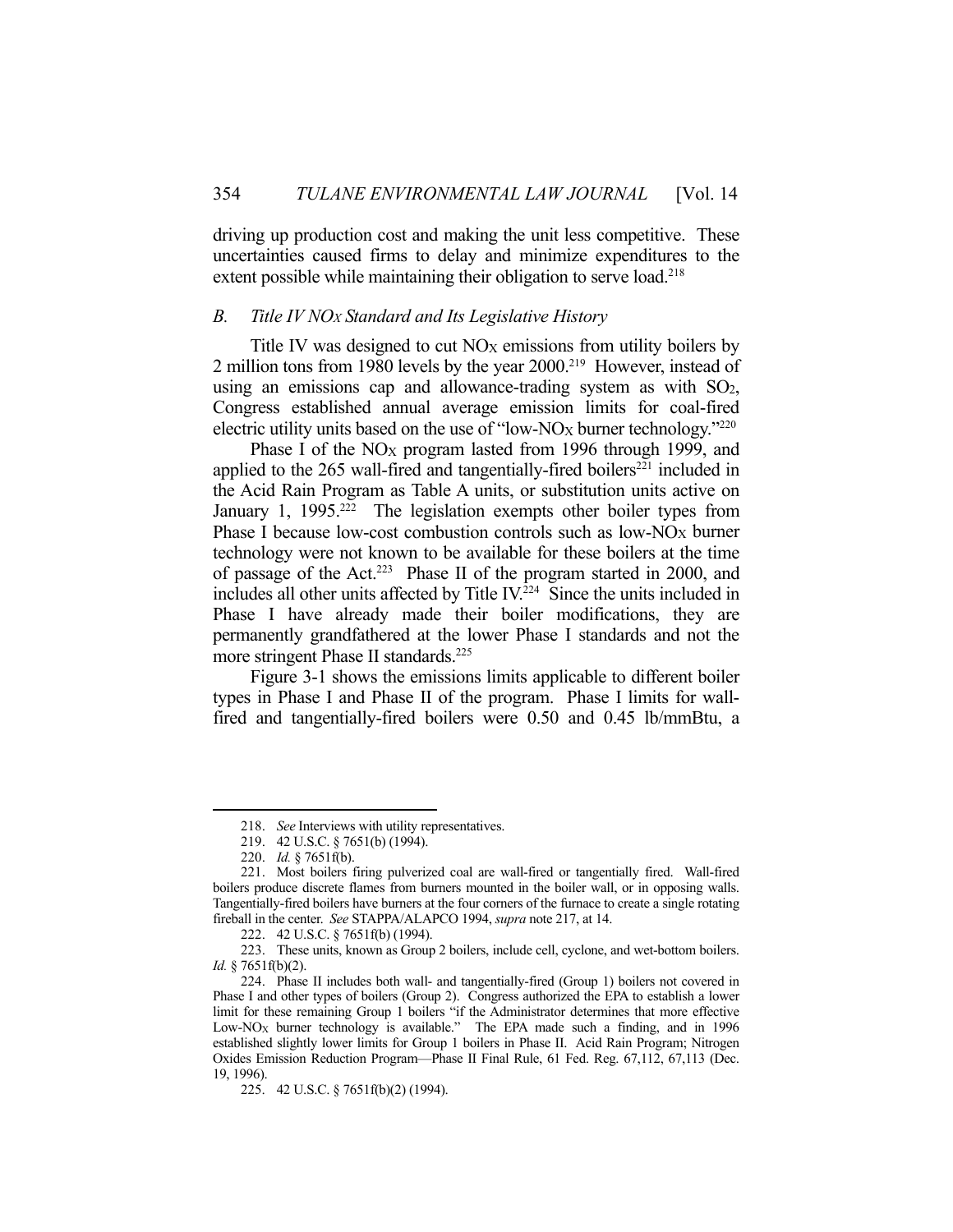driving up production cost and making the unit less competitive. These uncertainties caused firms to delay and minimize expenditures to the extent possible while maintaining their obligation to serve load.[218]

### *B. Title IV $NO_X$ Standard and Its Legislative History*

Title IV was designed to cut $NO_X$ emissions from utility boilers by 2 million tons from 1980 levels by the year 2000.[219] However, instead of using an emissions cap and allowance-trading system as with $SO_2$, Congress established annual average emission limits for coal-fired electric utility units based on the use of "low-$NO_X$ burner technology."[220]

Phase I of the $NO_X$ program lasted from 1996 through 1999, and applied to the 265 wall-fired and tangentially-fired boilers[221] included in the Acid Rain Program as Table A units, or substitution units active on January 1, 1995.[222] The legislation exempts other boiler types from Phase I because low-cost combustion controls such as low-$NO_X$ burner technology were not known to be available for these boilers at the time of passage of the Act.[223] Phase II of the program started in 2000, and includes all other units affected by Title IV.[224] Since the units included in Phase I have already made their boiler modifications, they are permanently grandfathered at the lower Phase I standards and not the more stringent Phase II standards.[225]

Figure 3-1 shows the emissions limits applicable to different boiler types in Phase I and Phase II of the program. Phase I limits for wall-fired and tangentially-fired boilers were 0.50 and 0.45 lb/mmBtu, a

---

218. *See* Interviews with utility representatives.

219. 42 U.S.C. § 7651(b) (1994).

220. *Id.* § 7651f(b).

221. Most boilers firing pulverized coal are wall-fired or tangentially fired. Wall-fired boilers produce discrete flames from burners mounted in the boiler wall, or in opposing walls. Tangentially-fired boilers have burners at the four corners of the furnace to create a single rotating fireball in the center. *See* STAPPA/ALAPCO 1994, *supra* note 217, at 14.

222. 42 U.S.C. § 7651f(b) (1994).

223. These units, known as Group 2 boilers, include cell, cyclone, and wet-bottom boilers. *Id.* § 7651f(b)(2).

224. Phase II includes both wall- and tangentially-fired (Group 1) boilers not covered in Phase I and other types of boilers (Group 2). Congress authorized the EPA to establish a lower limit for these remaining Group 1 boilers "if the Administrator determines that more effective Low-$NO_X$ burner technology is available." The EPA made such a finding, and in 1996 established slightly lower limits for Group 1 boilers in Phase II. Acid Rain Program; Nitrogen Oxides Emission Reduction Program—Phase II Final Rule, 61 Fed. Reg. 67,112, 67,113 (Dec. 19, 1996).

225. 42 U.S.C. § 7651f(b)(2) (1994).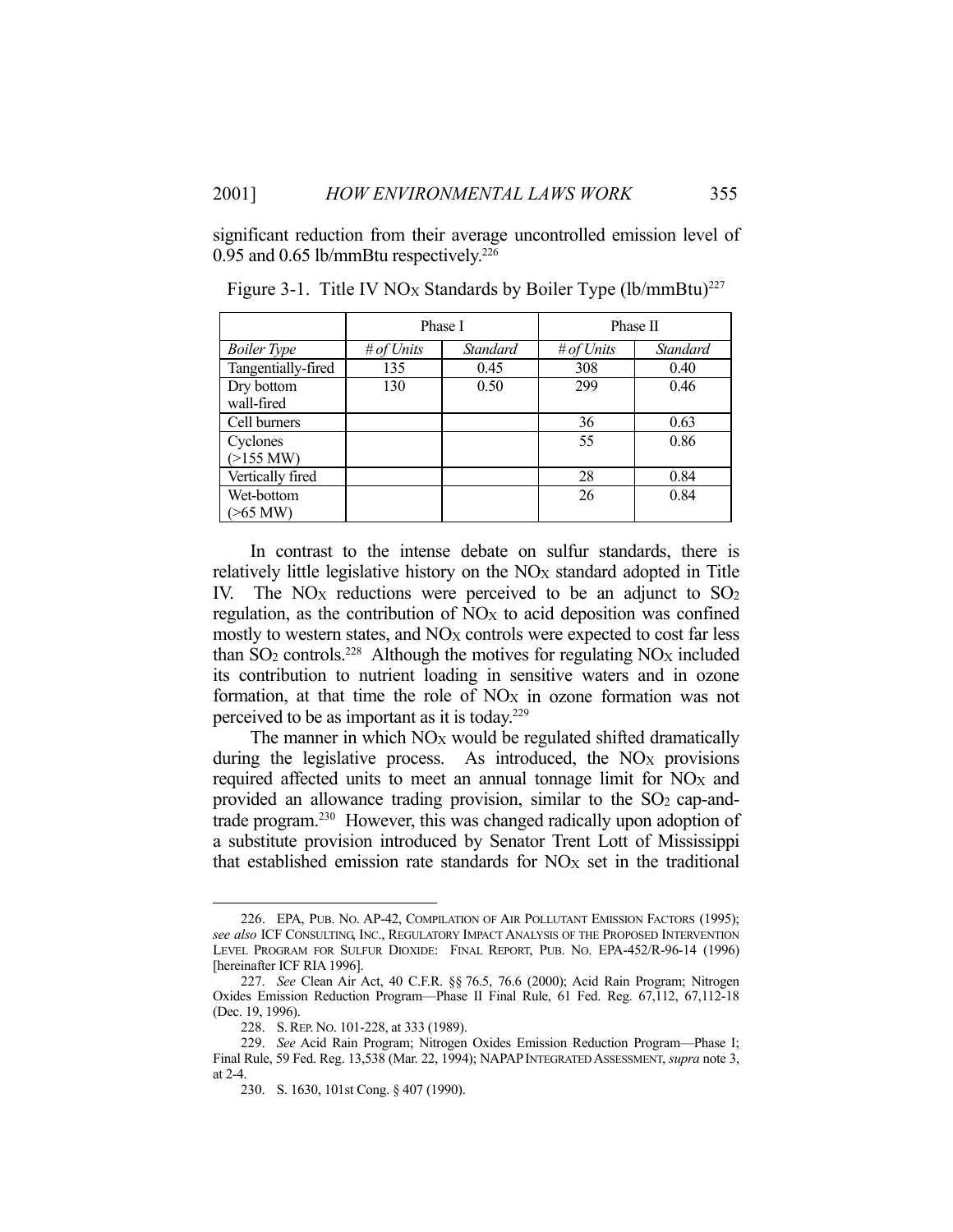significant reduction from their average uncontrolled emission level of 0.95 and 0.65 lb/mmBtu respectively.[226]

Figure 3-1. Title IV $NO_X$ Standards by Boiler Type (lb/mmBtu)[227]

| | Phase I | | Phase II | |
|---|---|---|---|---|
| *Boiler Type* | *# of Units* | *Standard* | *# of Units* | *Standard* |
| Tangentially-fired | 135 | 0.45 | 308 | 0.40 |
| Dry bottom wall-fired | 130 | 0.50 | 299 | 0.46 |
| Cell burners | | | 36 | 0.63 |
| Cyclones (>155 MW) | | | 55 | 0.86 |
| Vertically fired | | | 28 | 0.84 |
| Wet-bottom (>65 MW) | | | 26 | 0.84 |

In contrast to the intense debate on sulfur standards, there is relatively little legislative history on the $NO_X$ standard adopted in Title IV. The $NO_X$ reductions were perceived to be an adjunct to $SO_2$ regulation, as the contribution of $NO_X$ to acid deposition was confined mostly to western states, and $NO_X$ controls were expected to cost far less than $SO_2$ controls.[228] Although the motives for regulating $NO_X$ included its contribution to nutrient loading in sensitive waters and in ozone formation, at that time the role of $NO_X$ in ozone formation was not perceived to be as important as it is today.[229]

The manner in which $NO_X$ would be regulated shifted dramatically during the legislative process. As introduced, the $NO_X$ provisions required affected units to meet an annual tonnage limit for $NO_X$ and provided an allowance trading provision, similar to the $SO_2$ cap-and-trade program.[230] However, this was changed radically upon adoption of a substitute provision introduced by Senator Trent Lott of Mississippi that established emission rate standards for $NO_X$ set in the traditional

---

226. EPA, PUB. NO. AP-42, COMPILATION OF AIR POLLUTANT EMISSION FACTORS (1995); *see also* ICF CONSULTING, INC., REGULATORY IMPACT ANALYSIS OF THE PROPOSED INTERVENTION LEVEL PROGRAM FOR SULFUR DIOXIDE: FINAL REPORT, PUB. NO. EPA-452/R-96-14 (1996) [hereinafter ICF RIA 1996].

227. *See* Clean Air Act, 40 C.F.R. §§ 76.5, 76.6 (2000); Acid Rain Program; Nitrogen Oxides Emission Reduction Program—Phase II Final Rule, 61 Fed. Reg. 67,112, 67,112-18 (Dec. 19, 1996).

228. S. REP. NO. 101-228, at 333 (1989).

229. *See* Acid Rain Program; Nitrogen Oxides Emission Reduction Program—Phase I; Final Rule, 59 Fed. Reg. 13,538 (Mar. 22, 1994); NAPAP INTEGRATED ASSESSMENT, *supra* note 3, at 2-4.

230. S. 1630, 101st Cong. § 407 (1990).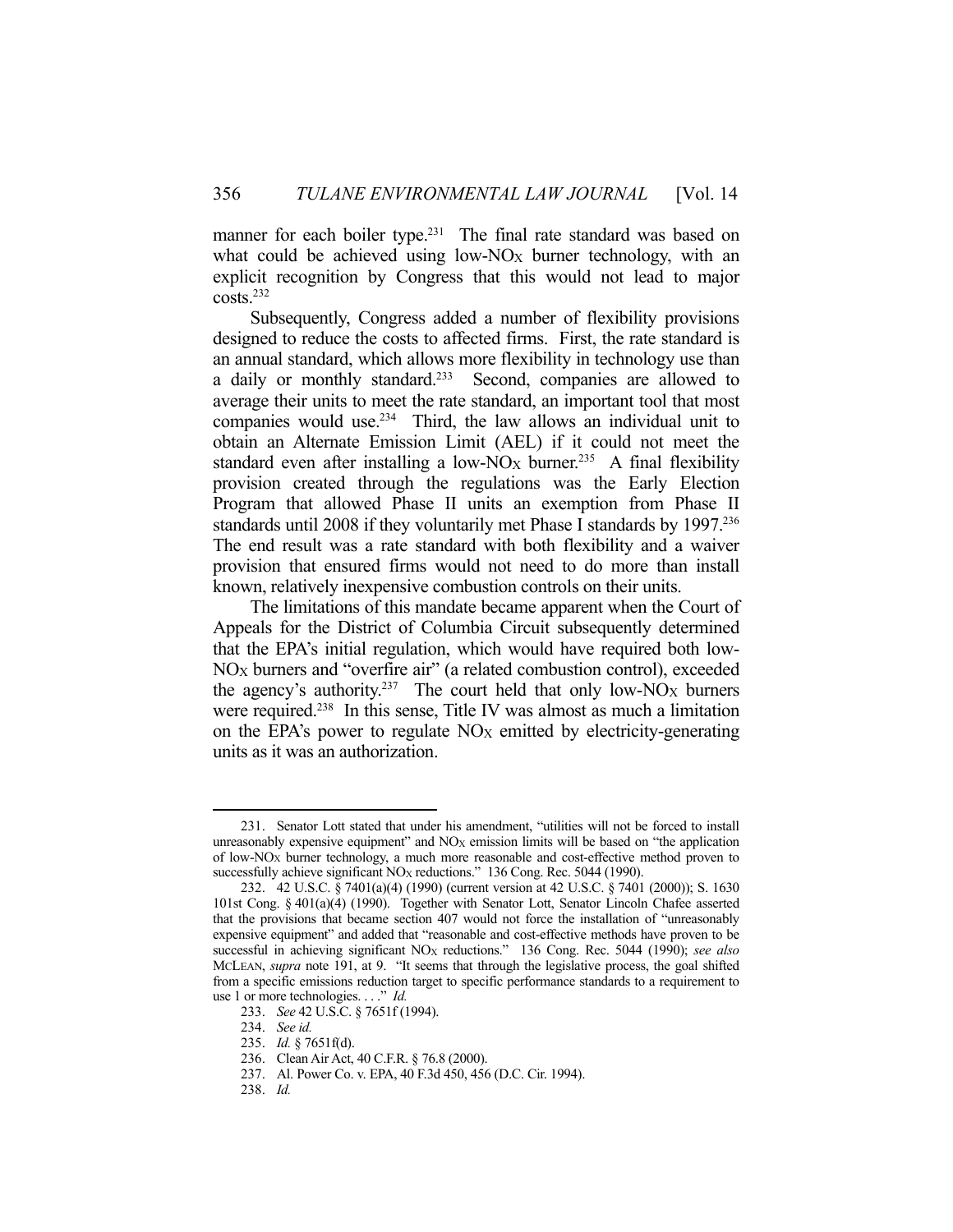manner for each boiler type.[231] The final rate standard was based on what could be achieved using low-$NO_X$ burner technology, with an explicit recognition by Congress that this would not lead to major costs.[232]

Subsequently, Congress added a number of flexibility provisions designed to reduce the costs to affected firms. First, the rate standard is an annual standard, which allows more flexibility in technology use than a daily or monthly standard.[233] Second, companies are allowed to average their units to meet the rate standard, an important tool that most companies would use.[234] Third, the law allows an individual unit to obtain an Alternate Emission Limit (AEL) if it could not meet the standard even after installing a low-$NO_X$ burner.[235] A final flexibility provision created through the regulations was the Early Election Program that allowed Phase II units an exemption from Phase II standards until 2008 if they voluntarily met Phase I standards by 1997.[236] The end result was a rate standard with both flexibility and a waiver provision that ensured firms would not need to do more than install known, relatively inexpensive combustion controls on their units.

The limitations of this mandate became apparent when the Court of Appeals for the District of Columbia Circuit subsequently determined that the EPA's initial regulation, which would have required both low-$NO_X$ burners and "overfire air" (a related combustion control), exceeded the agency's authority.[237] The court held that only low-$NO_X$ burners were required.[238] In this sense, Title IV was almost as much a limitation on the EPA's power to regulate $NO_X$ emitted by electricity-generating units as it was an authorization.

---

231. Senator Lott stated that under his amendment, "utilities will not be forced to install unreasonably expensive equipment" and $NO_X$ emission limits will be based on "the application of low-$NO_X$ burner technology, a much more reasonable and cost-effective method proven to successfully achieve significant $NO_X$ reductions." 136 Cong. Rec. 5044 (1990).

232. 42 U.S.C. § 7401(a)(4) (1990) (current version at 42 U.S.C. § 7401 (2000)); S. 1630 101st Cong. § 401(a)(4) (1990). Together with Senator Lott, Senator Lincoln Chafee asserted that the provisions that became section 407 would not force the installation of "unreasonably expensive equipment" and added that "reasonable and cost-effective methods have proven to be successful in achieving significant $NO_X$ reductions." 136 Cong. Rec. 5044 (1990); *see also* MCLEAN, *supra* note 191, at 9. "It seems that through the legislative process, the goal shifted from a specific emissions reduction target to specific performance standards to a requirement to use 1 or more technologies. . . ." *Id.*

233. *See* 42 U.S.C. § 7651f (1994).

234. *See id.*

235. *Id.* § 7651f(d).

236. Clean Air Act, 40 C.F.R. § 76.8 (2000).

237. Al. Power Co. v. EPA, 40 F.3d 450, 456 (D.C. Cir. 1994).

238. *Id.*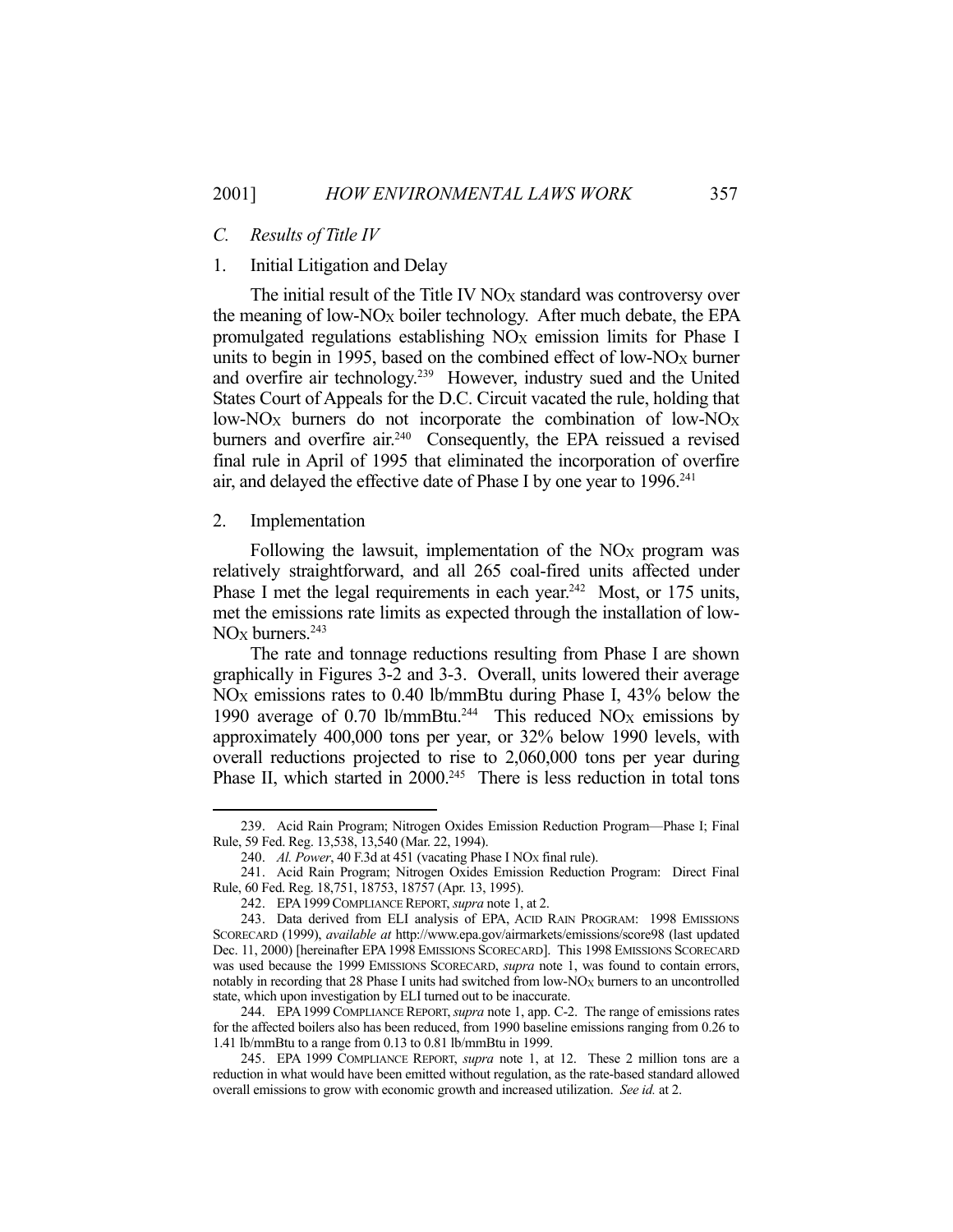### *C. Results of Title IV*

#### 1. Initial Litigation and Delay

The initial result of the Title IV $NO_X$ standard was controversy over the meaning of low-$NO_X$ boiler technology. After much debate, the EPA promulgated regulations establishing $NO_X$ emission limits for Phase I units to begin in 1995, based on the combined effect of low-$NO_X$ burner and overfire air technology.[239] However, industry sued and the United States Court of Appeals for the D.C. Circuit vacated the rule, holding that low-$NO_X$ burners do not incorporate the combination of low-$NO_X$ burners and overfire air.[240] Consequently, the EPA reissued a revised final rule in April of 1995 that eliminated the incorporation of overfire air, and delayed the effective date of Phase I by one year to 1996.[241]

#### 2. Implementation

Following the lawsuit, implementation of the $NO_X$ program was relatively straightforward, and all 265 coal-fired units affected under Phase I met the legal requirements in each year.[242] Most, or 175 units, met the emissions rate limits as expected through the installation of low-$NO_X$ burners.[243]

The rate and tonnage reductions resulting from Phase I are shown graphically in Figures 3-2 and 3-3. Overall, units lowered their average $NO_X$ emissions rates to 0.40 lb/mmBtu during Phase I, 43% below the 1990 average of 0.70 lb/mmBtu.[244] This reduced $NO_X$ emissions by approximately 400,000 tons per year, or 32% below 1990 levels, with overall reductions projected to rise to 2,060,000 tons per year during Phase II, which started in 2000.[245] There is less reduction in total tons

---

239. Acid Rain Program; Nitrogen Oxides Emission Reduction Program—Phase I; Final Rule, 59 Fed. Reg. 13,538, 13,540 (Mar. 22, 1994).

240. *Al. Power*, 40 F.3d at 451 (vacating Phase I $NO_X$ final rule).

241. Acid Rain Program; Nitrogen Oxides Emission Reduction Program: Direct Final Rule, 60 Fed. Reg. 18,751, 18753, 18757 (Apr. 13, 1995).

242. EPA 1999 COMPLIANCE REPORT, *supra* note 1, at 2.

243. Data derived from ELI analysis of EPA, ACID RAIN PROGRAM: 1998 EMISSIONS SCORECARD (1999), *available at* http://www.epa.gov/airmarkets/emissions/score98 (last updated Dec. 11, 2000) [hereinafter EPA 1998 EMISSIONS SCORECARD]. This 1998 EMISSIONS SCORECARD was used because the 1999 EMISSIONS SCORECARD, *supra* note 1, was found to contain errors, notably in recording that 28 Phase I units had switched from low-$NO_X$ burners to an uncontrolled state, which upon investigation by ELI turned out to be inaccurate.

244. EPA 1999 COMPLIANCE REPORT, *supra* note 1, app. C-2. The range of emissions rates for the affected boilers also has been reduced, from 1990 baseline emissions ranging from 0.26 to 1.41 lb/mmBtu to a range from 0.13 to 0.81 lb/mmBtu in 1999.

245. EPA 1999 COMPLIANCE REPORT, *supra* note 1, at 12. These 2 million tons are a reduction in what would have been emitted without regulation, as the rate-based standard allowed overall emissions to grow with economic growth and increased utilization. *See id.* at 2.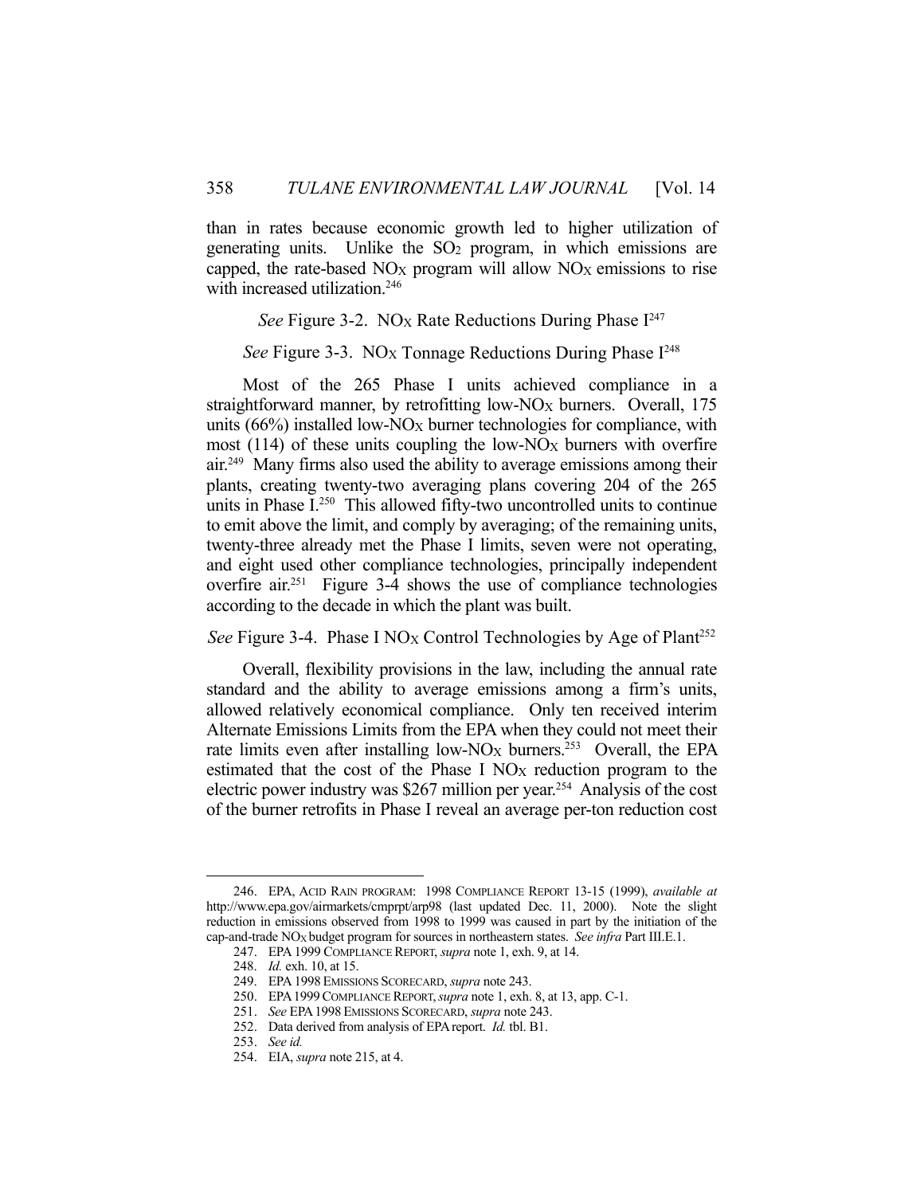than in rates because economic growth led to higher utilization of generating units. Unlike the $SO_2$ program, in which emissions are capped, the rate-based $NO_X$ program will allow $NO_X$ emissions to rise with increased utilization.[246]

*See* Figure 3-2. $NO_X$ Rate Reductions During Phase I[247]

*See* Figure 3-3. $NO_X$ Tonnage Reductions During Phase I[248]

Most of the 265 Phase I units achieved compliance in a straightforward manner, by retrofitting low-$NO_X$ burners. Overall, 175 units (66%) installed low-$NO_X$ burner technologies for compliance, with most (114) of these units coupling the low-$NO_X$ burners with overfire air.[249] Many firms also used the ability to average emissions among their plants, creating twenty-two averaging plans covering 204 of the 265 units in Phase I.[250] This allowed fifty-two uncontrolled units to continue to emit above the limit, and comply by averaging; of the remaining units, twenty-three already met the Phase I limits, seven were not operating, and eight used other compliance technologies, principally independent overfire air.[251] Figure 3-4 shows the use of compliance technologies according to the decade in which the plant was built.

*See* Figure 3-4. Phase I $NO_X$ Control Technologies by Age of Plant[252]

Overall, flexibility provisions in the law, including the annual rate standard and the ability to average emissions among a firm's units, allowed relatively economical compliance. Only ten received interim Alternate Emissions Limits from the EPA when they could not meet their rate limits even after installing low-$NO_X$ burners.[253] Overall, the EPA estimated that the cost of the Phase I $NO_X$ reduction program to the electric power industry was $267 million per year.[254] Analysis of the cost of the burner retrofits in Phase I reveal an average per-ton reduction cost

---

246. EPA, ACID RAIN PROGRAM: 1998 COMPLIANCE REPORT 13-15 (1999), *available at* http://www.epa.gov/airmarkets/cmprpt/arp98 (last updated Dec. 11, 2000). Note the slight reduction in emissions observed from 1998 to 1999 was caused in part by the initiation of the cap-and-trade $NO_X$ budget program for sources in northeastern states. *See infra* Part III.E.1.

247. EPA 1999 COMPLIANCE REPORT, *supra* note 1, exh. 9, at 14.

248. *Id.* exh. 10, at 15.

249. EPA 1998 EMISSIONS SCORECARD, *supra* note 243.

250. EPA 1999 COMPLIANCE REPORT, *supra* note 1, exh. 8, at 13, app. C-1.

251. *See* EPA 1998 EMISSIONS SCORECARD, *supra* note 243.

252. Data derived from analysis of EPA report. *Id.* tbl. B1.

253. *See id.*

254. EIA, *supra* note 215, at 4.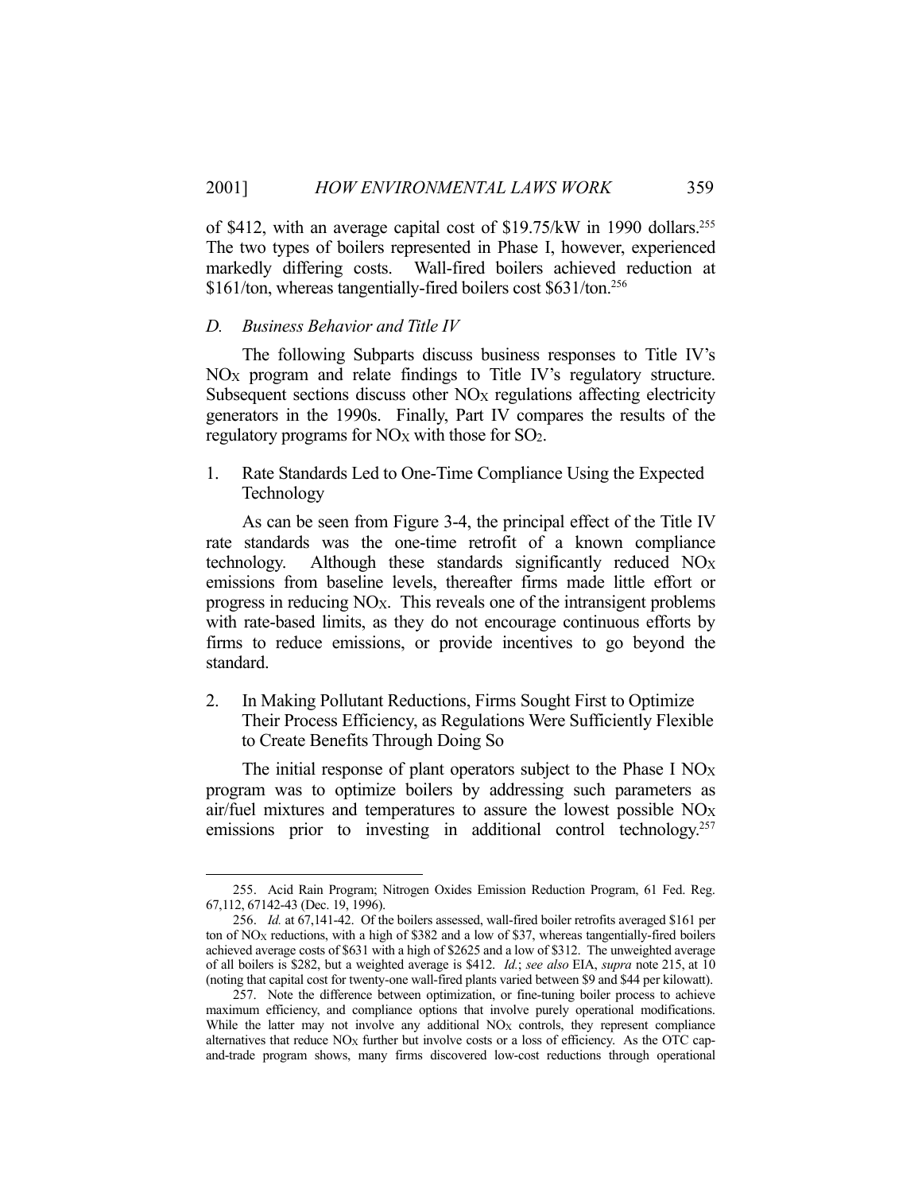of \$412, with an average capital cost of \$19.75/kW in 1990 dollars.[255] The two types of boilers represented in Phase I, however, experienced markedly differing costs. Wall-fired boilers achieved reduction at \$161/ton, whereas tangentially-fired boilers cost \$631/ton.[256]

### *D. Business Behavior and Title IV*

The following Subparts discuss business responses to Title IV's $NO_X$ program and relate findings to Title IV's regulatory structure. Subsequent sections discuss other $NO_X$ regulations affecting electricity generators in the 1990s. Finally, Part IV compares the results of the regulatory programs for $NO_X$ with those for $SO_2$.

#### 1. Rate Standards Led to One-Time Compliance Using the Expected Technology

As can be seen from Figure 3-4, the principal effect of the Title IV rate standards was the one-time retrofit of a known compliance technology. Although these standards significantly reduced $NO_X$ emissions from baseline levels, thereafter firms made little effort or progress in reducing $NO_X$. This reveals one of the intransigent problems with rate-based limits, as they do not encourage continuous efforts by firms to reduce emissions, or provide incentives to go beyond the standard.

#### 2. In Making Pollutant Reductions, Firms Sought First to Optimize Their Process Efficiency, as Regulations Were Sufficiently Flexible to Create Benefits Through Doing So

The initial response of plant operators subject to the Phase I $NO_X$ program was to optimize boilers by addressing such parameters as air/fuel mixtures and temperatures to assure the lowest possible $NO_X$ emissions prior to investing in additional control technology.[257]

---

255. Acid Rain Program; Nitrogen Oxides Emission Reduction Program, 61 Fed. Reg. 67,112, 67142-43 (Dec. 19, 1996).

256. *Id.* at 67,141-42. Of the boilers assessed, wall-fired boiler retrofits averaged \$161 per ton of $NO_X$ reductions, with a high of \$382 and a low of \$37, whereas tangentially-fired boilers achieved average costs of \$631 with a high of \$2625 and a low of \$312. The unweighted average of all boilers is \$282, but a weighted average is \$412. *Id.*; *see also* EIA, *supra* note 215, at 10 (noting that capital cost for twenty-one wall-fired plants varied between \$9 and \$44 per kilowatt).

257. Note the difference between optimization, or fine-tuning boiler process to achieve maximum efficiency, and compliance options that involve purely operational modifications. While the latter may not involve any additional $NO_X$ controls, they represent compliance alternatives that reduce $NO_X$ further but involve costs or a loss of efficiency. As the OTC cap-and-trade program shows, many firms discovered low-cost reductions through operational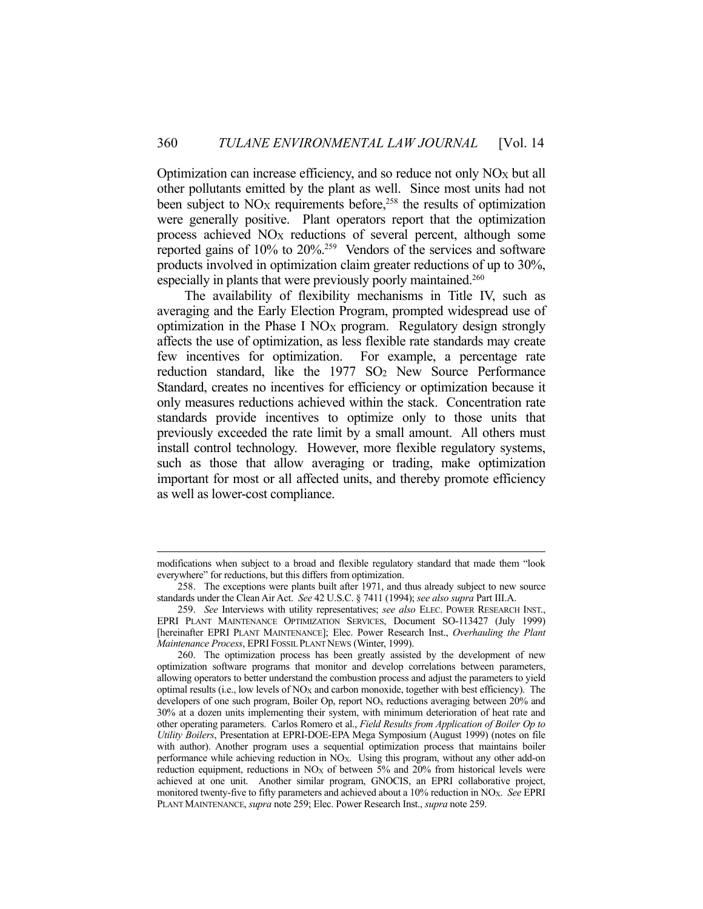Optimization can increase efficiency, and so reduce not only $NO_X$ but all other pollutants emitted by the plant as well. Since most units had not been subject to $NO_X$ requirements before,[258] the results of optimization were generally positive. Plant operators report that the optimization process achieved $NO_X$ reductions of several percent, although some reported gains of 10% to 20%.[259] Vendors of the services and software products involved in optimization claim greater reductions of up to 30%, especially in plants that were previously poorly maintained.[260]

The availability of flexibility mechanisms in Title IV, such as averaging and the Early Election Program, prompted widespread use of optimization in the Phase I $NO_X$ program. Regulatory design strongly affects the use of optimization, as less flexible rate standards may create few incentives for optimization. For example, a percentage rate reduction standard, like the 1977 $SO_2$ New Source Performance Standard, creates no incentives for efficiency or optimization because it only measures reductions achieved within the stack. Concentration rate standards provide incentives to optimize only to those units that previously exceeded the rate limit by a small amount. All others must install control technology. However, more flexible regulatory systems, such as those that allow averaging or trading, make optimization important for most or all affected units, and thereby promote efficiency as well as lower-cost compliance.

---

modifications when subject to a broad and flexible regulatory standard that made them "look everywhere" for reductions, but this differs from optimization.

258. The exceptions were plants built after 1971, and thus already subject to new source standards under the Clean Air Act. *See* 42 U.S.C. § 7411 (1994); *see also supra* Part III.A.

259. *See* Interviews with utility representatives; *see also* ELEC. POWER RESEARCH INST., EPRI PLANT MAINTENANCE OPTIMIZATION SERVICES, Document SO-113427 (July 1999) [hereinafter EPRI PLANT MAINTENANCE]; Elec. Power Research Inst., *Overhauling the Plant Maintenance Process*, EPRI FOSSIL PLANT NEWS (Winter, 1999).

260. The optimization process has been greatly assisted by the development of new optimization software programs that monitor and develop correlations between parameters, allowing operators to better understand the combustion process and adjust the parameters to yield optimal results (i.e., low levels of $NO_X$ and carbon monoxide, together with best efficiency). The developers of one such program, Boiler Op, report $NO_x$ reductions averaging between 20% and 30% at a dozen units implementing their system, with minimum deterioration of heat rate and other operating parameters. Carlos Romero et al., *Field Results from Application of Boiler Op to Utility Boilers*, Presentation at EPRI-DOE-EPA Mega Symposium (August 1999) (notes on file with author). Another program uses a sequential optimization process that maintains boiler performance while achieving reduction in $NO_X$. Using this program, without any other add-on reduction equipment, reductions in $NO_X$ of between 5% and 20% from historical levels were achieved at one unit. Another similar program, GNOCIS, an EPRI collaborative project, monitored twenty-five to fifty parameters and achieved about a 10% reduction in $NO_X$. *See* EPRI PLANT MAINTENANCE, *supra* note 259; Elec. Power Research Inst., *supra* note 259.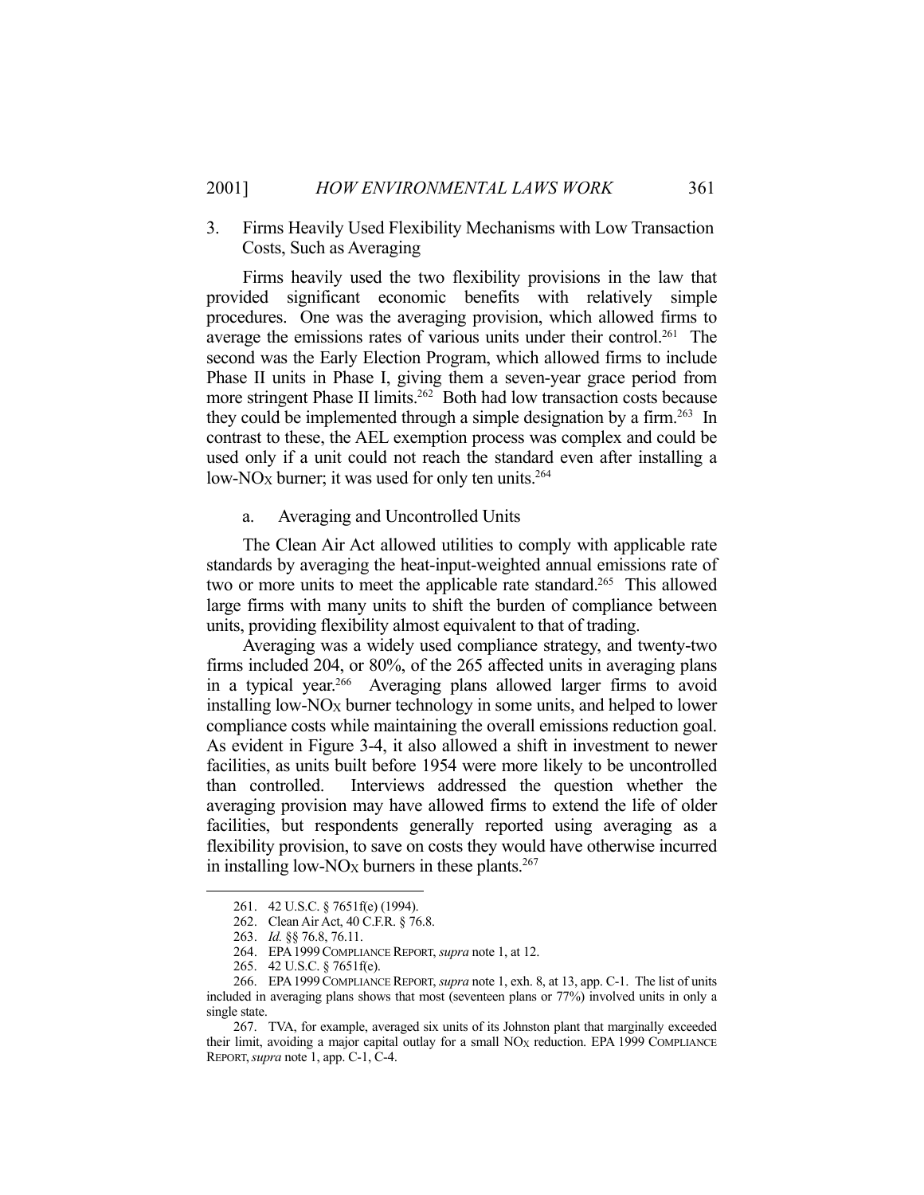### 3. Firms Heavily Used Flexibility Mechanisms with Low Transaction Costs, Such as Averaging

Firms heavily used the two flexibility provisions in the law that provided significant economic benefits with relatively simple procedures. One was the averaging provision, which allowed firms to average the emissions rates of various units under their control.[261] The second was the Early Election Program, which allowed firms to include Phase II units in Phase I, giving them a seven-year grace period from more stringent Phase II limits.[262] Both had low transaction costs because they could be implemented through a simple designation by a firm.[263] In contrast to these, the AEL exemption process was complex and could be used only if a unit could not reach the standard even after installing a low-$NO_X$ burner; it was used for only ten units.[264]

#### a. Averaging and Uncontrolled Units

The Clean Air Act allowed utilities to comply with applicable rate standards by averaging the heat-input-weighted annual emissions rate of two or more units to meet the applicable rate standard.[265] This allowed large firms with many units to shift the burden of compliance between units, providing flexibility almost equivalent to that of trading.

Averaging was a widely used compliance strategy, and twenty-two firms included 204, or 80%, of the 265 affected units in averaging plans in a typical year.[266] Averaging plans allowed larger firms to avoid installing low-$NO_X$ burner technology in some units, and helped to lower compliance costs while maintaining the overall emissions reduction goal. As evident in Figure 3-4, it also allowed a shift in investment to newer facilities, as units built before 1954 were more likely to be uncontrolled than controlled. Interviews addressed the question whether the averaging provision may have allowed firms to extend the life of older facilities, but respondents generally reported using averaging as a flexibility provision, to save on costs they would have otherwise incurred in installing low-$NO_X$ burners in these plants.[267]

---

261. 42 U.S.C. § 7651f(e) (1994).

262. Clean Air Act, 40 C.F.R. § 76.8.

263. *Id.* §§ 76.8, 76.11.

264. EPA 1999 COMPLIANCE REPORT, *supra* note 1, at 12.

265. 42 U.S.C. § 7651f(e).

266. EPA 1999 COMPLIANCE REPORT, *supra* note 1, exh. 8, at 13, app. C-1. The list of units included in averaging plans shows that most (seventeen plans or 77%) involved units in only a single state.

267. TVA, for example, averaged six units of its Johnston plant that marginally exceeded their limit, avoiding a major capital outlay for a small $NO_X$ reduction. EPA 1999 COMPLIANCE REPORT, *supra* note 1, app. C-1, C-4.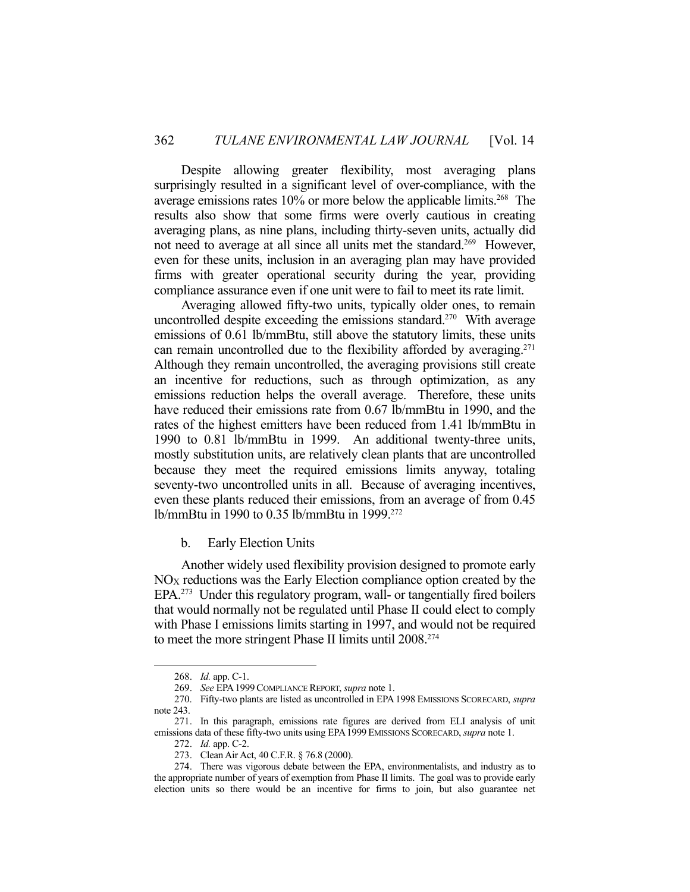Despite allowing greater flexibility, most averaging plans surprisingly resulted in a significant level of over-compliance, with the average emissions rates 10% or more below the applicable limits.[268] The results also show that some firms were overly cautious in creating averaging plans, as nine plans, including thirty-seven units, actually did not need to average at all since all units met the standard.[269] However, even for these units, inclusion in an averaging plan may have provided firms with greater operational security during the year, providing compliance assurance even if one unit were to fail to meet its rate limit.

Averaging allowed fifty-two units, typically older ones, to remain uncontrolled despite exceeding the emissions standard.[270] With average emissions of 0.61 lb/mmBtu, still above the statutory limits, these units can remain uncontrolled due to the flexibility afforded by averaging.[271] Although they remain uncontrolled, the averaging provisions still create an incentive for reductions, such as through optimization, as any emissions reduction helps the overall average. Therefore, these units have reduced their emissions rate from 0.67 lb/mmBtu in 1990, and the rates of the highest emitters have been reduced from 1.41 lb/mmBtu in 1990 to 0.81 lb/mmBtu in 1999. An additional twenty-three units, mostly substitution units, are relatively clean plants that are uncontrolled because they meet the required emissions limits anyway, totaling seventy-two uncontrolled units in all. Because of averaging incentives, even these plants reduced their emissions, from an average of from 0.45 lb/mmBtu in 1990 to 0.35 lb/mmBtu in 1999.[272]

### b. Early Election Units

Another widely used flexibility provision designed to promote early $NO_X$ reductions was the Early Election compliance option created by the EPA.[273] Under this regulatory program, wall- or tangentially fired boilers that would normally not be regulated until Phase II could elect to comply with Phase I emissions limits starting in 1997, and would not be required to meet the more stringent Phase II limits until 2008.[274]

---

268. *Id.* app. C-1.

269. *See* EPA 1999 COMPLIANCE REPORT, *supra* note 1.

270. Fifty-two plants are listed as uncontrolled in EPA 1998 EMISSIONS SCORECARD, *supra* note 243.

271. In this paragraph, emissions rate figures are derived from ELI analysis of unit emissions data of these fifty-two units using EPA 1999 EMISSIONS SCORECARD, *supra* note 1.

272. *Id.* app. C-2.

273. Clean Air Act, 40 C.F.R. § 76.8 (2000).

274. There was vigorous debate between the EPA, environmentalists, and industry as to the appropriate number of years of exemption from Phase II limits. The goal was to provide early election units so there would be an incentive for firms to join, but also guarantee net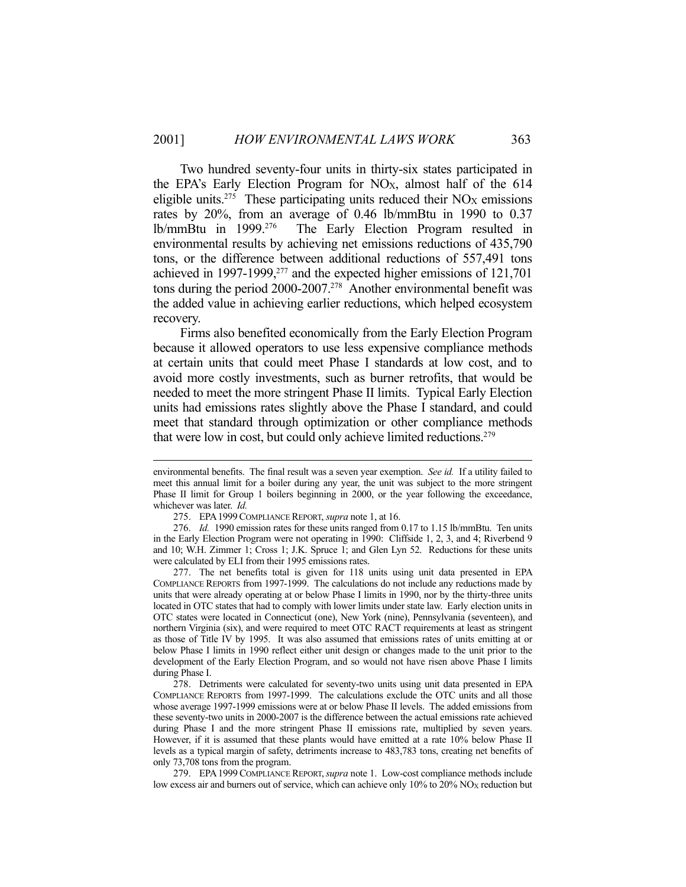Two hundred seventy-four units in thirty-six states participated in the EPA's Early Election Program for $NO_X$, almost half of the 614 eligible units.[275] These participating units reduced their $NO_X$ emissions rates by 20%, from an average of 0.46 lb/mmBtu in 1990 to 0.37 lb/mmBtu in 1999.[276] The Early Election Program resulted in environmental results by achieving net emissions reductions of 435,790 tons, or the difference between additional reductions of 557,491 tons achieved in 1997-1999,[277] and the expected higher emissions of 121,701 tons during the period 2000-2007.[278] Another environmental benefit was the added value in achieving earlier reductions, which helped ecosystem recovery.

Firms also benefited economically from the Early Election Program because it allowed operators to use less expensive compliance methods at certain units that could meet Phase I standards at low cost, and to avoid more costly investments, such as burner retrofits, that would be needed to meet the more stringent Phase II limits. Typical Early Election units had emissions rates slightly above the Phase I standard, and could meet that standard through optimization or other compliance methods that were low in cost, but could only achieve limited reductions.[279]

---

environmental benefits. The final result was a seven year exemption. *See id.* If a utility failed to meet this annual limit for a boiler during any year, the unit was subject to the more stringent Phase II limit for Group 1 boilers beginning in 2000, or the year following the exceedance, whichever was later. *Id.*

275. EPA 1999 COMPLIANCE REPORT, *supra* note 1, at 16.

276. *Id.* 1990 emission rates for these units ranged from 0.17 to 1.15 lb/mmBtu. Ten units in the Early Election Program were not operating in 1990: Cliffside 1, 2, 3, and 4; Riverbend 9 and 10; W.H. Zimmer 1; Cross 1; J.K. Spruce 1; and Glen Lyn 52. Reductions for these units were calculated by ELI from their 1995 emissions rates.

277. The net benefits total is given for 118 units using unit data presented in EPA COMPLIANCE REPORTS from 1997-1999. The calculations do not include any reductions made by units that were already operating at or below Phase I limits in 1990, nor by the thirty-three units located in OTC states that had to comply with lower limits under state law. Early election units in OTC states were located in Connecticut (one), New York (nine), Pennsylvania (seventeen), and northern Virginia (six), and were required to meet OTC RACT requirements at least as stringent as those of Title IV by 1995. It was also assumed that emissions rates of units emitting at or below Phase I limits in 1990 reflect either unit design or changes made to the unit prior to the development of the Early Election Program, and so would not have risen above Phase I limits during Phase I.

278. Detriments were calculated for seventy-two units using unit data presented in EPA COMPLIANCE REPORTS from 1997-1999. The calculations exclude the OTC units and all those whose average 1997-1999 emissions were at or below Phase II levels. The added emissions from these seventy-two units in 2000-2007 is the difference between the actual emissions rate achieved during Phase I and the more stringent Phase II emissions rate, multiplied by seven years. However, if it is assumed that these plants would have emitted at a rate 10% below Phase II levels as a typical margin of safety, detriments increase to 483,783 tons, creating net benefits of only 73,708 tons from the program.

279. EPA 1999 COMPLIANCE REPORT, *supra* note 1. Low-cost compliance methods include low excess air and burners out of service, which can achieve only 10% to 20% $NO_X$ reduction but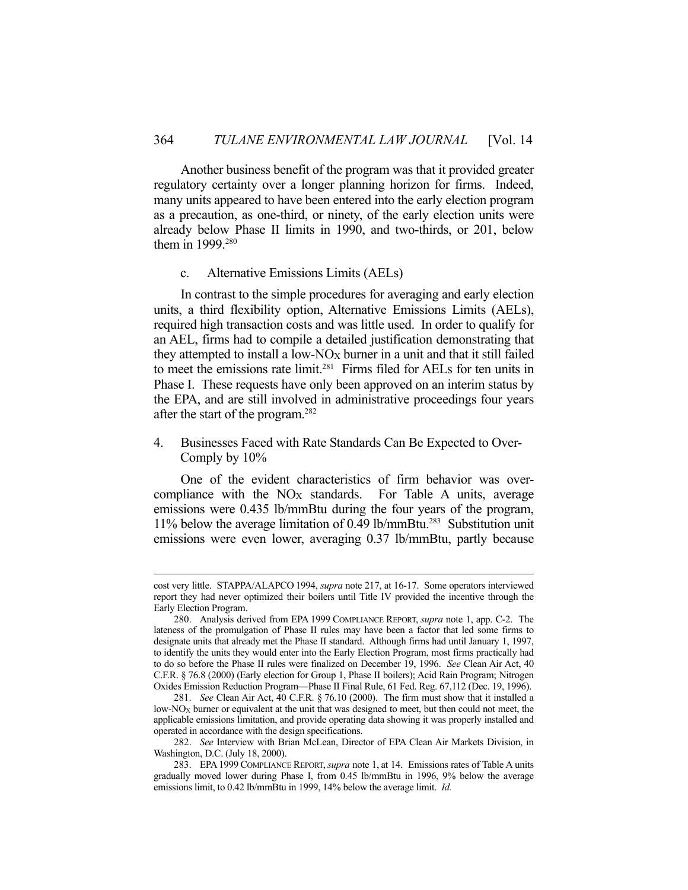Another business benefit of the program was that it provided greater regulatory certainty over a longer planning horizon for firms. Indeed, many units appeared to have been entered into the early election program as a precaution, as one-third, or ninety, of the early election units were already below Phase II limits in 1990, and two-thirds, or 201, below them in 1999.[280]

#### c. Alternative Emissions Limits (AELs)

In contrast to the simple procedures for averaging and early election units, a third flexibility option, Alternative Emissions Limits (AELs), required high transaction costs and was little used. In order to qualify for an AEL, firms had to compile a detailed justification demonstrating that they attempted to install a low-$NO_X$ burner in a unit and that it still failed to meet the emissions rate limit.[281] Firms filed for AELs for ten units in Phase I. These requests have only been approved on an interim status by the EPA, and are still involved in administrative proceedings four years after the start of the program.[282]

### 4. Businesses Faced with Rate Standards Can Be Expected to Over-Comply by 10%

One of the evident characteristics of firm behavior was over-compliance with the $NO_X$ standards. For Table A units, average emissions were 0.435 lb/mmBtu during the four years of the program, 11% below the average limitation of 0.49 lb/mmBtu.[283] Substitution unit emissions were even lower, averaging 0.37 lb/mmBtu, partly because

---

cost very little. STAPPA/ALAPCO 1994, *supra* note 217, at 16-17. Some operators interviewed report they had never optimized their boilers until Title IV provided the incentive through the Early Election Program.

280. Analysis derived from EPA 1999 COMPLIANCE REPORT, *supra* note 1, app. C-2. The lateness of the promulgation of Phase II rules may have been a factor that led some firms to designate units that already met the Phase II standard. Although firms had until January 1, 1997, to identify the units they would enter into the Early Election Program, most firms practically had to do so before the Phase II rules were finalized on December 19, 1996. *See* Clean Air Act, 40 C.F.R. § 76.8 (2000) (Early election for Group 1, Phase II boilers); Acid Rain Program; Nitrogen Oxides Emission Reduction Program—Phase II Final Rule, 61 Fed. Reg. 67,112 (Dec. 19, 1996).

281. *See* Clean Air Act, 40 C.F.R. § 76.10 (2000). The firm must show that it installed a low-$NO_X$ burner or equivalent at the unit that was designed to meet, but then could not meet, the applicable emissions limitation, and provide operating data showing it was properly installed and operated in accordance with the design specifications.

282. *See* Interview with Brian McLean, Director of EPA Clean Air Markets Division, in Washington, D.C. (July 18, 2000).

283. EPA 1999 COMPLIANCE REPORT, *supra* note 1, at 14. Emissions rates of Table A units gradually moved lower during Phase I, from 0.45 lb/mmBtu in 1996, 9% below the average emissions limit, to 0.42 lb/mmBtu in 1999, 14% below the average limit. *Id.*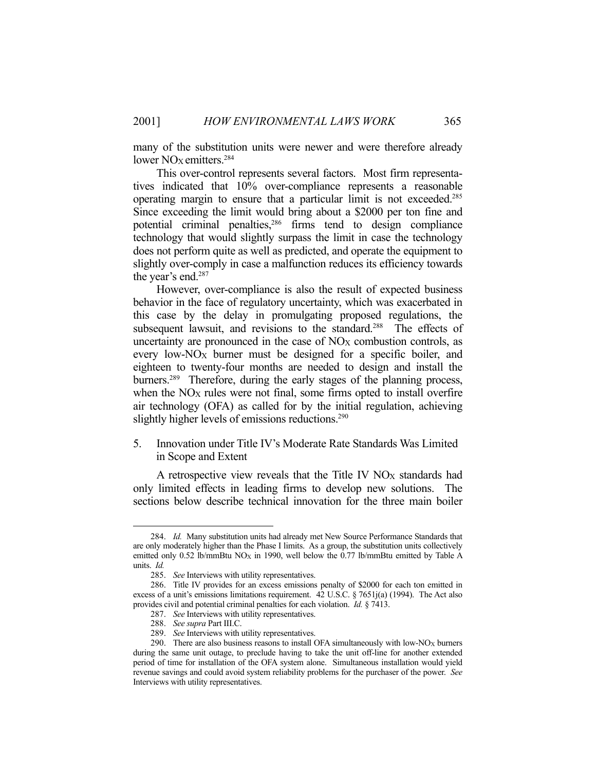many of the substitution units were newer and were therefore already lower $NO_X$ emitters.[284]

This over-control represents several factors. Most firm representatives indicated that 10% over-compliance represents a reasonable operating margin to ensure that a particular limit is not exceeded.[285] Since exceeding the limit would bring about a \$2000 per ton fine and potential criminal penalties,[286] firms tend to design compliance technology that would slightly surpass the limit in case the technology does not perform quite as well as predicted, and operate the equipment to slightly over-comply in case a malfunction reduces its efficiency towards the year's end.[287]

However, over-compliance is also the result of expected business behavior in the face of regulatory uncertainty, which was exacerbated in this case by the delay in promulgating proposed regulations, the subsequent lawsuit, and revisions to the standard.[288] The effects of uncertainty are pronounced in the case of $NO_X$ combustion controls, as every low-$NO_X$ burner must be designed for a specific boiler, and eighteen to twenty-four months are needed to design and install the burners.[289] Therefore, during the early stages of the planning process, when the $NO_X$ rules were not final, some firms opted to install overfire air technology (OFA) as called for by the initial regulation, achieving slightly higher levels of emissions reductions.[290]

### 5. Innovation under Title IV's Moderate Rate Standards Was Limited in Scope and Extent

A retrospective view reveals that the Title IV $NO_X$ standards had only limited effects in leading firms to develop new solutions. The sections below describe technical innovation for the three main boiler

---

284. *Id.* Many substitution units had already met New Source Performance Standards that are only moderately higher than the Phase I limits. As a group, the substitution units collectively emitted only 0.52 lb/mmBtu $NO_X$ in 1990, well below the 0.77 lb/mmBtu emitted by Table A units. *Id.*

285. *See* Interviews with utility representatives.

286. Title IV provides for an excess emissions penalty of \$2000 for each ton emitted in excess of a unit's emissions limitations requirement. 42 U.S.C. § 7651j(a) (1994). The Act also provides civil and potential criminal penalties for each violation. *Id.* § 7413.

287. *See* Interviews with utility representatives.

288. *See supra* Part III.C.

289. *See* Interviews with utility representatives.

290. There are also business reasons to install OFA simultaneously with low-$NO_X$ burners during the same unit outage, to preclude having to take the unit off-line for another extended period of time for installation of the OFA system alone. Simultaneous installation would yield revenue savings and could avoid system reliability problems for the purchaser of the power. *See* Interviews with utility representatives.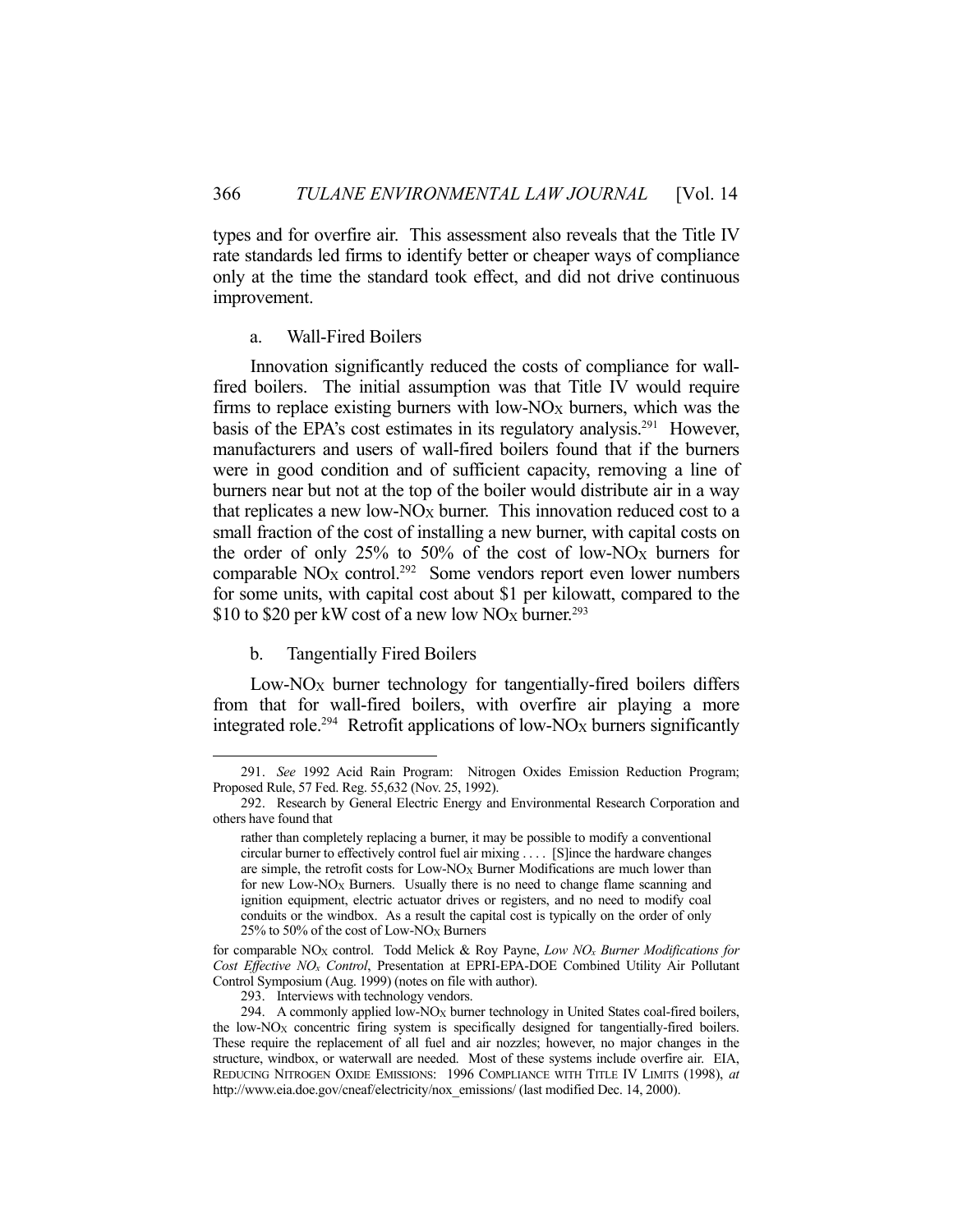types and for overfire air. This assessment also reveals that the Title IV rate standards led firms to identify better or cheaper ways of compliance only at the time the standard took effect, and did not drive continuous improvement.

### a. Wall-Fired Boilers

Innovation significantly reduced the costs of compliance for wall-fired boilers. The initial assumption was that Title IV would require firms to replace existing burners with low-$NO_X$ burners, which was the basis of the EPA's cost estimates in its regulatory analysis.[291] However, manufacturers and users of wall-fired boilers found that if the burners were in good condition and of sufficient capacity, removing a line of burners near but not at the top of the boiler would distribute air in a way that replicates a new low-$NO_X$ burner. This innovation reduced cost to a small fraction of the cost of installing a new burner, with capital costs on the order of only 25% to 50% of the cost of low-$NO_X$ burners for comparable $NO_X$ control.[292] Some vendors report even lower numbers for some units, with capital cost about $1 per kilowatt, compared to the $10 to $20 per kW cost of a new low $NO_X$ burner.[293]

### b. Tangentially Fired Boilers

Low-$NO_X$ burner technology for tangentially-fired boilers differs from that for wall-fired boilers, with overfire air playing a more integrated role.[294] Retrofit applications of low-$NO_X$ burners significantly

---

291. *See* 1992 Acid Rain Program: Nitrogen Oxides Emission Reduction Program; Proposed Rule, 57 Fed. Reg. 55,632 (Nov. 25, 1992).

292. Research by General Electric Energy and Environmental Research Corporation and others have found that

> rather than completely replacing a burner, it may be possible to modify a conventional circular burner to effectively control fuel air mixing . . . . [S]ince the hardware changes are simple, the retrofit costs for Low-$NO_X$ Burner Modifications are much lower than for new Low-$NO_X$ Burners. Usually there is no need to change flame scanning and ignition equipment, electric actuator drives or registers, and no need to modify coal conduits or the windbox. As a result the capital cost is typically on the order of only 25% to 50% of the cost of Low-$NO_X$ Burners

for comparable $NO_X$ control. Todd Melick & Roy Payne, *Low $NO_x$ Burner Modifications for Cost Effective $NO_x$ Control*, Presentation at EPRI-EPA-DOE Combined Utility Air Pollutant Control Symposium (Aug. 1999) (notes on file with author).

293. Interviews with technology vendors.

294. A commonly applied low-$NO_X$ burner technology in United States coal-fired boilers, the low-$NO_X$ concentric firing system is specifically designed for tangentially-fired boilers. These require the replacement of all fuel and air nozzles; however, no major changes in the structure, windbox, or waterwall are needed. Most of these systems include overfire air. EIA, REDUCING NITROGEN OXIDE EMISSIONS: 1996 COMPLIANCE WITH TITLE IV LIMITS (1998), *at* http://www.eia.doe.gov/cneaf/electricity/nox_emissions/ (last modified Dec. 14, 2000).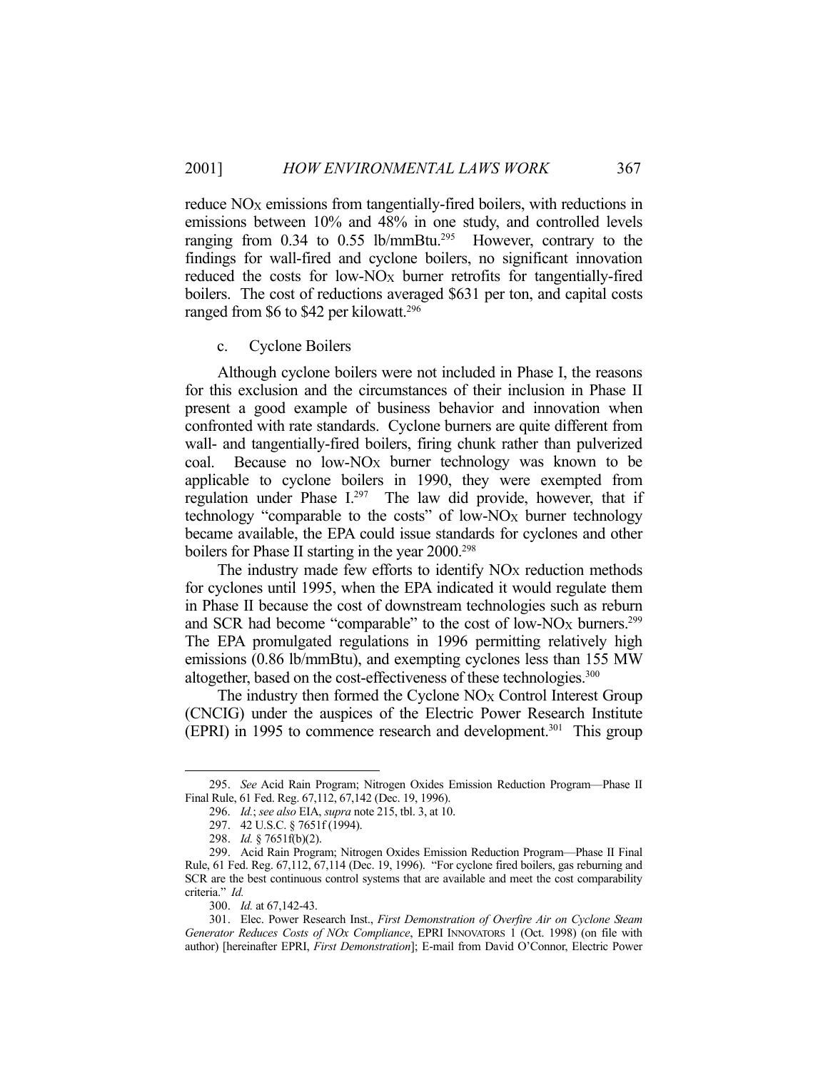reduce $NO_X$ emissions from tangentially-fired boilers, with reductions in emissions between 10% and 48% in one study, and controlled levels ranging from 0.34 to 0.55 lb/mmBtu.[295] However, contrary to the findings for wall-fired and cyclone boilers, no significant innovation reduced the costs for low-$NO_X$ burner retrofits for tangentially-fired boilers. The cost of reductions averaged $631 per ton, and capital costs ranged from $6 to $42 per kilowatt.[296]

c. Cyclone Boilers

Although cyclone boilers were not included in Phase I, the reasons for this exclusion and the circumstances of their inclusion in Phase II present a good example of business behavior and innovation when confronted with rate standards. Cyclone burners are quite different from wall- and tangentially-fired boilers, firing chunk rather than pulverized coal. Because no low-$NO_X$ burner technology was known to be applicable to cyclone boilers in 1990, they were exempted from regulation under Phase I.[297] The law did provide, however, that if technology "comparable to the costs" of low-$NO_X$ burner technology became available, the EPA could issue standards for cyclones and other boilers for Phase II starting in the year 2000.[298]

The industry made few efforts to identify $NO_X$ reduction methods for cyclones until 1995, when the EPA indicated it would regulate them in Phase II because the cost of downstream technologies such as reburn and SCR had become "comparable" to the cost of low-$NO_X$ burners.[299] The EPA promulgated regulations in 1996 permitting relatively high emissions (0.86 lb/mmBtu), and exempting cyclones less than 155 MW altogether, based on the cost-effectiveness of these technologies.[300]

The industry then formed the Cyclone $NO_X$ Control Interest Group (CNCIG) under the auspices of the Electric Power Research Institute (EPRI) in 1995 to commence research and development.[301] This group

---

295. *See* Acid Rain Program; Nitrogen Oxides Emission Reduction Program—Phase II Final Rule, 61 Fed. Reg. 67,112, 67,142 (Dec. 19, 1996).

296. *Id.*; *see also* EIA, *supra* note 215, tbl. 3, at 10.

297. 42 U.S.C. § 7651f (1994).

298. *Id.* § 7651f(b)(2).

299. Acid Rain Program; Nitrogen Oxides Emission Reduction Program—Phase II Final Rule, 61 Fed. Reg. 67,112, 67,114 (Dec. 19, 1996). "For cyclone fired boilers, gas reburning and SCR are the best continuous control systems that are available and meet the cost comparability criteria." *Id.*

300. *Id.* at 67,142-43.

301. Elec. Power Research Inst., *First Demonstration of Overfire Air on Cyclone Steam Generator Reduces Costs of NOx Compliance*, EPRI INNOVATORS 1 (Oct. 1998) (on file with author) [hereinafter EPRI, *First Demonstration*]; E-mail from David O'Connor, Electric Power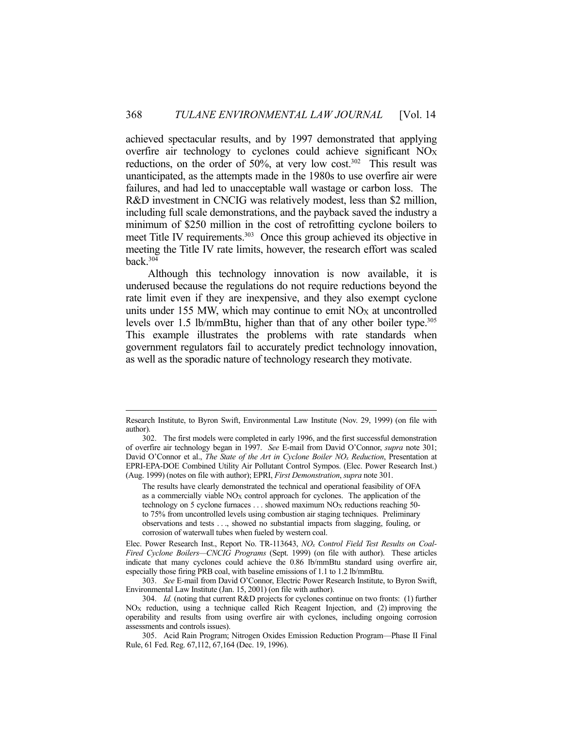achieved spectacular results, and by 1997 demonstrated that applying overfire air technology to cyclones could achieve significant $NO_X$ reductions, on the order of 50%, at very low cost.[302] This result was unanticipated, as the attempts made in the 1980s to use overfire air were failures, and had led to unacceptable wall wastage or carbon loss. The R&D investment in CNCIG was relatively modest, less than $2 million, including full scale demonstrations, and the payback saved the industry a minimum of $250 million in the cost of retrofitting cyclone boilers to meet Title IV requirements.[303] Once this group achieved its objective in meeting the Title IV rate limits, however, the research effort was scaled back.[304]

Although this technology innovation is now available, it is underused because the regulations do not require reductions beyond the rate limit even if they are inexpensive, and they also exempt cyclone units under 155 MW, which may continue to emit $NO_X$ at uncontrolled levels over 1.5 lb/mmBtu, higher than that of any other boiler type.[305] This example illustrates the problems with rate standards when government regulators fail to accurately predict technology innovation, as well as the sporadic nature of technology research they motivate.

---

Research Institute, to Byron Swift, Environmental Law Institute (Nov. 29, 1999) (on file with author).

302. The first models were completed in early 1996, and the first successful demonstration of overfire air technology began in 1997. *See* E-mail from David O'Connor, *supra* note 301; David O'Connor et al., *The State of the Art in Cyclone Boiler $NO_x$ Reduction*, Presentation at EPRI-EPA-DOE Combined Utility Air Pollutant Control Sympos. (Elec. Power Research Inst.) (Aug. 1999) (notes on file with author); EPRI, *First Demonstration*, *supra* note 301.

> The results have clearly demonstrated the technical and operational feasibility of OFA as a commercially viable $NO_X$ control approach for cyclones. The application of the technology on 5 cyclone furnaces . . . showed maximum $NO_X$ reductions reaching 50- to 75% from uncontrolled levels using combustion air staging techniques. Preliminary observations and tests . . ., showed no substantial impacts from slagging, fouling, or corrosion of waterwall tubes when fueled by western coal.

Elec. Power Research Inst., Report No. TR-113643, *$NO_x$ Control Field Test Results on Coal-Fired Cyclone Boilers—CNCIG Programs* (Sept. 1999) (on file with author). These articles indicate that many cyclones could achieve the 0.86 lb/mmBtu standard using overfire air, especially those firing PRB coal, with baseline emissions of 1.1 to 1.2 lb/mmBtu.

303. *See* E-mail from David O'Connor, Electric Power Research Institute, to Byron Swift, Environmental Law Institute (Jan. 15, 2001) (on file with author).

304. *Id.* (noting that current R&D projects for cyclones continue on two fronts: (1) further $NO_X$ reduction, using a technique called Rich Reagent Injection, and (2) improving the operability and results from using overfire air with cyclones, including ongoing corrosion assessments and controls issues).

305. Acid Rain Program; Nitrogen Oxides Emission Reduction Program—Phase II Final Rule, 61 Fed. Reg. 67,112, 67,164 (Dec. 19, 1996).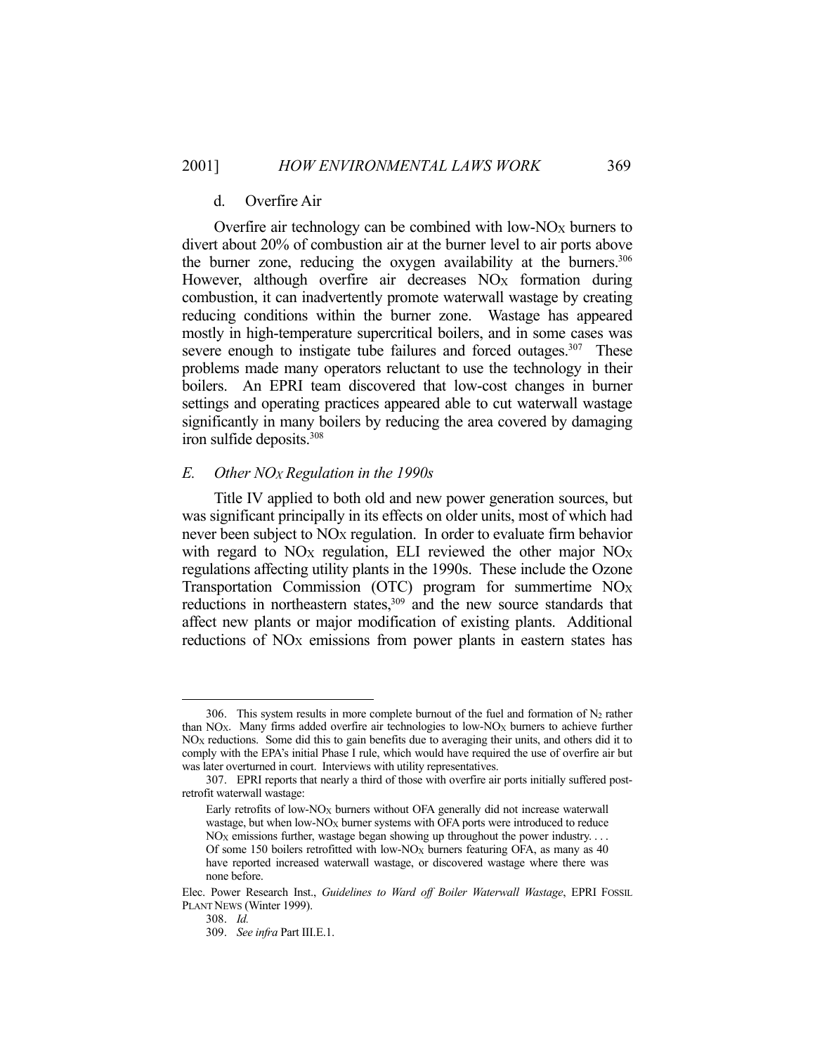#### d. Overfire Air

Overfire air technology can be combined with low-$NO_X$ burners to divert about 20% of combustion air at the burner level to air ports above the burner zone, reducing the oxygen availability at the burners.[306] However, although overfire air decreases $NO_X$ formation during combustion, it can inadvertently promote waterwall wastage by creating reducing conditions within the burner zone. Wastage has appeared mostly in high-temperature supercritical boilers, and in some cases was severe enough to instigate tube failures and forced outages.[307] These problems made many operators reluctant to use the technology in their boilers. An EPRI team discovered that low-cost changes in burner settings and operating practices appeared able to cut waterwall wastage significantly in many boilers by reducing the area covered by damaging iron sulfide deposits.[308]

### *E. Other $NO_X$ Regulation in the 1990s*

Title IV applied to both old and new power generation sources, but was significant principally in its effects on older units, most of which had never been subject to $NO_X$ regulation. In order to evaluate firm behavior with regard to $NO_X$ regulation, ELI reviewed the other major $NO_X$ regulations affecting utility plants in the 1990s. These include the Ozone Transportation Commission (OTC) program for summertime $NO_X$ reductions in northeastern states,[309] and the new source standards that affect new plants or major modification of existing plants. Additional reductions of $NO_X$ emissions from power plants in eastern states has

---

306. This system results in more complete burnout of the fuel and formation of $N_2$ rather than $NO_X$. Many firms added overfire air technologies to low-$NO_X$ burners to achieve further $NO_X$ reductions. Some did this to gain benefits due to averaging their units, and others did it to comply with the EPA's initial Phase I rule, which would have required the use of overfire air but was later overturned in court. Interviews with utility representatives.

307. EPRI reports that nearly a third of those with overfire air ports initially suffered post-retrofit waterwall wastage:

> Early retrofits of low-$NO_X$ burners without OFA generally did not increase waterwall wastage, but when low-$NO_X$ burner systems with OFA ports were introduced to reduce $NO_X$ emissions further, wastage began showing up throughout the power industry. . . . Of some 150 boilers retrofitted with low-$NO_X$ burners featuring OFA, as many as 40 have reported increased waterwall wastage, or discovered wastage where there was none before.

Elec. Power Research Inst., *Guidelines to Ward off Boiler Waterwall Wastage*, EPRI FOSSIL PLANT NEWS (Winter 1999).

308. *Id.*

309. *See infra* Part III.E.1.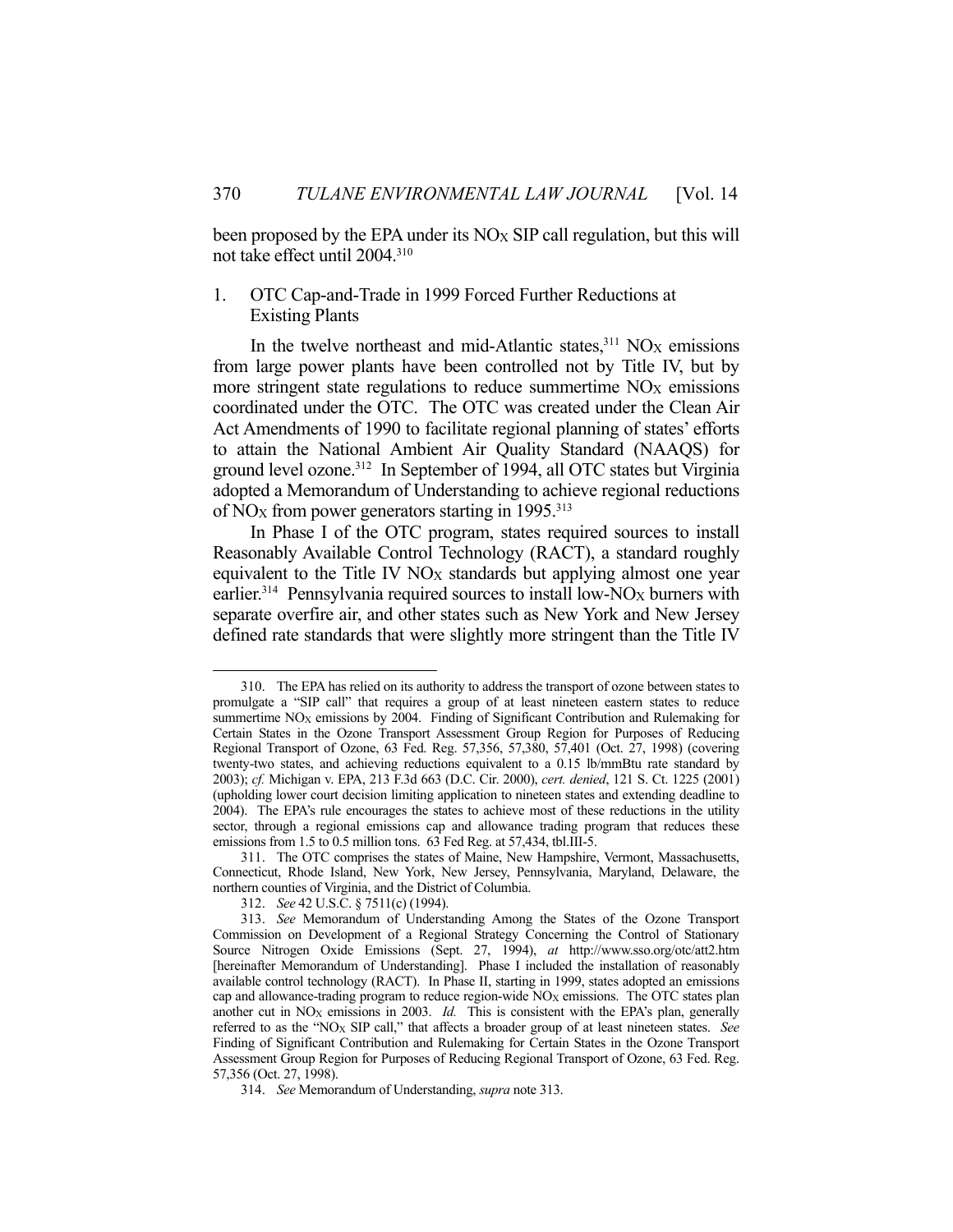been proposed by the EPA under its $NO_X$ SIP call regulation, but this will not take effect until 2004.[310]

### 1. OTC Cap-and-Trade in 1999 Forced Further Reductions at Existing Plants

In the twelve northeast and mid-Atlantic states,[311] $NO_X$ emissions from large power plants have been controlled not by Title IV, but by more stringent state regulations to reduce summertime $NO_X$ emissions coordinated under the OTC. The OTC was created under the Clean Air Act Amendments of 1990 to facilitate regional planning of states' efforts to attain the National Ambient Air Quality Standard (NAAQS) for ground level ozone.[312] In September of 1994, all OTC states but Virginia adopted a Memorandum of Understanding to achieve regional reductions of $NO_X$ from power generators starting in 1995.[313]

In Phase I of the OTC program, states required sources to install Reasonably Available Control Technology (RACT), a standard roughly equivalent to the Title IV $NO_X$ standards but applying almost one year earlier.[314] Pennsylvania required sources to install low-$NO_X$ burners with separate overfire air, and other states such as New York and New Jersey defined rate standards that were slightly more stringent than the Title IV

---

310. The EPA has relied on its authority to address the transport of ozone between states to promulgate a "SIP call" that requires a group of at least nineteen eastern states to reduce summertime $NO_X$ emissions by 2004. Finding of Significant Contribution and Rulemaking for Certain States in the Ozone Transport Assessment Group Region for Purposes of Reducing Regional Transport of Ozone, 63 Fed. Reg. 57,356, 57,380, 57,401 (Oct. 27, 1998) (covering twenty-two states, and achieving reductions equivalent to a 0.15 lb/mmBtu rate standard by 2003); *cf.* Michigan v. EPA, 213 F.3d 663 (D.C. Cir. 2000), *cert. denied*, 121 S. Ct. 1225 (2001) (upholding lower court decision limiting application to nineteen states and extending deadline to 2004). The EPA's rule encourages the states to achieve most of these reductions in the utility sector, through a regional emissions cap and allowance trading program that reduces these emissions from 1.5 to 0.5 million tons. 63 Fed Reg. at 57,434, tbl.III-5.

311. The OTC comprises the states of Maine, New Hampshire, Vermont, Massachusetts, Connecticut, Rhode Island, New York, New Jersey, Pennsylvania, Maryland, Delaware, the northern counties of Virginia, and the District of Columbia.

312. *See* 42 U.S.C. § 7511(c) (1994).

313. *See* Memorandum of Understanding Among the States of the Ozone Transport Commission on Development of a Regional Strategy Concerning the Control of Stationary Source Nitrogen Oxide Emissions (Sept. 27, 1994), *at* http://www.sso.org/otc/att2.htm [hereinafter Memorandum of Understanding]. Phase I included the installation of reasonably available control technology (RACT). In Phase II, starting in 1999, states adopted an emissions cap and allowance-trading program to reduce region-wide $NO_X$ emissions. The OTC states plan another cut in $NO_X$ emissions in 2003. *Id.* This is consistent with the EPA's plan, generally referred to as the "$NO_X$ SIP call," that affects a broader group of at least nineteen states. *See* Finding of Significant Contribution and Rulemaking for Certain States in the Ozone Transport Assessment Group Region for Purposes of Reducing Regional Transport of Ozone, 63 Fed. Reg. 57,356 (Oct. 27, 1998).

314. *See* Memorandum of Understanding, *supra* note 313.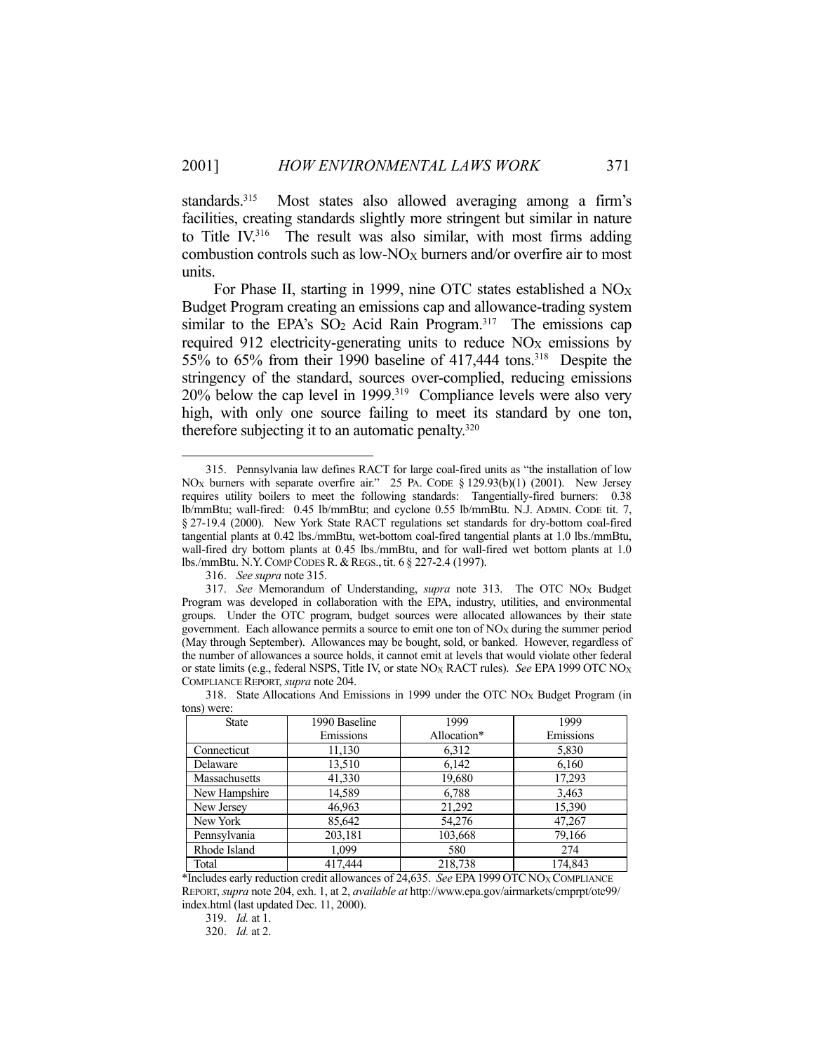standards.[315] Most states also allowed averaging among a firm's facilities, creating standards slightly more stringent but similar in nature to Title IV.[316] The result was also similar, with most firms adding combustion controls such as low-$NO_X$ burners and/or overfire air to most units.

For Phase II, starting in 1999, nine OTC states established a $NO_X$ Budget Program creating an emissions cap and allowance-trading system similar to the EPA's $SO_2$ Acid Rain Program.[317] The emissions cap required 912 electricity-generating units to reduce $NO_X$ emissions by 55% to 65% from their 1990 baseline of 417,444 tons.[318] Despite the stringency of the standard, sources over-complied, reducing emissions 20% below the cap level in 1999.[319] Compliance levels were also very high, with only one source failing to meet its standard by one ton, therefore subjecting it to an automatic penalty.[320]

---

315. Pennsylvania law defines RACT for large coal-fired units as "the installation of low $NO_X$ burners with separate overfire air." 25 PA. CODE § 129.93(b)(1) (2001). New Jersey requires utility boilers to meet the following standards: Tangentially-fired burners: 0.38 lb/mmBtu; wall-fired: 0.45 lb/mmBtu; and cyclone 0.55 lb/mmBtu. N.J. ADMIN. CODE tit. 7, § 27-19.4 (2000). New York State RACT regulations set standards for dry-bottom coal-fired tangential plants at 0.42 lbs./mmBtu, wet-bottom coal-fired tangential plants at 1.0 lbs./mmBtu, wall-fired dry bottom plants at 0.45 lbs./mmBtu, and for wall-fired wet bottom plants at 1.0 lbs./mmBtu. N.Y. COMP CODES R. & REGS., tit. 6 § 227-2.4 (1997).

316. *See supra* note 315.

317. *See* Memorandum of Understanding, *supra* note 313. The OTC $NO_X$ Budget Program was developed in collaboration with the EPA, industry, utilities, and environmental groups. Under the OTC program, budget sources were allocated allowances by their state government. Each allowance permits a source to emit one ton of $NO_X$ during the summer period (May through September). Allowances may be bought, sold, or banked. However, regardless of the number of allowances a source holds, it cannot emit at levels that would violate other federal or state limits (e.g., federal NSPS, Title IV, or state $NO_X$ RACT rules). *See* EPA 1999 OTC $NO_X$ COMPLIANCE REPORT, *supra* note 204.

318. State Allocations And Emissions in 1999 under the OTC $NO_X$ Budget Program (in tons) were:

| State | 1990 Baseline Emissions | 1999 Allocation* | 1999 Emissions |
|---|---|---|---|
| Connecticut | 11,130 | 6,312 | 5,830 |
| Delaware | 13,510 | 6,142 | 6,160 |
| Massachusetts | 41,330 | 19,680 | 17,293 |
| New Hampshire | 14,589 | 6,788 | 3,463 |
| New Jersey | 46,963 | 21,292 | 15,390 |
| New York | 85,642 | 54,276 | 47,267 |
| Pennsylvania | 203,181 | 103,668 | 79,166 |
| Rhode Island | 1,099 | 580 | 274 |
| Total | 417,444 | 218,738 | 174,843 |

*Includes early reduction credit allowances of 24,635. *See* EPA 1999 OTC $NO_X$ COMPLIANCE REPORT, *supra* note 204, exh. 1, at 2, *available at* http://www.epa.gov/airmarkets/cmprpt/otc99/index.html (last updated Dec. 11, 2000).

319. *Id.* at 1.

320. *Id.* at 2.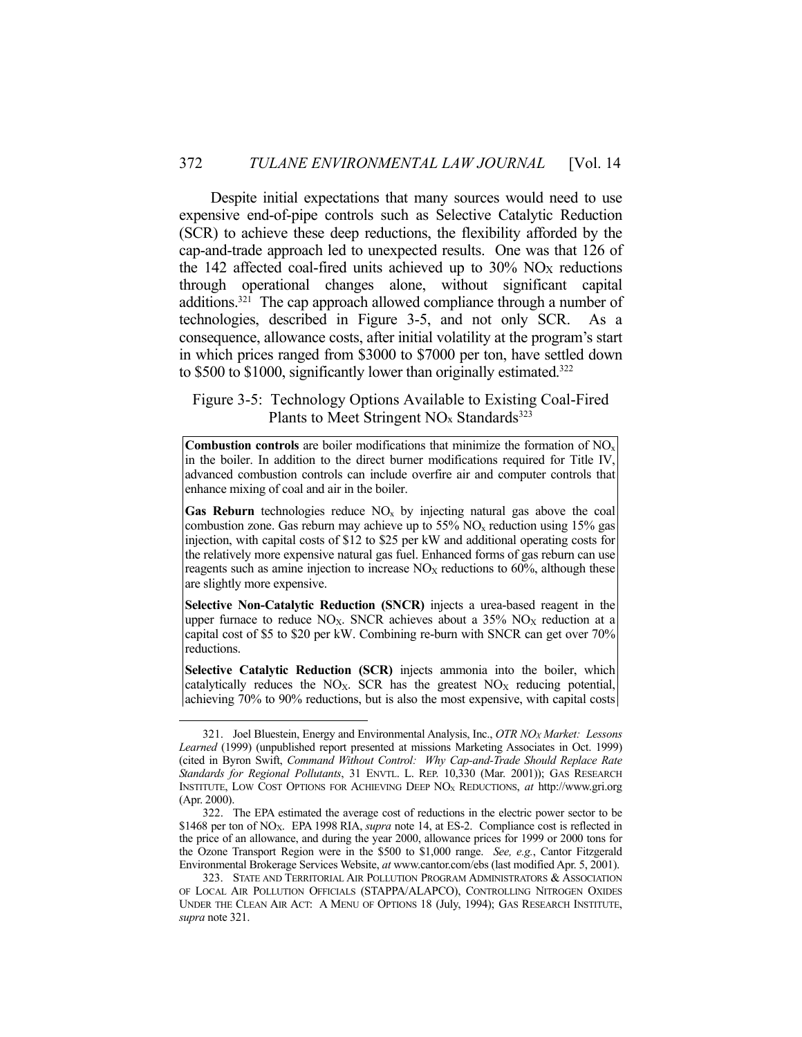Despite initial expectations that many sources would need to use expensive end-of-pipe controls such as Selective Catalytic Reduction (SCR) to achieve these deep reductions, the flexibility afforded by the cap-and-trade approach led to unexpected results. One was that 126 of the 142 affected coal-fired units achieved up to 30% $NO_X$ reductions through operational changes alone, without significant capital additions.[321] The cap approach allowed compliance through a number of technologies, described in Figure 3-5, and not only SCR. As a consequence, allowance costs, after initial volatility at the program's start in which prices ranged from $3000 to $7000 per ton, have settled down to $500 to $1000, significantly lower than originally estimated.[322]

Figure 3-5: Technology Options Available to Existing Coal-Fired Plants to Meet Stringent $NO_x$ Standards[323]

**Combustion controls** are boiler modifications that minimize the formation of $NO_x$ in the boiler. In addition to the direct burner modifications required for Title IV, advanced combustion controls can include overfire air and computer controls that enhance mixing of coal and air in the boiler.

**Gas Reburn** technologies reduce $NO_x$ by injecting natural gas above the coal combustion zone. Gas reburn may achieve up to 55% $NO_x$ reduction using 15% gas injection, with capital costs of $12 to $25 per kW and additional operating costs for the relatively more expensive natural gas fuel. Enhanced forms of gas reburn can use reagents such as amine injection to increase $NO_X$ reductions to 60%, although these are slightly more expensive.

**Selective Non-Catalytic Reduction (SNCR)** injects a urea-based reagent in the upper furnace to reduce $NO_X$. SNCR achieves about a 35% $NO_X$ reduction at a capital cost of $5 to $20 per kW. Combining re-burn with SNCR can get over 70% reductions.

**Selective Catalytic Reduction (SCR)** injects ammonia into the boiler, which catalytically reduces the $NO_X$. SCR has the greatest $NO_X$ reducing potential, achieving 70% to 90% reductions, but is also the most expensive, with capital costs

---

321. Joel Bluestein, Energy and Environmental Analysis, Inc., *OTR $NO_X$ Market: Lessons Learned* (1999) (unpublished report presented at missions Marketing Associates in Oct. 1999) (cited in Byron Swift, *Command Without Control: Why Cap-and-Trade Should Replace Rate Standards for Regional Pollutants*, 31 ENVTL. L. REP. 10,330 (Mar. 2001)); GAS RESEARCH INSTITUTE, LOW COST OPTIONS FOR ACHIEVING DEEP $NO_X$ REDUCTIONS, *at* http://www.gri.org (Apr. 2000).

322. The EPA estimated the average cost of reductions in the electric power sector to be $1468 per ton of $NO_X$. EPA 1998 RIA, *supra* note 14, at ES-2. Compliance cost is reflected in the price of an allowance, and during the year 2000, allowance prices for 1999 or 2000 tons for the Ozone Transport Region were in the $500 to $1,000 range. *See, e.g.*, Cantor Fitzgerald Environmental Brokerage Services Website, *at* www.cantor.com/ebs (last modified Apr. 5, 2001).

323. STATE AND TERRITORIAL AIR POLLUTION PROGRAM ADMINISTRATORS & ASSOCIATION OF LOCAL AIR POLLUTION OFFICIALS (STAPPA/ALAPCO), CONTROLLING NITROGEN OXIDES UNDER THE CLEAN AIR ACT: A MENU OF OPTIONS 18 (July, 1994); GAS RESEARCH INSTITUTE, *supra* note 321.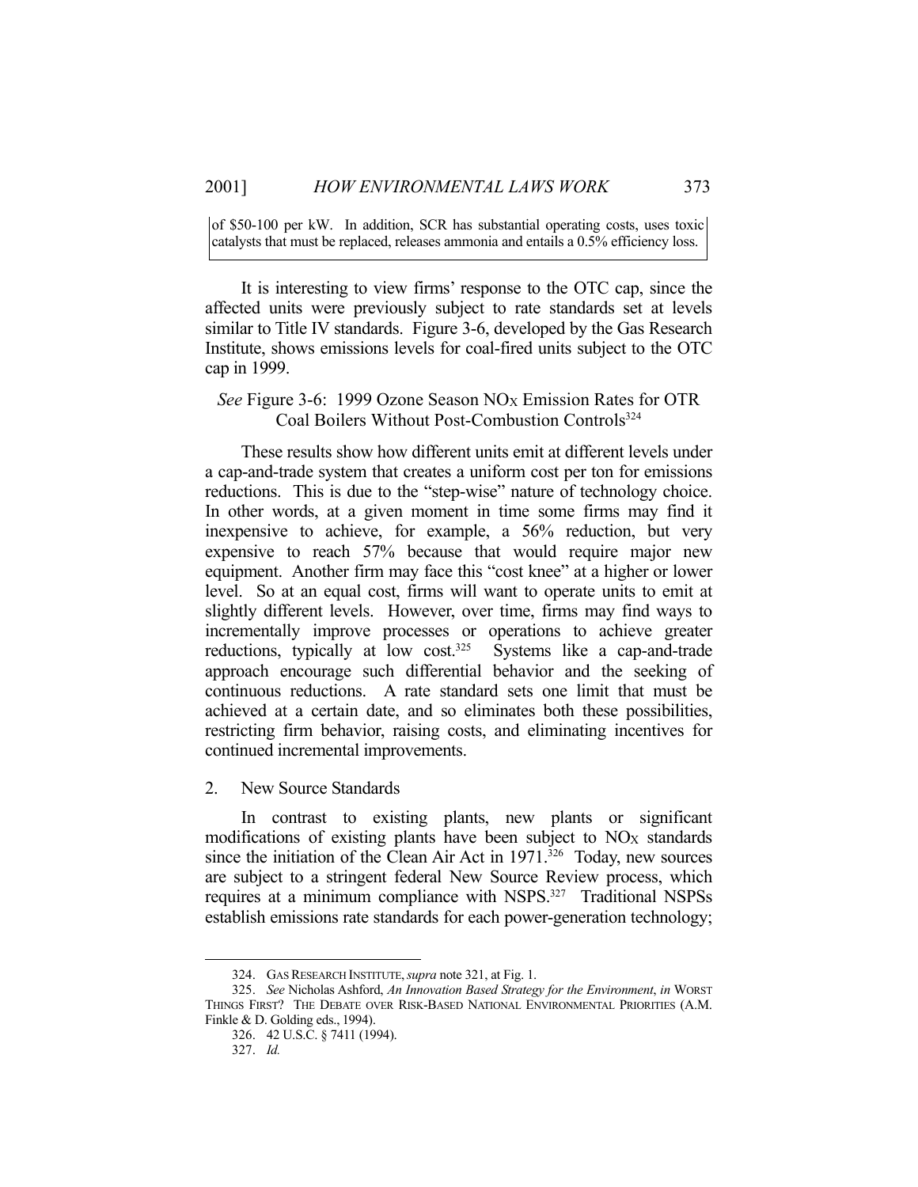of \$50-100 per kW. In addition, SCR has substantial operating costs, uses toxic catalysts that must be replaced, releases ammonia and entails a 0.5% efficiency loss.

It is interesting to view firms' response to the OTC cap, since the affected units were previously subject to rate standards set at levels similar to Title IV standards. Figure 3-6, developed by the Gas Research Institute, shows emissions levels for coal-fired units subject to the OTC cap in 1999.

*See* Figure 3-6: 1999 Ozone Season $NO_X$ Emission Rates for OTR Coal Boilers Without Post-Combustion Controls[324]

These results show how different units emit at different levels under a cap-and-trade system that creates a uniform cost per ton for emissions reductions. This is due to the "step-wise" nature of technology choice. In other words, at a given moment in time some firms may find it inexpensive to achieve, for example, a 56% reduction, but very expensive to reach 57% because that would require major new equipment. Another firm may face this "cost knee" at a higher or lower level. So at an equal cost, firms will want to operate units to emit at slightly different levels. However, over time, firms may find ways to incrementally improve processes or operations to achieve greater reductions, typically at low cost.[325] Systems like a cap-and-trade approach encourage such differential behavior and the seeking of continuous reductions. A rate standard sets one limit that must be achieved at a certain date, and so eliminates both these possibilities, restricting firm behavior, raising costs, and eliminating incentives for continued incremental improvements.

2. New Source Standards

In contrast to existing plants, new plants or significant modifications of existing plants have been subject to $NO_X$ standards since the initiation of the Clean Air Act in 1971.[326] Today, new sources are subject to a stringent federal New Source Review process, which requires at a minimum compliance with NSPS.[327] Traditional NSPSs establish emissions rate standards for each power-generation technology;

---

324. GAS RESEARCH INSTITUTE, *supra* note 321, at Fig. 1.

325. *See* Nicholas Ashford, *An Innovation Based Strategy for the Environment*, *in* WORST THINGS FIRST? THE DEBATE OVER RISK-BASED NATIONAL ENVIRONMENTAL PRIORITIES (A.M. Finkle & D. Golding eds., 1994).

326. 42 U.S.C. § 7411 (1994).

327. *Id.*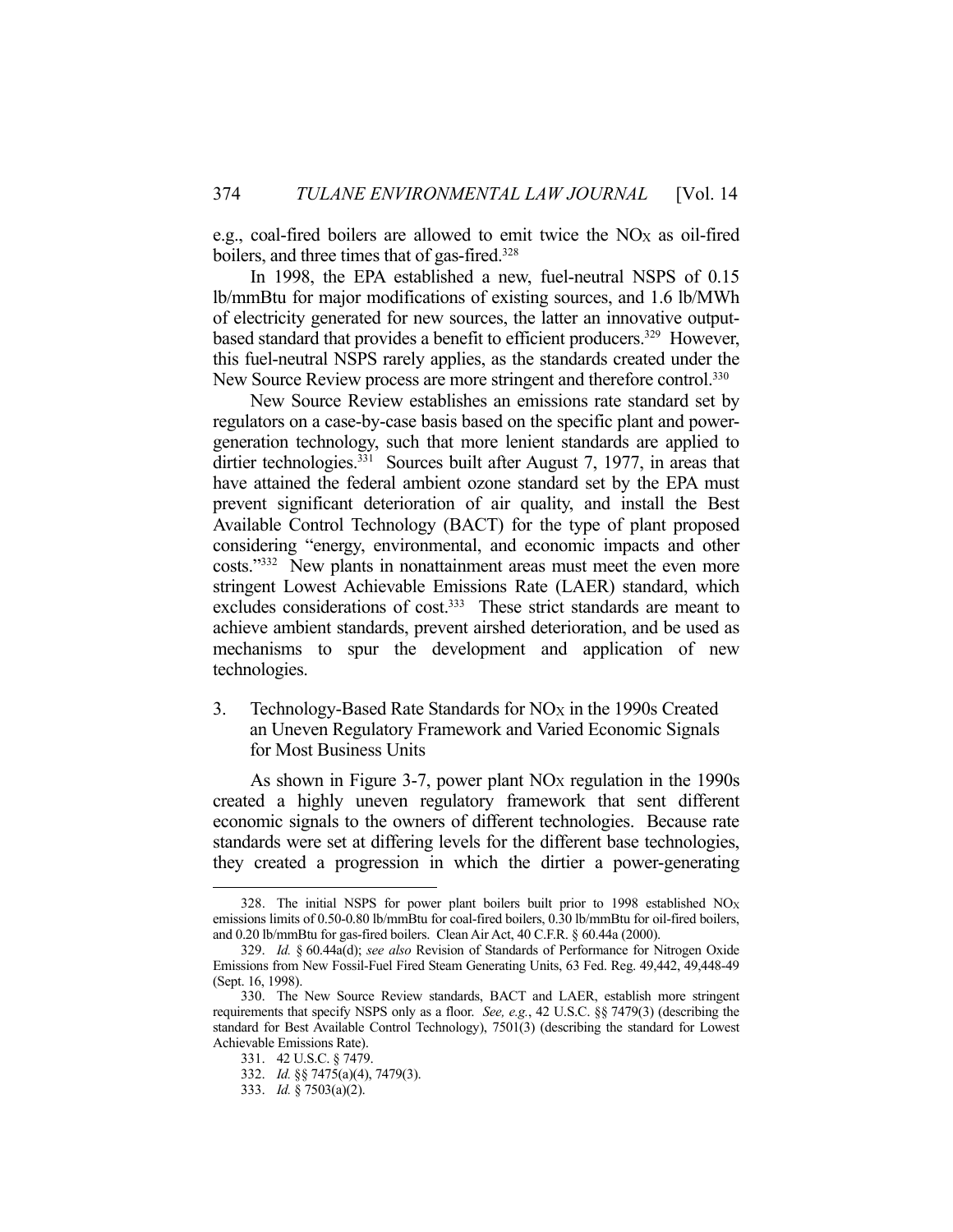e.g., coal-fired boilers are allowed to emit twice the $NO_X$ as oil-fired boilers, and three times that of gas-fired.[328]

In 1998, the EPA established a new, fuel-neutral NSPS of 0.15 lb/mmBtu for major modifications of existing sources, and 1.6 lb/MWh of electricity generated for new sources, the latter an innovative output-based standard that provides a benefit to efficient producers.[329] However, this fuel-neutral NSPS rarely applies, as the standards created under the New Source Review process are more stringent and therefore control.[330]

New Source Review establishes an emissions rate standard set by regulators on a case-by-case basis based on the specific plant and power-generation technology, such that more lenient standards are applied to dirtier technologies.[331] Sources built after August 7, 1977, in areas that have attained the federal ambient ozone standard set by the EPA must prevent significant deterioration of air quality, and install the Best Available Control Technology (BACT) for the type of plant proposed considering "energy, environmental, and economic impacts and other costs."[332] New plants in nonattainment areas must meet the even more stringent Lowest Achievable Emissions Rate (LAER) standard, which excludes considerations of cost.[333] These strict standards are meant to achieve ambient standards, prevent airshed deterioration, and be used as mechanisms to spur the development and application of new technologies.

### 3. Technology-Based Rate Standards for $NO_X$ in the 1990s Created an Uneven Regulatory Framework and Varied Economic Signals for Most Business Units

As shown in Figure 3-7, power plant $NO_X$ regulation in the 1990s created a highly uneven regulatory framework that sent different economic signals to the owners of different technologies. Because rate standards were set at differing levels for the different base technologies, they created a progression in which the dirtier a power-generating

---

328. The initial NSPS for power plant boilers built prior to 1998 established $NO_X$ emissions limits of 0.50-0.80 lb/mmBtu for coal-fired boilers, 0.30 lb/mmBtu for oil-fired boilers, and 0.20 lb/mmBtu for gas-fired boilers. Clean Air Act, 40 C.F.R. § 60.44a (2000).

329. *Id.* § 60.44a(d); *see also* Revision of Standards of Performance for Nitrogen Oxide Emissions from New Fossil-Fuel Fired Steam Generating Units, 63 Fed. Reg. 49,442, 49,448-49 (Sept. 16, 1998).

330. The New Source Review standards, BACT and LAER, establish more stringent requirements that specify NSPS only as a floor. *See, e.g.*, 42 U.S.C. §§ 7479(3) (describing the standard for Best Available Control Technology), 7501(3) (describing the standard for Lowest Achievable Emissions Rate).

331. 42 U.S.C. § 7479.

332. *Id.* §§ 7475(a)(4), 7479(3).

333. *Id.* § 7503(a)(2).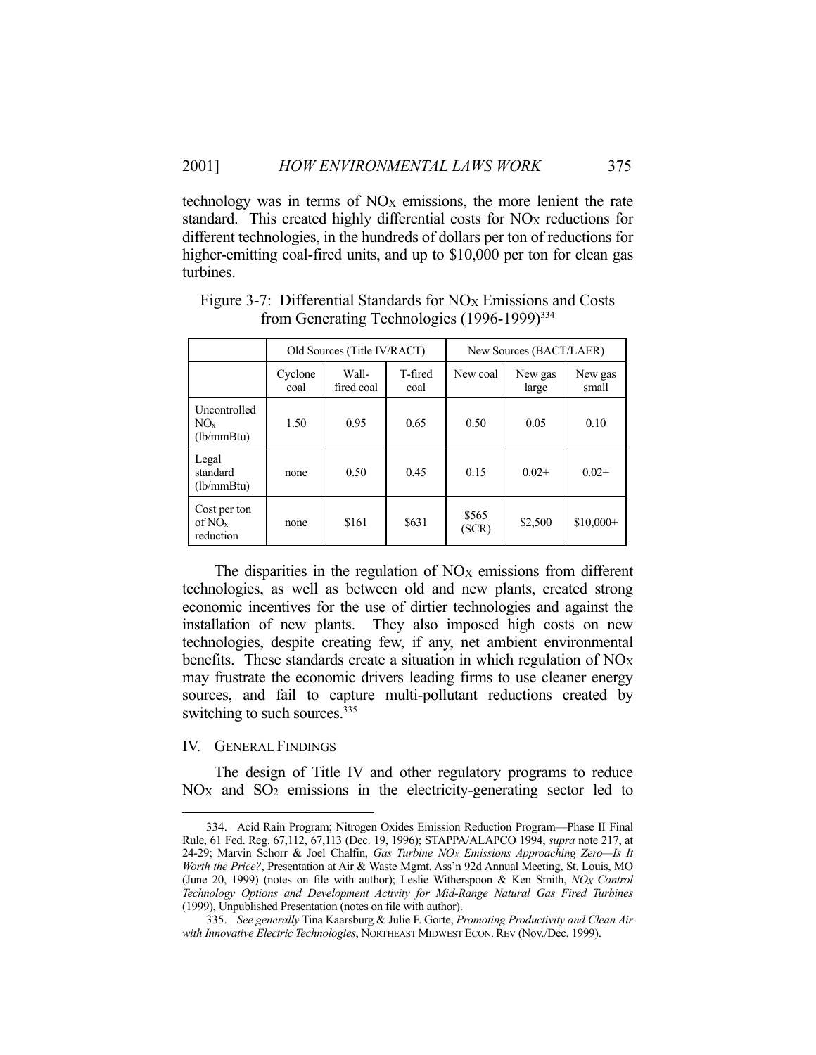technology was in terms of $NO_X$ emissions, the more lenient the rate standard. This created highly differential costs for $NO_X$ reductions for different technologies, in the hundreds of dollars per ton of reductions for higher-emitting coal-fired units, and up to $10,000 per ton for clean gas turbines.

Figure 3-7: Differential Standards for $NO_X$ Emissions and Costs from Generating Technologies (1996-1999)[334]

| | Old Sources (Title IV/RACT) | | | New Sources (BACT/LAER) | | |
|---|---|---|---|---|---|---|
| | Cyclone coal | Wall-fired coal | T-fired coal | New coal | New gas large | New gas small |
| Uncontrolled $NO_x$ (lb/mmBtu) | 1.50 | 0.95 | 0.65 | 0.50 | 0.05 | 0.10 |
| Legal standard (lb/mmBtu) | none | 0.50 | 0.45 | 0.15 | 0.02+ | 0.02+ |
| Cost per ton of $NO_x$ reduction | none | $161 | $631 | $565 (SCR) | $2,500 | $10,000+ |

The disparities in the regulation of $NO_X$ emissions from different technologies, as well as between old and new plants, created strong economic incentives for the use of dirtier technologies and against the installation of new plants. They also imposed high costs on new technologies, despite creating few, if any, net ambient environmental benefits. These standards create a situation in which regulation of $NO_X$ may frustrate the economic drivers leading firms to use cleaner energy sources, and fail to capture multi-pollutant reductions created by switching to such sources.[335]

## IV. General Findings

The design of Title IV and other regulatory programs to reduce $NO_X$ and $SO_2$ emissions in the electricity-generating sector led to

---

334. Acid Rain Program; Nitrogen Oxides Emission Reduction Program—Phase II Final Rule, 61 Fed. Reg. 67,112, 67,113 (Dec. 19, 1996); STAPPA/ALAPCO 1994, *supra* note 217, at 24-29; Marvin Schorr & Joel Chalfin, *Gas Turbine $NO_X$ Emissions Approaching Zero—Is It Worth the Price?*, Presentation at Air & Waste Mgmt. Ass'n 92d Annual Meeting, St. Louis, MO (June 20, 1999) (notes on file with author); Leslie Witherspoon & Ken Smith, *$NO_X$ Control Technology Options and Development Activity for Mid-Range Natural Gas Fired Turbines* (1999), Unpublished Presentation (notes on file with author).

335. *See generally* Tina Kaarsburg & Julie F. Gorte, *Promoting Productivity and Clean Air with Innovative Electric Technologies*, NORTHEAST MIDWEST ECON. REV (Nov./Dec. 1999).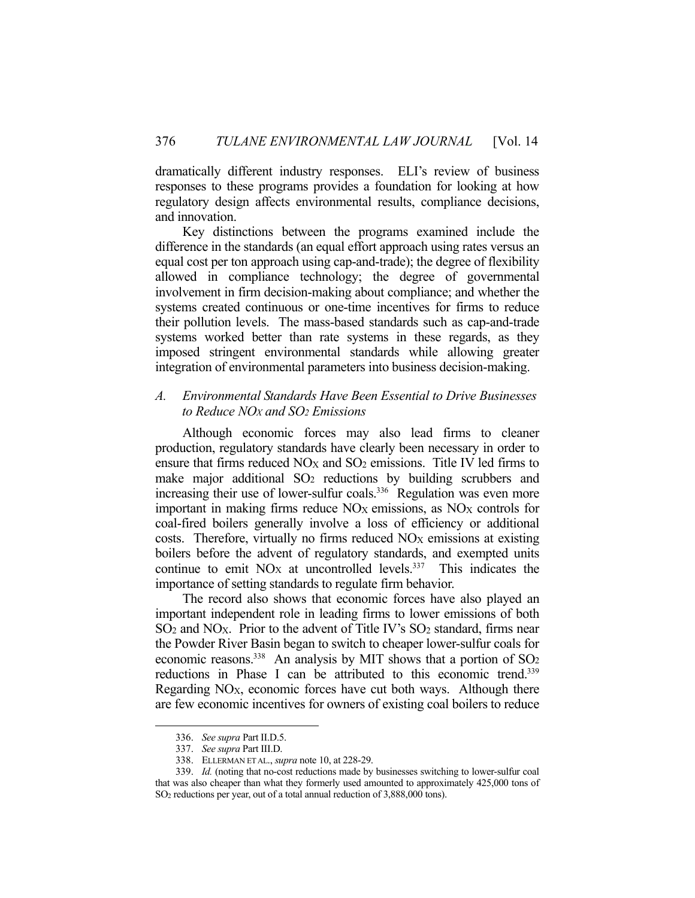dramatically different industry responses. ELI's review of business responses to these programs provides a foundation for looking at how regulatory design affects environmental results, compliance decisions, and innovation.

Key distinctions between the programs examined include the difference in the standards (an equal effort approach using rates versus an equal cost per ton approach using cap-and-trade); the degree of flexibility allowed in compliance technology; the degree of governmental involvement in firm decision-making about compliance; and whether the systems created continuous or one-time incentives for firms to reduce their pollution levels. The mass-based standards such as cap-and-trade systems worked better than rate systems in these regards, as they imposed stringent environmental standards while allowing greater integration of environmental parameters into business decision-making.

### *A. Environmental Standards Have Been Essential to Drive Businesses to Reduce $NO_X$ and $SO_2$ Emissions*

Although economic forces may also lead firms to cleaner production, regulatory standards have clearly been necessary in order to ensure that firms reduced $NO_X$ and $SO_2$ emissions. Title IV led firms to make major additional $SO_2$ reductions by building scrubbers and increasing their use of lower-sulfur coals.[336] Regulation was even more important in making firms reduce $NO_X$ emissions, as $NO_X$ controls for coal-fired boilers generally involve a loss of efficiency or additional costs. Therefore, virtually no firms reduced $NO_X$ emissions at existing boilers before the advent of regulatory standards, and exempted units continue to emit $NO_X$ at uncontrolled levels.[337] This indicates the importance of setting standards to regulate firm behavior.

The record also shows that economic forces have also played an important independent role in leading firms to lower emissions of both $SO_2$ and $NO_X$. Prior to the advent of Title IV's $SO_2$ standard, firms near the Powder River Basin began to switch to cheaper lower-sulfur coals for economic reasons.[338] An analysis by MIT shows that a portion of $SO_2$ reductions in Phase I can be attributed to this economic trend.[339] Regarding $NO_X$, economic forces have cut both ways. Although there are few economic incentives for owners of existing coal boilers to reduce

---

336. *See supra* Part II.D.5.

337. *See supra* Part III.D.

338. ELLERMAN ET AL., *supra* note 10, at 228-29.

339. *Id.* (noting that no-cost reductions made by businesses switching to lower-sulfur coal that was also cheaper than what they formerly used amounted to approximately 425,000 tons of $SO_2$ reductions per year, out of a total annual reduction of 3,888,000 tons).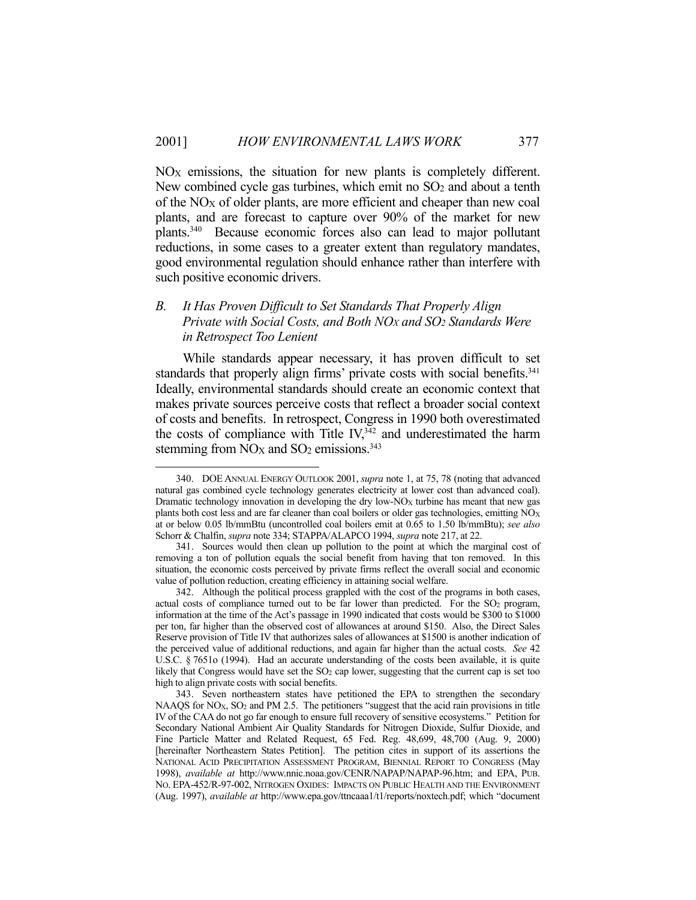$NO_X$ emissions, the situation for new plants is completely different. New combined cycle gas turbines, which emit no $SO_2$ and about a tenth of the $NO_X$ of older plants, are more efficient and cheaper than new coal plants, and are forecast to capture over 90% of the market for new plants.[340] Because economic forces also can lead to major pollutant reductions, in some cases to a greater extent than regulatory mandates, good environmental regulation should enhance rather than interfere with such positive economic drivers.

### *B. It Has Proven Difficult to Set Standards That Properly Align Private with Social Costs, and Both $NO_X$ and $SO_2$ Standards Were in Retrospect Too Lenient*

While standards appear necessary, it has proven difficult to set standards that properly align firms' private costs with social benefits.[341] Ideally, environmental standards should create an economic context that makes private sources perceive costs that reflect a broader social context of costs and benefits. In retrospect, Congress in 1990 both overestimated the costs of compliance with Title IV,[342] and underestimated the harm stemming from $NO_X$ and $SO_2$ emissions.[343]

---

340. DOE ANNUAL ENERGY OUTLOOK 2001, *supra* note 1, at 75, 78 (noting that advanced natural gas combined cycle technology generates electricity at lower cost than advanced coal). Dramatic technology innovation in developing the dry low-$NO_X$ turbine has meant that new gas plants both cost less and are far cleaner than coal boilers or older gas technologies, emitting $NO_X$ at or below 0.05 lb/mmBtu (uncontrolled coal boilers emit at 0.65 to 1.50 lb/mmBtu); *see also* Schorr & Chalfin, *supra* note 334; STAPPA/ALAPCO 1994, *supra* note 217, at 22.

341. Sources would then clean up pollution to the point at which the marginal cost of removing a ton of pollution equals the social benefit from having that ton removed. In this situation, the economic costs perceived by private firms reflect the overall social and economic value of pollution reduction, creating efficiency in attaining social welfare.

342. Although the political process grappled with the cost of the programs in both cases, actual costs of compliance turned out to be far lower than predicted. For the $SO_2$ program, information at the time of the Act's passage in 1990 indicated that costs would be \$300 to \$1000 per ton, far higher than the observed cost of allowances at around \$150. Also, the Direct Sales Reserve provision of Title IV that authorizes sales of allowances at \$1500 is another indication of the perceived value of additional reductions, and again far higher than the actual costs. *See* 42 U.S.C. § 7651o (1994). Had an accurate understanding of the costs been available, it is quite likely that Congress would have set the $SO_2$ cap lower, suggesting that the current cap is set too high to align private costs with social benefits.

343. Seven northeastern states have petitioned the EPA to strengthen the secondary NAAQS for $NO_X$, $SO_2$ and PM 2.5. The petitioners "suggest that the acid rain provisions in title IV of the CAA do not go far enough to ensure full recovery of sensitive ecosystems." Petition for Secondary National Ambient Air Quality Standards for Nitrogen Dioxide, Sulfur Dioxide, and Fine Particle Matter and Related Request, 65 Fed. Reg. 48,699, 48,700 (Aug. 9, 2000) [hereinafter Northeastern States Petition]. The petition cites in support of its assertions the NATIONAL ACID PRECIPITATION ASSESSMENT PROGRAM, BIENNIAL REPORT TO CONGRESS (May 1998), *available at* http://www.nnic.noaa.gov/CENR/NAPAP/NAPAP-96.htm; and EPA, PUB. NO. EPA-452/R-97-002, NITROGEN OXIDES: IMPACTS ON PUBLIC HEALTH AND THE ENVIRONMENT (Aug. 1997), *available at* http://www.epa.gov/ttncaaa1/t1/reports/noxtech.pdf; which "document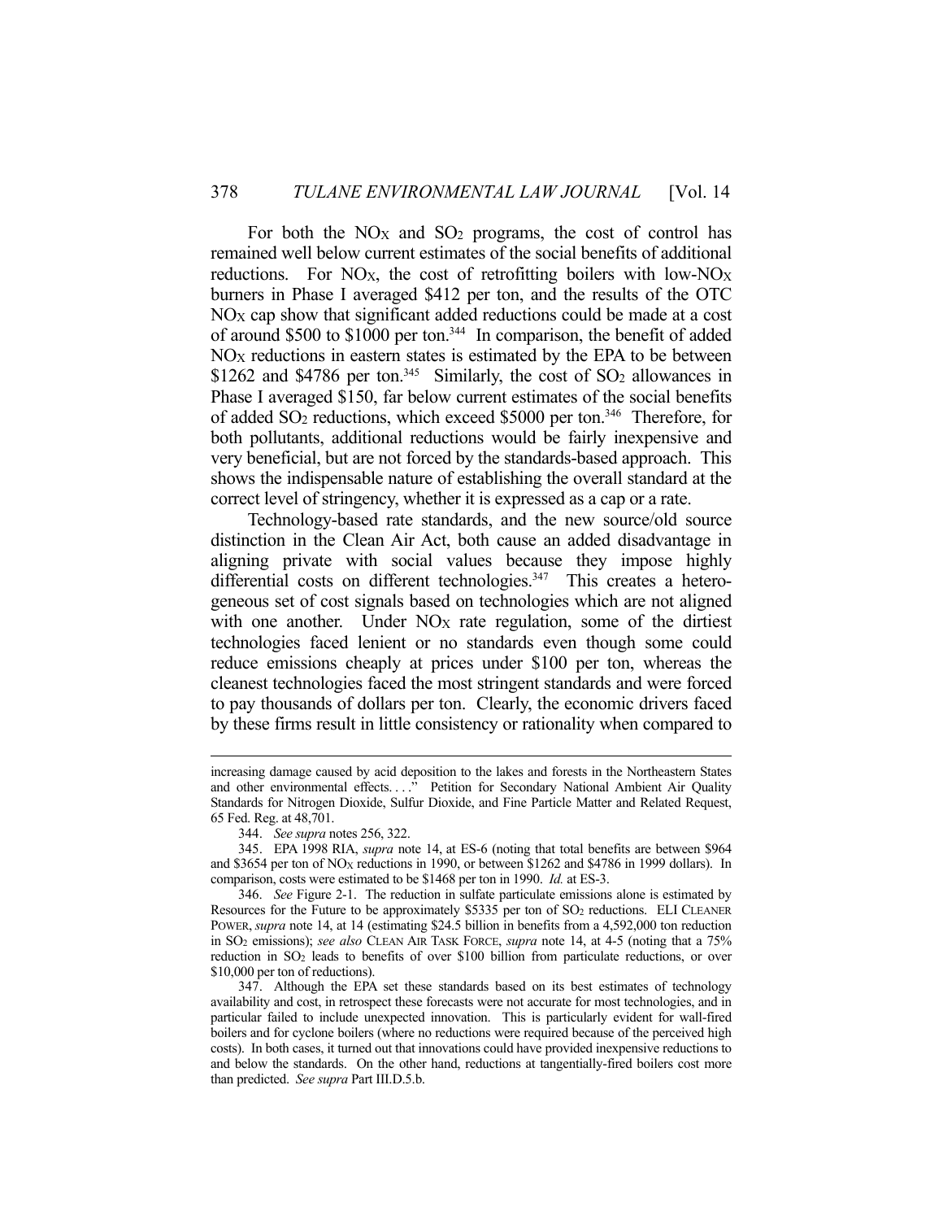For both the $NO_X$ and $SO_2$ programs, the cost of control has remained well below current estimates of the social benefits of additional reductions. For $NO_X$, the cost of retrofitting boilers with low-$NO_X$ burners in Phase I averaged $412 per ton, and the results of the OTC $NO_X$ cap show that significant added reductions could be made at a cost of around $500 to $1000 per ton.[344] In comparison, the benefit of added $NO_X$ reductions in eastern states is estimated by the EPA to be between $1262 and $4786 per ton.[345] Similarly, the cost of $SO_2$ allowances in Phase I averaged $150, far below current estimates of the social benefits of added $SO_2$ reductions, which exceed $5000 per ton.[346] Therefore, for both pollutants, additional reductions would be fairly inexpensive and very beneficial, but are not forced by the standards-based approach. This shows the indispensable nature of establishing the overall standard at the correct level of stringency, whether it is expressed as a cap or a rate.

Technology-based rate standards, and the new source/old source distinction in the Clean Air Act, both cause an added disadvantage in aligning private with social values because they impose highly differential costs on different technologies.[347] This creates a heterogeneous set of cost signals based on technologies which are not aligned with one another. Under $NO_X$ rate regulation, some of the dirtiest technologies faced lenient or no standards even though some could reduce emissions cheaply at prices under $100 per ton, whereas the cleanest technologies faced the most stringent standards and were forced to pay thousands of dollars per ton. Clearly, the economic drivers faced by these firms result in little consistency or rationality when compared to

---

increasing damage caused by acid deposition to the lakes and forests in the Northeastern States and other environmental effects. . . ." Petition for Secondary National Ambient Air Quality Standards for Nitrogen Dioxide, Sulfur Dioxide, and Fine Particle Matter and Related Request, 65 Fed. Reg. at 48,701.

344. *See supra* notes 256, 322.

345. EPA 1998 RIA, *supra* note 14, at ES-6 (noting that total benefits are between $964 and $3654 per ton of $NO_X$ reductions in 1990, or between $1262 and $4786 in 1999 dollars). In comparison, costs were estimated to be $1468 per ton in 1990. *Id.* at ES-3.

346. *See* Figure 2-1. The reduction in sulfate particulate emissions alone is estimated by Resources for the Future to be approximately $5335 per ton of $SO_2$ reductions. ELI CLEANER POWER, *supra* note 14, at 14 (estimating $24.5 billion in benefits from a 4,592,000 ton reduction in $SO_2$ emissions); *see also* CLEAN AIR TASK FORCE, *supra* note 14, at 4-5 (noting that a 75% reduction in $SO_2$ leads to benefits of over $100 billion from particulate reductions, or over $10,000 per ton of reductions).

347. Although the EPA set these standards based on its best estimates of technology availability and cost, in retrospect these forecasts were not accurate for most technologies, and in particular failed to include unexpected innovation. This is particularly evident for wall-fired boilers and for cyclone boilers (where no reductions were required because of the perceived high costs). In both cases, it turned out that innovations could have provided inexpensive reductions to and below the standards. On the other hand, reductions at tangentially-fired boilers cost more than predicted. *See supra* Part III.D.5.b.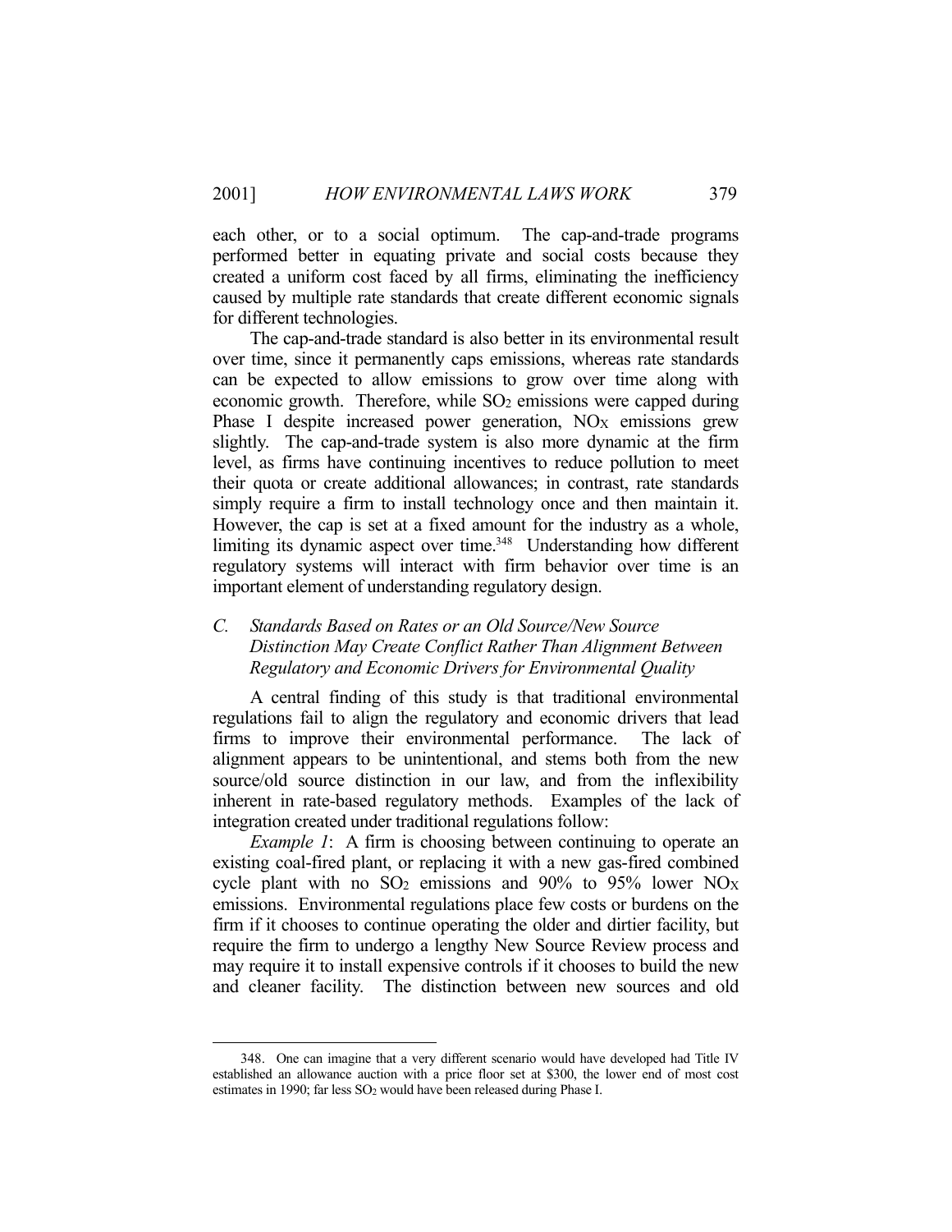each other, or to a social optimum. The cap-and-trade programs performed better in equating private and social costs because they created a uniform cost faced by all firms, eliminating the inefficiency caused by multiple rate standards that create different economic signals for different technologies.

The cap-and-trade standard is also better in its environmental result over time, since it permanently caps emissions, whereas rate standards can be expected to allow emissions to grow over time along with economic growth. Therefore, while $SO_2$ emissions were capped during Phase I despite increased power generation, $NO_X$ emissions grew slightly. The cap-and-trade system is also more dynamic at the firm level, as firms have continuing incentives to reduce pollution to meet their quota or create additional allowances; in contrast, rate standards simply require a firm to install technology once and then maintain it. However, the cap is set at a fixed amount for the industry as a whole, limiting its dynamic aspect over time.[348] Understanding how different regulatory systems will interact with firm behavior over time is an important element of understanding regulatory design.

### *C. Standards Based on Rates or an Old Source/New Source Distinction May Create Conflict Rather Than Alignment Between Regulatory and Economic Drivers for Environmental Quality*

A central finding of this study is that traditional environmental regulations fail to align the regulatory and economic drivers that lead firms to improve their environmental performance. The lack of alignment appears to be unintentional, and stems both from the new source/old source distinction in our law, and from the inflexibility inherent in rate-based regulatory methods. Examples of the lack of integration created under traditional regulations follow:

*Example 1*: A firm is choosing between continuing to operate an existing coal-fired plant, or replacing it with a new gas-fired combined cycle plant with no $SO_2$ emissions and 90% to 95% lower $NO_X$ emissions. Environmental regulations place few costs or burdens on the firm if it chooses to continue operating the older and dirtier facility, but require the firm to undergo a lengthy New Source Review process and may require it to install expensive controls if it chooses to build the new and cleaner facility. The distinction between new sources and old

---

348. One can imagine that a very different scenario would have developed had Title IV established an allowance auction with a price floor set at $300, the lower end of most cost estimates in 1990; far less $SO_2$ would have been released during Phase I.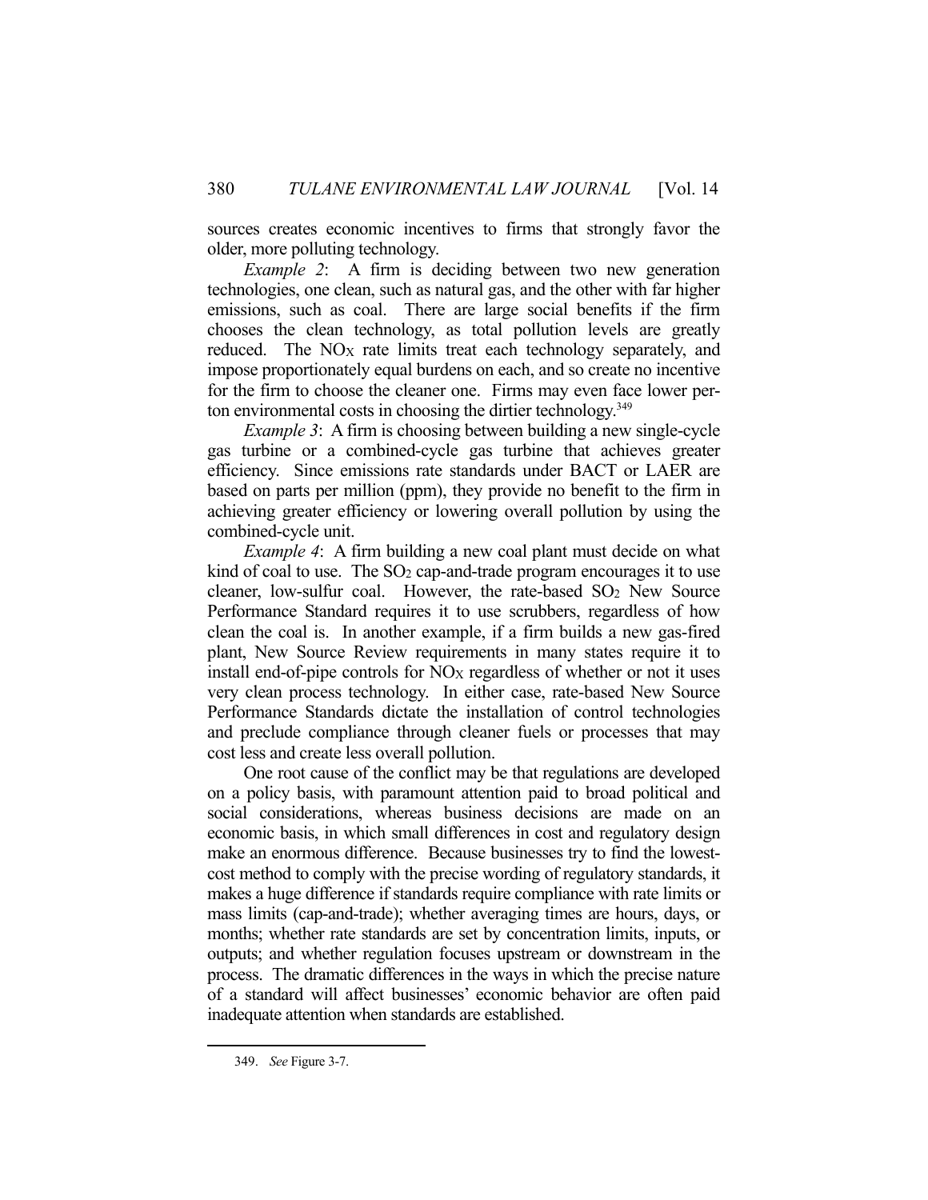sources creates economic incentives to firms that strongly favor the older, more polluting technology.

*Example 2*: A firm is deciding between two new generation technologies, one clean, such as natural gas, and the other with far higher emissions, such as coal. There are large social benefits if the firm chooses the clean technology, as total pollution levels are greatly reduced. The $NO_X$ rate limits treat each technology separately, and impose proportionately equal burdens on each, and so create no incentive for the firm to choose the cleaner one. Firms may even face lower per-ton environmental costs in choosing the dirtier technology.[349]

*Example 3*: A firm is choosing between building a new single-cycle gas turbine or a combined-cycle gas turbine that achieves greater efficiency. Since emissions rate standards under BACT or LAER are based on parts per million (ppm), they provide no benefit to the firm in achieving greater efficiency or lowering overall pollution by using the combined-cycle unit.

*Example 4*: A firm building a new coal plant must decide on what kind of coal to use. The $SO_2$ cap-and-trade program encourages it to use cleaner, low-sulfur coal. However, the rate-based $SO_2$ New Source Performance Standard requires it to use scrubbers, regardless of how clean the coal is. In another example, if a firm builds a new gas-fired plant, New Source Review requirements in many states require it to install end-of-pipe controls for $NO_X$ regardless of whether or not it uses very clean process technology. In either case, rate-based New Source Performance Standards dictate the installation of control technologies and preclude compliance through cleaner fuels or processes that may cost less and create less overall pollution.

One root cause of the conflict may be that regulations are developed on a policy basis, with paramount attention paid to broad political and social considerations, whereas business decisions are made on an economic basis, in which small differences in cost and regulatory design make an enormous difference. Because businesses try to find the lowest-cost method to comply with the precise wording of regulatory standards, it makes a huge difference if standards require compliance with rate limits or mass limits (cap-and-trade); whether averaging times are hours, days, or months; whether rate standards are set by concentration limits, inputs, or outputs; and whether regulation focuses upstream or downstream in the process. The dramatic differences in the ways in which the precise nature of a standard will affect businesses' economic behavior are often paid inadequate attention when standards are established.

349. *See* Figure 3-7.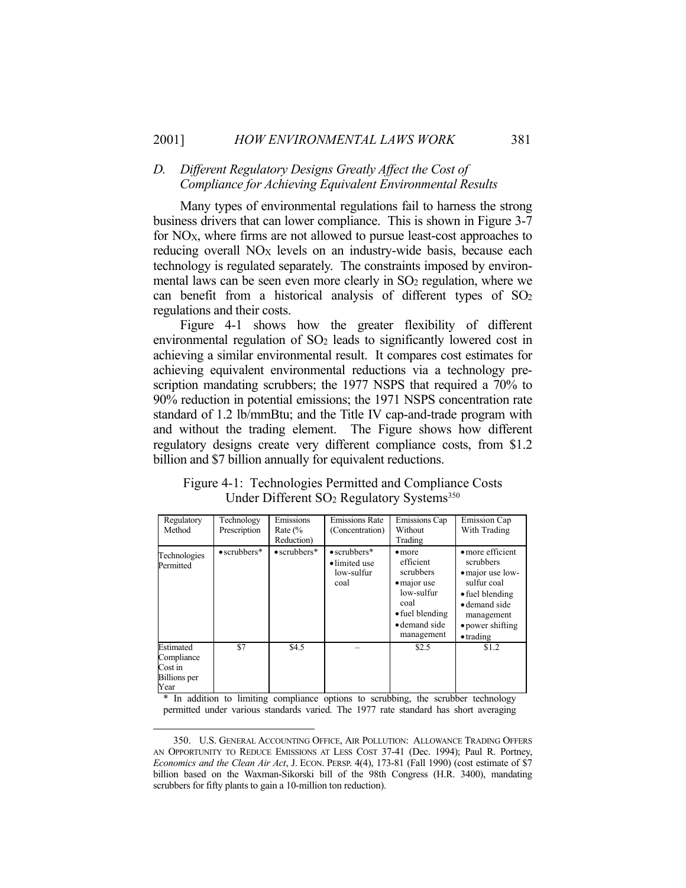### *D. Different Regulatory Designs Greatly Affect the Cost of Compliance for Achieving Equivalent Environmental Results*

Many types of environmental regulations fail to harness the strong business drivers that can lower compliance. This is shown in Figure 3-7 for $NO_X$, where firms are not allowed to pursue least-cost approaches to reducing overall $NO_X$ levels on an industry-wide basis, because each technology is regulated separately. The constraints imposed by environmental laws can be seen even more clearly in $SO_2$ regulation, where we can benefit from a historical analysis of different types of $SO_2$ regulations and their costs.

Figure 4-1 shows how the greater flexibility of different environmental regulation of $SO_2$ leads to significantly lowered cost in achieving a similar environmental result. It compares cost estimates for achieving equivalent environmental reductions via a technology prescription mandating scrubbers; the 1977 NSPS that required a 70% to 90% reduction in potential emissions; the 1971 NSPS concentration rate standard of 1.2 lb/mmBtu; and the Title IV cap-and-trade program with and without the trading element. The Figure shows how different regulatory designs create very different compliance costs, from $1.2 billion and $7 billion annually for equivalent reductions.

Figure 4-1: Technologies Permitted and Compliance Costs Under Different $SO_2$ Regulatory Systems[350]

| Regulatory Method | Technology Prescription | Emissions Rate (% Reduction) | Emissions Rate (Concentration) | Emissions Cap Without Trading | Emission Cap With Trading |
|---|---|---|---|---|---|
| Technologies Permitted | • scrubbers* | • scrubbers* | • scrubbers*<br>• limited use low-sulfur coal | • more efficient scrubbers<br>• major use low-sulfur coal<br>• fuel blending<br>• demand side management | • more efficient scrubbers<br>• major use low-sulfur coal<br>• fuel blending<br>• demand side management<br>• power shifting<br>• trading |
| Estimated Compliance Cost in Billions per Year | $7 | $4.5 | – | $2.5 | $1.2 |

\* In addition to limiting compliance options to scrubbing, the scrubber technology permitted under various standards varied. The 1977 rate standard has short averaging

350. U.S. GENERAL ACCOUNTING OFFICE, AIR POLLUTION: ALLOWANCE TRADING OFFERS AN OPPORTUNITY TO REDUCE EMISSIONS AT LESS COST 37-41 (Dec. 1994); Paul R. Portney, *Economics and the Clean Air Act*, J. ECON. PERSP. 4(4), 173-81 (Fall 1990) (cost estimate of $7 billion based on the Waxman-Sikorski bill of the 98th Congress (H.R. 3400), mandating scrubbers for fifty plants to gain a 10-million ton reduction).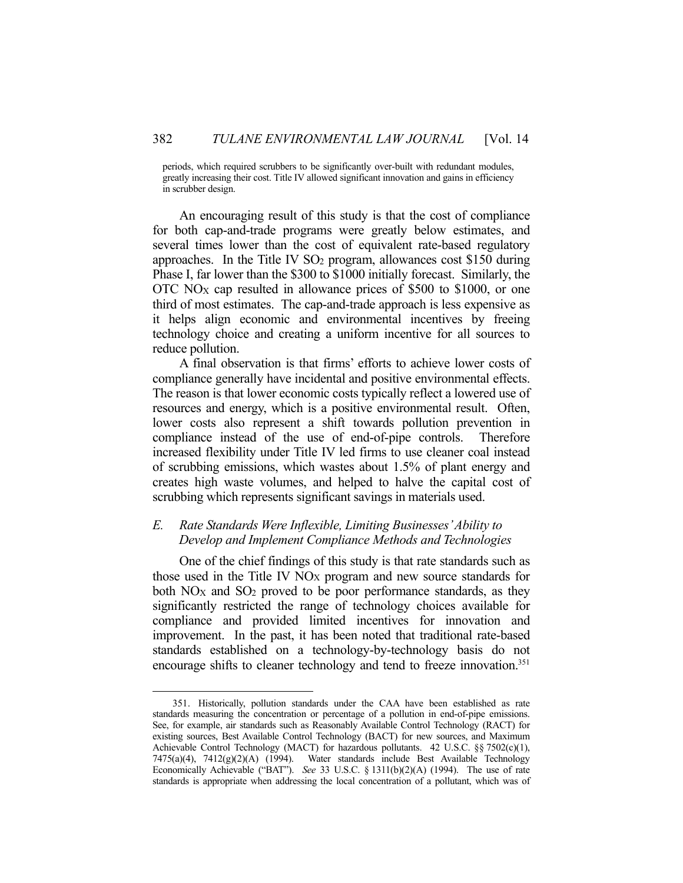periods, which required scrubbers to be significantly over-built with redundant modules, greatly increasing their cost. Title IV allowed significant innovation and gains in efficiency in scrubber design.

An encouraging result of this study is that the cost of compliance for both cap-and-trade programs were greatly below estimates, and several times lower than the cost of equivalent rate-based regulatory approaches. In the Title IV $SO_2$ program, allowances cost \$150 during Phase I, far lower than the \$300 to \$1000 initially forecast. Similarly, the OTC $NO_X$ cap resulted in allowance prices of \$500 to \$1000, or one third of most estimates. The cap-and-trade approach is less expensive as it helps align economic and environmental incentives by freeing technology choice and creating a uniform incentive for all sources to reduce pollution.

A final observation is that firms' efforts to achieve lower costs of compliance generally have incidental and positive environmental effects. The reason is that lower economic costs typically reflect a lowered use of resources and energy, which is a positive environmental result. Often, lower costs also represent a shift towards pollution prevention in compliance instead of the use of end-of-pipe controls. Therefore increased flexibility under Title IV led firms to use cleaner coal instead of scrubbing emissions, which wastes about 1.5% of plant energy and creates high waste volumes, and helped to halve the capital cost of scrubbing which represents significant savings in materials used.

### *E. Rate Standards Were Inflexible, Limiting Businesses' Ability to Develop and Implement Compliance Methods and Technologies*

One of the chief findings of this study is that rate standards such as those used in the Title IV $NO_X$ program and new source standards for both $NO_X$ and $SO_2$ proved to be poor performance standards, as they significantly restricted the range of technology choices available for compliance and provided limited incentives for innovation and improvement. In the past, it has been noted that traditional rate-based standards established on a technology-by-technology basis do not encourage shifts to cleaner technology and tend to freeze innovation.[351]

---

351. Historically, pollution standards under the CAA have been established as rate standards measuring the concentration or percentage of a pollution in end-of-pipe emissions. See, for example, air standards such as Reasonably Available Control Technology (RACT) for existing sources, Best Available Control Technology (BACT) for new sources, and Maximum Achievable Control Technology (MACT) for hazardous pollutants. 42 U.S.C. §§ 7502(c)(1), 7475(a)(4), 7412(g)(2)(A) (1994). Water standards include Best Available Technology Economically Achievable ("BAT"). *See* 33 U.S.C. § 1311(b)(2)(A) (1994). The use of rate standards is appropriate when addressing the local concentration of a pollutant, which was of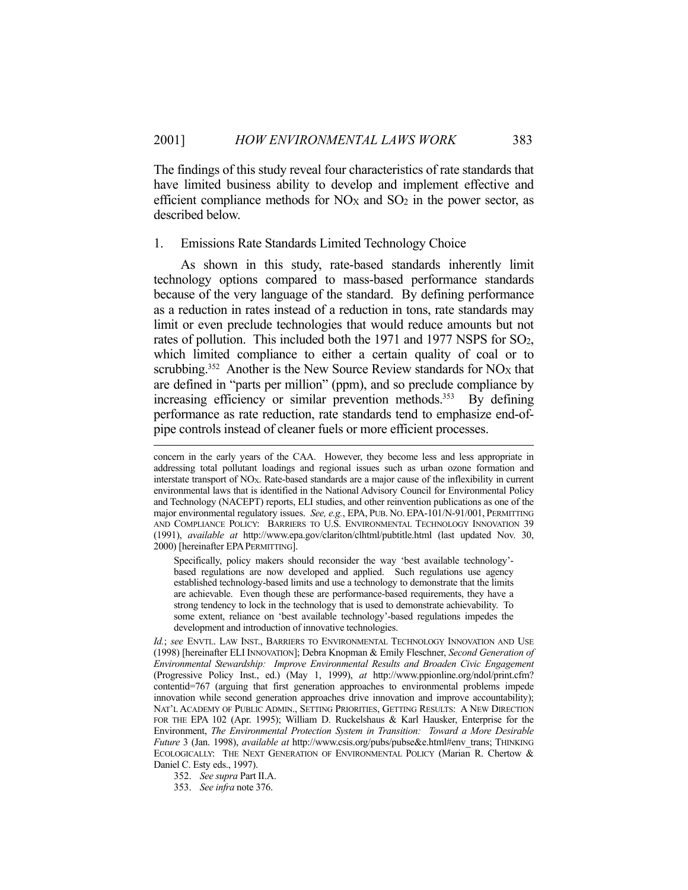The findings of this study reveal four characteristics of rate standards that have limited business ability to develop and implement effective and efficient compliance methods for $NO_X$ and $SO_2$ in the power sector, as described below.

### 1. Emissions Rate Standards Limited Technology Choice

As shown in this study, rate-based standards inherently limit technology options compared to mass-based performance standards because of the very language of the standard. By defining performance as a reduction in rates instead of a reduction in tons, rate standards may limit or even preclude technologies that would reduce amounts but not rates of pollution. This included both the 1971 and 1977 NSPS for $SO_2$, which limited compliance to either a certain quality of coal or to scrubbing.[352] Another is the New Source Review standards for $NO_X$ that are defined in "parts per million" (ppm), and so preclude compliance by increasing efficiency or similar prevention methods.[353] By defining performance as rate reduction, rate standards tend to emphasize end-of-pipe controls instead of cleaner fuels or more efficient processes.

---

concern in the early years of the CAA. However, they become less and less appropriate in addressing total pollutant loadings and regional issues such as urban ozone formation and interstate transport of $NO_X$. Rate-based standards are a major cause of the inflexibility in current environmental laws that is identified in the National Advisory Council for Environmental Policy and Technology (NACEPT) reports, ELI studies, and other reinvention publications as one of the major environmental regulatory issues. *See, e.g.*, EPA, PUB. NO. EPA-101/N-91/001, PERMITTING AND COMPLIANCE POLICY: BARRIERS TO U.S. ENVIRONMENTAL TECHNOLOGY INNOVATION 39 (1991), *available at* http://www.epa.gov/clariton/clhtml/pubtitle.html (last updated Nov. 30, 2000) [hereinafter EPA PERMITTING].

> Specifically, policy makers should reconsider the way 'best available technology'-based regulations are now developed and applied. Such regulations use agency established technology-based limits and use a technology to demonstrate that the limits are achievable. Even though these are performance-based requirements, they have a strong tendency to lock in the technology that is used to demonstrate achievability. To some extent, reliance on 'best available technology'-based regulations impedes the development and introduction of innovative technologies.

*Id.*; *see* ENVTL. LAW INST., BARRIERS TO ENVIRONMENTAL TECHNOLOGY INNOVATION AND USE (1998) [hereinafter ELI INNOVATION]; Debra Knopman & Emily Fleschner, *Second Generation of Environmental Stewardship: Improve Environmental Results and Broaden Civic Engagement* (Progressive Policy Inst., ed.) (May 1, 1999), *at* http://www.ppionline.org/ndol/print.cfm?contentid=767 (arguing that first generation approaches to environmental problems impede innovation while second generation approaches drive innovation and improve accountability); NAT'L ACADEMY OF PUBLIC ADMIN., SETTING PRIORITIES, GETTING RESULTS: A NEW DIRECTION FOR THE EPA 102 (Apr. 1995); William D. Ruckelshaus & Karl Hausker, Enterprise for the Environment, *The Environmental Protection System in Transition: Toward a More Desirable Future* 3 (Jan. 1998), *available at* http://www.csis.org/pubs/pubse&e.html#env_trans; THINKING ECOLOGICALLY: THE NEXT GENERATION OF ENVIRONMENTAL POLICY (Marian R. Chertow & Daniel C. Esty eds., 1997).

352. *See supra* Part II.A.

353. *See infra* note 376.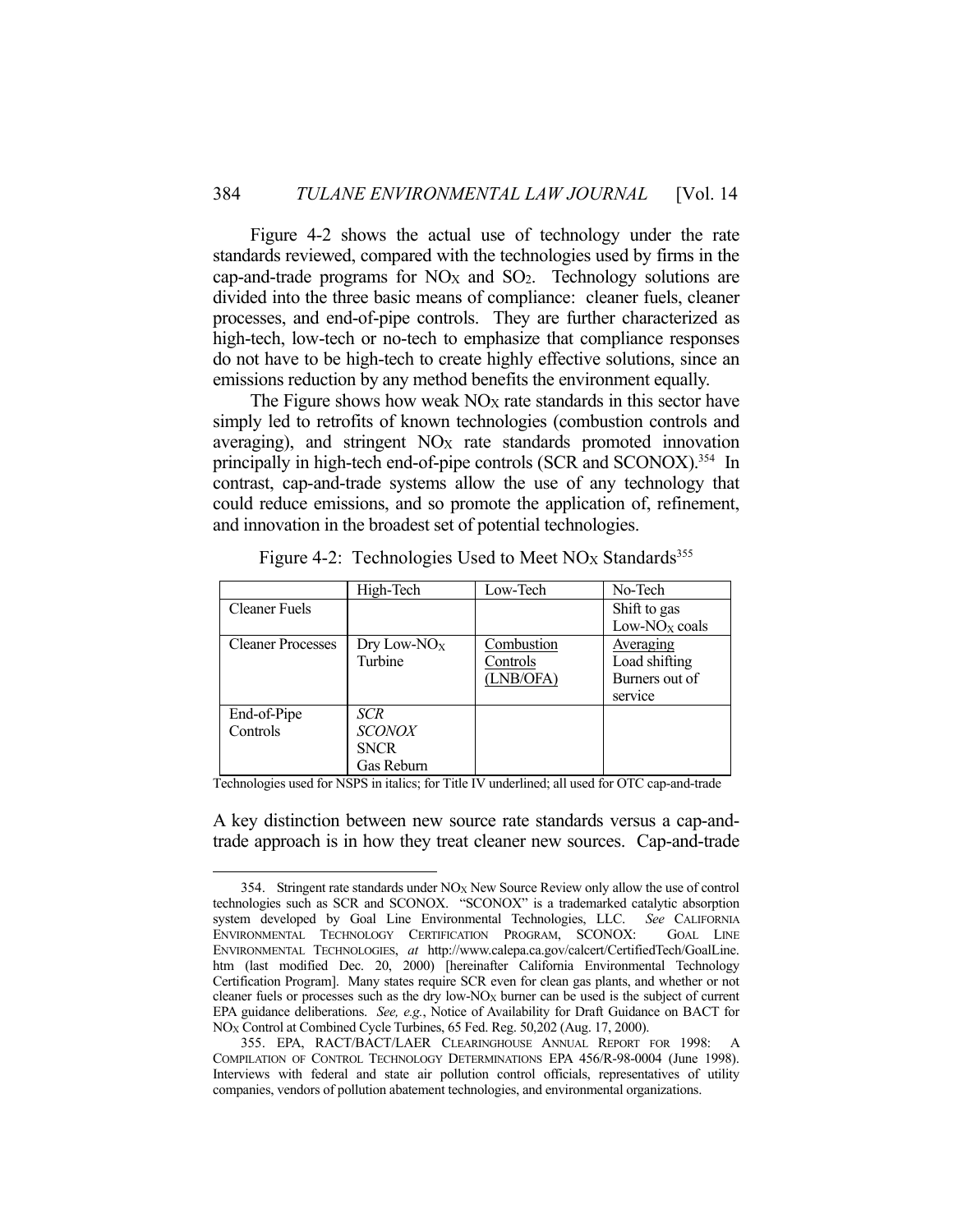Figure 4-2 shows the actual use of technology under the rate standards reviewed, compared with the technologies used by firms in the cap-and-trade programs for $NO_X$ and $SO_2$. Technology solutions are divided into the three basic means of compliance: cleaner fuels, cleaner processes, and end-of-pipe controls. They are further characterized as high-tech, low-tech or no-tech to emphasize that compliance responses do not have to be high-tech to create highly effective solutions, since an emissions reduction by any method benefits the environment equally.

The Figure shows how weak $NO_X$ rate standards in this sector have simply led to retrofits of known technologies (combustion controls and averaging), and stringent $NO_X$ rate standards promoted innovation principally in high-tech end-of-pipe controls (SCR and SCONOX).[354] In contrast, cap-and-trade systems allow the use of any technology that could reduce emissions, and so promote the application of, refinement, and innovation in the broadest set of potential technologies.

Figure 4-2: Technologies Used to Meet $NO_X$ Standards[355]

| | High-Tech | Low-Tech | No-Tech |
|---|---|---|---|
| Cleaner Fuels | | | Shift to gas<br>Low-$NO_X$ coals |
| Cleaner Processes | Dry Low-$NO_X$ Turbine | <u>Combustion Controls (LNB/OFA)</u> | <u>Averaging</u><br>Load shifting<br>Burners out of service |
| End-of-Pipe Controls | *SCR*<br>*SCONOX*<br>SNCR<br>Gas Reburn | | |

Technologies used for NSPS in italics; for Title IV underlined; all used for OTC cap-and-trade

A key distinction between new source rate standards versus a cap-and-trade approach is in how they treat cleaner new sources. Cap-and-trade

---

354. Stringent rate standards under $NO_X$ New Source Review only allow the use of control technologies such as SCR and SCONOX. "SCONOX" is a trademarked catalytic absorption system developed by Goal Line Environmental Technologies, LLC. *See* CALIFORNIA ENVIRONMENTAL TECHNOLOGY CERTIFICATION PROGRAM, SCONOX: GOAL LINE ENVIRONMENTAL TECHNOLOGIES, *at* http://www.calepa.ca.gov/calcert/CertifiedTech/GoalLine.htm (last modified Dec. 20, 2000) [hereinafter California Environmental Technology Certification Program]. Many states require SCR even for clean gas plants, and whether or not cleaner fuels or processes such as the dry low-$NO_X$ burner can be used is the subject of current EPA guidance deliberations. *See, e.g.*, Notice of Availability for Draft Guidance on BACT for $NO_X$ Control at Combined Cycle Turbines, 65 Fed. Reg. 50,202 (Aug. 17, 2000).

355. EPA, RACT/BACT/LAER CLEARINGHOUSE ANNUAL REPORT FOR 1998: A COMPILATION OF CONTROL TECHNOLOGY DETERMINATIONS EPA 456/R-98-0004 (June 1998). Interviews with federal and state air pollution control officials, representatives of utility companies, vendors of pollution abatement technologies, and environmental organizations.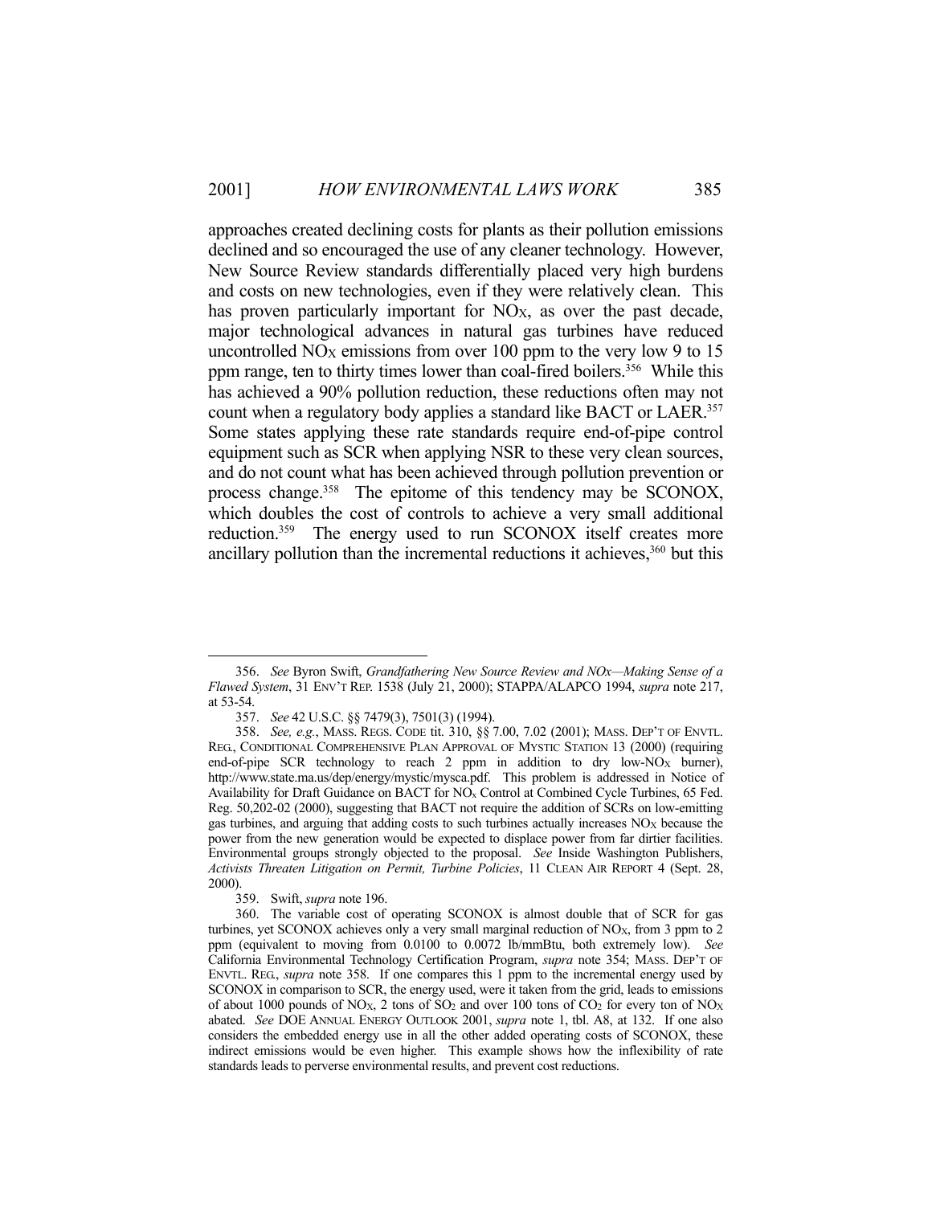approaches created declining costs for plants as their pollution emissions declined and so encouraged the use of any cleaner technology. However, New Source Review standards differentially placed very high burdens and costs on new technologies, even if they were relatively clean. This has proven particularly important for $NO_X$, as over the past decade, major technological advances in natural gas turbines have reduced uncontrolled $NO_X$ emissions from over 100 ppm to the very low 9 to 15 ppm range, ten to thirty times lower than coal-fired boilers.[356] While this has achieved a 90% pollution reduction, these reductions often may not count when a regulatory body applies a standard like BACT or LAER.[357] Some states applying these rate standards require end-of-pipe control equipment such as SCR when applying NSR to these very clean sources, and do not count what has been achieved through pollution prevention or process change.[358] The epitome of this tendency may be SCONOX, which doubles the cost of controls to achieve a very small additional reduction.[359] The energy used to run SCONOX itself creates more ancillary pollution than the incremental reductions it achieves,[360] but this

---

356. *See* Byron Swift, *Grandfathering New Source Review and NOx—Making Sense of a Flawed System*, 31 ENV'T REP. 1538 (July 21, 2000); STAPPA/ALAPCO 1994, *supra* note 217, at 53-54.

357. *See* 42 U.S.C. §§ 7479(3), 7501(3) (1994).

358. *See, e.g.*, MASS. REGS. CODE tit. 310, §§ 7.00, 7.02 (2001); MASS. DEP'T OF ENVTL. REG., CONDITIONAL COMPREHENSIVE PLAN APPROVAL OF MYSTIC STATION 13 (2000) (requiring end-of-pipe SCR technology to reach 2 ppm in addition to dry low-$NO_X$ burner), http://www.state.ma.us/dep/energy/mystic/mysca.pdf. This problem is addressed in Notice of Availability for Draft Guidance on BACT for $NO_x$ Control at Combined Cycle Turbines, 65 Fed. Reg. 50,202-02 (2000), suggesting that BACT not require the addition of SCRs on low-emitting gas turbines, and arguing that adding costs to such turbines actually increases $NO_X$ because the power from the new generation would be expected to displace power from far dirtier facilities. Environmental groups strongly objected to the proposal. *See* Inside Washington Publishers, *Activists Threaten Litigation on Permit, Turbine Policies*, 11 CLEAN AIR REPORT 4 (Sept. 28, 2000).

359. Swift, *supra* note 196.

360. The variable cost of operating SCONOX is almost double that of SCR for gas turbines, yet SCONOX achieves only a very small marginal reduction of $NO_X$, from 3 ppm to 2 ppm (equivalent to moving from 0.0100 to 0.0072 lb/mmBtu, both extremely low). *See* California Environmental Technology Certification Program, *supra* note 354; MASS. DEP'T OF ENVTL. REG., *supra* note 358. If one compares this 1 ppm to the incremental energy used by SCONOX in comparison to SCR, the energy used, were it taken from the grid, leads to emissions of about 1000 pounds of $NO_X$, 2 tons of $SO_2$ and over 100 tons of $CO_2$ for every ton of $NO_X$ abated. *See* DOE ANNUAL ENERGY OUTLOOK 2001, *supra* note 1, tbl. A8, at 132. If one also considers the embedded energy use in all the other added operating costs of SCONOX, these indirect emissions would be even higher. This example shows how the inflexibility of rate standards leads to perverse environmental results, and prevent cost reductions.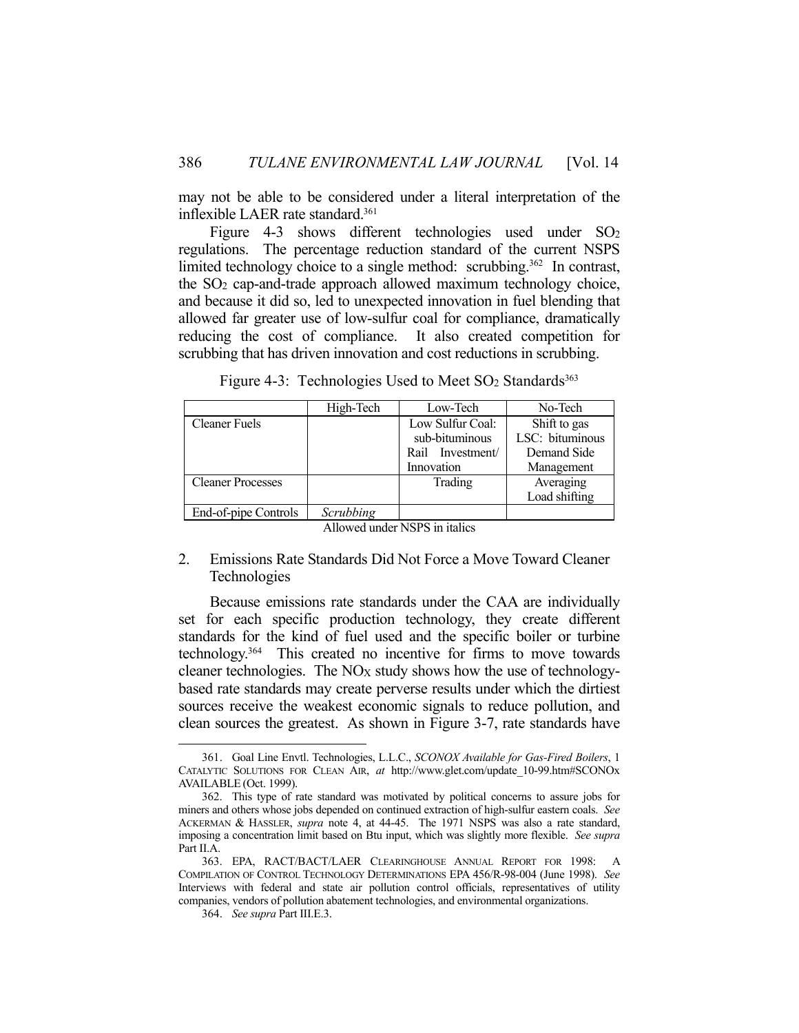may not be able to be considered under a literal interpretation of the inflexible LAER rate standard.[361]

Figure 4-3 shows different technologies used under $SO_2$ regulations. The percentage reduction standard of the current NSPS limited technology choice to a single method: scrubbing.[362] In contrast, the $SO_2$ cap-and-trade approach allowed maximum technology choice, and because it did so, led to unexpected innovation in fuel blending that allowed far greater use of low-sulfur coal for compliance, dramatically reducing the cost of compliance. It also created competition for scrubbing that has driven innovation and cost reductions in scrubbing.

Figure 4-3: Technologies Used to Meet $SO_2$ Standards[363]

| | High-Tech | Low-Tech | No-Tech |
|---|---|---|---|
| Cleaner Fuels | | Low Sulfur Coal: sub-bituminous Rail Investment/ Innovation | Shift to gas LSC: bituminous Demand Side Management |
| Cleaner Processes | | Trading | Averaging Load shifting |
| End-of-pipe Controls | *Scrubbing* | | |

Allowed under NSPS in italics

2. Emissions Rate Standards Did Not Force a Move Toward Cleaner Technologies

Because emissions rate standards under the CAA are individually set for each specific production technology, they create different standards for the kind of fuel used and the specific boiler or turbine technology.[364] This created no incentive for firms to move towards cleaner technologies. The $NO_X$ study shows how the use of technology-based rate standards may create perverse results under which the dirtiest sources receive the weakest economic signals to reduce pollution, and clean sources the greatest. As shown in Figure 3-7, rate standards have

361. Goal Line Envtl. Technologies, L.L.C., *SCONOX Available for Gas-Fired Boilers*, 1 CATALYTIC SOLUTIONS FOR CLEAN AIR, *at* http://www.glet.com/update_10-99.htm#SCONOx AVAILABLE (Oct. 1999).

362. This type of rate standard was motivated by political concerns to assure jobs for miners and others whose jobs depended on continued extraction of high-sulfur eastern coals. *See* ACKERMAN & HASSLER, *supra* note 4, at 44-45. The 1971 NSPS was also a rate standard, imposing a concentration limit based on Btu input, which was slightly more flexible. *See supra* Part II.A.

363. EPA, RACT/BACT/LAER CLEARINGHOUSE ANNUAL REPORT FOR 1998: A COMPILATION OF CONTROL TECHNOLOGY DETERMINATIONS EPA 456/R-98-004 (June 1998). *See* Interviews with federal and state air pollution control officials, representatives of utility companies, vendors of pollution abatement technologies, and environmental organizations.

364. *See supra* Part III.E.3.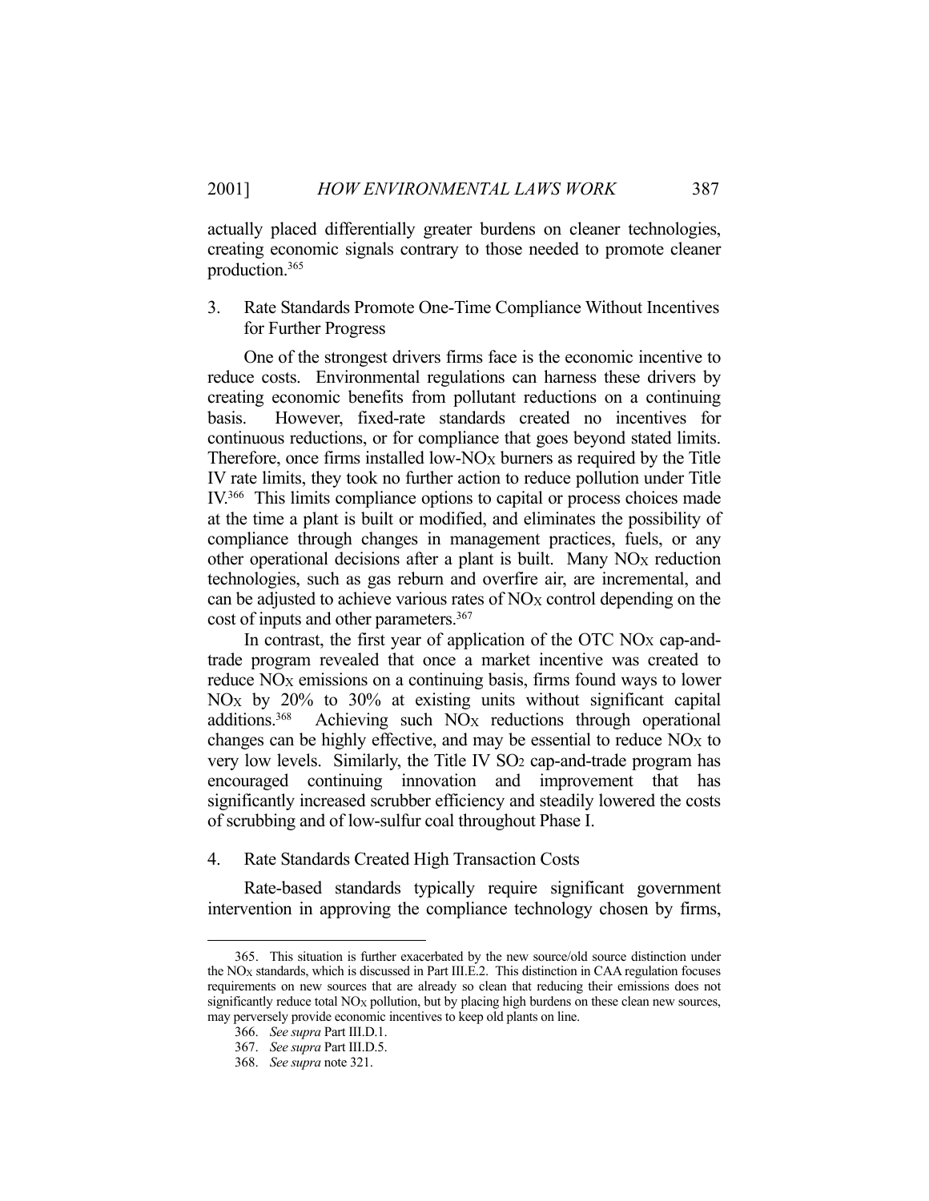actually placed differentially greater burdens on cleaner technologies, creating economic signals contrary to those needed to promote cleaner production.[365]

### 3. Rate Standards Promote One-Time Compliance Without Incentives for Further Progress

One of the strongest drivers firms face is the economic incentive to reduce costs. Environmental regulations can harness these drivers by creating economic benefits from pollutant reductions on a continuing basis. However, fixed-rate standards created no incentives for continuous reductions, or for compliance that goes beyond stated limits. Therefore, once firms installed low-$NO_X$ burners as required by the Title IV rate limits, they took no further action to reduce pollution under Title IV.[366] This limits compliance options to capital or process choices made at the time a plant is built or modified, and eliminates the possibility of compliance through changes in management practices, fuels, or any other operational decisions after a plant is built. Many $NO_X$ reduction technologies, such as gas reburn and overfire air, are incremental, and can be adjusted to achieve various rates of $NO_X$ control depending on the cost of inputs and other parameters.[367]

In contrast, the first year of application of the OTC $NO_X$ cap-and-trade program revealed that once a market incentive was created to reduce $NO_X$ emissions on a continuing basis, firms found ways to lower $NO_X$ by 20% to 30% at existing units without significant capital additions.[368] Achieving such $NO_X$ reductions through operational changes can be highly effective, and may be essential to reduce $NO_X$ to very low levels. Similarly, the Title IV $SO_2$ cap-and-trade program has encouraged continuing innovation and improvement that has significantly increased scrubber efficiency and steadily lowered the costs of scrubbing and of low-sulfur coal throughout Phase I.

### 4. Rate Standards Created High Transaction Costs

Rate-based standards typically require significant government intervention in approving the compliance technology chosen by firms,

---

365. This situation is further exacerbated by the new source/old source distinction under the $NO_X$ standards, which is discussed in Part III.E.2. This distinction in CAA regulation focuses requirements on new sources that are already so clean that reducing their emissions does not significantly reduce total $NO_X$ pollution, but by placing high burdens on these clean new sources, may perversely provide economic incentives to keep old plants on line.

366. *See supra* Part III.D.1.

367. *See supra* Part III.D.5.

368. *See supra* note 321.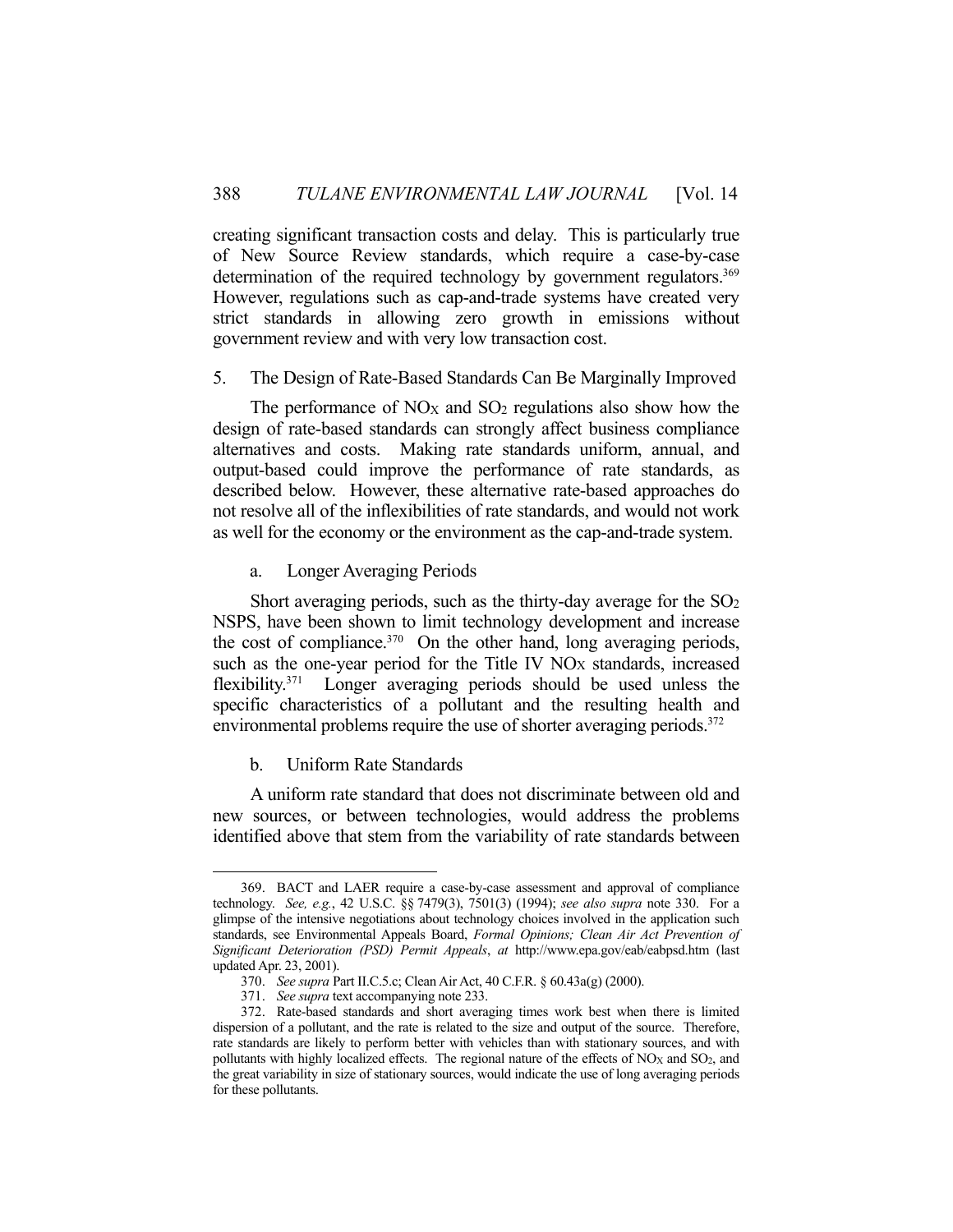creating significant transaction costs and delay. This is particularly true of New Source Review standards, which require a case-by-case determination of the required technology by government regulators.[369] However, regulations such as cap-and-trade systems have created very strict standards in allowing zero growth in emissions without government review and with very low transaction cost.

### 5. The Design of Rate-Based Standards Can Be Marginally Improved

The performance of $NO_X$ and $SO_2$ regulations also show how the design of rate-based standards can strongly affect business compliance alternatives and costs. Making rate standards uniform, annual, and output-based could improve the performance of rate standards, as described below. However, these alternative rate-based approaches do not resolve all of the inflexibilities of rate standards, and would not work as well for the economy or the environment as the cap-and-trade system.

#### a. Longer Averaging Periods

Short averaging periods, such as the thirty-day average for the $SO_2$ NSPS, have been shown to limit technology development and increase the cost of compliance.[370] On the other hand, long averaging periods, such as the one-year period for the Title IV $NO_X$ standards, increased flexibility.[371] Longer averaging periods should be used unless the specific characteristics of a pollutant and the resulting health and environmental problems require the use of shorter averaging periods.[372]

#### b. Uniform Rate Standards

A uniform rate standard that does not discriminate between old and new sources, or between technologies, would address the problems identified above that stem from the variability of rate standards between

---

369. BACT and LAER require a case-by-case assessment and approval of compliance technology. *See, e.g.*, 42 U.S.C. §§ 7479(3), 7501(3) (1994); *see also supra* note 330. For a glimpse of the intensive negotiations about technology choices involved in the application such standards, see Environmental Appeals Board, *Formal Opinions; Clean Air Act Prevention of Significant Deterioration (PSD) Permit Appeals*, *at* http://www.epa.gov/eab/eabpsd.htm (last updated Apr. 23, 2001).

370. *See supra* Part II.C.5.c; Clean Air Act, 40 C.F.R. § 60.43a(g) (2000).

371. *See supra* text accompanying note 233.

372. Rate-based standards and short averaging times work best when there is limited dispersion of a pollutant, and the rate is related to the size and output of the source. Therefore, rate standards are likely to perform better with vehicles than with stationary sources, and with pollutants with highly localized effects. The regional nature of the effects of $NO_X$ and $SO_2$, and the great variability in size of stationary sources, would indicate the use of long averaging periods for these pollutants.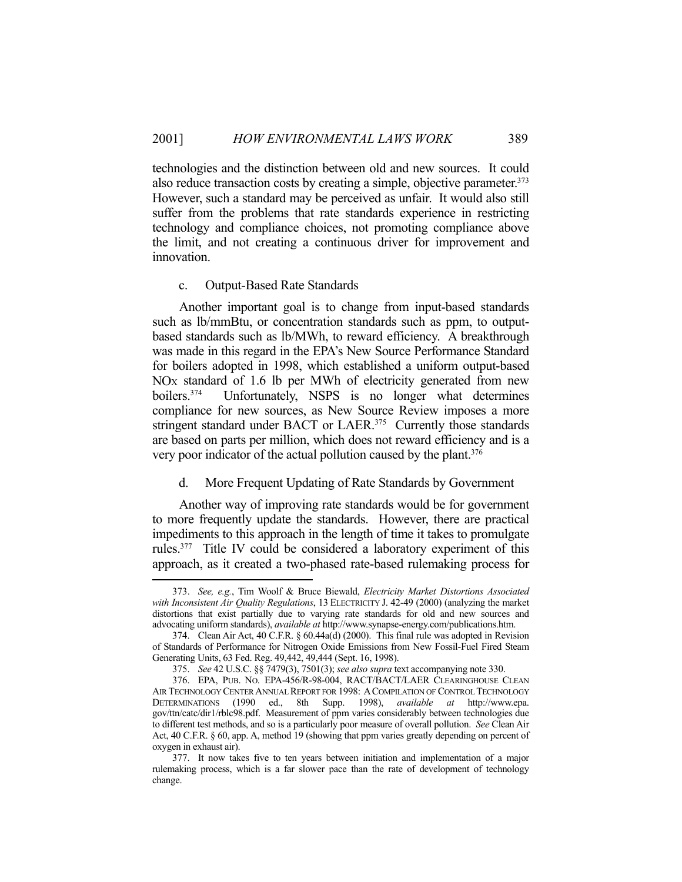technologies and the distinction between old and new sources. It could also reduce transaction costs by creating a simple, objective parameter.[373] However, such a standard may be perceived as unfair. It would also still suffer from the problems that rate standards experience in restricting technology and compliance choices, not promoting compliance above the limit, and not creating a continuous driver for improvement and innovation.

#### c. Output-Based Rate Standards

Another important goal is to change from input-based standards such as lb/mmBtu, or concentration standards such as ppm, to output-based standards such as lb/MWh, to reward efficiency. A breakthrough was made in this regard in the EPA's New Source Performance Standard for boilers adopted in 1998, which established a uniform output-based $NO_X$ standard of 1.6 lb per MWh of electricity generated from new boilers.[374] Unfortunately, NSPS is no longer what determines compliance for new sources, as New Source Review imposes a more stringent standard under BACT or LAER.[375] Currently those standards are based on parts per million, which does not reward efficiency and is a very poor indicator of the actual pollution caused by the plant.[376]

#### d. More Frequent Updating of Rate Standards by Government

Another way of improving rate standards would be for government to more frequently update the standards. However, there are practical impediments to this approach in the length of time it takes to promulgate rules.[377] Title IV could be considered a laboratory experiment of this approach, as it created a two-phased rate-based rulemaking process for

---

373. *See, e.g.*, Tim Woolf & Bruce Biewald, *Electricity Market Distortions Associated with Inconsistent Air Quality Regulations*, 13 ELECTRICITY J. 42-49 (2000) (analyzing the market distortions that exist partially due to varying rate standards for old and new sources and advocating uniform standards), *available at* http://www.synapse-energy.com/publications.htm.

374. Clean Air Act, 40 C.F.R. § 60.44a(d) (2000). This final rule was adopted in Revision of Standards of Performance for Nitrogen Oxide Emissions from New Fossil-Fuel Fired Steam Generating Units, 63 Fed. Reg. 49,442, 49,444 (Sept. 16, 1998).

375. *See* 42 U.S.C. §§ 7479(3), 7501(3); *see also supra* text accompanying note 330.

376. EPA, PUB. NO. EPA-456/R-98-004, RACT/BACT/LAER CLEARINGHOUSE CLEAN AIR TECHNOLOGY CENTER ANNUAL REPORT FOR 1998: A COMPILATION OF CONTROL TECHNOLOGY DETERMINATIONS (1990 ed., 8th Supp. 1998), *available at* http://www.epa.gov/ttn/catc/dir1/rblc98.pdf. Measurement of ppm varies considerably between technologies due to different test methods, and so is a particularly poor measure of overall pollution. *See* Clean Air Act, 40 C.F.R. § 60, app. A, method 19 (showing that ppm varies greatly depending on percent of oxygen in exhaust air).

377. It now takes five to ten years between initiation and implementation of a major rulemaking process, which is a far slower pace than the rate of development of technology change.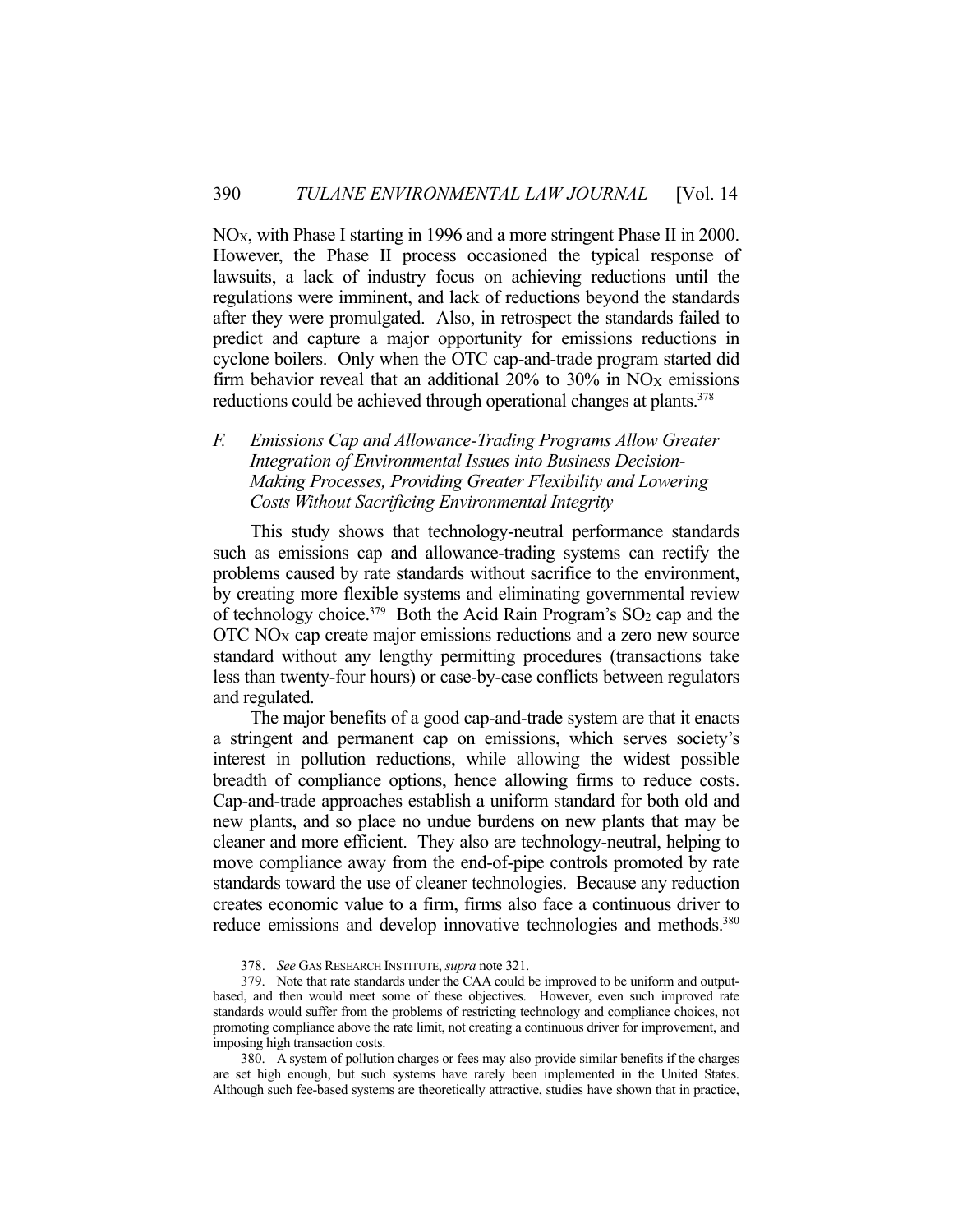$NO_X$, with Phase I starting in 1996 and a more stringent Phase II in 2000. However, the Phase II process occasioned the typical response of lawsuits, a lack of industry focus on achieving reductions until the regulations were imminent, and lack of reductions beyond the standards after they were promulgated. Also, in retrospect the standards failed to predict and capture a major opportunity for emissions reductions in cyclone boilers. Only when the OTC cap-and-trade program started did firm behavior reveal that an additional 20% to 30% in $NO_X$ emissions reductions could be achieved through operational changes at plants.[378]

### *F. Emissions Cap and Allowance-Trading Programs Allow Greater Integration of Environmental Issues into Business Decision-Making Processes, Providing Greater Flexibility and Lowering Costs Without Sacrificing Environmental Integrity*

This study shows that technology-neutral performance standards such as emissions cap and allowance-trading systems can rectify the problems caused by rate standards without sacrifice to the environment, by creating more flexible systems and eliminating governmental review of technology choice.[379] Both the Acid Rain Program's $SO_2$ cap and the OTC $NO_X$ cap create major emissions reductions and a zero new source standard without any lengthy permitting procedures (transactions take less than twenty-four hours) or case-by-case conflicts between regulators and regulated.

The major benefits of a good cap-and-trade system are that it enacts a stringent and permanent cap on emissions, which serves society's interest in pollution reductions, while allowing the widest possible breadth of compliance options, hence allowing firms to reduce costs. Cap-and-trade approaches establish a uniform standard for both old and new plants, and so place no undue burdens on new plants that may be cleaner and more efficient. They also are technology-neutral, helping to move compliance away from the end-of-pipe controls promoted by rate standards toward the use of cleaner technologies. Because any reduction creates economic value to a firm, firms also face a continuous driver to reduce emissions and develop innovative technologies and methods.[380]

---

378. *See* GAS RESEARCH INSTITUTE, *supra* note 321.

379. Note that rate standards under the CAA could be improved to be uniform and output-based, and then would meet some of these objectives. However, even such improved rate standards would suffer from the problems of restricting technology and compliance choices, not promoting compliance above the rate limit, not creating a continuous driver for improvement, and imposing high transaction costs.

380. A system of pollution charges or fees may also provide similar benefits if the charges are set high enough, but such systems have rarely been implemented in the United States. Although such fee-based systems are theoretically attractive, studies have shown that in practice,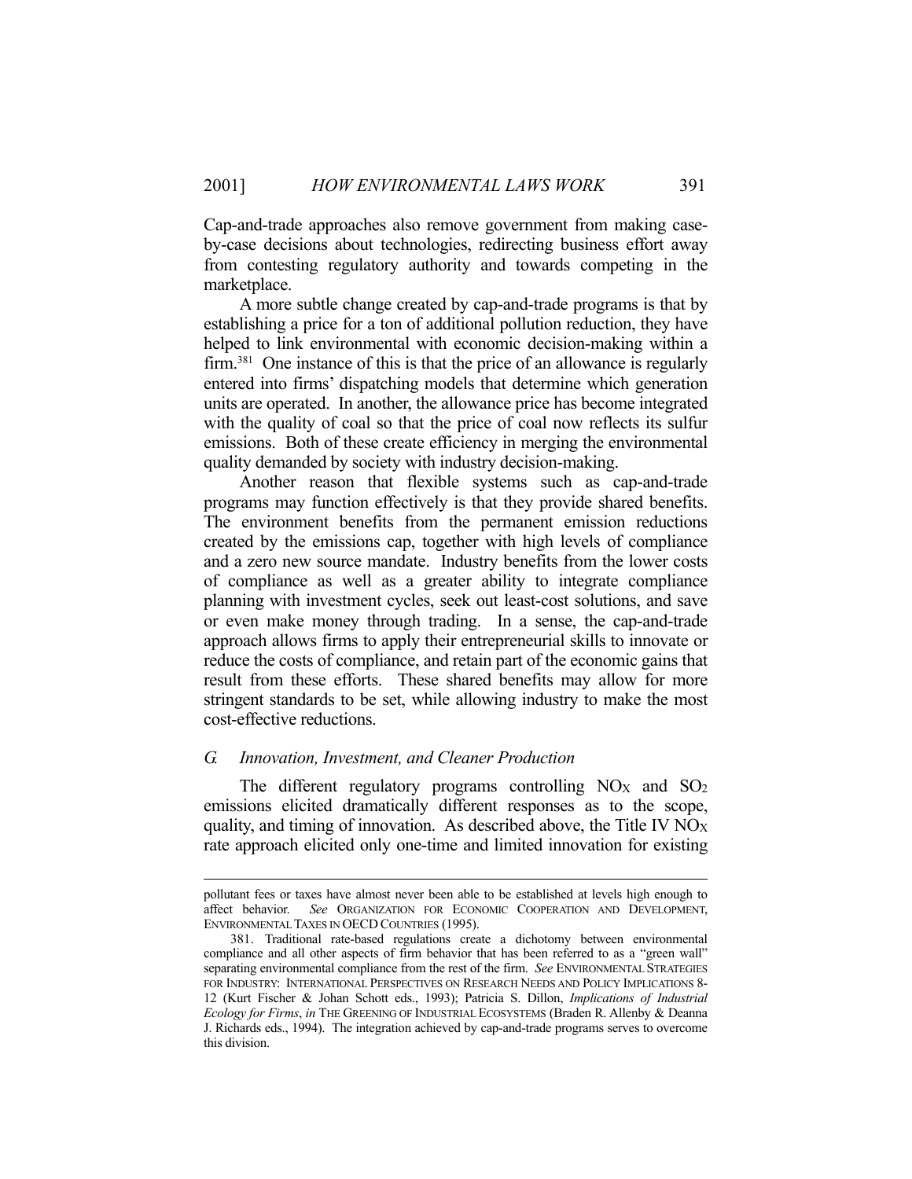Cap-and-trade approaches also remove government from making case-by-case decisions about technologies, redirecting business effort away from contesting regulatory authority and towards competing in the marketplace.

A more subtle change created by cap-and-trade programs is that by establishing a price for a ton of additional pollution reduction, they have helped to link environmental with economic decision-making within a firm.[381] One instance of this is that the price of an allowance is regularly entered into firms' dispatching models that determine which generation units are operated. In another, the allowance price has become integrated with the quality of coal so that the price of coal now reflects its sulfur emissions. Both of these create efficiency in merging the environmental quality demanded by society with industry decision-making.

Another reason that flexible systems such as cap-and-trade programs may function effectively is that they provide shared benefits. The environment benefits from the permanent emission reductions created by the emissions cap, together with high levels of compliance and a zero new source mandate. Industry benefits from the lower costs of compliance as well as a greater ability to integrate compliance planning with investment cycles, seek out least-cost solutions, and save or even make money through trading. In a sense, the cap-and-trade approach allows firms to apply their entrepreneurial skills to innovate or reduce the costs of compliance, and retain part of the economic gains that result from these efforts. These shared benefits may allow for more stringent standards to be set, while allowing industry to make the most cost-effective reductions.

### *G. Innovation, Investment, and Cleaner Production*

The different regulatory programs controlling $NO_X$ and $SO_2$ emissions elicited dramatically different responses as to the scope, quality, and timing of innovation. As described above, the Title IV $NO_X$ rate approach elicited only one-time and limited innovation for existing

---

pollutant fees or taxes have almost never been able to be established at levels high enough to affect behavior. *See* ORGANIZATION FOR ECONOMIC COOPERATION AND DEVELOPMENT, ENVIRONMENTAL TAXES IN OECD COUNTRIES (1995).

381. Traditional rate-based regulations create a dichotomy between environmental compliance and all other aspects of firm behavior that has been referred to as a "green wall" separating environmental compliance from the rest of the firm. *See* ENVIRONMENTAL STRATEGIES FOR INDUSTRY: INTERNATIONAL PERSPECTIVES ON RESEARCH NEEDS AND POLICY IMPLICATIONS 8-12 (Kurt Fischer & Johan Schott eds., 1993); Patricia S. Dillon, *Implications of Industrial Ecology for Firms*, *in* THE GREENING OF INDUSTRIAL ECOSYSTEMS (Braden R. Allenby & Deanna J. Richards eds., 1994). The integration achieved by cap-and-trade programs serves to overcome this division.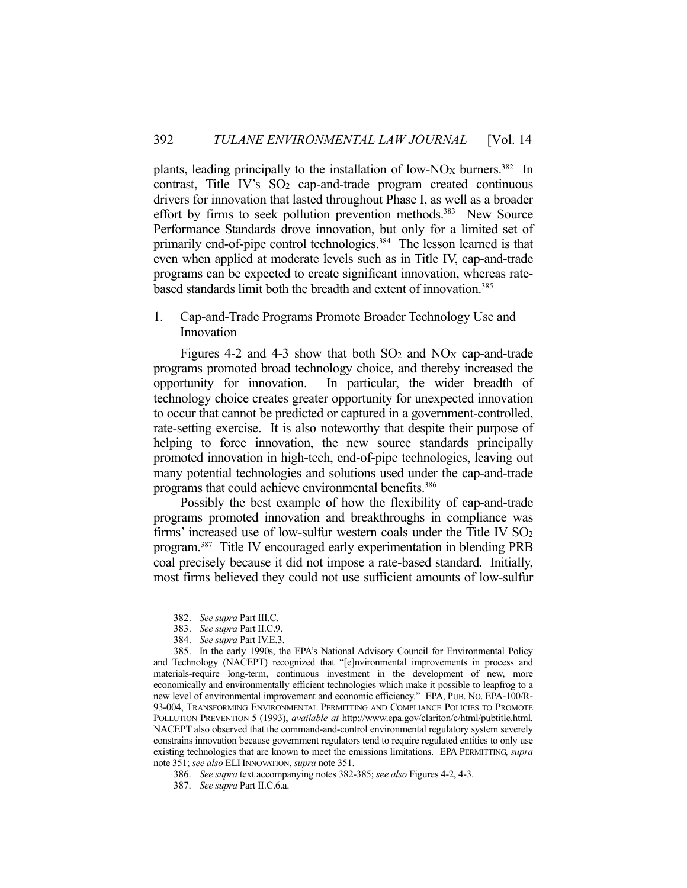plants, leading principally to the installation of low-$NO_X$ burners.[382] In contrast, Title IV's $SO_2$ cap-and-trade program created continuous drivers for innovation that lasted throughout Phase I, as well as a broader effort by firms to seek pollution prevention methods.[383] New Source Performance Standards drove innovation, but only for a limited set of primarily end-of-pipe control technologies.[384] The lesson learned is that even when applied at moderate levels such as in Title IV, cap-and-trade programs can be expected to create significant innovation, whereas rate-based standards limit both the breadth and extent of innovation.[385]

1. Cap-and-Trade Programs Promote Broader Technology Use and Innovation

Figures 4-2 and 4-3 show that both $SO_2$ and $NO_X$ cap-and-trade programs promoted broad technology choice, and thereby increased the opportunity for innovation. In particular, the wider breadth of technology choice creates greater opportunity for unexpected innovation to occur that cannot be predicted or captured in a government-controlled, rate-setting exercise. It is also noteworthy that despite their purpose of helping to force innovation, the new source standards principally promoted innovation in high-tech, end-of-pipe technologies, leaving out many potential technologies and solutions used under the cap-and-trade programs that could achieve environmental benefits.[386]

Possibly the best example of how the flexibility of cap-and-trade programs promoted innovation and breakthroughs in compliance was firms' increased use of low-sulfur western coals under the Title IV $SO_2$ program.[387] Title IV encouraged early experimentation in blending PRB coal precisely because it did not impose a rate-based standard. Initially, most firms believed they could not use sufficient amounts of low-sulfur

---

382. *See supra* Part III.C.

383. *See supra* Part II.C.9.

384. *See supra* Part IV.E.3.

385. In the early 1990s, the EPA's National Advisory Council for Environmental Policy and Technology (NACEPT) recognized that "[e]nvironmental improvements in process and materials-require long-term, continuous investment in the development of new, more economically and environmentally efficient technologies which make it possible to leapfrog to a new level of environmental improvement and economic efficiency." EPA, PUB. NO. EPA-100/R-93-004, TRANSFORMING ENVIRONMENTAL PERMITTING AND COMPLIANCE POLICIES TO PROMOTE POLLUTION PREVENTION 5 (1993), *available at* http://www.epa.gov/clariton/c/html/pubtitle.html. NACEPT also observed that the command-and-control environmental regulatory system severely constrains innovation because government regulators tend to require regulated entities to only use existing technologies that are known to meet the emissions limitations. EPA PERMITTING, *supra* note 351; *see also* ELI INNOVATION, *supra* note 351.

386. *See supra* text accompanying notes 382-385; *see also* Figures 4-2, 4-3.

387. *See supra* Part II.C.6.a.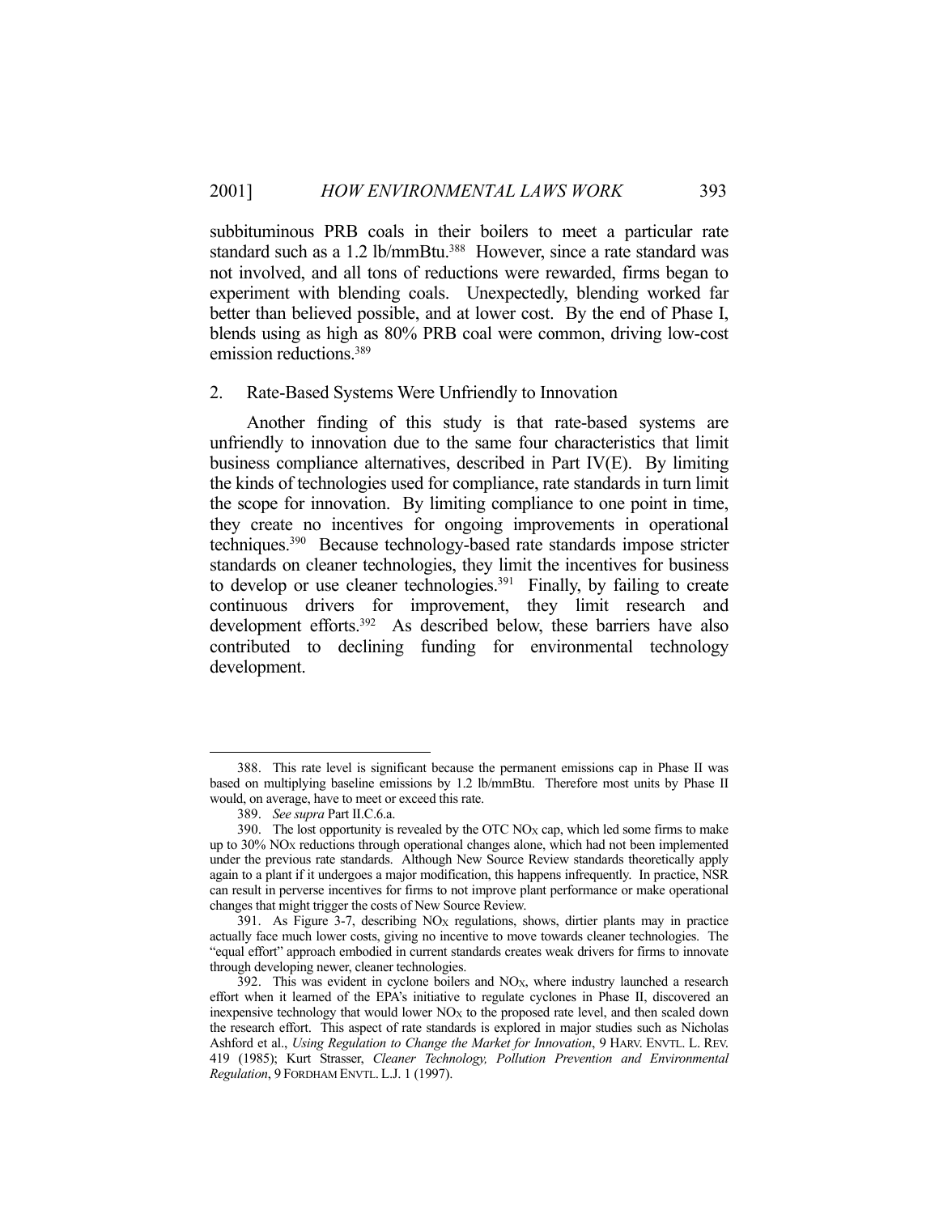subbituminous PRB coals in their boilers to meet a particular rate standard such as a 1.2 lb/mmBtu.[388] However, since a rate standard was not involved, and all tons of reductions were rewarded, firms began to experiment with blending coals. Unexpectedly, blending worked far better than believed possible, and at lower cost. By the end of Phase I, blends using as high as 80% PRB coal were common, driving low-cost emission reductions.[389]

### 2. Rate-Based Systems Were Unfriendly to Innovation

Another finding of this study is that rate-based systems are unfriendly to innovation due to the same four characteristics that limit business compliance alternatives, described in Part IV(E). By limiting the kinds of technologies used for compliance, rate standards in turn limit the scope for innovation. By limiting compliance to one point in time, they create no incentives for ongoing improvements in operational techniques.[390] Because technology-based rate standards impose stricter standards on cleaner technologies, they limit the incentives for business to develop or use cleaner technologies.[391] Finally, by failing to create continuous drivers for improvement, they limit research and development efforts.[392] As described below, these barriers have also contributed to declining funding for environmental technology development.

---

388. This rate level is significant because the permanent emissions cap in Phase II was based on multiplying baseline emissions by 1.2 lb/mmBtu. Therefore most units by Phase II would, on average, have to meet or exceed this rate.

389. *See supra* Part II.C.6.a.

390. The lost opportunity is revealed by the OTC $NO_X$ cap, which led some firms to make up to 30% $NO_X$ reductions through operational changes alone, which had not been implemented under the previous rate standards. Although New Source Review standards theoretically apply again to a plant if it undergoes a major modification, this happens infrequently. In practice, NSR can result in perverse incentives for firms to not improve plant performance or make operational changes that might trigger the costs of New Source Review.

391. As Figure 3-7, describing $NO_X$ regulations, shows, dirtier plants may in practice actually face much lower costs, giving no incentive to move towards cleaner technologies. The "equal effort" approach embodied in current standards creates weak drivers for firms to innovate through developing newer, cleaner technologies.

392. This was evident in cyclone boilers and $NO_X$, where industry launched a research effort when it learned of the EPA's initiative to regulate cyclones in Phase II, discovered an inexpensive technology that would lower $NO_X$ to the proposed rate level, and then scaled down the research effort. This aspect of rate standards is explored in major studies such as Nicholas Ashford et al., *Using Regulation to Change the Market for Innovation*, 9 HARV. ENVTL. L. REV. 419 (1985); Kurt Strasser, *Cleaner Technology, Pollution Prevention and Environmental Regulation*, 9 FORDHAM ENVTL. L.J. 1 (1997).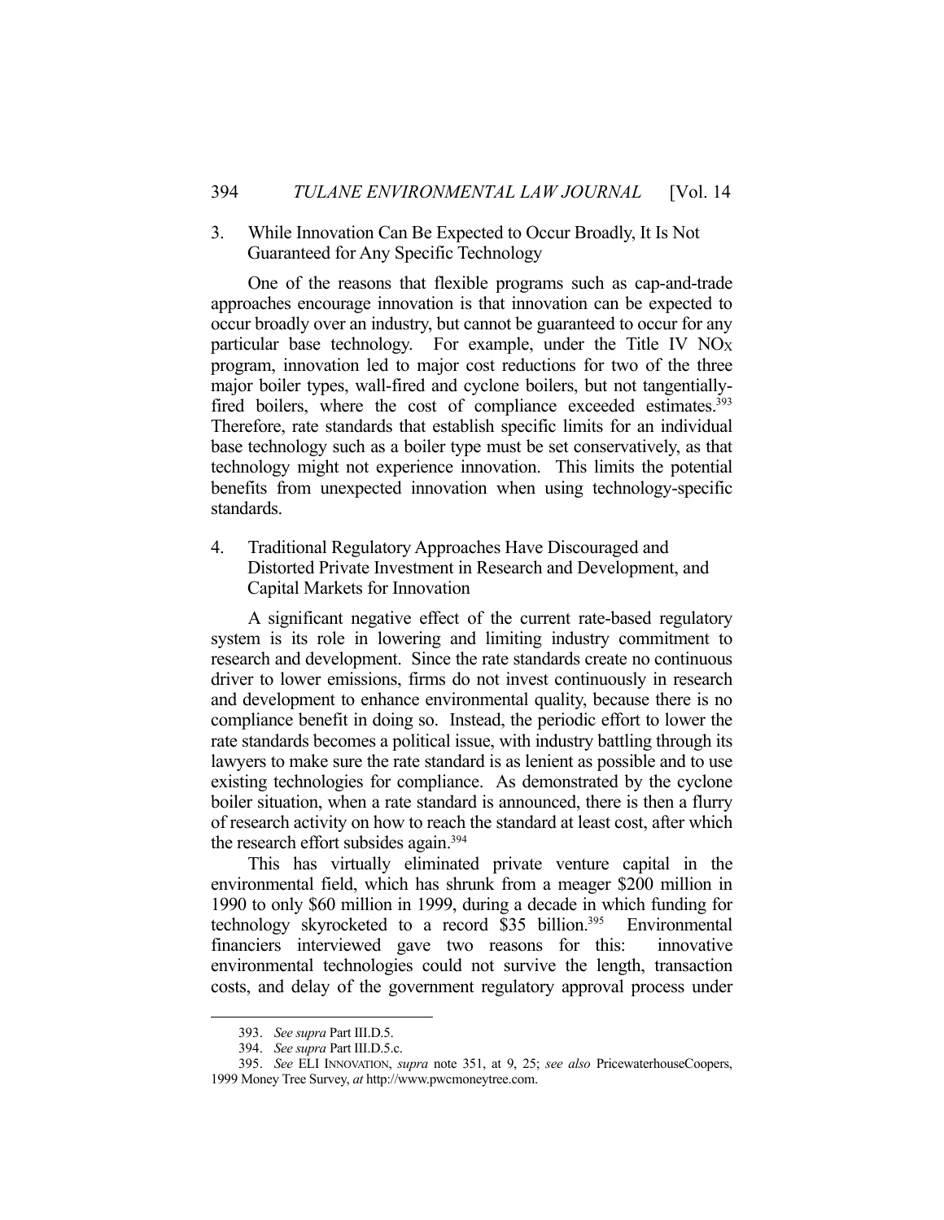### 3. While Innovation Can Be Expected to Occur Broadly, It Is Not Guaranteed for Any Specific Technology

One of the reasons that flexible programs such as cap-and-trade approaches encourage innovation is that innovation can be expected to occur broadly over an industry, but cannot be guaranteed to occur for any particular base technology. For example, under the Title IV $NO_X$ program, innovation led to major cost reductions for two of the three major boiler types, wall-fired and cyclone boilers, but not tangentially-fired boilers, where the cost of compliance exceeded estimates.[393] Therefore, rate standards that establish specific limits for an individual base technology such as a boiler type must be set conservatively, as that technology might not experience innovation. This limits the potential benefits from unexpected innovation when using technology-specific standards.

### 4. Traditional Regulatory Approaches Have Discouraged and Distorted Private Investment in Research and Development, and Capital Markets for Innovation

A significant negative effect of the current rate-based regulatory system is its role in lowering and limiting industry commitment to research and development. Since the rate standards create no continuous driver to lower emissions, firms do not invest continuously in research and development to enhance environmental quality, because there is no compliance benefit in doing so. Instead, the periodic effort to lower the rate standards becomes a political issue, with industry battling through its lawyers to make sure the rate standard is as lenient as possible and to use existing technologies for compliance. As demonstrated by the cyclone boiler situation, when a rate standard is announced, there is then a flurry of research activity on how to reach the standard at least cost, after which the research effort subsides again.[394]

This has virtually eliminated private venture capital in the environmental field, which has shrunk from a meager $200 million in 1990 to only $60 million in 1999, during a decade in which funding for technology skyrocketed to a record $35 billion.[395] Environmental financiers interviewed gave two reasons for this: innovative environmental technologies could not survive the length, transaction costs, and delay of the government regulatory approval process under

---

393. *See supra* Part III.D.5.

394. *See supra* Part III.D.5.c.

395. *See* ELI INNOVATION, *supra* note 351, at 9, 25; *see also* PricewaterhouseCoopers, 1999 Money Tree Survey, *at* http://www.pwcmoneytree.com.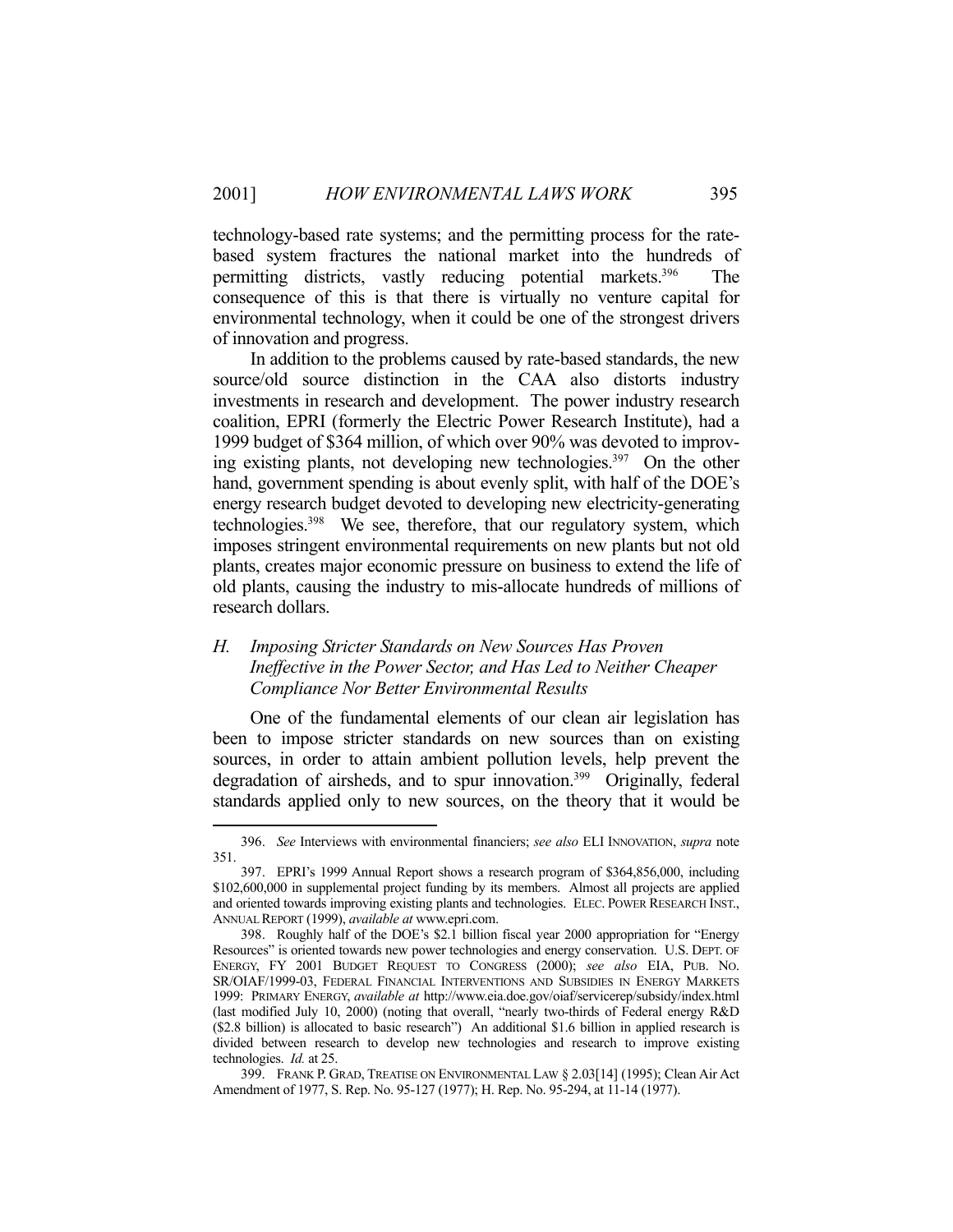technology-based rate systems; and the permitting process for the rate-based system fractures the national market into the hundreds of permitting districts, vastly reducing potential markets.[396] The consequence of this is that there is virtually no venture capital for environmental technology, when it could be one of the strongest drivers of innovation and progress.

In addition to the problems caused by rate-based standards, the new source/old source distinction in the CAA also distorts industry investments in research and development. The power industry research coalition, EPRI (formerly the Electric Power Research Institute), had a 1999 budget of $364 million, of which over 90% was devoted to improving existing plants, not developing new technologies.[397] On the other hand, government spending is about evenly split, with half of the DOE's energy research budget devoted to developing new electricity-generating technologies.[398] We see, therefore, that our regulatory system, which imposes stringent environmental requirements on new plants but not old plants, creates major economic pressure on business to extend the life of old plants, causing the industry to mis-allocate hundreds of millions of research dollars.

### *H. Imposing Stricter Standards on New Sources Has Proven Ineffective in the Power Sector, and Has Led to Neither Cheaper Compliance Nor Better Environmental Results*

One of the fundamental elements of our clean air legislation has been to impose stricter standards on new sources than on existing sources, in order to attain ambient pollution levels, help prevent the degradation of airsheds, and to spur innovation.[399] Originally, federal standards applied only to new sources, on the theory that it would be

---

396. *See* Interviews with environmental financiers; *see also* ELI INNOVATION, *supra* note 351.

397. EPRI's 1999 Annual Report shows a research program of $364,856,000, including $102,600,000 in supplemental project funding by its members. Almost all projects are applied and oriented towards improving existing plants and technologies. ELEC. POWER RESEARCH INST., ANNUAL REPORT (1999), *available at* www.epri.com.

398. Roughly half of the DOE's $2.1 billion fiscal year 2000 appropriation for "Energy Resources" is oriented towards new power technologies and energy conservation. U.S. DEPT. OF ENERGY, FY 2001 BUDGET REQUEST TO CONGRESS (2000); *see also* EIA, PUB. NO. SR/OIAF/1999-03, FEDERAL FINANCIAL INTERVENTIONS AND SUBSIDIES IN ENERGY MARKETS 1999: PRIMARY ENERGY, *available at* http://www.eia.doe.gov/oiaf/servicerep/subsidy/index.html (last modified July 10, 2000) (noting that overall, "nearly two-thirds of Federal energy R&D ($2.8 billion) is allocated to basic research") An additional $1.6 billion in applied research is divided between research to develop new technologies and research to improve existing technologies. *Id.* at 25.

399. FRANK P. GRAD, TREATISE ON ENVIRONMENTAL LAW § 2.03[14] (1995); Clean Air Act Amendment of 1977, S. Rep. No. 95-127 (1977); H. Rep. No. 95-294, at 11-14 (1977).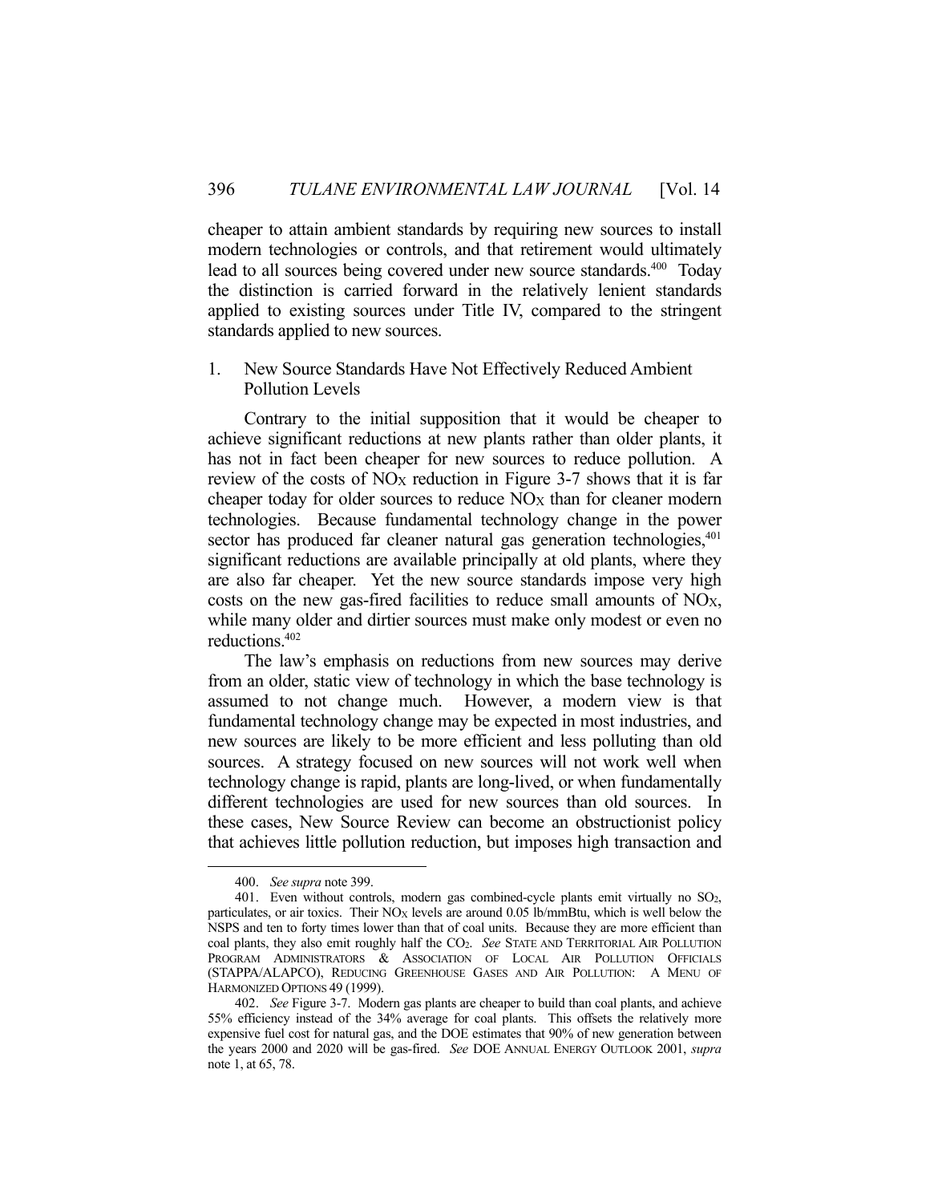cheaper to attain ambient standards by requiring new sources to install modern technologies or controls, and that retirement would ultimately lead to all sources being covered under new source standards.[400] Today the distinction is carried forward in the relatively lenient standards applied to existing sources under Title IV, compared to the stringent standards applied to new sources.

### 1. New Source Standards Have Not Effectively Reduced Ambient Pollution Levels

Contrary to the initial supposition that it would be cheaper to achieve significant reductions at new plants rather than older plants, it has not in fact been cheaper for new sources to reduce pollution. A review of the costs of $NO_X$ reduction in Figure 3-7 shows that it is far cheaper today for older sources to reduce $NO_X$ than for cleaner modern technologies. Because fundamental technology change in the power sector has produced far cleaner natural gas generation technologies,[401] significant reductions are available principally at old plants, where they are also far cheaper. Yet the new source standards impose very high costs on the new gas-fired facilities to reduce small amounts of $NO_X$, while many older and dirtier sources must make only modest or even no reductions.[402]

The law's emphasis on reductions from new sources may derive from an older, static view of technology in which the base technology is assumed to not change much. However, a modern view is that fundamental technology change may be expected in most industries, and new sources are likely to be more efficient and less polluting than old sources. A strategy focused on new sources will not work well when technology change is rapid, plants are long-lived, or when fundamentally different technologies are used for new sources than old sources. In these cases, New Source Review can become an obstructionist policy that achieves little pollution reduction, but imposes high transaction and

---

400. *See supra* note 399.

401. Even without controls, modern gas combined-cycle plants emit virtually no $SO_2$, particulates, or air toxics. Their $NO_X$ levels are around 0.05 lb/mmBtu, which is well below the NSPS and ten to forty times lower than that of coal units. Because they are more efficient than coal plants, they also emit roughly half the $CO_2$. *See* STATE AND TERRITORIAL AIR POLLUTION PROGRAM ADMINISTRATORS & ASSOCIATION OF LOCAL AIR POLLUTION OFFICIALS (STAPPA/ALAPCO), REDUCING GREENHOUSE GASES AND AIR POLLUTION: A MENU OF HARMONIZED OPTIONS 49 (1999).

402. *See* Figure 3-7. Modern gas plants are cheaper to build than coal plants, and achieve 55% efficiency instead of the 34% average for coal plants. This offsets the relatively more expensive fuel cost for natural gas, and the DOE estimates that 90% of new generation between the years 2000 and 2020 will be gas-fired. *See* DOE ANNUAL ENERGY OUTLOOK 2001, *supra* note 1, at 65, 78.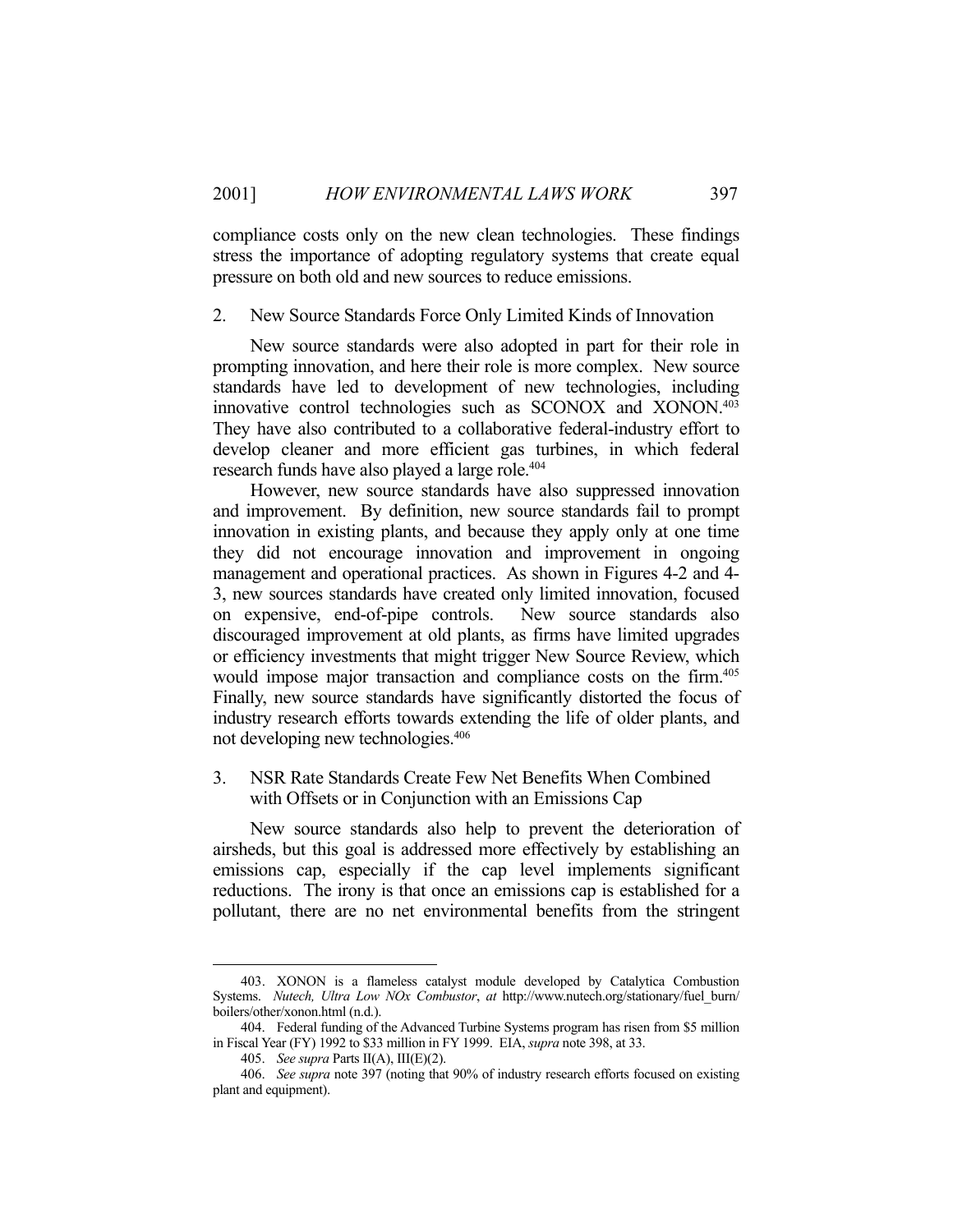compliance costs only on the new clean technologies. These findings stress the importance of adopting regulatory systems that create equal pressure on both old and new sources to reduce emissions.

### 2. New Source Standards Force Only Limited Kinds of Innovation

New source standards were also adopted in part for their role in prompting innovation, and here their role is more complex. New source standards have led to development of new technologies, including innovative control technologies such as SCONOX and XONON.[403] They have also contributed to a collaborative federal-industry effort to develop cleaner and more efficient gas turbines, in which federal research funds have also played a large role.[404]

However, new source standards have also suppressed innovation and improvement. By definition, new source standards fail to prompt innovation in existing plants, and because they apply only at one time they did not encourage innovation and improvement in ongoing management and operational practices. As shown in Figures 4-2 and 4-3, new sources standards have created only limited innovation, focused on expensive, end-of-pipe controls. New source standards also discouraged improvement at old plants, as firms have limited upgrades or efficiency investments that might trigger New Source Review, which would impose major transaction and compliance costs on the firm.[405] Finally, new source standards have significantly distorted the focus of industry research efforts towards extending the life of older plants, and not developing new technologies.[406]

### 3. NSR Rate Standards Create Few Net Benefits When Combined with Offsets or in Conjunction with an Emissions Cap

New source standards also help to prevent the deterioration of airsheds, but this goal is addressed more effectively by establishing an emissions cap, especially if the cap level implements significant reductions. The irony is that once an emissions cap is established for a pollutant, there are no net environmental benefits from the stringent

---

403. XONON is a flameless catalyst module developed by Catalytica Combustion Systems. *Nutech, Ultra Low NOx Combustor*, *at* http://www.nutech.org/stationary/fuel_burn/boilers/other/xonon.html (n.d.).

404. Federal funding of the Advanced Turbine Systems program has risen from $5 million in Fiscal Year (FY) 1992 to $33 million in FY 1999. EIA, *supra* note 398, at 33.

405. *See supra* Parts II(A), III(E)(2).

406. *See supra* note 397 (noting that 90% of industry research efforts focused on existing plant and equipment).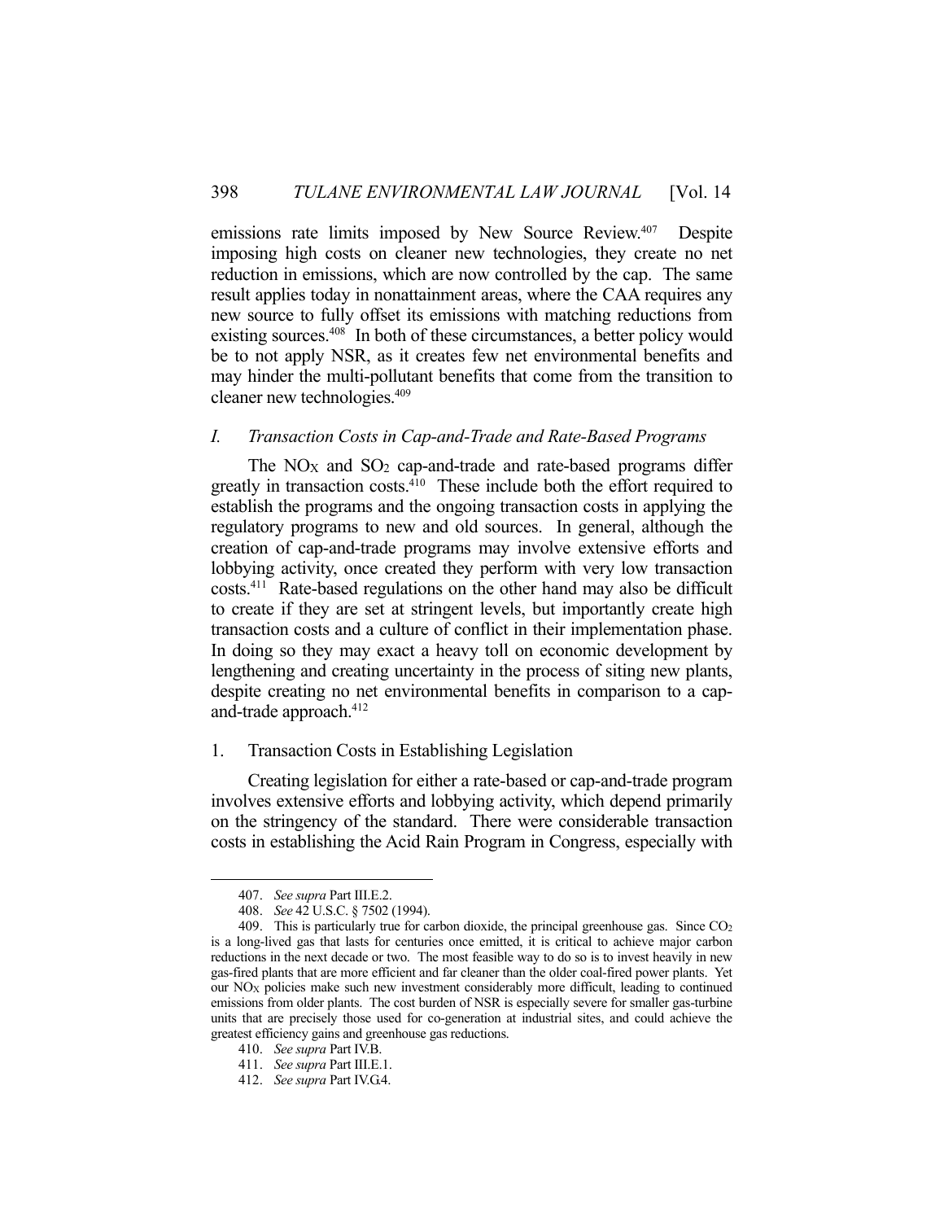emissions rate limits imposed by New Source Review.[407] Despite imposing high costs on cleaner new technologies, they create no net reduction in emissions, which are now controlled by the cap. The same result applies today in nonattainment areas, where the CAA requires any new source to fully offset its emissions with matching reductions from existing sources.[408] In both of these circumstances, a better policy would be to not apply NSR, as it creates few net environmental benefits and may hinder the multi-pollutant benefits that come from the transition to cleaner new technologies.[409]

### *I. Transaction Costs in Cap-and-Trade and Rate-Based Programs*

The $NO_X$ and $SO_2$ cap-and-trade and rate-based programs differ greatly in transaction costs.[410] These include both the effort required to establish the programs and the ongoing transaction costs in applying the regulatory programs to new and old sources. In general, although the creation of cap-and-trade programs may involve extensive efforts and lobbying activity, once created they perform with very low transaction costs.[411] Rate-based regulations on the other hand may also be difficult to create if they are set at stringent levels, but importantly create high transaction costs and a culture of conflict in their implementation phase. In doing so they may exact a heavy toll on economic development by lengthening and creating uncertainty in the process of siting new plants, despite creating no net environmental benefits in comparison to a cap-and-trade approach.[412]

#### 1. Transaction Costs in Establishing Legislation

Creating legislation for either a rate-based or cap-and-trade program involves extensive efforts and lobbying activity, which depend primarily on the stringency of the standard. There were considerable transaction costs in establishing the Acid Rain Program in Congress, especially with

---

407. *See supra* Part III.E.2.

408. *See* 42 U.S.C. § 7502 (1994).

409. This is particularly true for carbon dioxide, the principal greenhouse gas. Since $CO_2$ is a long-lived gas that lasts for centuries once emitted, it is critical to achieve major carbon reductions in the next decade or two. The most feasible way to do so is to invest heavily in new gas-fired plants that are more efficient and far cleaner than the older coal-fired power plants. Yet our $NO_X$ policies make such new investment considerably more difficult, leading to continued emissions from older plants. The cost burden of NSR is especially severe for smaller gas-turbine units that are precisely those used for co-generation at industrial sites, and could achieve the greatest efficiency gains and greenhouse gas reductions.

410. *See supra* Part IV.B.

411. *See supra* Part III.E.1.

412. *See supra* Part IV.G.4.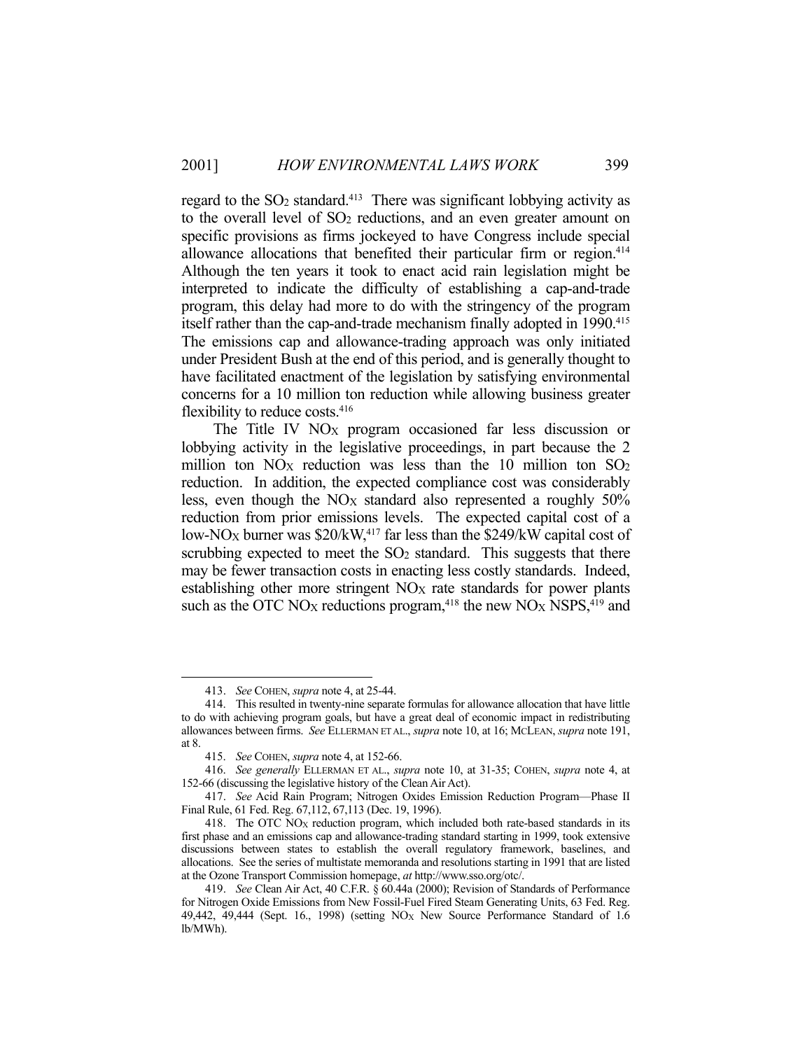regard to the $SO_2$ standard.[413] There was significant lobbying activity as to the overall level of $SO_2$ reductions, and an even greater amount on specific provisions as firms jockeyed to have Congress include special allowance allocations that benefited their particular firm or region.[414] Although the ten years it took to enact acid rain legislation might be interpreted to indicate the difficulty of establishing a cap-and-trade program, this delay had more to do with the stringency of the program itself rather than the cap-and-trade mechanism finally adopted in 1990.[415] The emissions cap and allowance-trading approach was only initiated under President Bush at the end of this period, and is generally thought to have facilitated enactment of the legislation by satisfying environmental concerns for a 10 million ton reduction while allowing business greater flexibility to reduce costs.[416]

The Title IV $NO_X$ program occasioned far less discussion or lobbying activity in the legislative proceedings, in part because the 2 million ton $NO_X$ reduction was less than the 10 million ton $SO_2$ reduction. In addition, the expected compliance cost was considerably less, even though the $NO_X$ standard also represented a roughly 50% reduction from prior emissions levels. The expected capital cost of a low-$NO_X$ burner was \$20/kW,[417] far less than the \$249/kW capital cost of scrubbing expected to meet the $SO_2$ standard. This suggests that there may be fewer transaction costs in enacting less costly standards. Indeed, establishing other more stringent $NO_X$ rate standards for power plants such as the OTC $NO_X$ reductions program,[418] the new $NO_X$ NSPS,[419] and

---

413. *See* COHEN, *supra* note 4, at 25-44.

414. This resulted in twenty-nine separate formulas for allowance allocation that have little to do with achieving program goals, but have a great deal of economic impact in redistributing allowances between firms. *See* ELLERMAN ET AL., *supra* note 10, at 16; MCLEAN, *supra* note 191, at 8.

415. *See* COHEN, *supra* note 4, at 152-66.

416. *See generally* ELLERMAN ET AL., *supra* note 10, at 31-35; COHEN, *supra* note 4, at 152-66 (discussing the legislative history of the Clean Air Act).

417. *See* Acid Rain Program; Nitrogen Oxides Emission Reduction Program—Phase II Final Rule, 61 Fed. Reg. 67,112, 67,113 (Dec. 19, 1996).

418. The OTC $NO_X$ reduction program, which included both rate-based standards in its first phase and an emissions cap and allowance-trading standard starting in 1999, took extensive discussions between states to establish the overall regulatory framework, baselines, and allocations. See the series of multistate memoranda and resolutions starting in 1991 that are listed at the Ozone Transport Commission homepage, *at* http://www.sso.org/otc/.

419. *See* Clean Air Act, 40 C.F.R. § 60.44a (2000); Revision of Standards of Performance for Nitrogen Oxide Emissions from New Fossil-Fuel Fired Steam Generating Units, 63 Fed. Reg. 49,442, 49,444 (Sept. 16., 1998) (setting $NO_X$ New Source Performance Standard of 1.6 lb/MWh).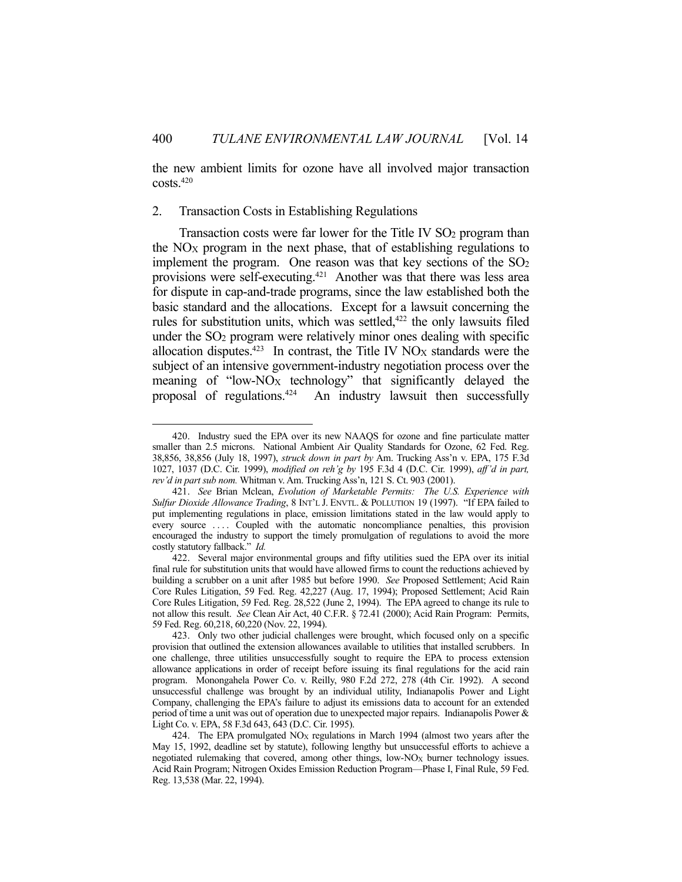the new ambient limits for ozone have all involved major transaction costs.[420]

### 2. Transaction Costs in Establishing Regulations

Transaction costs were far lower for the Title IV $SO_2$ program than the $NO_X$ program in the next phase, that of establishing regulations to implement the program. One reason was that key sections of the $SO_2$ provisions were self-executing.[421] Another was that there was less area for dispute in cap-and-trade programs, since the law established both the basic standard and the allocations. Except for a lawsuit concerning the rules for substitution units, which was settled,[422] the only lawsuits filed under the $SO_2$ program were relatively minor ones dealing with specific allocation disputes.[423] In contrast, the Title IV $NO_X$ standards were the subject of an intensive government-industry negotiation process over the meaning of "low-$NO_X$ technology" that significantly delayed the proposal of regulations.[424] An industry lawsuit then successfully

---

420. Industry sued the EPA over its new NAAQS for ozone and fine particulate matter smaller than 2.5 microns. National Ambient Air Quality Standards for Ozone, 62 Fed. Reg. 38,856, 38,856 (July 18, 1997), *struck down in part by* Am. Trucking Ass'n v. EPA, 175 F.3d 1027, 1037 (D.C. Cir. 1999), *modified on reh'g by* 195 F.3d 4 (D.C. Cir. 1999), *aff'd in part, rev'd in part sub nom.* Whitman v. Am. Trucking Ass'n, 121 S. Ct. 903 (2001).

421. *See* Brian Mclean, *Evolution of Marketable Permits: The U.S. Experience with Sulfur Dioxide Allowance Trading*, 8 INT'L J. ENVTL. & POLLUTION 19 (1997). "If EPA failed to put implementing regulations in place, emission limitations stated in the law would apply to every source . . . . Coupled with the automatic noncompliance penalties, this provision encouraged the industry to support the timely promulgation of regulations to avoid the more costly statutory fallback." *Id.*

422. Several major environmental groups and fifty utilities sued the EPA over its initial final rule for substitution units that would have allowed firms to count the reductions achieved by building a scrubber on a unit after 1985 but before 1990. *See* Proposed Settlement; Acid Rain Core Rules Litigation, 59 Fed. Reg. 42,227 (Aug. 17, 1994); Proposed Settlement; Acid Rain Core Rules Litigation, 59 Fed. Reg. 28,522 (June 2, 1994). The EPA agreed to change its rule to not allow this result. *See* Clean Air Act, 40 C.F.R. § 72.41 (2000); Acid Rain Program: Permits, 59 Fed. Reg. 60,218, 60,220 (Nov. 22, 1994).

423. Only two other judicial challenges were brought, which focused only on a specific provision that outlined the extension allowances available to utilities that installed scrubbers. In one challenge, three utilities unsuccessfully sought to require the EPA to process extension allowance applications in order of receipt before issuing its final regulations for the acid rain program. Monongahela Power Co. v. Reilly, 980 F.2d 272, 278 (4th Cir. 1992). A second unsuccessful challenge was brought by an individual utility, Indianapolis Power and Light Company, challenging the EPA's failure to adjust its emissions data to account for an extended period of time a unit was out of operation due to unexpected major repairs. Indianapolis Power & Light Co. v. EPA, 58 F.3d 643, 643 (D.C. Cir. 1995).

424. The EPA promulgated $NO_X$ regulations in March 1994 (almost two years after the May 15, 1992, deadline set by statute), following lengthy but unsuccessful efforts to achieve a negotiated rulemaking that covered, among other things, low-$NO_X$ burner technology issues. Acid Rain Program; Nitrogen Oxides Emission Reduction Program—Phase I, Final Rule, 59 Fed. Reg. 13,538 (Mar. 22, 1994).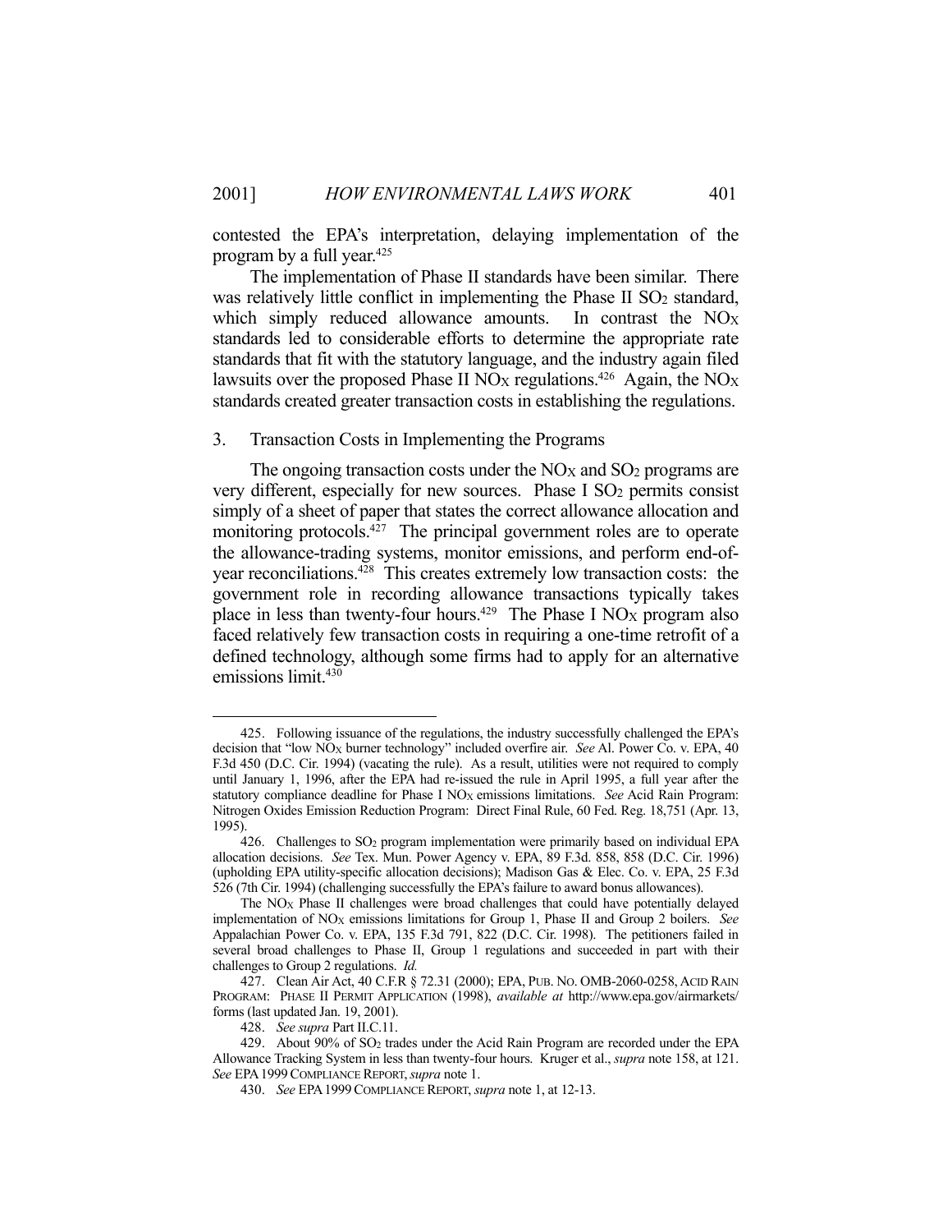contested the EPA's interpretation, delaying implementation of the program by a full year.[425]

The implementation of Phase II standards have been similar. There was relatively little conflict in implementing the Phase II $SO_2$ standard, which simply reduced allowance amounts. In contrast the $NO_X$ standards led to considerable efforts to determine the appropriate rate standards that fit with the statutory language, and the industry again filed lawsuits over the proposed Phase II $NO_X$ regulations.[426] Again, the $NO_X$ standards created greater transaction costs in establishing the regulations.

### 3. Transaction Costs in Implementing the Programs

The ongoing transaction costs under the $NO_X$ and $SO_2$ programs are very different, especially for new sources. Phase I $SO_2$ permits consist simply of a sheet of paper that states the correct allowance allocation and monitoring protocols.[427] The principal government roles are to operate the allowance-trading systems, monitor emissions, and perform end-of-year reconciliations.[428] This creates extremely low transaction costs: the government role in recording allowance transactions typically takes place in less than twenty-four hours.[429] The Phase I $NO_X$ program also faced relatively few transaction costs in requiring a one-time retrofit of a defined technology, although some firms had to apply for an alternative emissions limit.[430]

---

425. Following issuance of the regulations, the industry successfully challenged the EPA's decision that "low $NO_X$ burner technology" included overfire air. *See* Al. Power Co. v. EPA, 40 F.3d 450 (D.C. Cir. 1994) (vacating the rule). As a result, utilities were not required to comply until January 1, 1996, after the EPA had re-issued the rule in April 1995, a full year after the statutory compliance deadline for Phase I $NO_X$ emissions limitations. *See* Acid Rain Program: Nitrogen Oxides Emission Reduction Program: Direct Final Rule, 60 Fed. Reg. 18,751 (Apr. 13, 1995).

426. Challenges to $SO_2$ program implementation were primarily based on individual EPA allocation decisions. *See* Tex. Mun. Power Agency v. EPA, 89 F.3d. 858, 858 (D.C. Cir. 1996) (upholding EPA utility-specific allocation decisions); Madison Gas & Elec. Co. v. EPA, 25 F.3d 526 (7th Cir. 1994) (challenging successfully the EPA's failure to award bonus allowances).

The $NO_X$ Phase II challenges were broad challenges that could have potentially delayed implementation of $NO_X$ emissions limitations for Group 1, Phase II and Group 2 boilers. *See* Appalachian Power Co. v. EPA, 135 F.3d 791, 822 (D.C. Cir. 1998). The petitioners failed in several broad challenges to Phase II, Group 1 regulations and succeeded in part with their challenges to Group 2 regulations. *Id.*

427. Clean Air Act, 40 C.F.R § 72.31 (2000); EPA, PUB. NO. OMB-2060-0258, ACID RAIN PROGRAM: PHASE II PERMIT APPLICATION (1998), *available at* http://www.epa.gov/airmarkets/forms (last updated Jan. 19, 2001).

428. *See supra* Part II.C.11.

429. About 90% of $SO_2$ trades under the Acid Rain Program are recorded under the EPA Allowance Tracking System in less than twenty-four hours. Kruger et al., *supra* note 158, at 121. *See* EPA 1999 COMPLIANCE REPORT, *supra* note 1.

430. *See* EPA 1999 COMPLIANCE REPORT, *supra* note 1, at 12-13.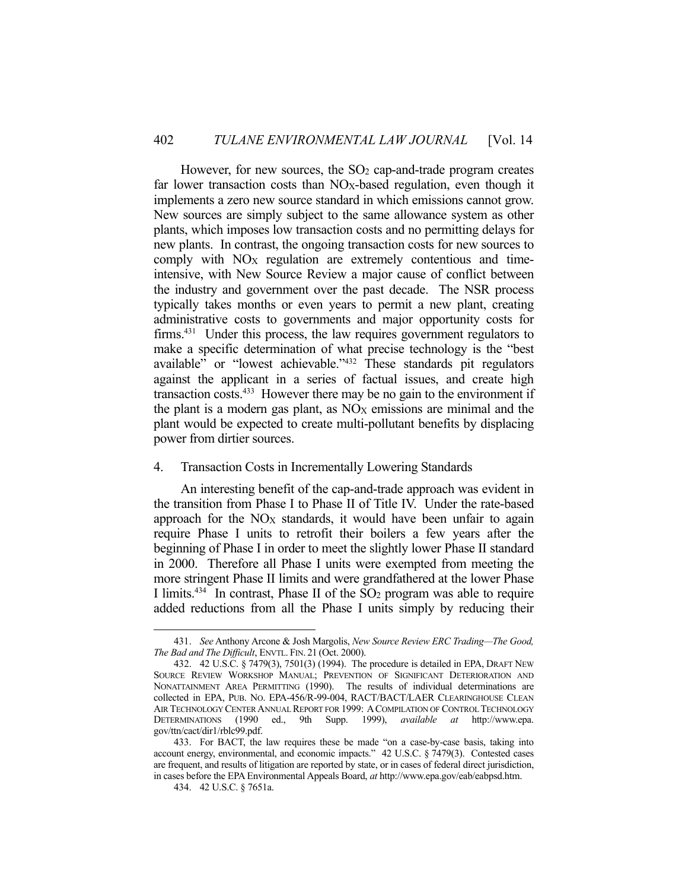However, for new sources, the $SO_2$ cap-and-trade program creates far lower transaction costs than $NO_X$-based regulation, even though it implements a zero new source standard in which emissions cannot grow. New sources are simply subject to the same allowance system as other plants, which imposes low transaction costs and no permitting delays for new plants. In contrast, the ongoing transaction costs for new sources to comply with $NO_X$ regulation are extremely contentious and time-intensive, with New Source Review a major cause of conflict between the industry and government over the past decade. The NSR process typically takes months or even years to permit a new plant, creating administrative costs to governments and major opportunity costs for firms.[431] Under this process, the law requires government regulators to make a specific determination of what precise technology is the "best available" or "lowest achievable."[432] These standards pit regulators against the applicant in a series of factual issues, and create high transaction costs.[433] However there may be no gain to the environment if the plant is a modern gas plant, as $NO_X$ emissions are minimal and the plant would be expected to create multi-pollutant benefits by displacing power from dirtier sources.

### 4. Transaction Costs in Incrementally Lowering Standards

An interesting benefit of the cap-and-trade approach was evident in the transition from Phase I to Phase II of Title IV. Under the rate-based approach for the $NO_X$ standards, it would have been unfair to again require Phase I units to retrofit their boilers a few years after the beginning of Phase I in order to meet the slightly lower Phase II standard in 2000. Therefore all Phase I units were exempted from meeting the more stringent Phase II limits and were grandfathered at the lower Phase I limits.[434] In contrast, Phase II of the $SO_2$ program was able to require added reductions from all the Phase I units simply by reducing their

---

431. *See* Anthony Arcone & Josh Margolis, *New Source Review ERC Trading—The Good, The Bad and The Difficult*, ENVTL. FIN. 21 (Oct. 2000).

432. 42 U.S.C. § 7479(3), 7501(3) (1994). The procedure is detailed in EPA, DRAFT NEW SOURCE REVIEW WORKSHOP MANUAL; PREVENTION OF SIGNIFICANT DETERIORATION AND NONATTAINMENT AREA PERMITTING (1990). The results of individual determinations are collected in EPA, PUB. NO. EPA-456/R-99-004, RACT/BACT/LAER CLEARINGHOUSE CLEAN AIR TECHNOLOGY CENTER ANNUAL REPORT FOR 1999: A COMPILATION OF CONTROL TECHNOLOGY DETERMINATIONS (1990 ed., 9th Supp. 1999), *available at* http://www.epa.gov/ttn/cact/dir1/rblc99.pdf.

433. For BACT, the law requires these be made "on a case-by-case basis, taking into account energy, environmental, and economic impacts." 42 U.S.C. § 7479(3). Contested cases are frequent, and results of litigation are reported by state, or in cases of federal direct jurisdiction, in cases before the EPA Environmental Appeals Board, *at* http://www.epa.gov/eab/eabpsd.htm.

434. 42 U.S.C. § 7651a.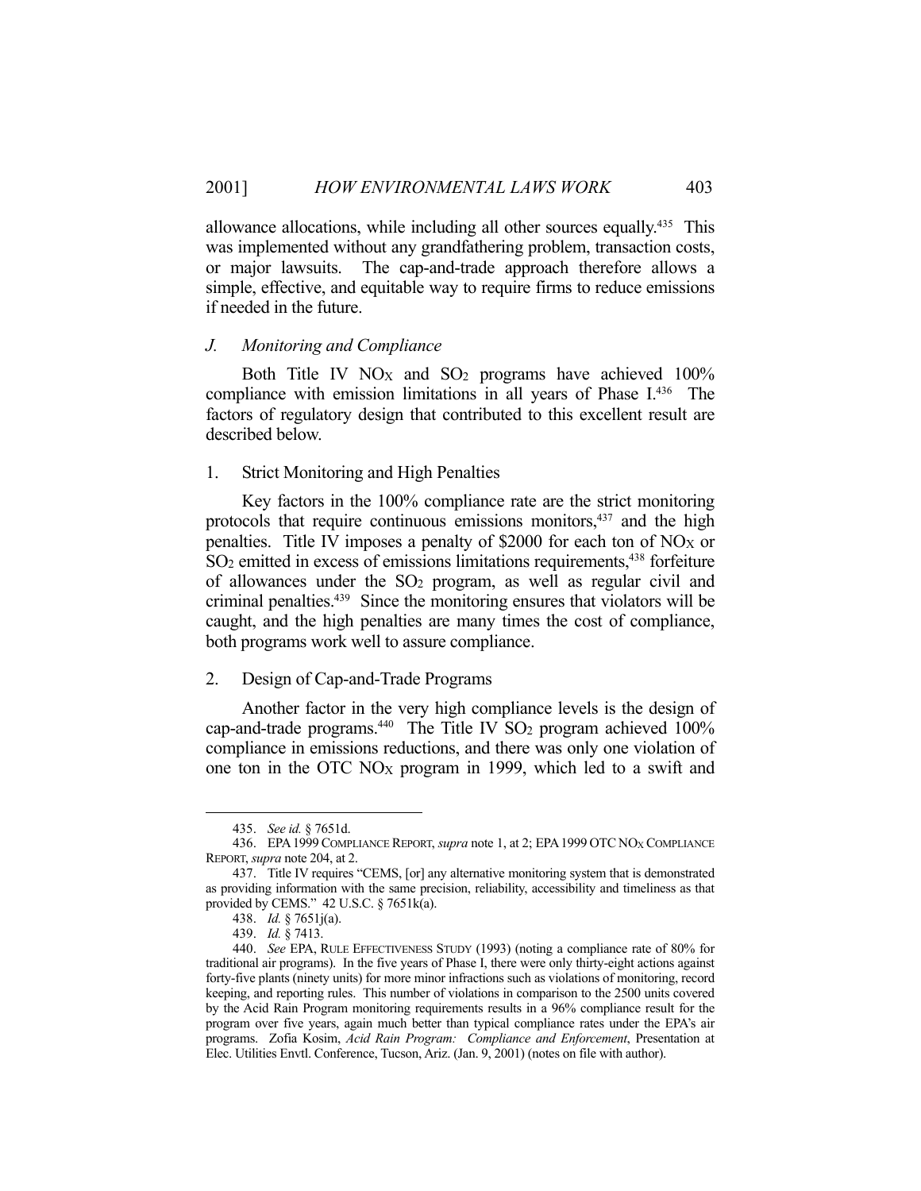allowance allocations, while including all other sources equally.[435] This was implemented without any grandfathering problem, transaction costs, or major lawsuits. The cap-and-trade approach therefore allows a simple, effective, and equitable way to require firms to reduce emissions if needed in the future.

### *J. Monitoring and Compliance*

Both Title IV $NO_X$ and $SO_2$ programs have achieved 100% compliance with emission limitations in all years of Phase I.[436] The factors of regulatory design that contributed to this excellent result are described below.

#### 1. Strict Monitoring and High Penalties

Key factors in the 100% compliance rate are the strict monitoring protocols that require continuous emissions monitors,[437] and the high penalties. Title IV imposes a penalty of \$2000 for each ton of $NO_X$ or $SO_2$ emitted in excess of emissions limitations requirements,[438] forfeiture of allowances under the $SO_2$ program, as well as regular civil and criminal penalties.[439] Since the monitoring ensures that violators will be caught, and the high penalties are many times the cost of compliance, both programs work well to assure compliance.

#### 2. Design of Cap-and-Trade Programs

Another factor in the very high compliance levels is the design of cap-and-trade programs.[440] The Title IV $SO_2$ program achieved 100% compliance in emissions reductions, and there was only one violation of one ton in the OTC $NO_X$ program in 1999, which led to a swift and

---

435. *See id.* § 7651d.

436. EPA 1999 COMPLIANCE REPORT, *supra* note 1, at 2; EPA 1999 OTC $NO_X$ COMPLIANCE REPORT, *supra* note 204, at 2.

437. Title IV requires "CEMS, [or] any alternative monitoring system that is demonstrated as providing information with the same precision, reliability, accessibility and timeliness as that provided by CEMS." 42 U.S.C. § 7651k(a).

438. *Id.* § 7651j(a).

439. *Id.* § 7413.

440. *See* EPA, RULE EFFECTIVENESS STUDY (1993) (noting a compliance rate of 80% for traditional air programs). In the five years of Phase I, there were only thirty-eight actions against forty-five plants (ninety units) for more minor infractions such as violations of monitoring, record keeping, and reporting rules. This number of violations in comparison to the 2500 units covered by the Acid Rain Program monitoring requirements results in a 96% compliance result for the program over five years, again much better than typical compliance rates under the EPA's air programs. Zofia Kosim, *Acid Rain Program: Compliance and Enforcement*, Presentation at Elec. Utilities Envtl. Conference, Tucson, Ariz. (Jan. 9, 2001) (notes on file with author).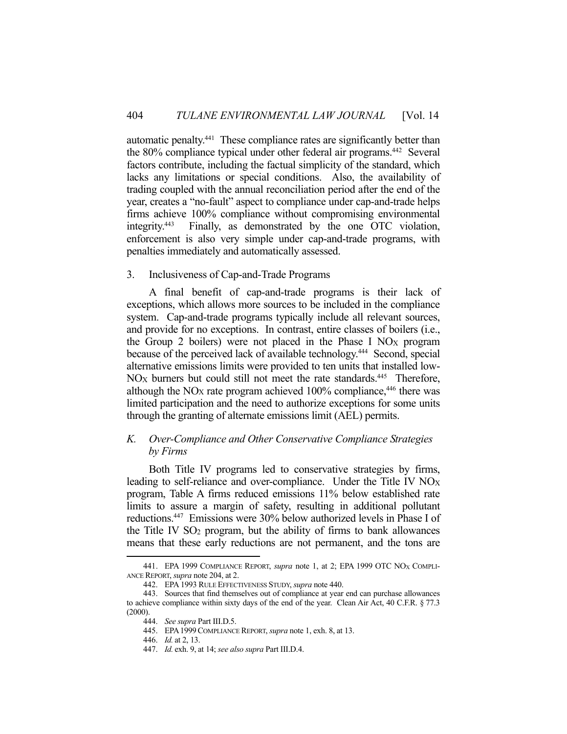automatic penalty.[441] These compliance rates are significantly better than the 80% compliance typical under other federal air programs.[442] Several factors contribute, including the factual simplicity of the standard, which lacks any limitations or special conditions. Also, the availability of trading coupled with the annual reconciliation period after the end of the year, creates a "no-fault" aspect to compliance under cap-and-trade helps firms achieve 100% compliance without compromising environmental integrity.[443] Finally, as demonstrated by the one OTC violation, enforcement is also very simple under cap-and-trade programs, with penalties immediately and automatically assessed.

### 3. Inclusiveness of Cap-and-Trade Programs

A final benefit of cap-and-trade programs is their lack of exceptions, which allows more sources to be included in the compliance system. Cap-and-trade programs typically include all relevant sources, and provide for no exceptions. In contrast, entire classes of boilers (i.e., the Group 2 boilers) were not placed in the Phase I $NO_X$ program because of the perceived lack of available technology.[444] Second, special alternative emissions limits were provided to ten units that installed low-$NO_X$ burners but could still not meet the rate standards.[445] Therefore, although the $NO_X$ rate program achieved 100% compliance,[446] there was limited participation and the need to authorize exceptions for some units through the granting of alternate emissions limit (AEL) permits.

## *K. Over-Compliance and Other Conservative Compliance Strategies by Firms*

Both Title IV programs led to conservative strategies by firms, leading to self-reliance and over-compliance. Under the Title IV $NO_X$ program, Table A firms reduced emissions 11% below established rate limits to assure a margin of safety, resulting in additional pollutant reductions.[447] Emissions were 30% below authorized levels in Phase I of the Title IV $SO_2$ program, but the ability of firms to bank allowances means that these early reductions are not permanent, and the tons are

---

441. EPA 1999 COMPLIANCE REPORT, *supra* note 1, at 2; EPA 1999 OTC $NO_X$ COMPLIANCE REPORT, *supra* note 204, at 2.

442. EPA 1993 RULE EFFECTIVENESS STUDY, *supra* note 440.

443. Sources that find themselves out of compliance at year end can purchase allowances to achieve compliance within sixty days of the end of the year. Clean Air Act, 40 C.F.R. § 77.3 (2000).

444. *See supra* Part III.D.5.

445. EPA 1999 COMPLIANCE REPORT, *supra* note 1, exh. 8, at 13.

446. *Id.* at 2, 13.

447. *Id.* exh. 9, at 14; *see also supra* Part III.D.4.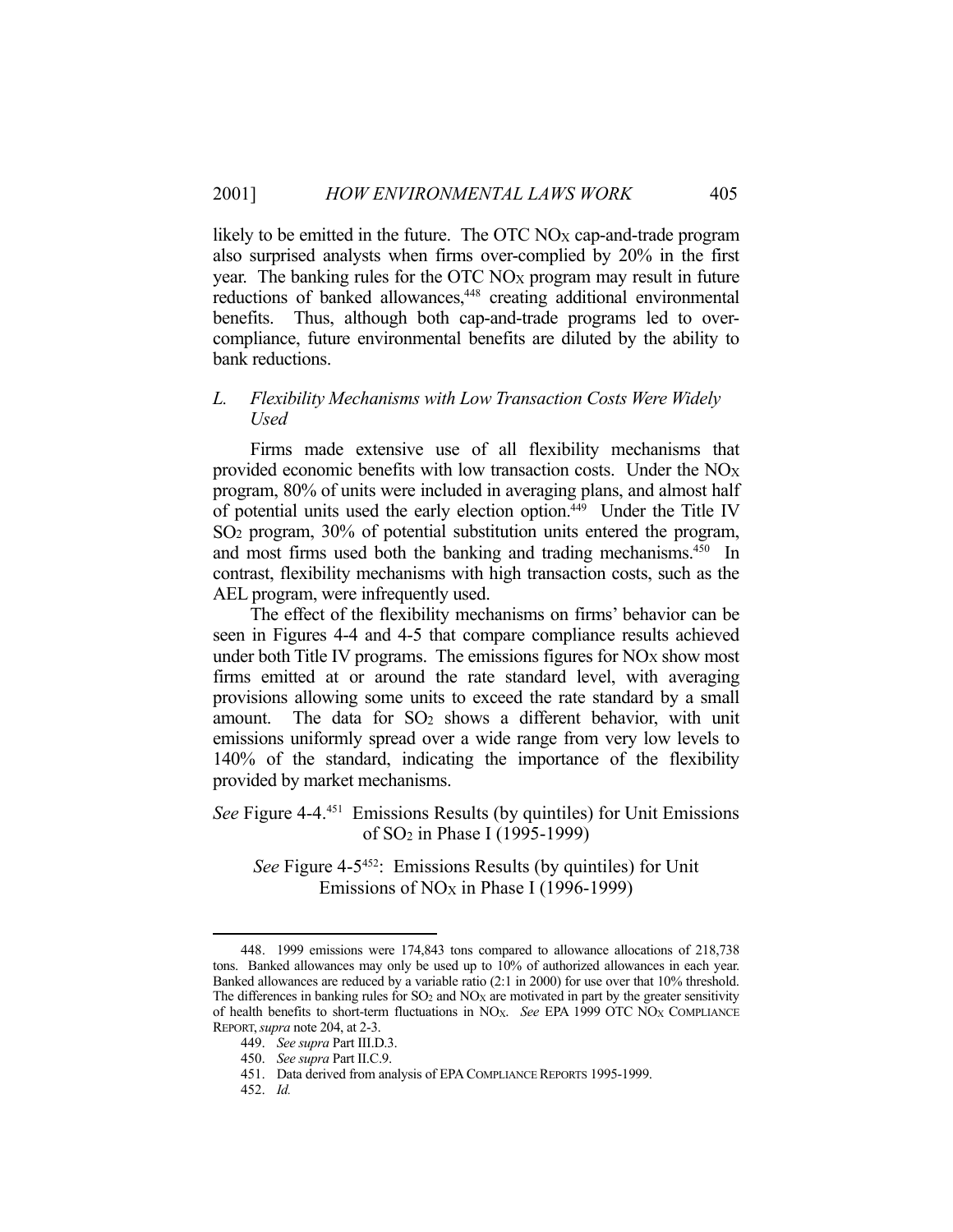likely to be emitted in the future. The OTC $NO_X$ cap-and-trade program also surprised analysts when firms over-complied by 20% in the first year. The banking rules for the OTC $NO_X$ program may result in future reductions of banked allowances,[448] creating additional environmental benefits. Thus, although both cap-and-trade programs led to over-compliance, future environmental benefits are diluted by the ability to bank reductions.

### *L. Flexibility Mechanisms with Low Transaction Costs Were Widely Used*

Firms made extensive use of all flexibility mechanisms that provided economic benefits with low transaction costs. Under the $NO_X$ program, 80% of units were included in averaging plans, and almost half of potential units used the early election option.[449] Under the Title IV $SO_2$ program, 30% of potential substitution units entered the program, and most firms used both the banking and trading mechanisms.[450] In contrast, flexibility mechanisms with high transaction costs, such as the AEL program, were infrequently used.

The effect of the flexibility mechanisms on firms' behavior can be seen in Figures 4-4 and 4-5 that compare compliance results achieved under both Title IV programs. The emissions figures for $NO_X$ show most firms emitted at or around the rate standard level, with averaging provisions allowing some units to exceed the rate standard by a small amount. The data for $SO_2$ shows a different behavior, with unit emissions uniformly spread over a wide range from very low levels to 140% of the standard, indicating the importance of the flexibility provided by market mechanisms.

*See* Figure 4-4.[451] Emissions Results (by quintiles) for Unit Emissions of $SO_2$ in Phase I (1995-1999)

*See* Figure 4-5[452]: Emissions Results (by quintiles) for Unit Emissions of $NO_X$ in Phase I (1996-1999)

---

448. 1999 emissions were 174,843 tons compared to allowance allocations of 218,738 tons. Banked allowances may only be used up to 10% of authorized allowances in each year. Banked allowances are reduced by a variable ratio (2:1 in 2000) for use over that 10% threshold. The differences in banking rules for $SO_2$ and $NO_X$ are motivated in part by the greater sensitivity of health benefits to short-term fluctuations in $NO_X$. *See* EPA 1999 OTC $NO_X$ COMPLIANCE REPORT, *supra* note 204, at 2-3.

449. *See supra* Part III.D.3.

450. *See supra* Part II.C.9.

451. Data derived from analysis of EPA COMPLIANCE REPORTS 1995-1999.

452. *Id.*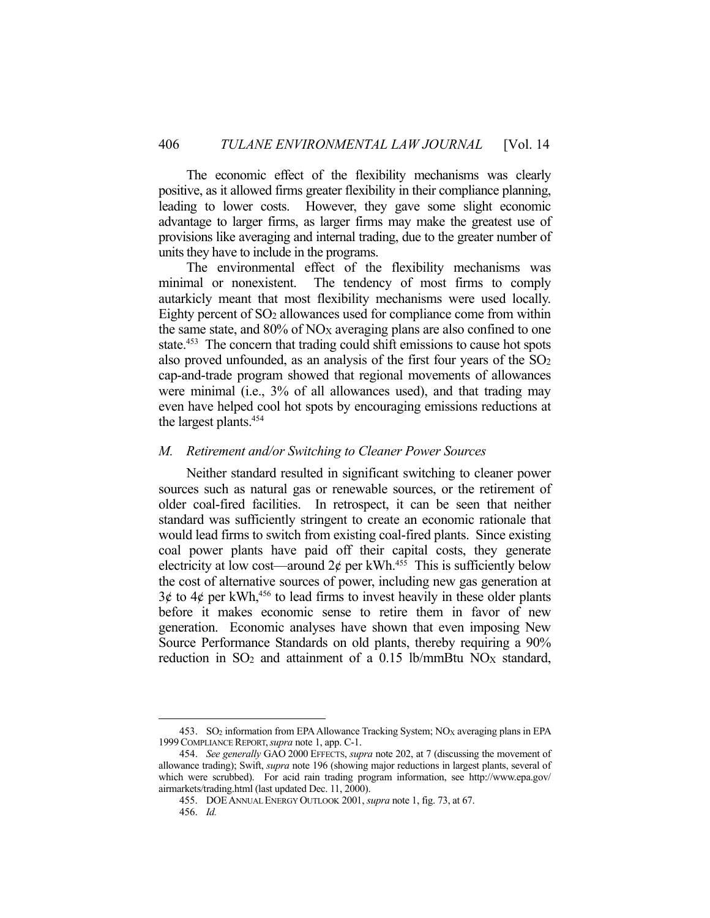The economic effect of the flexibility mechanisms was clearly positive, as it allowed firms greater flexibility in their compliance planning, leading to lower costs. However, they gave some slight economic advantage to larger firms, as larger firms may make the greatest use of provisions like averaging and internal trading, due to the greater number of units they have to include in the programs.

The environmental effect of the flexibility mechanisms was minimal or nonexistent. The tendency of most firms to comply autarkicly meant that most flexibility mechanisms were used locally. Eighty percent of $SO_2$ allowances used for compliance come from within the same state, and 80% of $NO_X$ averaging plans are also confined to one state.[453] The concern that trading could shift emissions to cause hot spots also proved unfounded, as an analysis of the first four years of the $SO_2$ cap-and-trade program showed that regional movements of allowances were minimal (i.e., 3% of all allowances used), and that trading may even have helped cool hot spots by encouraging emissions reductions at the largest plants.[454]

### *M. Retirement and/or Switching to Cleaner Power Sources*

Neither standard resulted in significant switching to cleaner power sources such as natural gas or renewable sources, or the retirement of older coal-fired facilities. In retrospect, it can be seen that neither standard was sufficiently stringent to create an economic rationale that would lead firms to switch from existing coal-fired plants. Since existing coal power plants have paid off their capital costs, they generate electricity at low cost—around 2¢ per kWh.[455] This is sufficiently below the cost of alternative sources of power, including new gas generation at 3¢ to 4¢ per kWh,[456] to lead firms to invest heavily in these older plants before it makes economic sense to retire them in favor of new generation. Economic analyses have shown that even imposing New Source Performance Standards on old plants, thereby requiring a 90% reduction in $SO_2$ and attainment of a 0.15 lb/mmBtu $NO_X$ standard,

---

453. $SO_2$ information from EPA Allowance Tracking System; $NO_X$ averaging plans in EPA 1999 COMPLIANCE REPORT, *supra* note 1, app. C-1.

454. *See generally* GAO 2000 EFFECTS, *supra* note 202, at 7 (discussing the movement of allowance trading); Swift, *supra* note 196 (showing major reductions in largest plants, several of which were scrubbed). For acid rain trading program information, see http://www.epa.gov/airmarkets/trading.html (last updated Dec. 11, 2000).

455. DOE ANNUAL ENERGY OUTLOOK 2001, *supra* note 1, fig. 73, at 67.

456. *Id.*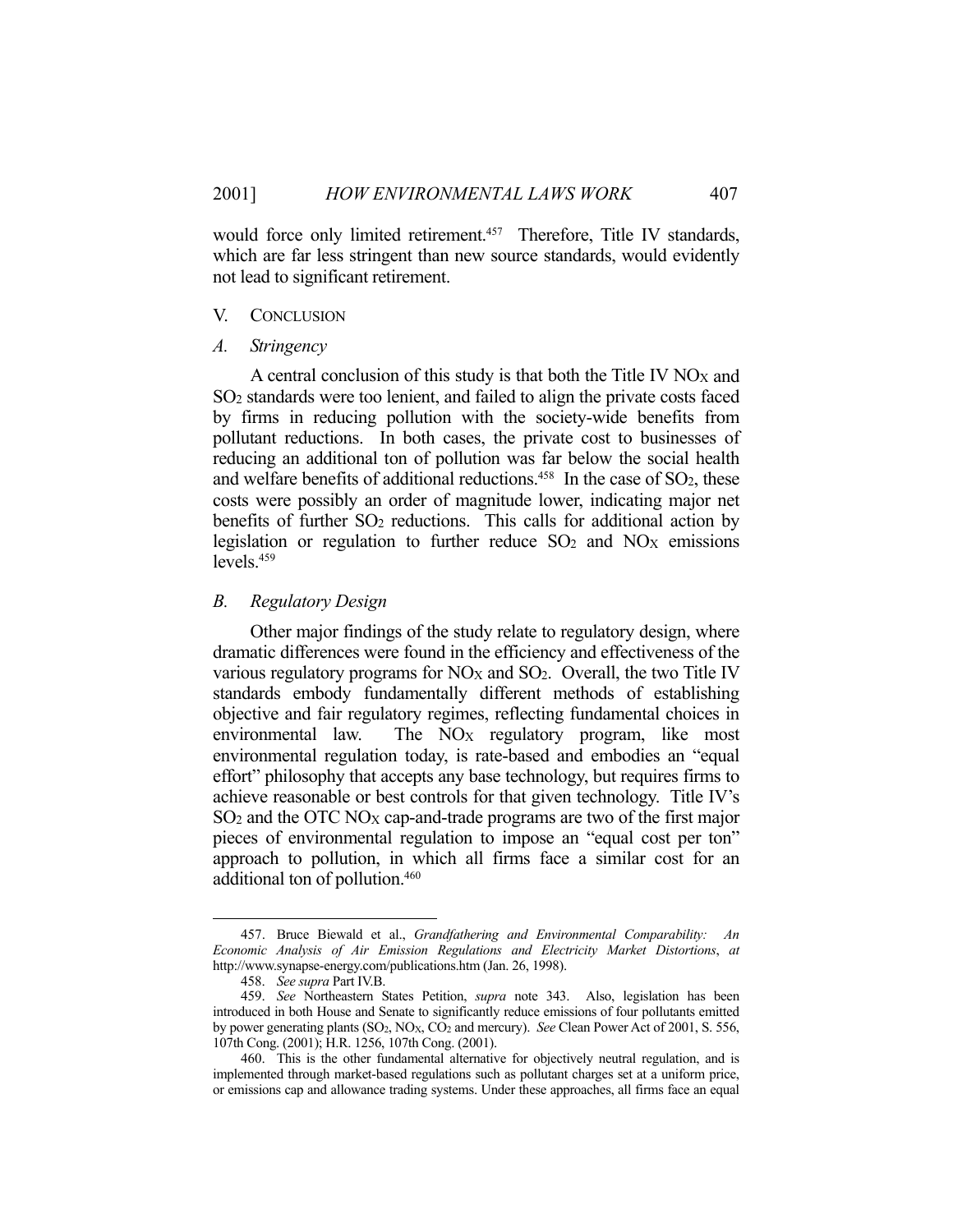would force only limited retirement.[457] Therefore, Title IV standards, which are far less stringent than new source standards, would evidently not lead to significant retirement.

## V. CONCLUSION

### *A. Stringency*

A central conclusion of this study is that both the Title IV $NO_X$ and $SO_2$ standards were too lenient, and failed to align the private costs faced by firms in reducing pollution with the society-wide benefits from pollutant reductions. In both cases, the private cost to businesses of reducing an additional ton of pollution was far below the social health and welfare benefits of additional reductions.[458] In the case of $SO_2$, these costs were possibly an order of magnitude lower, indicating major net benefits of further $SO_2$ reductions. This calls for additional action by legislation or regulation to further reduce $SO_2$ and $NO_X$ emissions levels.[459]

### *B. Regulatory Design*

Other major findings of the study relate to regulatory design, where dramatic differences were found in the efficiency and effectiveness of the various regulatory programs for $NO_X$ and $SO_2$. Overall, the two Title IV standards embody fundamentally different methods of establishing objective and fair regulatory regimes, reflecting fundamental choices in environmental law. The $NO_X$ regulatory program, like most environmental regulation today, is rate-based and embodies an "equal effort" philosophy that accepts any base technology, but requires firms to achieve reasonable or best controls for that given technology. Title IV's $SO_2$ and the OTC $NO_X$ cap-and-trade programs are two of the first major pieces of environmental regulation to impose an "equal cost per ton" approach to pollution, in which all firms face a similar cost for an additional ton of pollution.[460]

---

457. Bruce Biewald et al., *Grandfathering and Environmental Comparability: An Economic Analysis of Air Emission Regulations and Electricity Market Distortions*, *at* http://www.synapse-energy.com/publications.htm (Jan. 26, 1998).

458. *See supra* Part IV.B.

459. *See* Northeastern States Petition, *supra* note 343. Also, legislation has been introduced in both House and Senate to significantly reduce emissions of four pollutants emitted by power generating plants ($SO_2$, $NO_X$, $CO_2$ and mercury). *See* Clean Power Act of 2001, S. 556, 107th Cong. (2001); H.R. 1256, 107th Cong. (2001).

460. This is the other fundamental alternative for objectively neutral regulation, and is implemented through market-based regulations such as pollutant charges set at a uniform price, or emissions cap and allowance trading systems. Under these approaches, all firms face an equal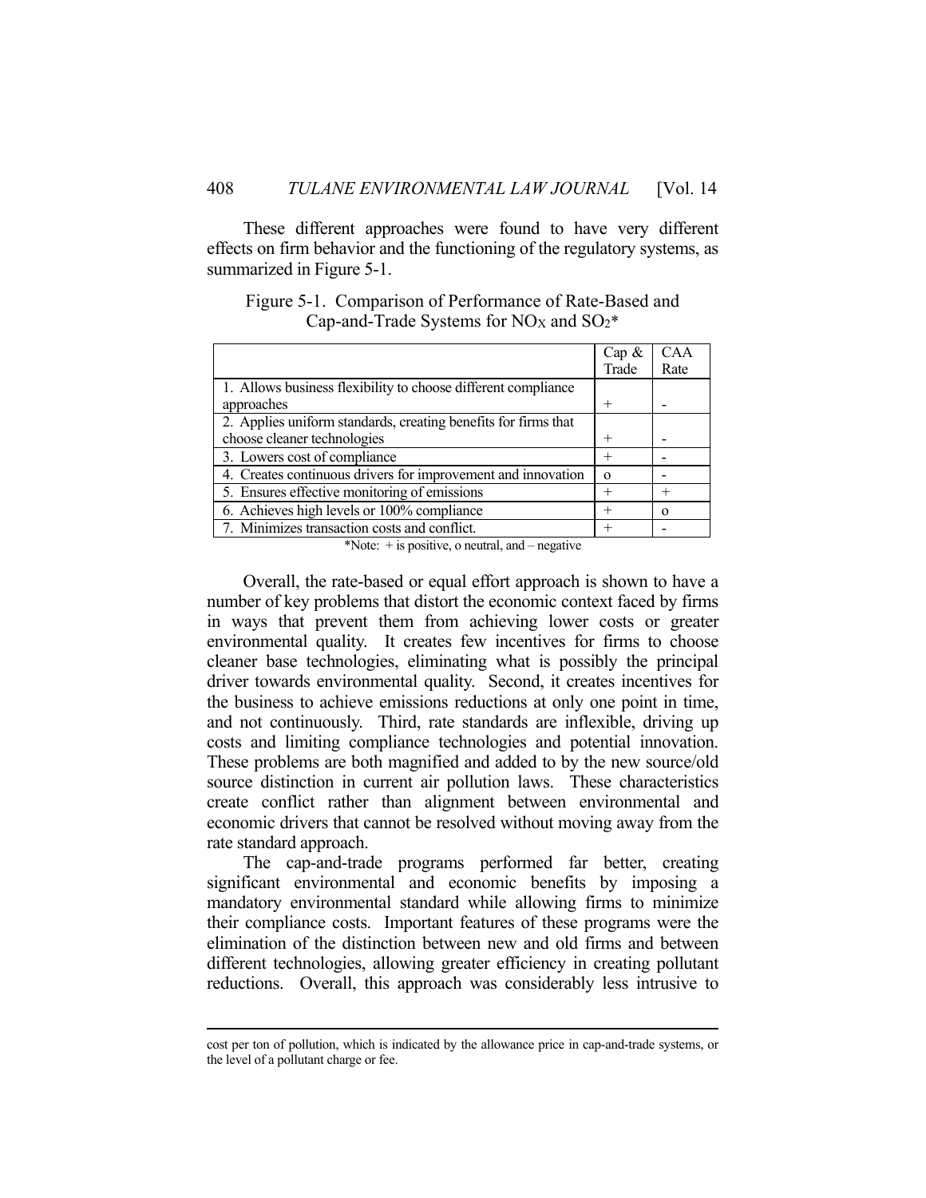These different approaches were found to have very different effects on firm behavior and the functioning of the regulatory systems, as summarized in Figure 5-1.

Figure 5-1. Comparison of Performance of Rate-Based and Cap-and-Trade Systems for $NO_X$ and $SO_2$*

| | Cap & Trade | CAA Rate |
|---|---|---|
| 1. Allows business flexibility to choose different compliance approaches | + | - |
| 2. Applies uniform standards, creating benefits for firms that choose cleaner technologies | + | - |
| 3. Lowers cost of compliance | + | - |
| 4. Creates continuous drivers for improvement and innovation | o | - |
| 5. Ensures effective monitoring of emissions | + | + |
| 6. Achieves high levels or 100% compliance | + | o |
| 7. Minimizes transaction costs and conflict. | + | - |

*Note: + is positive, o neutral, and – negative

Overall, the rate-based or equal effort approach is shown to have a number of key problems that distort the economic context faced by firms in ways that prevent them from achieving lower costs or greater environmental quality. It creates few incentives for firms to choose cleaner base technologies, eliminating what is possibly the principal driver towards environmental quality. Second, it creates incentives for the business to achieve emissions reductions at only one point in time, and not continuously. Third, rate standards are inflexible, driving up costs and limiting compliance technologies and potential innovation. These problems are both magnified and added to by the new source/old source distinction in current air pollution laws. These characteristics create conflict rather than alignment between environmental and economic drivers that cannot be resolved without moving away from the rate standard approach.

The cap-and-trade programs performed far better, creating significant environmental and economic benefits by imposing a mandatory environmental standard while allowing firms to minimize their compliance costs. Important features of these programs were the elimination of the distinction between new and old firms and between different technologies, allowing greater efficiency in creating pollutant reductions. Overall, this approach was considerably less intrusive to

---

cost per ton of pollution, which is indicated by the allowance price in cap-and-trade systems, or the level of a pollutant charge or fee.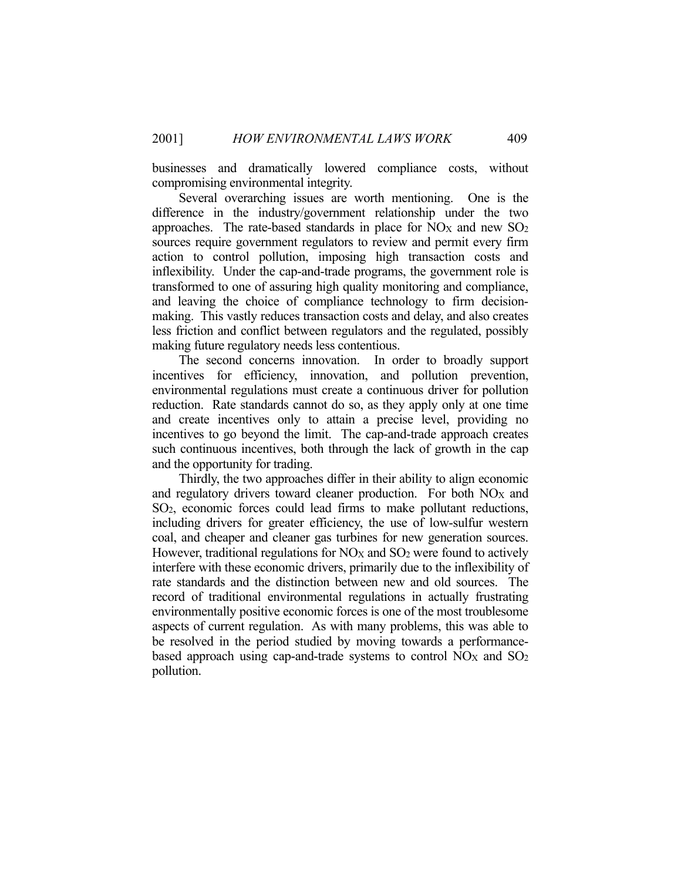businesses and dramatically lowered compliance costs, without compromising environmental integrity.

Several overarching issues are worth mentioning. One is the difference in the industry/government relationship under the two approaches. The rate-based standards in place for $NO_X$ and new $SO_2$ sources require government regulators to review and permit every firm action to control pollution, imposing high transaction costs and inflexibility. Under the cap-and-trade programs, the government role is transformed to one of assuring high quality monitoring and compliance, and leaving the choice of compliance technology to firm decision-making. This vastly reduces transaction costs and delay, and also creates less friction and conflict between regulators and the regulated, possibly making future regulatory needs less contentious.

The second concerns innovation. In order to broadly support incentives for efficiency, innovation, and pollution prevention, environmental regulations must create a continuous driver for pollution reduction. Rate standards cannot do so, as they apply only at one time and create incentives only to attain a precise level, providing no incentives to go beyond the limit. The cap-and-trade approach creates such continuous incentives, both through the lack of growth in the cap and the opportunity for trading.

Thirdly, the two approaches differ in their ability to align economic and regulatory drivers toward cleaner production. For both $NO_X$ and $SO_2$, economic forces could lead firms to make pollutant reductions, including drivers for greater efficiency, the use of low-sulfur western coal, and cheaper and cleaner gas turbines for new generation sources. However, traditional regulations for $NO_X$ and $SO_2$ were found to actively interfere with these economic drivers, primarily due to the inflexibility of rate standards and the distinction between new and old sources. The record of traditional environmental regulations in actually frustrating environmentally positive economic forces is one of the most troublesome aspects of current regulation. As with many problems, this was able to be resolved in the period studied by moving towards a performance-based approach using cap-and-trade systems to control $NO_X$ and $SO_2$ pollution.